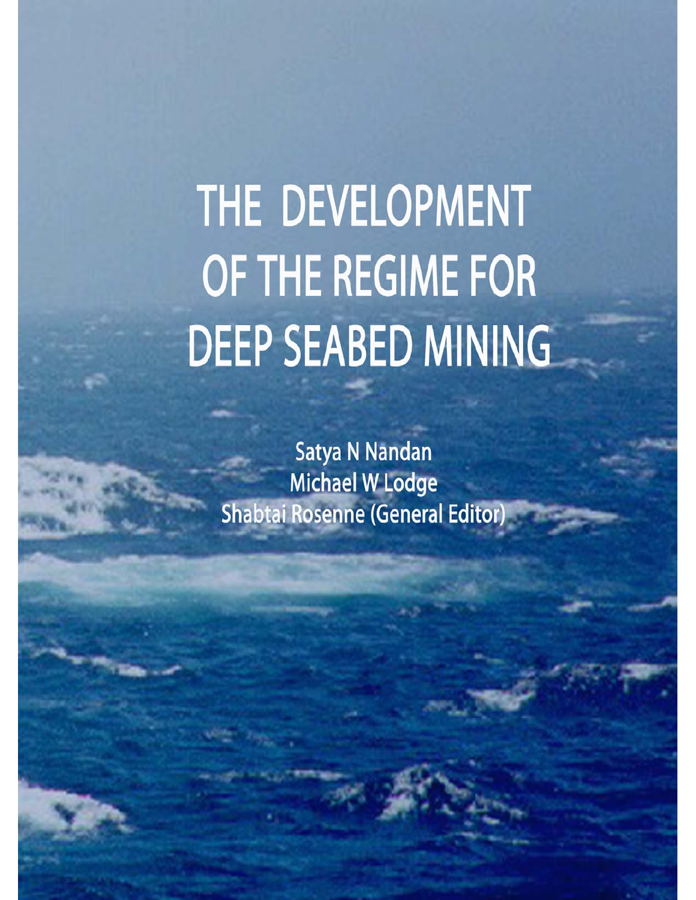# THE DEVELOPMENT OF THE REGIME FOR DEEP SEABED MINING

Satya N Nandan
Michael W Lodge
Shabtai Rosenne (General Editor)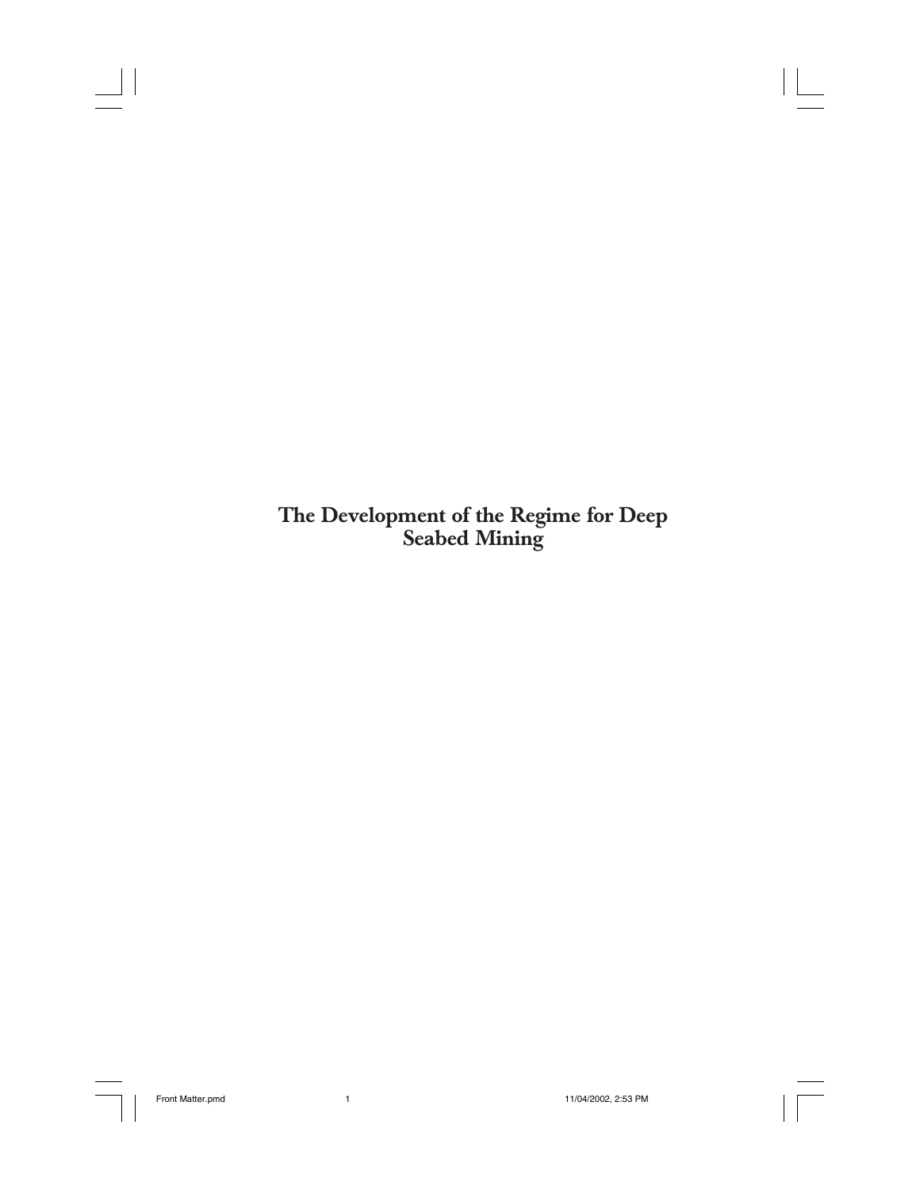# The Development of the Regime for Deep Seabed Mining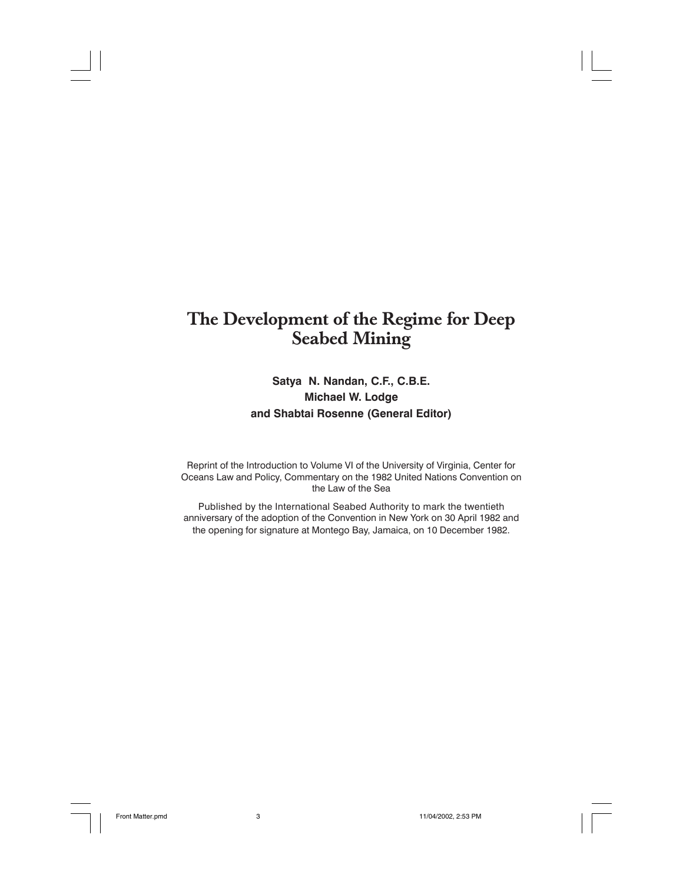# The Development of the Regime for Deep Seabed Mining

**Satya N. Nandan, C.F., C.B.E.**
**Michael W. Lodge**
**and Shabtai Rosenne (General Editor)**

Reprint of the Introduction to Volume VI of the University of Virginia, Center for Oceans Law and Policy, Commentary on the 1982 United Nations Convention on the Law of the Sea

Published by the International Seabed Authority to mark the twentieth anniversary of the adoption of the Convention in New York on 30 April 1982 and the opening for signature at Montego Bay, Jamaica, on 10 December 1982.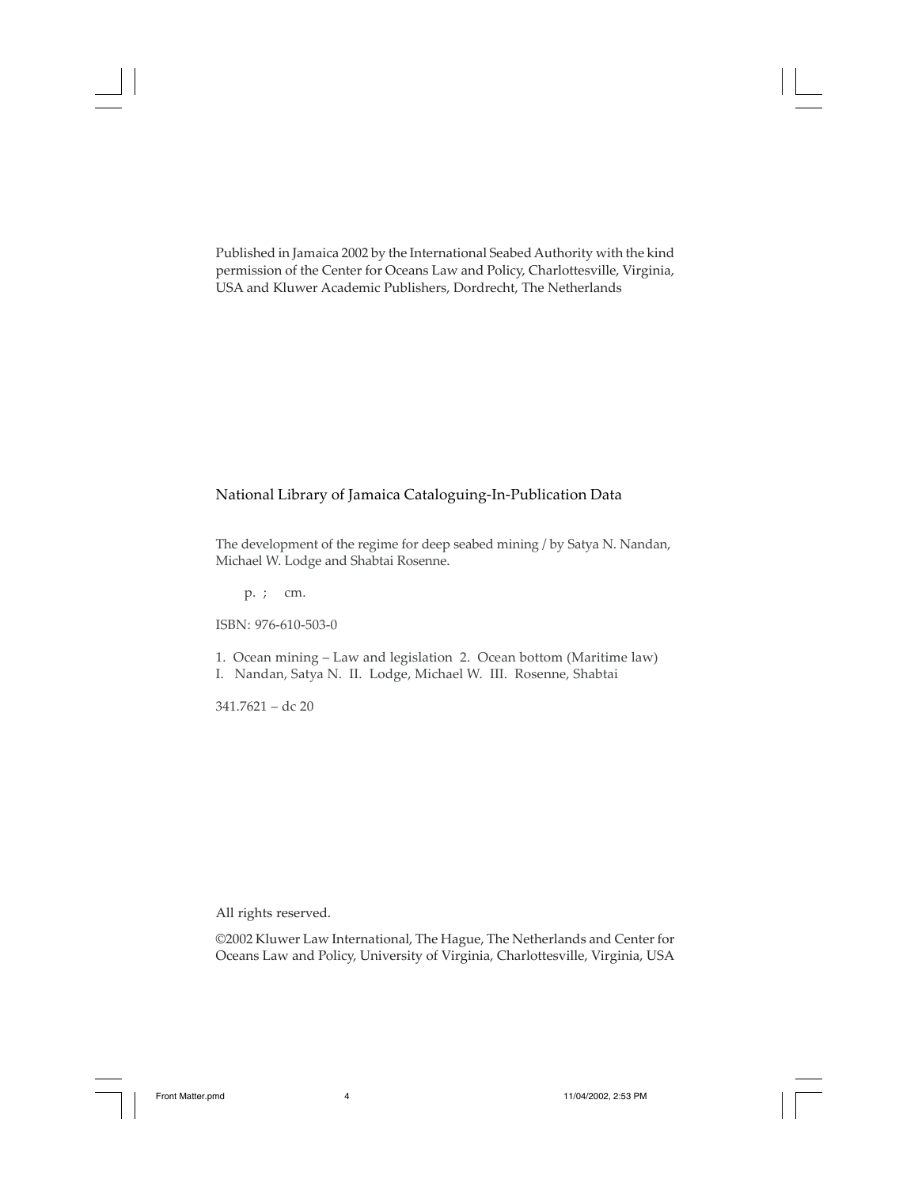Published in Jamaica 2002 by the International Seabed Authority with the kind permission of the Center for Oceans Law and Policy, Charlottesville, Virginia, USA and Kluwer Academic Publishers, Dordrecht, The Netherlands

National Library of Jamaica Cataloguing-In-Publication Data

The development of the regime for deep seabed mining / by Satya N. Nandan, Michael W. Lodge and Shabtai Rosenne.

p. ; cm.

ISBN: 976-610-503-0

1. Ocean mining – Law and legislation 2. Ocean bottom (Maritime law)
I. Nandan, Satya N. II. Lodge, Michael W. III. Rosenne, Shabtai

341.7621 – dc 20

All rights reserved.

©2002 Kluwer Law International, The Hague, The Netherlands and Center for Oceans Law and Policy, University of Virginia, Charlottesville, Virginia, USA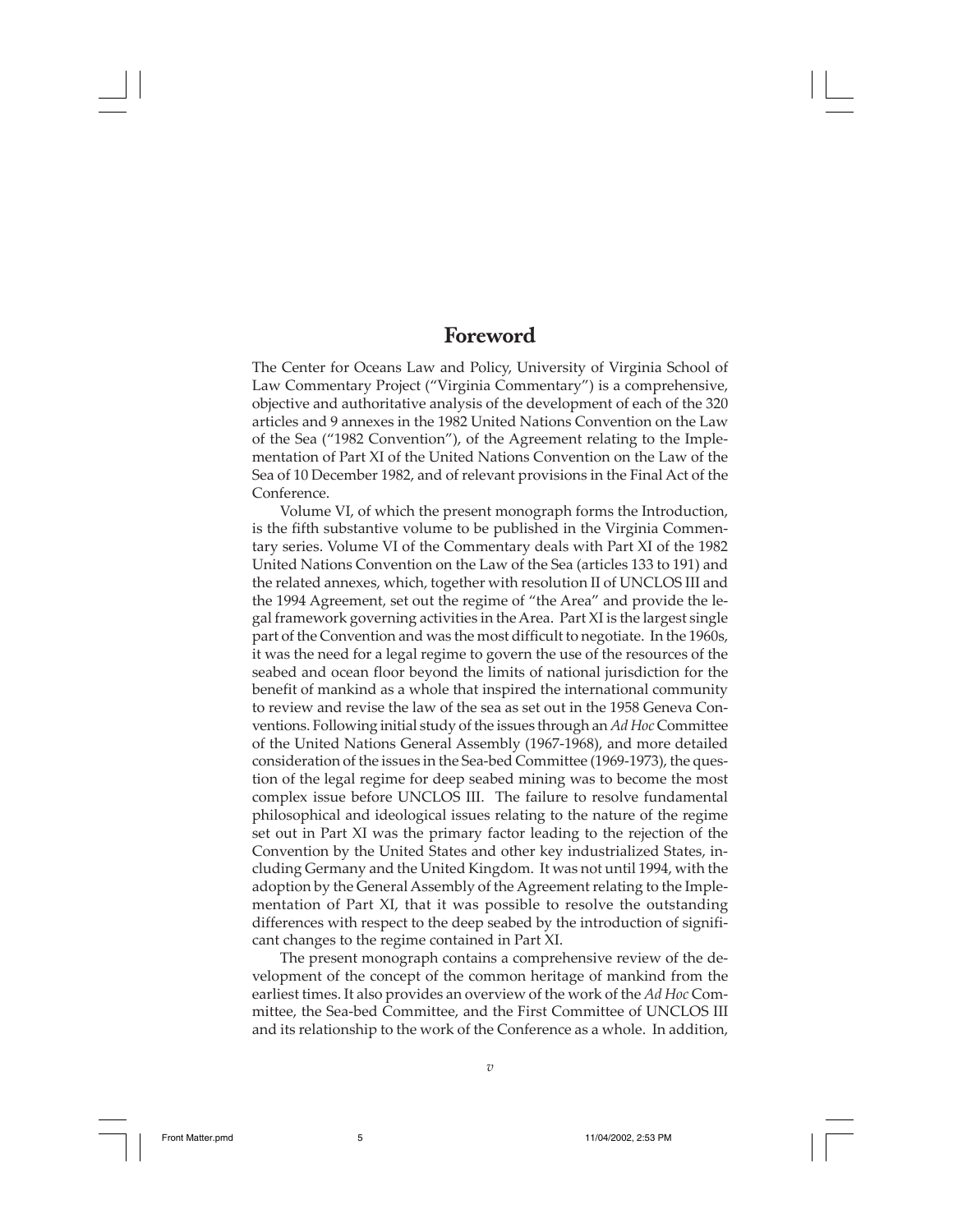# Foreword

The Center for Oceans Law and Policy, University of Virginia School of Law Commentary Project ("Virginia Commentary") is a comprehensive, objective and authoritative analysis of the development of each of the 320 articles and 9 annexes in the 1982 United Nations Convention on the Law of the Sea ("1982 Convention"), of the Agreement relating to the Implementation of Part XI of the United Nations Convention on the Law of the Sea of 10 December 1982, and of relevant provisions in the Final Act of the Conference.

Volume VI, of which the present monograph forms the Introduction, is the fifth substantive volume to be published in the Virginia Commentary series. Volume VI of the Commentary deals with Part XI of the 1982 United Nations Convention on the Law of the Sea (articles 133 to 191) and the related annexes, which, together with resolution II of UNCLOS III and the 1994 Agreement, set out the regime of "the Area" and provide the legal framework governing activities in the Area. Part XI is the largest single part of the Convention and was the most difficult to negotiate. In the 1960s, it was the need for a legal regime to govern the use of the resources of the seabed and ocean floor beyond the limits of national jurisdiction for the benefit of mankind as a whole that inspired the international community to review and revise the law of the sea as set out in the 1958 Geneva Conventions. Following initial study of the issues through an *Ad Hoc* Committee of the United Nations General Assembly (1967-1968), and more detailed consideration of the issues in the Sea-bed Committee (1969-1973), the question of the legal regime for deep seabed mining was to become the most complex issue before UNCLOS III. The failure to resolve fundamental philosophical and ideological issues relating to the nature of the regime set out in Part XI was the primary factor leading to the rejection of the Convention by the United States and other key industrialized States, including Germany and the United Kingdom. It was not until 1994, with the adoption by the General Assembly of the Agreement relating to the Implementation of Part XI, that it was possible to resolve the outstanding differences with respect to the deep seabed by the introduction of significant changes to the regime contained in Part XI.

The present monograph contains a comprehensive review of the development of the concept of the common heritage of mankind from the earliest times. It also provides an overview of the work of the *Ad Hoc* Committee, the Sea-bed Committee, and the First Committee of UNCLOS III and its relationship to the work of the Conference as a whole. In addition,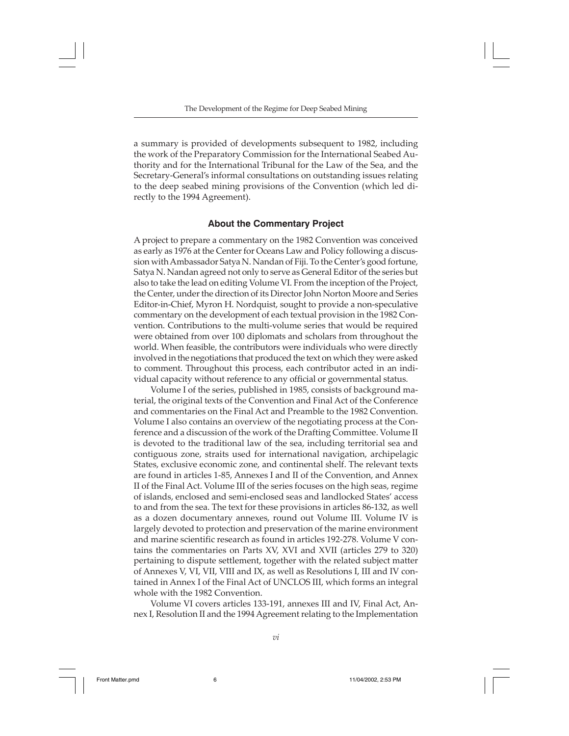a summary is provided of developments subsequent to 1982, including the work of the Preparatory Commission for the International Seabed Authority and for the International Tribunal for the Law of the Sea, and the Secretary-General's informal consultations on outstanding issues relating to the deep seabed mining provisions of the Convention (which led directly to the 1994 Agreement).

### About the Commentary Project

A project to prepare a commentary on the 1982 Convention was conceived as early as 1976 at the Center for Oceans Law and Policy following a discussion with Ambassador Satya N. Nandan of Fiji. To the Center's good fortune, Satya N. Nandan agreed not only to serve as General Editor of the series but also to take the lead on editing Volume VI. From the inception of the Project, the Center, under the direction of its Director John Norton Moore and Series Editor-in-Chief, Myron H. Nordquist, sought to provide a non-speculative commentary on the development of each textual provision in the 1982 Convention. Contributions to the multi-volume series that would be required were obtained from over 100 diplomats and scholars from throughout the world. When feasible, the contributors were individuals who were directly involved in the negotiations that produced the text on which they were asked to comment. Throughout this process, each contributor acted in an individual capacity without reference to any official or governmental status.

Volume I of the series, published in 1985, consists of background material, the original texts of the Convention and Final Act of the Conference and commentaries on the Final Act and Preamble to the 1982 Convention. Volume I also contains an overview of the negotiating process at the Conference and a discussion of the work of the Drafting Committee. Volume II is devoted to the traditional law of the sea, including territorial sea and contiguous zone, straits used for international navigation, archipelagic States, exclusive economic zone, and continental shelf. The relevant texts are found in articles 1-85, Annexes I and II of the Convention, and Annex II of the Final Act. Volume III of the series focuses on the high seas, regime of islands, enclosed and semi-enclosed seas and landlocked States' access to and from the sea. The text for these provisions in articles 86-132, as well as a dozen documentary annexes, round out Volume III. Volume IV is largely devoted to protection and preservation of the marine environment and marine scientific research as found in articles 192-278. Volume V contains the commentaries on Parts XV, XVI and XVII (articles 279 to 320) pertaining to dispute settlement, together with the related subject matter of Annexes V, VI, VII, VIII and IX, as well as Resolutions I, III and IV contained in Annex I of the Final Act of UNCLOS III, which forms an integral whole with the 1982 Convention.

Volume VI covers articles 133-191, annexes III and IV, Final Act, Annex I, Resolution II and the 1994 Agreement relating to the Implementation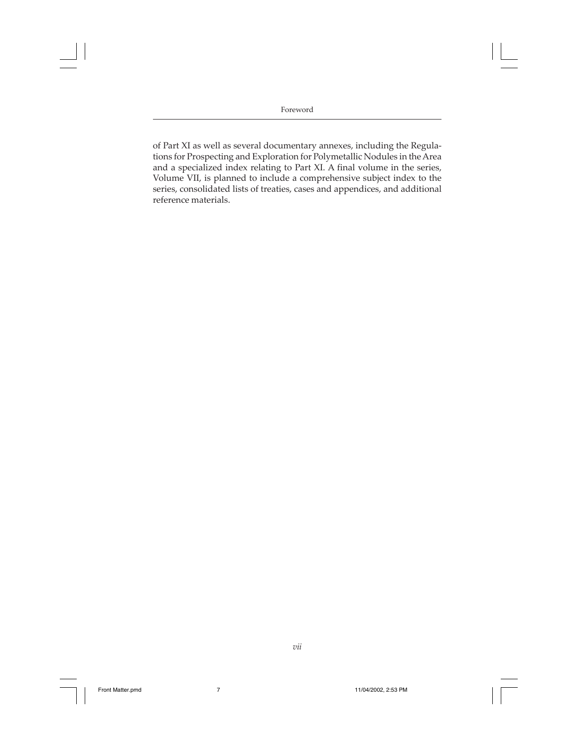of Part XI as well as several documentary annexes, including the Regulations for Prospecting and Exploration for Polymetallic Nodules in the Area and a specialized index relating to Part XI. A final volume in the series, Volume VII, is planned to include a comprehensive subject index to the series, consolidated lists of treaties, cases and appendices, and additional reference materials.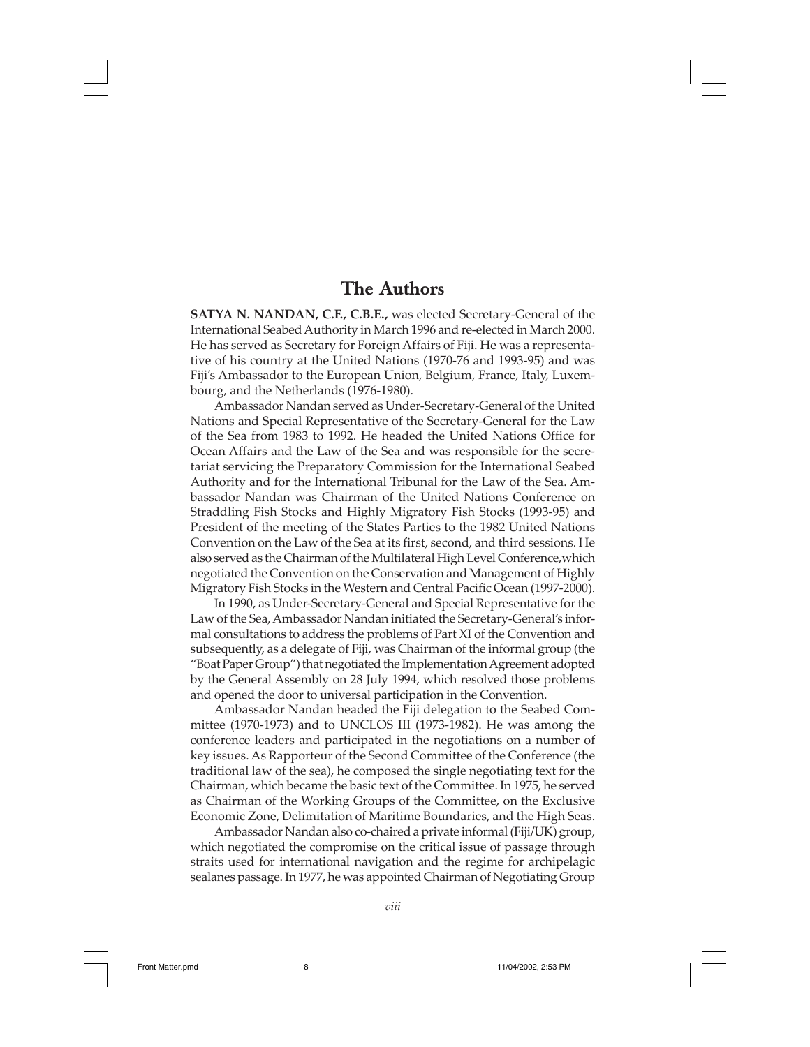# The Authors

**SATYA N. NANDAN, C.F., C.B.E.,** was elected Secretary-General of the International Seabed Authority in March 1996 and re-elected in March 2000. He has served as Secretary for Foreign Affairs of Fiji. He was a representative of his country at the United Nations (1970-76 and 1993-95) and was Fiji's Ambassador to the European Union, Belgium, France, Italy, Luxembourg, and the Netherlands (1976-1980).

Ambassador Nandan served as Under-Secretary-General of the United Nations and Special Representative of the Secretary-General for the Law of the Sea from 1983 to 1992. He headed the United Nations Office for Ocean Affairs and the Law of the Sea and was responsible for the secretariat servicing the Preparatory Commission for the International Seabed Authority and for the International Tribunal for the Law of the Sea. Ambassador Nandan was Chairman of the United Nations Conference on Straddling Fish Stocks and Highly Migratory Fish Stocks (1993-95) and President of the meeting of the States Parties to the 1982 United Nations Convention on the Law of the Sea at its first, second, and third sessions. He also served as the Chairman of the Multilateral High Level Conference, which negotiated the Convention on the Conservation and Management of Highly Migratory Fish Stocks in the Western and Central Pacific Ocean (1997-2000).

In 1990, as Under-Secretary-General and Special Representative for the Law of the Sea, Ambassador Nandan initiated the Secretary-General's informal consultations to address the problems of Part XI of the Convention and subsequently, as a delegate of Fiji, was Chairman of the informal group (the "Boat Paper Group") that negotiated the Implementation Agreement adopted by the General Assembly on 28 July 1994, which resolved those problems and opened the door to universal participation in the Convention.

Ambassador Nandan headed the Fiji delegation to the Seabed Committee (1970-1973) and to UNCLOS III (1973-1982). He was among the conference leaders and participated in the negotiations on a number of key issues. As Rapporteur of the Second Committee of the Conference (the traditional law of the sea), he composed the single negotiating text for the Chairman, which became the basic text of the Committee. In 1975, he served as Chairman of the Working Groups of the Committee, on the Exclusive Economic Zone, Delimitation of Maritime Boundaries, and the High Seas.

Ambassador Nandan also co-chaired a private informal (Fiji/UK) group, which negotiated the compromise on the critical issue of passage through straits used for international navigation and the regime for archipelagic sealanes passage. In 1977, he was appointed Chairman of Negotiating Group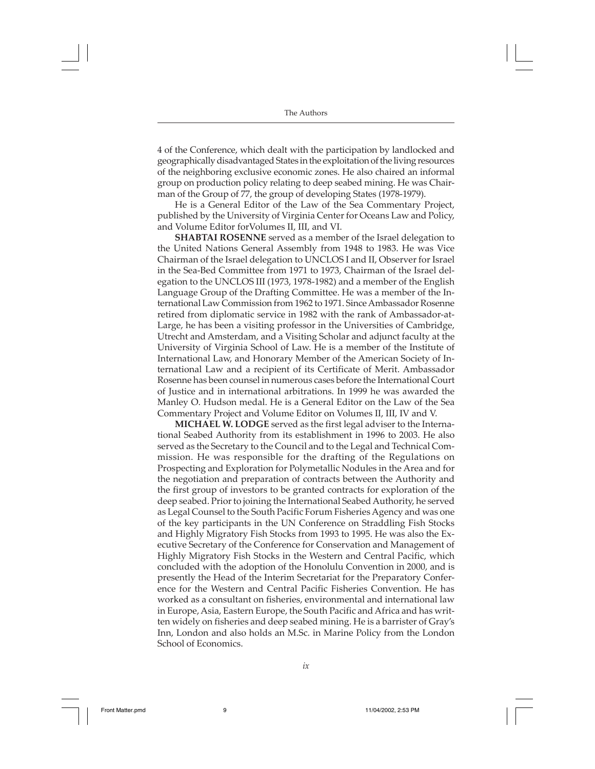4 of the Conference, which dealt with the participation by landlocked and geographically disadvantaged States in the exploitation of the living resources of the neighboring exclusive economic zones. He also chaired an informal group on production policy relating to deep seabed mining. He was Chairman of the Group of 77, the group of developing States (1978-1979).

He is a General Editor of the Law of the Sea Commentary Project, published by the University of Virginia Center for Oceans Law and Policy, and Volume Editor forVolumes II, III, and VI.

**SHABTAI ROSENNE** served as a member of the Israel delegation to the United Nations General Assembly from 1948 to 1983. He was Vice Chairman of the Israel delegation to UNCLOS I and II, Observer for Israel in the Sea-Bed Committee from 1971 to 1973, Chairman of the Israel delegation to the UNCLOS III (1973, 1978-1982) and a member of the English Language Group of the Drafting Committee. He was a member of the International Law Commission from 1962 to 1971. Since Ambassador Rosenne retired from diplomatic service in 1982 with the rank of Ambassador-at-Large, he has been a visiting professor in the Universities of Cambridge, Utrecht and Amsterdam, and a Visiting Scholar and adjunct faculty at the University of Virginia School of Law. He is a member of the Institute of International Law, and Honorary Member of the American Society of International Law and a recipient of its Certificate of Merit. Ambassador Rosenne has been counsel in numerous cases before the International Court of Justice and in international arbitrations. In 1999 he was awarded the Manley O. Hudson medal. He is a General Editor on the Law of the Sea Commentary Project and Volume Editor on Volumes II, III, IV and V.

**MICHAEL W. LODGE** served as the first legal adviser to the International Seabed Authority from its establishment in 1996 to 2003. He also served as the Secretary to the Council and to the Legal and Technical Commission. He was responsible for the drafting of the Regulations on Prospecting and Exploration for Polymetallic Nodules in the Area and for the negotiation and preparation of contracts between the Authority and the first group of investors to be granted contracts for exploration of the deep seabed. Prior to joining the International Seabed Authority, he served as Legal Counsel to the South Pacific Forum Fisheries Agency and was one of the key participants in the UN Conference on Straddling Fish Stocks and Highly Migratory Fish Stocks from 1993 to 1995. He was also the Executive Secretary of the Conference for Conservation and Management of Highly Migratory Fish Stocks in the Western and Central Pacific, which concluded with the adoption of the Honolulu Convention in 2000, and is presently the Head of the Interim Secretariat for the Preparatory Conference for the Western and Central Pacific Fisheries Convention. He has worked as a consultant on fisheries, environmental and international law in Europe, Asia, Eastern Europe, the South Pacific and Africa and has written widely on fisheries and deep seabed mining. He is a barrister of Gray's Inn, London and also holds an M.Sc. in Marine Policy from the London School of Economics.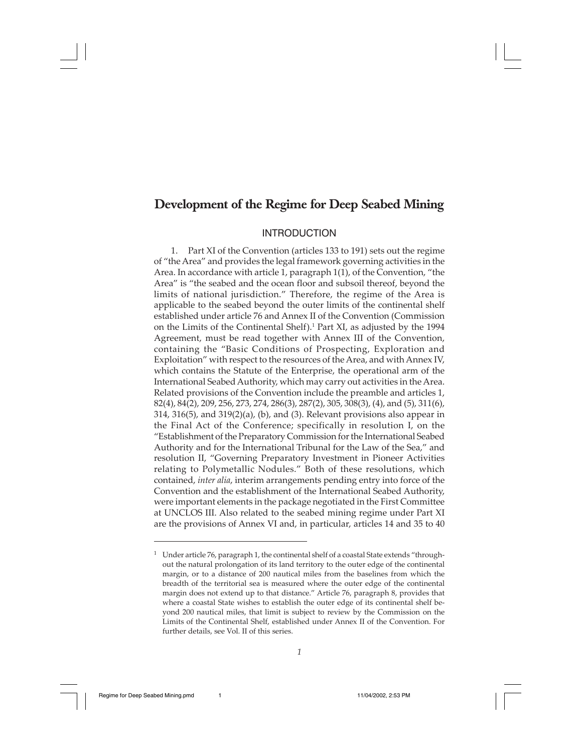# Development of the Regime for Deep Seabed Mining

## INTRODUCTION

1. Part XI of the Convention (articles 133 to 191) sets out the regime of "the Area" and provides the legal framework governing activities in the Area. In accordance with article 1, paragraph 1(1), of the Convention, "the Area" is "the seabed and the ocean floor and subsoil thereof, beyond the limits of national jurisdiction." Therefore, the regime of the Area is applicable to the seabed beyond the outer limits of the continental shelf established under article 76 and Annex II of the Convention (Commission on the Limits of the Continental Shelf).[1] Part XI, as adjusted by the 1994 Agreement, must be read together with Annex III of the Convention, containing the "Basic Conditions of Prospecting, Exploration and Exploitation" with respect to the resources of the Area, and with Annex IV, which contains the Statute of the Enterprise, the operational arm of the International Seabed Authority, which may carry out activities in the Area. Related provisions of the Convention include the preamble and articles 1, 82(4), 84(2), 209, 256, 273, 274, 286(3), 287(2), 305, 308(3), (4), and (5), 311(6), 314, 316(5), and 319(2)(a), (b), and (3). Relevant provisions also appear in the Final Act of the Conference; specifically in resolution I, on the "Establishment of the Preparatory Commission for the International Seabed Authority and for the International Tribunal for the Law of the Sea," and resolution II, "Governing Preparatory Investment in Pioneer Activities relating to Polymetallic Nodules." Both of these resolutions, which contained, *inter alia*, interim arrangements pending entry into force of the Convention and the establishment of the International Seabed Authority, were important elements in the package negotiated in the First Committee at UNCLOS III. Also related to the seabed mining regime under Part XI are the provisions of Annex VI and, in particular, articles 14 and 35 to 40

---

[1] Under article 76, paragraph 1, the continental shelf of a coastal State extends "throughout the natural prolongation of its land territory to the outer edge of the continental margin, or to a distance of 200 nautical miles from the baselines from which the breadth of the territorial sea is measured where the outer edge of the continental margin does not extend up to that distance." Article 76, paragraph 8, provides that where a coastal State wishes to establish the outer edge of its continental shelf beyond 200 nautical miles, that limit is subject to review by the Commission on the Limits of the Continental Shelf, established under Annex II of the Convention. For further details, see Vol. II of this series.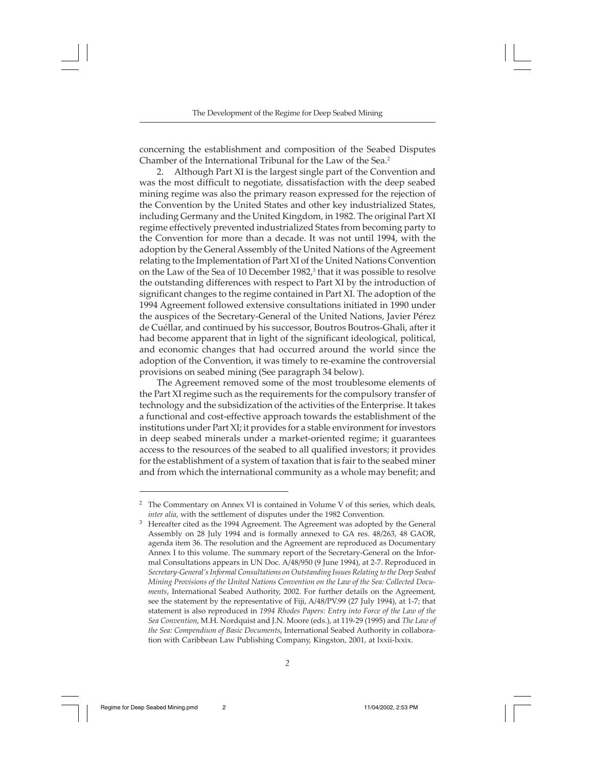concerning the establishment and composition of the Seabed Disputes Chamber of the International Tribunal for the Law of the Sea.[2]

2. Although Part XI is the largest single part of the Convention and was the most difficult to negotiate, dissatisfaction with the deep seabed mining regime was also the primary reason expressed for the rejection of the Convention by the United States and other key industrialized States, including Germany and the United Kingdom, in 1982. The original Part XI regime effectively prevented industrialized States from becoming party to the Convention for more than a decade. It was not until 1994, with the adoption by the General Assembly of the United Nations of the Agreement relating to the Implementation of Part XI of the United Nations Convention on the Law of the Sea of 10 December 1982,[3] that it was possible to resolve the outstanding differences with respect to Part XI by the introduction of significant changes to the regime contained in Part XI. The adoption of the 1994 Agreement followed extensive consultations initiated in 1990 under the auspices of the Secretary-General of the United Nations, Javier Pérez de Cuéllar, and continued by his successor, Boutros Boutros-Ghali, after it had become apparent that in light of the significant ideological, political, and economic changes that had occurred around the world since the adoption of the Convention, it was timely to re-examine the controversial provisions on seabed mining (See paragraph 34 below).

The Agreement removed some of the most troublesome elements of the Part XI regime such as the requirements for the compulsory transfer of technology and the subsidization of the activities of the Enterprise. It takes a functional and cost-effective approach towards the establishment of the institutions under Part XI; it provides for a stable environment for investors in deep seabed minerals under a market-oriented regime; it guarantees access to the resources of the seabed to all qualified investors; it provides for the establishment of a system of taxation that is fair to the seabed miner and from which the international community as a whole may benefit; and

---

[2] The Commentary on Annex VI is contained in Volume V of this series, which deals, *inter alia*, with the settlement of disputes under the 1982 Convention.

[3] Hereafter cited as the 1994 Agreement. The Agreement was adopted by the General Assembly on 28 July 1994 and is formally annexed to GA res. 48/263, 48 GAOR, agenda item 36. The resolution and the Agreement are reproduced as Documentary Annex I to this volume. The summary report of the Secretary-General on the Informal Consultations appears in UN Doc. A/48/950 (9 June 1994), at 2-7. Reproduced in *Secretary-General's Informal Consultations on Outstanding Issues Relating to the Deep Seabed Mining Provisions of the United Nations Convention on the Law of the Sea: Collected Documents*, International Seabed Authority, 2002. For further details on the Agreement, see the statement by the representative of Fiji, A/48/PV.99 (27 July 1994), at 1-7; that statement is also reproduced in *1994 Rhodes Papers: Entry into Force of the Law of the Sea Convention*, M.H. Nordquist and J.N. Moore (eds.), at 119-29 (1995) and *The Law of the Sea: Compendium of Basic Documents*, International Seabed Authority in collaboration with Caribbean Law Publishing Company, Kingston, 2001, at lxxii-lxxix.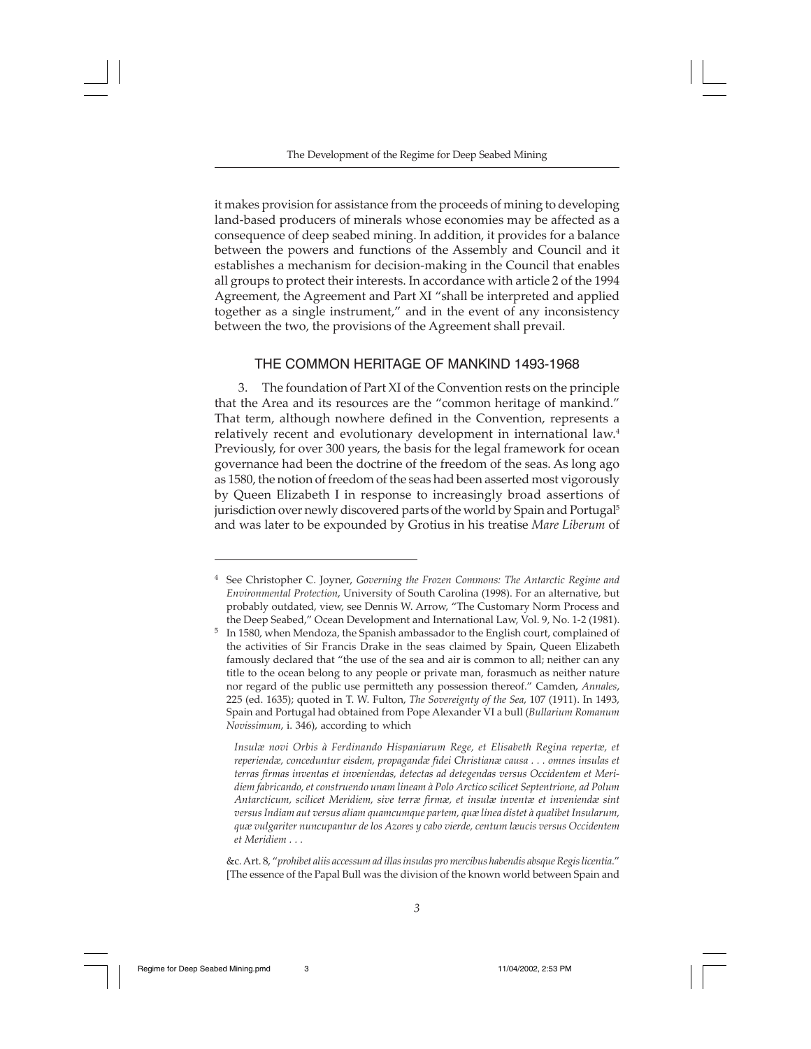it makes provision for assistance from the proceeds of mining to developing land-based producers of minerals whose economies may be affected as a consequence of deep seabed mining. In addition, it provides for a balance between the powers and functions of the Assembly and Council and it establishes a mechanism for decision-making in the Council that enables all groups to protect their interests. In accordance with article 2 of the 1994 Agreement, the Agreement and Part XI "shall be interpreted and applied together as a single instrument," and in the event of any inconsistency between the two, the provisions of the Agreement shall prevail.

## THE COMMON HERITAGE OF MANKIND 1493-1968

3. The foundation of Part XI of the Convention rests on the principle that the Area and its resources are the "common heritage of mankind." That term, although nowhere defined in the Convention, represents a relatively recent and evolutionary development in international law.[4] Previously, for over 300 years, the basis for the legal framework for ocean governance had been the doctrine of the freedom of the seas. As long ago as 1580, the notion of freedom of the seas had been asserted most vigorously by Queen Elizabeth I in response to increasingly broad assertions of jurisdiction over newly discovered parts of the world by Spain and Portugal[5] and was later to be expounded by Grotius in his treatise *Mare Liberum* of

---

[4] See Christopher C. Joyner, *Governing the Frozen Commons: The Antarctic Regime and Environmental Protection*, University of South Carolina (1998). For an alternative, but probably outdated, view, see Dennis W. Arrow, "The Customary Norm Process and the Deep Seabed," Ocean Development and International Law, Vol. 9, No. 1-2 (1981).

[5] In 1580, when Mendoza, the Spanish ambassador to the English court, complained of the activities of Sir Francis Drake in the seas claimed by Spain, Queen Elizabeth famously declared that "the use of the sea and air is common to all; neither can any title to the ocean belong to any people or private man, forasmuch as neither nature nor regard of the public use permitteth any possession thereof." Camden, *Annales*, 225 (ed. 1635); quoted in T. W. Fulton, *The Sovereignty of the Sea*, 107 (1911). In 1493, Spain and Portugal had obtained from Pope Alexander VI a bull (*Bullarium Romanum Novissimum*, i. 346), according to which

> *Insulæ novi Orbis à Ferdinando Hispaniarum Rege, et Elisabeth Regina repertæ, et reperiendæ, conceduntur eisdem, propagandæ fidei Christianæ causa . . . omnes insulas et terras firmas inventas et inveniendas, detectas ad detegendas versus Occidentem et Meridiem fabricando, et construendo unam lineam à Polo Arctico scilicet Septentrione, ad Polum Antarcticum, scilicet Meridiem, sive terræ firmæ, et insulæ inventæ et inveniendæ sint versus Indiam aut versus aliam quamcumque partem, quæ linea distet à qualibet Insularum, quæ vulgariter nuncupantur de los Azores y cabo vierde, centum læucis versus Occidentem et Meridiem . . .*

&c. Art. 8, "*prohibet aliis accessum ad illas insulas pro mercibus habendis absque Regis licentia*." [The essence of the Papal Bull was the division of the known world between Spain and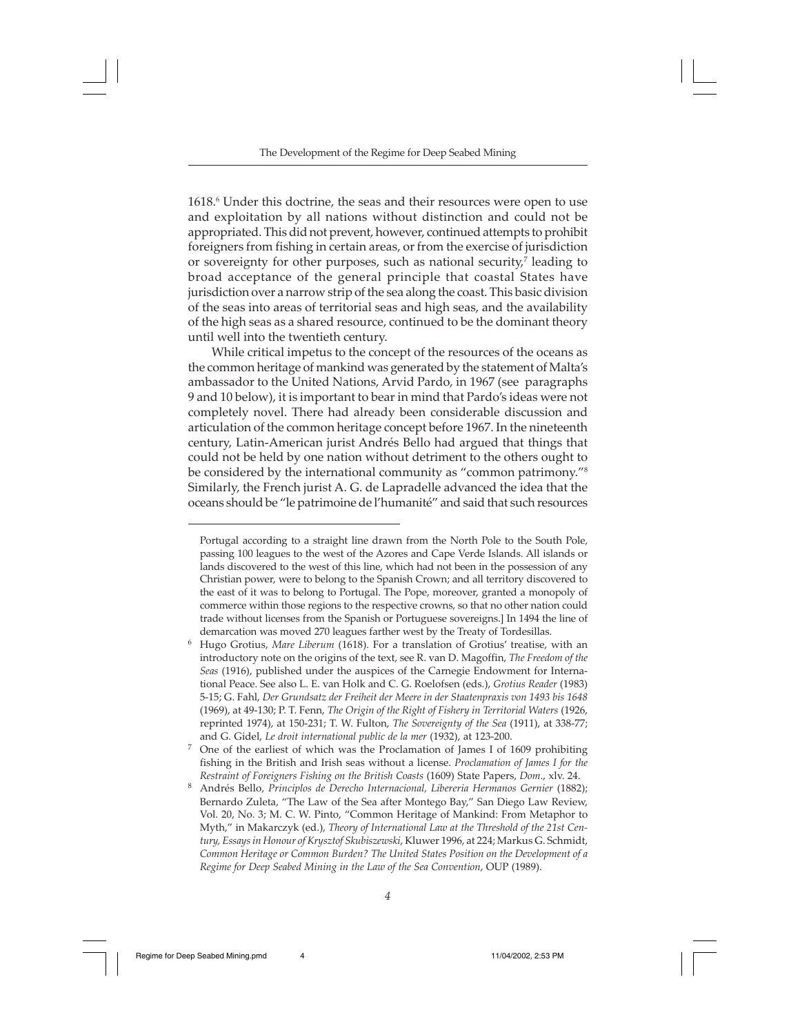1618.[6] Under this doctrine, the seas and their resources were open to use and exploitation by all nations without distinction and could not be appropriated. This did not prevent, however, continued attempts to prohibit foreigners from fishing in certain areas, or from the exercise of jurisdiction or sovereignty for other purposes, such as national security,[7] leading to broad acceptance of the general principle that coastal States have jurisdiction over a narrow strip of the sea along the coast. This basic division of the seas into areas of territorial seas and high seas, and the availability of the high seas as a shared resource, continued to be the dominant theory until well into the twentieth century.

While critical impetus to the concept of the resources of the oceans as the common heritage of mankind was generated by the statement of Malta's ambassador to the United Nations, Arvid Pardo, in 1967 (see paragraphs 9 and 10 below), it is important to bear in mind that Pardo's ideas were not completely novel. There had already been considerable discussion and articulation of the common heritage concept before 1967. In the nineteenth century, Latin-American jurist Andrés Bello had argued that things that could not be held by one nation without detriment to the others ought to be considered by the international community as "common patrimony."[8] Similarly, the French jurist A. G. de Lapradelle advanced the idea that the oceans should be "le patrimoine de l'humanité" and said that such resources

---

Portugal according to a straight line drawn from the North Pole to the South Pole, passing 100 leagues to the west of the Azores and Cape Verde Islands. All islands or lands discovered to the west of this line, which had not been in the possession of any Christian power, were to belong to the Spanish Crown; and all territory discovered to the east of it was to belong to Portugal. The Pope, moreover, granted a monopoly of commerce within those regions to the respective crowns, so that no other nation could trade without licenses from the Spanish or Portuguese sovereigns.] In 1494 the line of demarcation was moved 270 leagues farther west by the Treaty of Tordesillas.

[6] Hugo Grotius, *Mare Liberum* (1618). For a translation of Grotius' treatise, with an introductory note on the origins of the text, see R. van D. Magoffin, *The Freedom of the Seas* (1916), published under the auspices of the Carnegie Endowment for International Peace. See also L. E. van Holk and C. G. Roelofsen (eds.), *Grotius Reader* (1983) 5-15; G. Fahl, *Der Grundsatz der Freiheit der Meere in der Staatenpraxis von 1493 bis 1648* (1969), at 49-130; P. T. Fenn, *The Origin of the Right of Fishery in Territorial Waters* (1926, reprinted 1974), at 150-231; T. W. Fulton, *The Sovereignty of the Sea* (1911), at 338-77; and G. Gidel, *Le droit international public de la mer* (1932), at 123-200.

[7] One of the earliest of which was the Proclamation of James I of 1609 prohibiting fishing in the British and Irish seas without a license. *Proclamation of James I for the Restraint of Foreigners Fishing on the British Coasts* (1609) State Papers, *Dom*., xlv. 24.

[8] Andrés Bello, *Principlos de Derecho Internacional, Libereria Hermanos Gernier* (1882); Bernardo Zuleta, "The Law of the Sea after Montego Bay," San Diego Law Review, Vol. 20, No. 3; M. C. W. Pinto, "Common Heritage of Mankind: From Metaphor to Myth," in Makarczyk (ed.), *Theory of International Law at the Threshold of the 21st Century, Essays in Honour of Krysztof Skubiszewski*, Kluwer 1996, at 224; Markus G. Schmidt, *Common Heritage or Common Burden? The United States Position on the Development of a Regime for Deep Seabed Mining in the Law of the Sea Convention*, OUP (1989).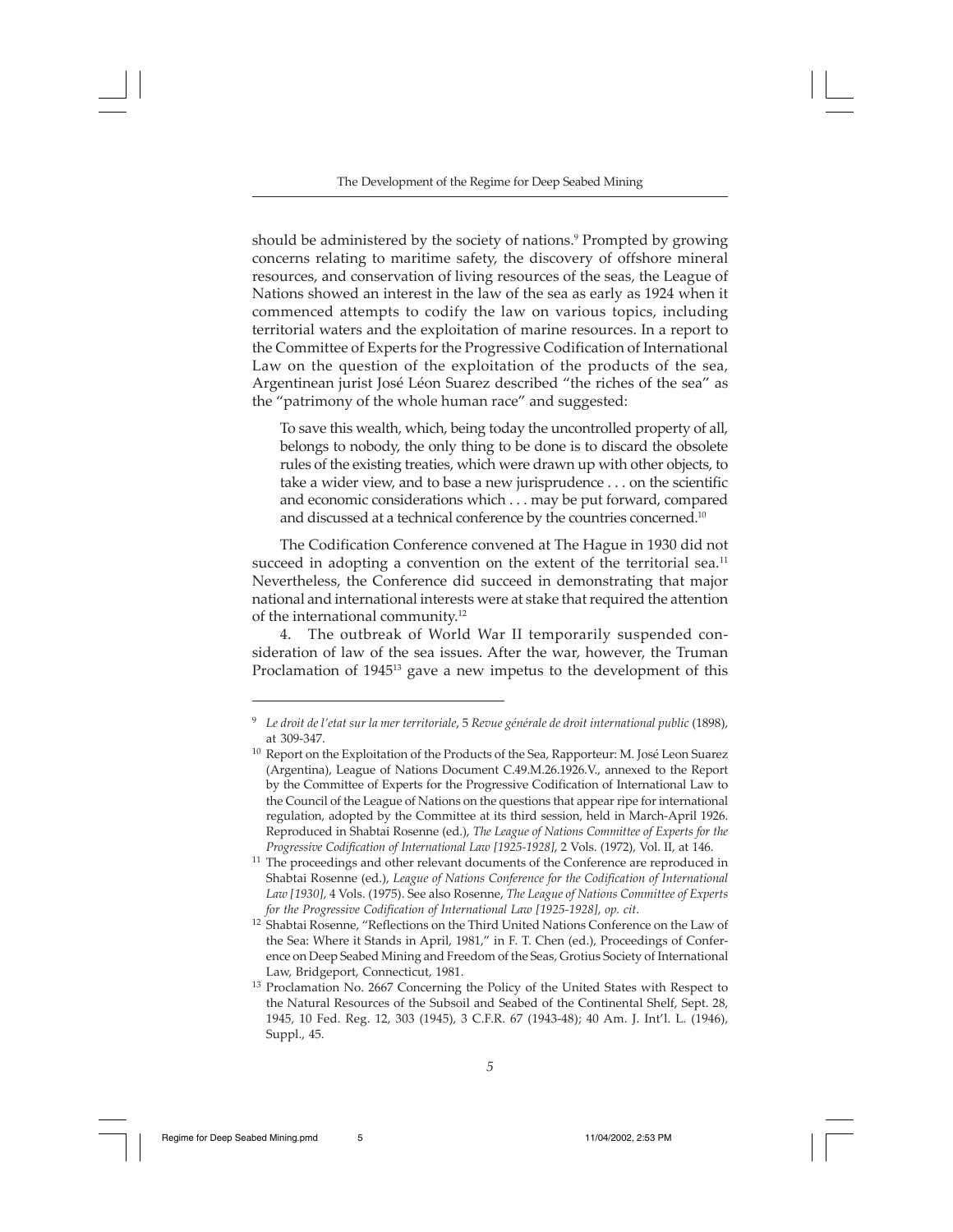should be administered by the society of nations.[9] Prompted by growing concerns relating to maritime safety, the discovery of offshore mineral resources, and conservation of living resources of the seas, the League of Nations showed an interest in the law of the sea as early as 1924 when it commenced attempts to codify the law on various topics, including territorial waters and the exploitation of marine resources. In a report to the Committee of Experts for the Progressive Codification of International Law on the question of the exploitation of the products of the sea, Argentinean jurist José Léon Suarez described "the riches of the sea" as the "patrimony of the whole human race" and suggested:

> To save this wealth, which, being today the uncontrolled property of all, belongs to nobody, the only thing to be done is to discard the obsolete rules of the existing treaties, which were drawn up with other objects, to take a wider view, and to base a new jurisprudence . . . on the scientific and economic considerations which . . . may be put forward, compared and discussed at a technical conference by the countries concerned.[10]

The Codification Conference convened at The Hague in 1930 did not succeed in adopting a convention on the extent of the territorial sea.[11] Nevertheless, the Conference did succeed in demonstrating that major national and international interests were at stake that required the attention of the international community.[12]

4. The outbreak of World War II temporarily suspended consideration of law of the sea issues. After the war, however, the Truman Proclamation of 1945[13] gave a new impetus to the development of this

---

[9] *Le droit de l'etat sur la mer territoriale*, 5 *Revue générale de droit international public* (1898), at 309-347.

[10] Report on the Exploitation of the Products of the Sea, Rapporteur: M. José Leon Suarez (Argentina), League of Nations Document C.49.M.26.1926.V., annexed to the Report by the Committee of Experts for the Progressive Codification of International Law to the Council of the League of Nations on the questions that appear ripe for international regulation, adopted by the Committee at its third session, held in March-April 1926. Reproduced in Shabtai Rosenne (ed.), *The League of Nations Committee of Experts for the Progressive Codification of International Law [1925-1928]*, 2 Vols. (1972), Vol. II, at 146.

[11] The proceedings and other relevant documents of the Conference are reproduced in Shabtai Rosenne (ed.), *League of Nations Conference for the Codification of International Law [1930]*, 4 Vols. (1975). See also Rosenne, *The League of Nations Committee of Experts for the Progressive Codification of International Law [1925-1928]*, *op. cit*.

[12] Shabtai Rosenne, "Reflections on the Third United Nations Conference on the Law of the Sea: Where it Stands in April, 1981," in F. T. Chen (ed.), Proceedings of Conference on Deep Seabed Mining and Freedom of the Seas, Grotius Society of International Law, Bridgeport, Connecticut, 1981.

[13] Proclamation No. 2667 Concerning the Policy of the United States with Respect to the Natural Resources of the Subsoil and Seabed of the Continental Shelf, Sept. 28, 1945, 10 Fed. Reg. 12, 303 (1945), 3 C.F.R. 67 (1943-48); 40 Am. J. Int'l. L. (1946), Suppl., 45.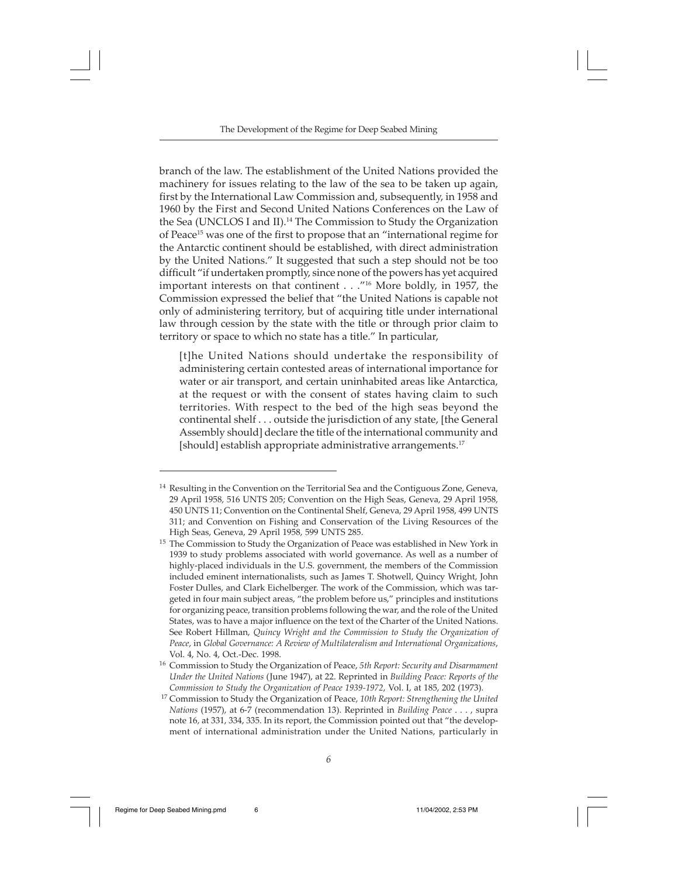branch of the law. The establishment of the United Nations provided the machinery for issues relating to the law of the sea to be taken up again, first by the International Law Commission and, subsequently, in 1958 and 1960 by the First and Second United Nations Conferences on the Law of the Sea (UNCLOS I and II).[14] The Commission to Study the Organization of Peace[15] was one of the first to propose that an "international regime for the Antarctic continent should be established, with direct administration by the United Nations." It suggested that such a step should not be too difficult "if undertaken promptly, since none of the powers has yet acquired important interests on that continent . . ."[16] More boldly, in 1957, the Commission expressed the belief that "the United Nations is capable not only of administering territory, but of acquiring title under international law through cession by the state with the title or through prior claim to territory or space to which no state has a title." In particular,

> [t]he United Nations should undertake the responsibility of administering certain contested areas of international importance for water or air transport, and certain uninhabited areas like Antarctica, at the request or with the consent of states having claim to such territories. With respect to the bed of the high seas beyond the continental shelf . . . outside the jurisdiction of any state, [the General Assembly should] declare the title of the international community and [should] establish appropriate administrative arrangements.[17]

---

[14] Resulting in the Convention on the Territorial Sea and the Contiguous Zone, Geneva, 29 April 1958, 516 UNTS 205; Convention on the High Seas, Geneva, 29 April 1958, 450 UNTS 11; Convention on the Continental Shelf, Geneva, 29 April 1958, 499 UNTS 311; and Convention on Fishing and Conservation of the Living Resources of the High Seas, Geneva, 29 April 1958, 599 UNTS 285.

[15] The Commission to Study the Organization of Peace was established in New York in 1939 to study problems associated with world governance. As well as a number of highly-placed individuals in the U.S. government, the members of the Commission included eminent internationalists, such as James T. Shotwell, Quincy Wright, John Foster Dulles, and Clark Eichelberger. The work of the Commission, which was targeted in four main subject areas, "the problem before us," principles and institutions for organizing peace, transition problems following the war, and the role of the United States, was to have a major influence on the text of the Charter of the United Nations. See Robert Hillman, *Quincy Wright and the Commission to Study the Organization of Peace*, in *Global Governance: A Review of Multilateralism and International Organizations*, Vol. 4, No. 4, Oct.-Dec. 1998.

[16] Commission to Study the Organization of Peace, *5th Report: Security and Disarmament Under the United Nations* (June 1947), at 22. Reprinted in *Building Peace: Reports of the Commission to Study the Organization of Peace 1939-1972*, Vol. I, at 185, 202 (1973).

[17] Commission to Study the Organization of Peace, *10th Report: Strengthening the United Nations* (1957), at 6-7 (recommendation 13). Reprinted in *Building Peace* . . . , supra note 16, at 331, 334, 335. In its report, the Commission pointed out that "the development of international administration under the United Nations, particularly in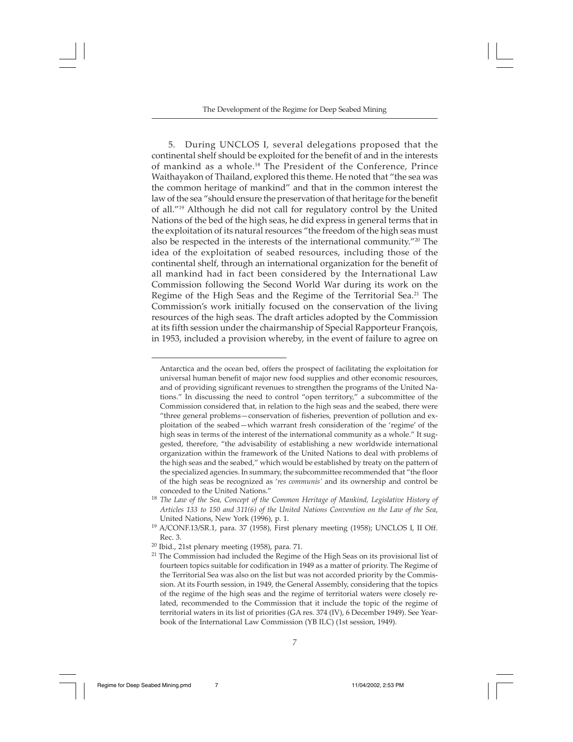5. During UNCLOS I, several delegations proposed that the continental shelf should be exploited for the benefit of and in the interests of mankind as a whole.[18] The President of the Conference, Prince Waithayakon of Thailand, explored this theme. He noted that "the sea was the common heritage of mankind" and that in the common interest the law of the sea "should ensure the preservation of that heritage for the benefit of all."[19] Although he did not call for regulatory control by the United Nations of the bed of the high seas, he did express in general terms that in the exploitation of its natural resources "the freedom of the high seas must also be respected in the interests of the international community."[20] The idea of the exploitation of seabed resources, including those of the continental shelf, through an international organization for the benefit of all mankind had in fact been considered by the International Law Commission following the Second World War during its work on the Regime of the High Seas and the Regime of the Territorial Sea.[21] The Commission's work initially focused on the conservation of the living resources of the high seas. The draft articles adopted by the Commission at its fifth session under the chairmanship of Special Rapporteur François, in 1953, included a provision whereby, in the event of failure to agree on

---

Antarctica and the ocean bed, offers the prospect of facilitating the exploitation for universal human benefit of major new food supplies and other economic resources, and of providing significant revenues to strengthen the programs of the United Nations." In discussing the need to control "open territory," a subcommittee of the Commission considered that, in relation to the high seas and the seabed, there were "three general problems—conservation of fisheries, prevention of pollution and exploitation of the seabed—which warrant fresh consideration of the 'regime' of the high seas in terms of the interest of the international community as a whole." It suggested, therefore, "the advisability of establishing a new worldwide international organization within the framework of the United Nations to deal with problems of the high seas and the seabed," which would be established by treaty on the pattern of the specialized agencies. In summary, the subcommittee recommended that "the floor of the high seas be recognized as '*res communis*' and its ownership and control be conceded to the United Nations."

[18] *The Law of the Sea, Concept of the Common Heritage of Mankind, Legislative History of Articles 133 to 150 and 311(6) of the United Nations Convention on the Law of the Sea*, United Nations, New York (1996), p. 1.

[19] A/CONF.13/SR.1, para. 37 (1958), First plenary meeting (1958); UNCLOS I, II Off. Rec. 3.

[20] Ibid., 21st plenary meeting (1958), para. 71.

[21] The Commission had included the Regime of the High Seas on its provisional list of fourteen topics suitable for codification in 1949 as a matter of priority. The Regime of the Territorial Sea was also on the list but was not accorded priority by the Commission. At its Fourth session, in 1949, the General Assembly, considering that the topics of the regime of the high seas and the regime of territorial waters were closely related, recommended to the Commission that it include the topic of the regime of territorial waters in its list of priorities (GA res. 374 (IV), 6 December 1949). See Yearbook of the International Law Commission (YB ILC) (1st session, 1949).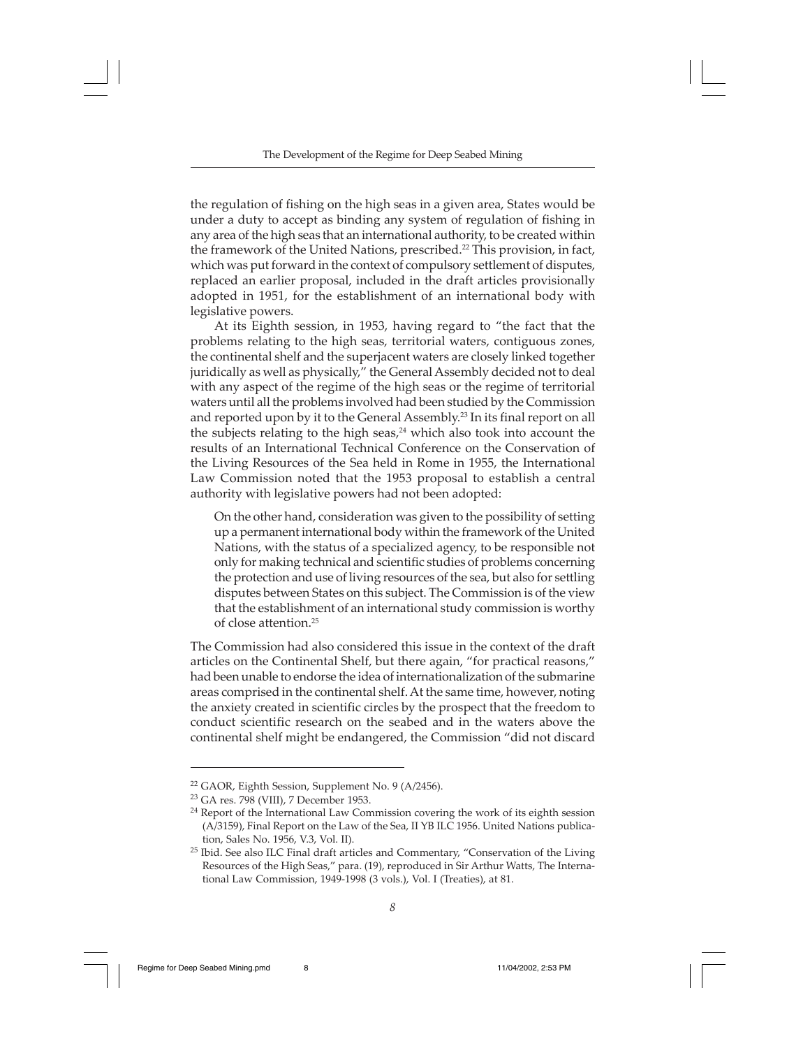the regulation of fishing on the high seas in a given area, States would be under a duty to accept as binding any system of regulation of fishing in any area of the high seas that an international authority, to be created within the framework of the United Nations, prescribed.[22] This provision, in fact, which was put forward in the context of compulsory settlement of disputes, replaced an earlier proposal, included in the draft articles provisionally adopted in 1951, for the establishment of an international body with legislative powers.

At its Eighth session, in 1953, having regard to "the fact that the problems relating to the high seas, territorial waters, contiguous zones, the continental shelf and the superjacent waters are closely linked together juridically as well as physically," the General Assembly decided not to deal with any aspect of the regime of the high seas or the regime of territorial waters until all the problems involved had been studied by the Commission and reported upon by it to the General Assembly.[23] In its final report on all the subjects relating to the high seas,[24] which also took into account the results of an International Technical Conference on the Conservation of the Living Resources of the Sea held in Rome in 1955, the International Law Commission noted that the 1953 proposal to establish a central authority with legislative powers had not been adopted:

> On the other hand, consideration was given to the possibility of setting up a permanent international body within the framework of the United Nations, with the status of a specialized agency, to be responsible not only for making technical and scientific studies of problems concerning the protection and use of living resources of the sea, but also for settling disputes between States on this subject. The Commission is of the view that the establishment of an international study commission is worthy of close attention.[25]

The Commission had also considered this issue in the context of the draft articles on the Continental Shelf, but there again, "for practical reasons," had been unable to endorse the idea of internationalization of the submarine areas comprised in the continental shelf. At the same time, however, noting the anxiety created in scientific circles by the prospect that the freedom to conduct scientific research on the seabed and in the waters above the continental shelf might be endangered, the Commission "did not discard

---

[22] GAOR, Eighth Session, Supplement No. 9 (A/2456).

[23] GA res. 798 (VIII), 7 December 1953.

[24] Report of the International Law Commission covering the work of its eighth session (A/3159), Final Report on the Law of the Sea, II YB ILC 1956. United Nations publication, Sales No. 1956, V.3, Vol. II).

[25] Ibid. See also ILC Final draft articles and Commentary, "Conservation of the Living Resources of the High Seas," para. (19), reproduced in Sir Arthur Watts, The International Law Commission, 1949-1998 (3 vols.), Vol. I (Treaties), at 81.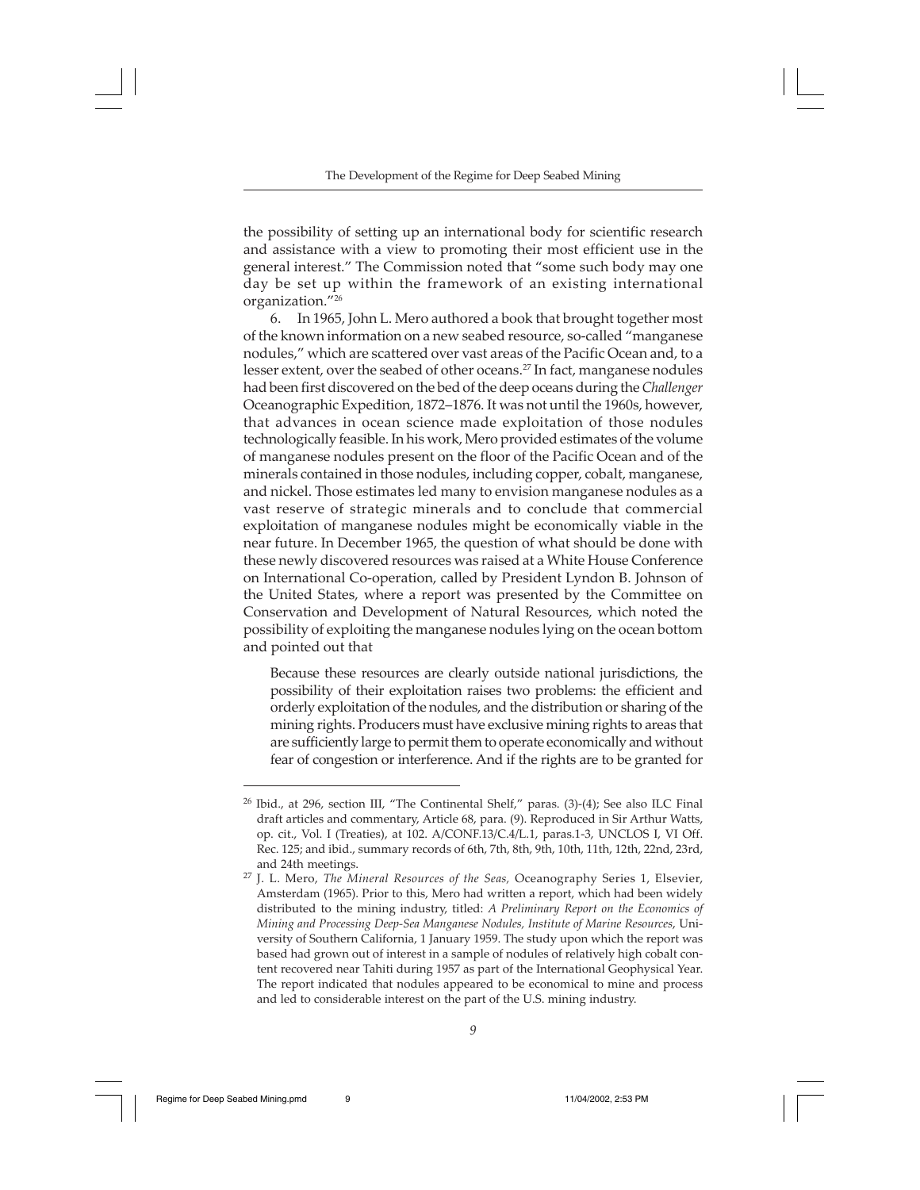the possibility of setting up an international body for scientific research and assistance with a view to promoting their most efficient use in the general interest." The Commission noted that "some such body may one day be set up within the framework of an existing international organization."[26]

6. In 1965, John L. Mero authored a book that brought together most of the known information on a new seabed resource, so-called "manganese nodules," which are scattered over vast areas of the Pacific Ocean and, to a lesser extent, over the seabed of other oceans.[27] In fact, manganese nodules had been first discovered on the bed of the deep oceans during the *Challenger* Oceanographic Expedition, 1872–1876. It was not until the 1960s, however, that advances in ocean science made exploitation of those nodules technologically feasible. In his work, Mero provided estimates of the volume of manganese nodules present on the floor of the Pacific Ocean and of the minerals contained in those nodules, including copper, cobalt, manganese, and nickel. Those estimates led many to envision manganese nodules as a vast reserve of strategic minerals and to conclude that commercial exploitation of manganese nodules might be economically viable in the near future. In December 1965, the question of what should be done with these newly discovered resources was raised at a White House Conference on International Co-operation, called by President Lyndon B. Johnson of the United States, where a report was presented by the Committee on Conservation and Development of Natural Resources, which noted the possibility of exploiting the manganese nodules lying on the ocean bottom and pointed out that

> Because these resources are clearly outside national jurisdictions, the possibility of their exploitation raises two problems: the efficient and orderly exploitation of the nodules, and the distribution or sharing of the mining rights. Producers must have exclusive mining rights to areas that are sufficiently large to permit them to operate economically and without fear of congestion or interference. And if the rights are to be granted for

---

[26] Ibid., at 296, section III, "The Continental Shelf," paras. (3)-(4); See also ILC Final draft articles and commentary, Article 68, para. (9). Reproduced in Sir Arthur Watts, op. cit., Vol. I (Treaties), at 102. A/CONF.13/C.4/L.1, paras.1-3, UNCLOS I, VI Off. Rec. 125; and ibid., summary records of 6th, 7th, 8th, 9th, 10th, 11th, 12th, 22nd, 23rd, and 24th meetings.

[27] J. L. Mero, *The Mineral Resources of the Seas,* Oceanography Series 1, Elsevier, Amsterdam (1965). Prior to this, Mero had written a report, which had been widely distributed to the mining industry, titled: *A Preliminary Report on the Economics of Mining and Processing Deep-Sea Manganese Nodules, Institute of Marine Resources*, University of Southern California, 1 January 1959. The study upon which the report was based had grown out of interest in a sample of nodules of relatively high cobalt content recovered near Tahiti during 1957 as part of the International Geophysical Year. The report indicated that nodules appeared to be economical to mine and process and led to considerable interest on the part of the U.S. mining industry.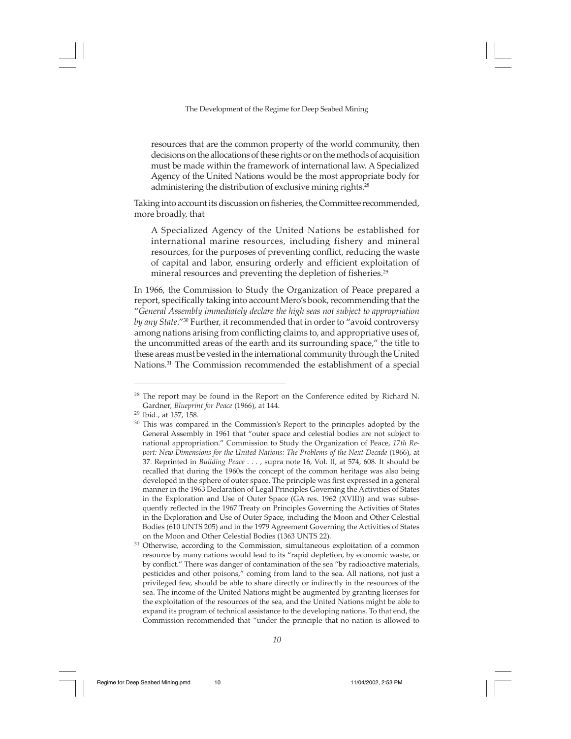resources that are the common property of the world community, then decisions on the allocations of these rights or on the methods of acquisition must be made within the framework of international law. A Specialized Agency of the United Nations would be the most appropriate body for administering the distribution of exclusive mining rights.[28]

Taking into account its discussion on fisheries, the Committee recommended, more broadly, that

> A Specialized Agency of the United Nations be established for international marine resources, including fishery and mineral resources, for the purposes of preventing conflict, reducing the waste of capital and labor, ensuring orderly and efficient exploitation of mineral resources and preventing the depletion of fisheries.[29]

In 1966, the Commission to Study the Organization of Peace prepared a report, specifically taking into account Mero's book, recommending that the "*General Assembly immediately declare the high seas not subject to appropriation by any State*."[30] Further, it recommended that in order to "avoid controversy among nations arising from conflicting claims to, and appropriative uses of, the uncommitted areas of the earth and its surrounding space," the title to these areas must be vested in the international community through the United Nations.[31] The Commission recommended the establishment of a special

---

[28] The report may be found in the Report on the Conference edited by Richard N. Gardner, *Blueprint for Peace* (1966), at 144.

[29] Ibid., at 157, 158.

[30] This was compared in the Commission's Report to the principles adopted by the General Assembly in 1961 that "outer space and celestial bodies are not subject to national appropriation." Commission to Study the Organization of Peace, *17th Report: New Dimensions for the United Nations: The Problems of the Next Decade* (1966), at 37. Reprinted in *Building Peace . . .* , supra note 16, Vol. II, at 574, 608. It should be recalled that during the 1960s the concept of the common heritage was also being developed in the sphere of outer space. The principle was first expressed in a general manner in the 1963 Declaration of Legal Principles Governing the Activities of States in the Exploration and Use of Outer Space (GA res. 1962 (XVIII)) and was subsequently reflected in the 1967 Treaty on Principles Governing the Activities of States in the Exploration and Use of Outer Space, including the Moon and Other Celestial Bodies (610 UNTS 205) and in the 1979 Agreement Governing the Activities of States on the Moon and Other Celestial Bodies (1363 UNTS 22).

[31] Otherwise, according to the Commission, simultaneous exploitation of a common resource by many nations would lead to its "rapid depletion, by economic waste, or by conflict." There was danger of contamination of the sea "by radioactive materials, pesticides and other poisons," coming from land to the sea. All nations, not just a privileged few, should be able to share directly or indirectly in the resources of the sea. The income of the United Nations might be augmented by granting licenses for the exploitation of the resources of the sea, and the United Nations might be able to expand its program of technical assistance to the developing nations. To that end, the Commission recommended that "under the principle that no nation is allowed to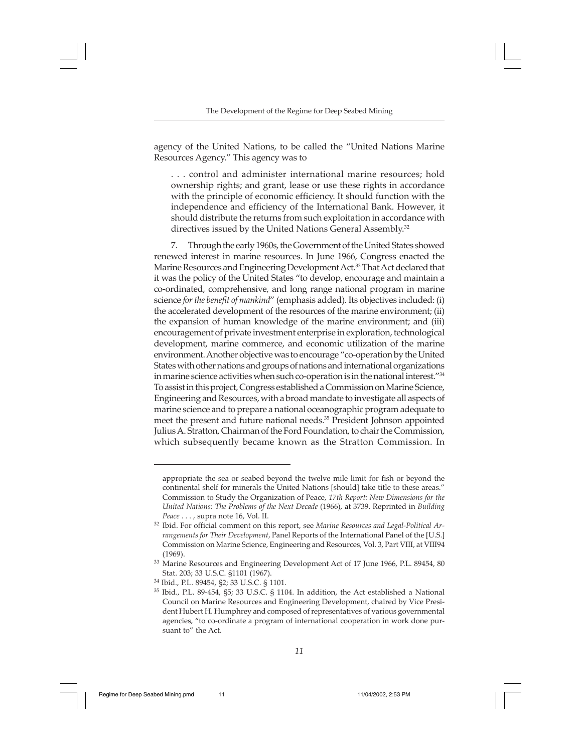agency of the United Nations, to be called the "United Nations Marine Resources Agency." This agency was to

> . . . control and administer international marine resources; hold ownership rights; and grant, lease or use these rights in accordance with the principle of economic efficiency. It should function with the independence and efficiency of the International Bank. However, it should distribute the returns from such exploitation in accordance with directives issued by the United Nations General Assembly.[32]

7. Through the early 1960s, the Government of the United States showed renewed interest in marine resources. In June 1966, Congress enacted the Marine Resources and Engineering Development Act.[33] That Act declared that it was the policy of the United States "to develop, encourage and maintain a co-ordinated, comprehensive, and long range national program in marine science *for the benefit of mankind*" (emphasis added). Its objectives included: (i) the accelerated development of the resources of the marine environment; (ii) the expansion of human knowledge of the marine environment; and (iii) encouragement of private investment enterprise in exploration, technological development, marine commerce, and economic utilization of the marine environment. Another objective was to encourage "co-operation by the United States with other nations and groups of nations and international organizations in marine science activities when such co-operation is in the national interest."[34] To assist in this project, Congress established a Commission on Marine Science, Engineering and Resources, with a broad mandate to investigate all aspects of marine science and to prepare a national oceanographic program adequate to meet the present and future national needs.[35] President Johnson appointed Julius A. Stratton, Chairman of the Ford Foundation, to chair the Commission, which subsequently became known as the Stratton Commission. In

---

appropriate the sea or seabed beyond the twelve mile limit for fish or beyond the continental shelf for minerals the United Nations [should] take title to these areas." Commission to Study the Organization of Peace, *17th Report: New Dimensions for the United Nations: The Problems of the Next Decade* (1966), at 3739. Reprinted in *Building Peace . . .* , supra note 16, Vol. II.

[32] Ibid. For official comment on this report, see *Marine Resources and Legal-Political Arrangements for Their Development*, Panel Reports of the International Panel of the [U.S.] Commission on Marine Science, Engineering and Resources, Vol. 3, Part VIII, at VIII94 (1969).

[33] Marine Resources and Engineering Development Act of 17 June 1966, P.L. 89454, 80 Stat. 203; 33 U.S.C. §1101 (1967).

[34] Ibid., P.L. 89454, §2; 33 U.S.C. § 1101.

[35] Ibid., P.L. 89-454, §5; 33 U.S.C. § 1104. In addition, the Act established a National Council on Marine Resources and Engineering Development, chaired by Vice President Hubert H. Humphrey and composed of representatives of various governmental agencies, "to co-ordinate a program of international cooperation in work done pursuant to" the Act.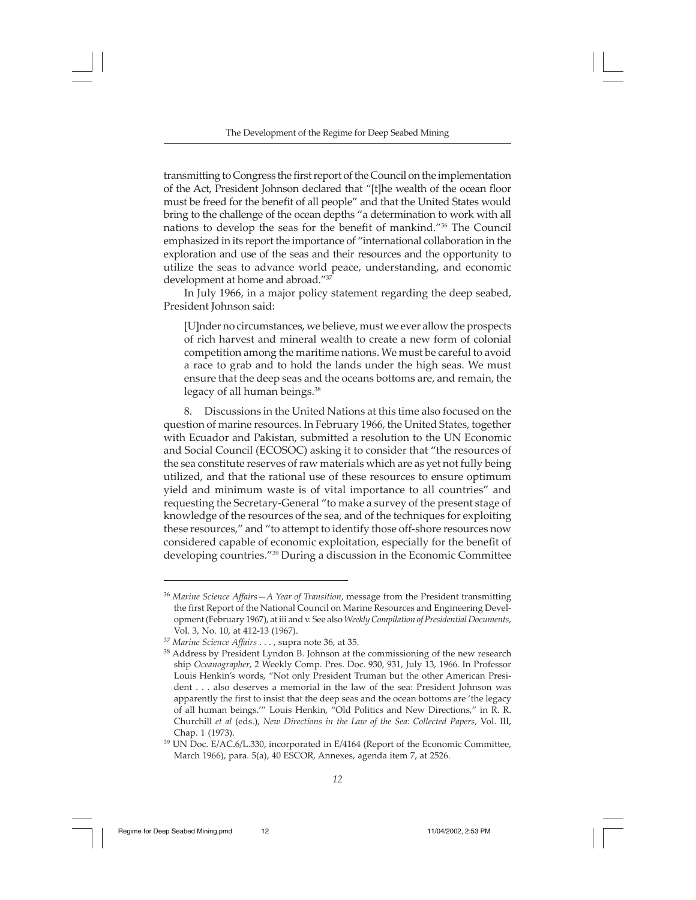transmitting to Congress the first report of the Council on the implementation of the Act, President Johnson declared that "[t]he wealth of the ocean floor must be freed for the benefit of all people" and that the United States would bring to the challenge of the ocean depths "a determination to work with all nations to develop the seas for the benefit of mankind."[36] The Council emphasized in its report the importance of "international collaboration in the exploration and use of the seas and their resources and the opportunity to utilize the seas to advance world peace, understanding, and economic development at home and abroad."[37]

In July 1966, in a major policy statement regarding the deep seabed, President Johnson said:

> [U]nder no circumstances, we believe, must we ever allow the prospects of rich harvest and mineral wealth to create a new form of colonial competition among the maritime nations. We must be careful to avoid a race to grab and to hold the lands under the high seas. We must ensure that the deep seas and the oceans bottoms are, and remain, the legacy of all human beings.[38]

8. Discussions in the United Nations at this time also focused on the question of marine resources. In February 1966, the United States, together with Ecuador and Pakistan, submitted a resolution to the UN Economic and Social Council (ECOSOC) asking it to consider that "the resources of the sea constitute reserves of raw materials which are as yet not fully being utilized, and that the rational use of these resources to ensure optimum yield and minimum waste is of vital importance to all countries" and requesting the Secretary-General "to make a survey of the present stage of knowledge of the resources of the sea, and of the techniques for exploiting these resources," and "to attempt to identify those off-shore resources now considered capable of economic exploitation, especially for the benefit of developing countries."[39] During a discussion in the Economic Committee

---

[36] *Marine Science Affairs—A Year of Transition*, message from the President transmitting the first Report of the National Council on Marine Resources and Engineering Development (February 1967), at iii and v. See also *Weekly Compilation of Presidential Documents*, Vol. 3, No. 10, at 412-13 (1967).

[37] *Marine Science Affairs* . . . , supra note 36, at 35.

[38] Address by President Lyndon B. Johnson at the commissioning of the new research ship *Oceanographer*, 2 Weekly Comp. Pres. Doc. 930, 931, July 13, 1966. In Professor Louis Henkin's words, "Not only President Truman but the other American President . . . also deserves a memorial in the law of the sea: President Johnson was apparently the first to insist that the deep seas and the ocean bottoms are 'the legacy of all human beings.'" Louis Henkin, "Old Politics and New Directions," in R. R. Churchill *et al* (eds.), *New Directions in the Law of the Sea: Collected Papers*, Vol. III, Chap. 1 (1973).

[39] UN Doc. E/AC.6/L.330, incorporated in E/4164 (Report of the Economic Committee, March 1966), para. 5(a), 40 ESCOR, Annexes, agenda item 7, at 2526.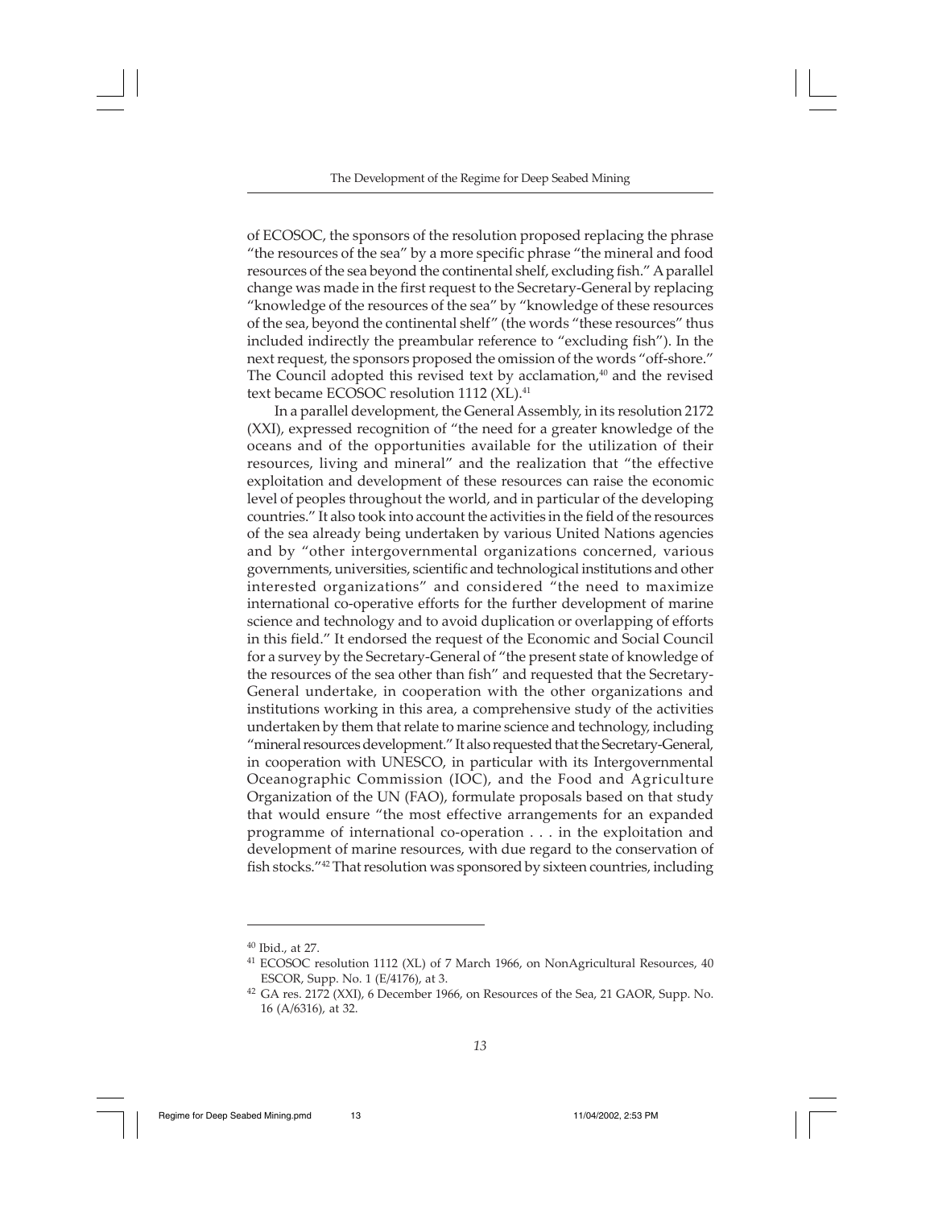of ECOSOC, the sponsors of the resolution proposed replacing the phrase "the resources of the sea" by a more specific phrase "the mineral and food resources of the sea beyond the continental shelf, excluding fish." A parallel change was made in the first request to the Secretary-General by replacing "knowledge of the resources of the sea" by "knowledge of these resources of the sea, beyond the continental shelf" (the words "these resources" thus included indirectly the preambular reference to "excluding fish"). In the next request, the sponsors proposed the omission of the words "off-shore." The Council adopted this revised text by acclamation,[40] and the revised text became ECOSOC resolution 1112 (XL).[41]

In a parallel development, the General Assembly, in its resolution 2172 (XXI), expressed recognition of "the need for a greater knowledge of the oceans and of the opportunities available for the utilization of their resources, living and mineral" and the realization that "the effective exploitation and development of these resources can raise the economic level of peoples throughout the world, and in particular of the developing countries." It also took into account the activities in the field of the resources of the sea already being undertaken by various United Nations agencies and by "other intergovernmental organizations concerned, various governments, universities, scientific and technological institutions and other interested organizations" and considered "the need to maximize international co-operative efforts for the further development of marine science and technology and to avoid duplication or overlapping of efforts in this field." It endorsed the request of the Economic and Social Council for a survey by the Secretary-General of "the present state of knowledge of the resources of the sea other than fish" and requested that the Secretary-General undertake, in cooperation with the other organizations and institutions working in this area, a comprehensive study of the activities undertaken by them that relate to marine science and technology, including "mineral resources development." It also requested that the Secretary-General, in cooperation with UNESCO, in particular with its Intergovernmental Oceanographic Commission (IOC), and the Food and Agriculture Organization of the UN (FAO), formulate proposals based on that study that would ensure "the most effective arrangements for an expanded programme of international co-operation . . . in the exploitation and development of marine resources, with due regard to the conservation of fish stocks."[42] That resolution was sponsored by sixteen countries, including

---

[40] Ibid., at 27.

[41] ECOSOC resolution 1112 (XL) of 7 March 1966, on NonAgricultural Resources, 40 ESCOR, Supp. No. 1 (E/4176), at 3.

[42] GA res. 2172 (XXI), 6 December 1966, on Resources of the Sea, 21 GAOR, Supp. No. 16 (A/6316), at 32.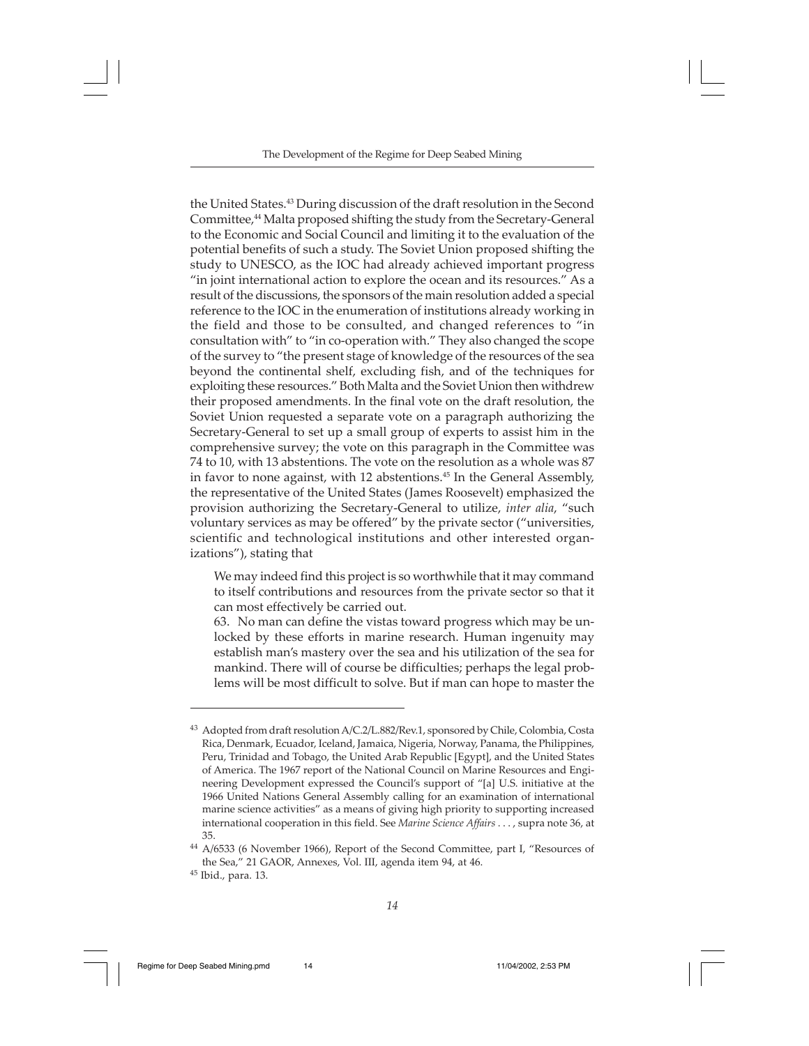the United States.[43] During discussion of the draft resolution in the Second Committee,[44] Malta proposed shifting the study from the Secretary-General to the Economic and Social Council and limiting it to the evaluation of the potential benefits of such a study. The Soviet Union proposed shifting the study to UNESCO, as the IOC had already achieved important progress "in joint international action to explore the ocean and its resources." As a result of the discussions, the sponsors of the main resolution added a special reference to the IOC in the enumeration of institutions already working in the field and those to be consulted, and changed references to "in consultation with" to "in co-operation with." They also changed the scope of the survey to "the present stage of knowledge of the resources of the sea beyond the continental shelf, excluding fish, and of the techniques for exploiting these resources." Both Malta and the Soviet Union then withdrew their proposed amendments. In the final vote on the draft resolution, the Soviet Union requested a separate vote on a paragraph authorizing the Secretary-General to set up a small group of experts to assist him in the comprehensive survey; the vote on this paragraph in the Committee was 74 to 10, with 13 abstentions. The vote on the resolution as a whole was 87 in favor to none against, with 12 abstentions.[45] In the General Assembly, the representative of the United States (James Roosevelt) emphasized the provision authorizing the Secretary-General to utilize, *inter alia*, "such voluntary services as may be offered" by the private sector ("universities, scientific and technological institutions and other interested organizations"), stating that

> We may indeed find this project is so worthwhile that it may command to itself contributions and resources from the private sector so that it can most effectively be carried out.
>
> 63. No man can define the vistas toward progress which may be unlocked by these efforts in marine research. Human ingenuity may establish man's mastery over the sea and his utilization of the sea for mankind. There will of course be difficulties; perhaps the legal problems will be most difficult to solve. But if man can hope to master the

---

[43] Adopted from draft resolution A/C.2/L.882/Rev.1, sponsored by Chile, Colombia, Costa Rica, Denmark, Ecuador, Iceland, Jamaica, Nigeria, Norway, Panama, the Philippines, Peru, Trinidad and Tobago, the United Arab Republic [Egypt], and the United States of America. The 1967 report of the National Council on Marine Resources and Engineering Development expressed the Council's support of "[a] U.S. initiative at the 1966 United Nations General Assembly calling for an examination of international marine science activities" as a means of giving high priority to supporting increased international cooperation in this field. See *Marine Science Affairs . . .* , supra note 36, at 35.

[44] A/6533 (6 November 1966), Report of the Second Committee, part I, "Resources of the Sea," 21 GAOR, Annexes, Vol. III, agenda item 94, at 46.

[45] Ibid., para. 13.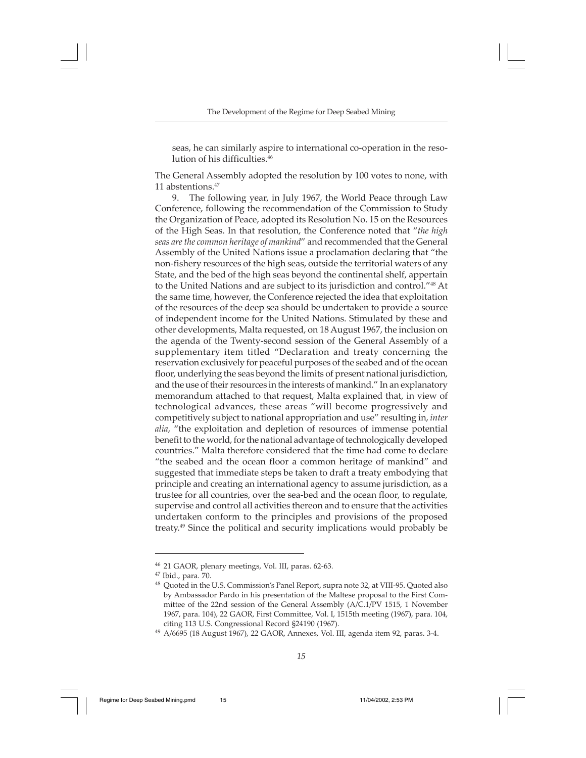seas, he can similarly aspire to international co-operation in the resolution of his difficulties.[46]

The General Assembly adopted the resolution by 100 votes to none, with 11 abstentions.[47]

9. The following year, in July 1967, the World Peace through Law Conference, following the recommendation of the Commission to Study the Organization of Peace, adopted its Resolution No. 15 on the Resources of the High Seas. In that resolution, the Conference noted that "*the high seas are the common heritage of mankind*" and recommended that the General Assembly of the United Nations issue a proclamation declaring that "the non-fishery resources of the high seas, outside the territorial waters of any State, and the bed of the high seas beyond the continental shelf, appertain to the United Nations and are subject to its jurisdiction and control."[48] At the same time, however, the Conference rejected the idea that exploitation of the resources of the deep sea should be undertaken to provide a source of independent income for the United Nations. Stimulated by these and other developments, Malta requested, on 18 August 1967, the inclusion on the agenda of the Twenty-second session of the General Assembly of a supplementary item titled "Declaration and treaty concerning the reservation exclusively for peaceful purposes of the seabed and of the ocean floor, underlying the seas beyond the limits of present national jurisdiction, and the use of their resources in the interests of mankind." In an explanatory memorandum attached to that request, Malta explained that, in view of technological advances, these areas "will become progressively and competitively subject to national appropriation and use" resulting in, *inter alia*, "the exploitation and depletion of resources of immense potential benefit to the world, for the national advantage of technologically developed countries." Malta therefore considered that the time had come to declare "the seabed and the ocean floor a common heritage of mankind" and suggested that immediate steps be taken to draft a treaty embodying that principle and creating an international agency to assume jurisdiction, as a trustee for all countries, over the sea-bed and the ocean floor, to regulate, supervise and control all activities thereon and to ensure that the activities undertaken conform to the principles and provisions of the proposed treaty.[49] Since the political and security implications would probably be

---

[46] 21 GAOR, plenary meetings, Vol. III, paras. 62-63.

[47] Ibid., para. 70.

[48] Quoted in the U.S. Commission's Panel Report, supra note 32, at VIII-95. Quoted also by Ambassador Pardo in his presentation of the Maltese proposal to the First Committee of the 22nd session of the General Assembly (A/C.1/PV 1515, 1 November 1967, para. 104), 22 GAOR, First Committee, Vol. I, 1515th meeting (1967), para. 104, citing 113 U.S. Congressional Record §24190 (1967).

[49] A/6695 (18 August 1967), 22 GAOR, Annexes, Vol. III, agenda item 92, paras. 3-4.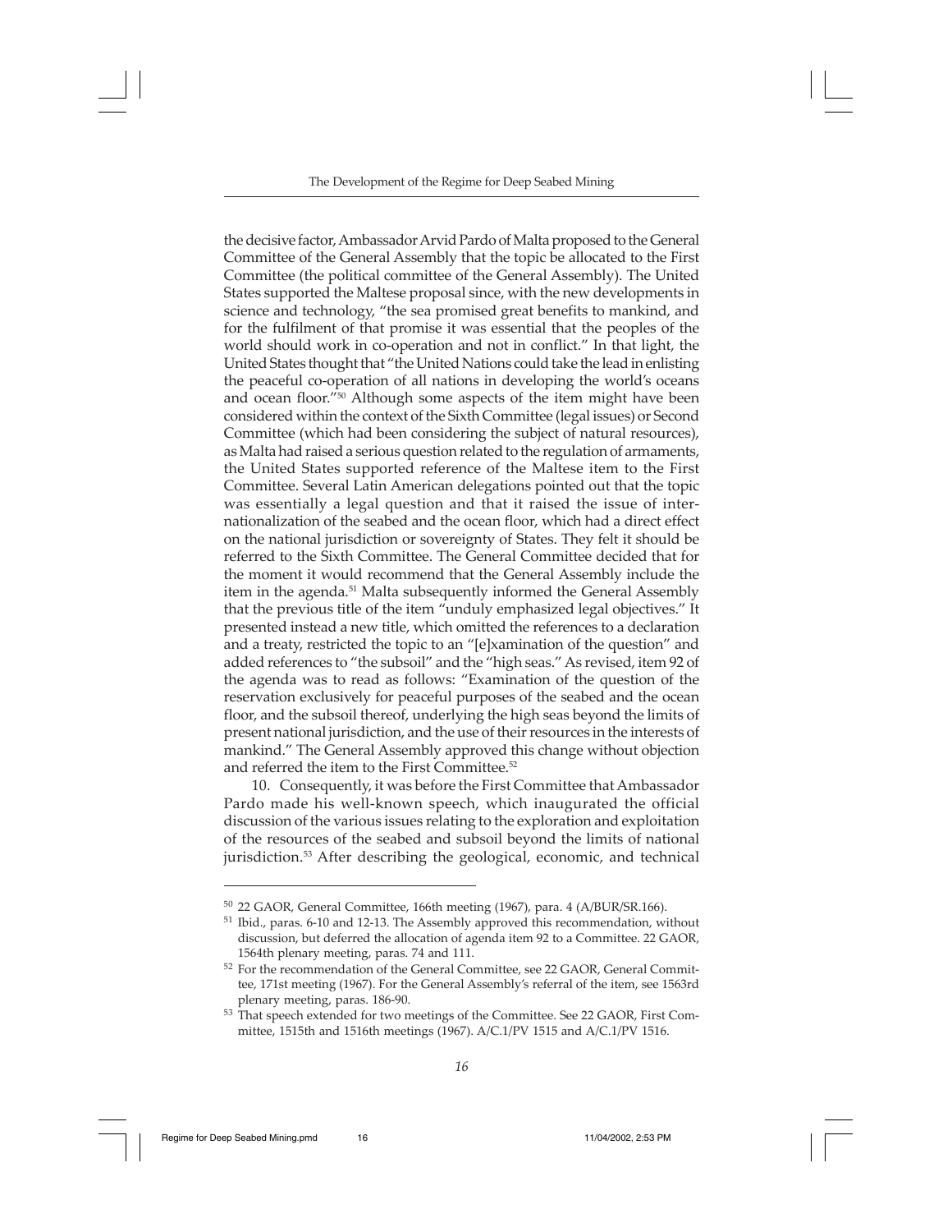the decisive factor, Ambassador Arvid Pardo of Malta proposed to the General Committee of the General Assembly that the topic be allocated to the First Committee (the political committee of the General Assembly). The United States supported the Maltese proposal since, with the new developments in science and technology, "the sea promised great benefits to mankind, and for the fulfilment of that promise it was essential that the peoples of the world should work in co-operation and not in conflict." In that light, the United States thought that "the United Nations could take the lead in enlisting the peaceful co-operation of all nations in developing the world's oceans and ocean floor."[50] Although some aspects of the item might have been considered within the context of the Sixth Committee (legal issues) or Second Committee (which had been considering the subject of natural resources), as Malta had raised a serious question related to the regulation of armaments, the United States supported reference of the Maltese item to the First Committee. Several Latin American delegations pointed out that the topic was essentially a legal question and that it raised the issue of internationalization of the seabed and the ocean floor, which had a direct effect on the national jurisdiction or sovereignty of States. They felt it should be referred to the Sixth Committee. The General Committee decided that for the moment it would recommend that the General Assembly include the item in the agenda.[51] Malta subsequently informed the General Assembly that the previous title of the item "unduly emphasized legal objectives." It presented instead a new title, which omitted the references to a declaration and a treaty, restricted the topic to an "[e]xamination of the question" and added references to "the subsoil" and the "high seas." As revised, item 92 of the agenda was to read as follows: "Examination of the question of the reservation exclusively for peaceful purposes of the seabed and the ocean floor, and the subsoil thereof, underlying the high seas beyond the limits of present national jurisdiction, and the use of their resources in the interests of mankind." The General Assembly approved this change without objection and referred the item to the First Committee.[52]

10. Consequently, it was before the First Committee that Ambassador Pardo made his well-known speech, which inaugurated the official discussion of the various issues relating to the exploration and exploitation of the resources of the seabed and subsoil beyond the limits of national jurisdiction.[53] After describing the geological, economic, and technical

---

[50] 22 GAOR, General Committee, 166th meeting (1967), para. 4 (A/BUR/SR.166).

[51] Ibid., paras. 6-10 and 12-13. The Assembly approved this recommendation, without discussion, but deferred the allocation of agenda item 92 to a Committee. 22 GAOR, 1564th plenary meeting, paras. 74 and 111.

[52] For the recommendation of the General Committee, see 22 GAOR, General Committee, 171st meeting (1967). For the General Assembly's referral of the item, see 1563rd plenary meeting, paras. 186-90.

[53] That speech extended for two meetings of the Committee. See 22 GAOR, First Committee, 1515th and 1516th meetings (1967). A/C.1/PV 1515 and A/C.1/PV 1516.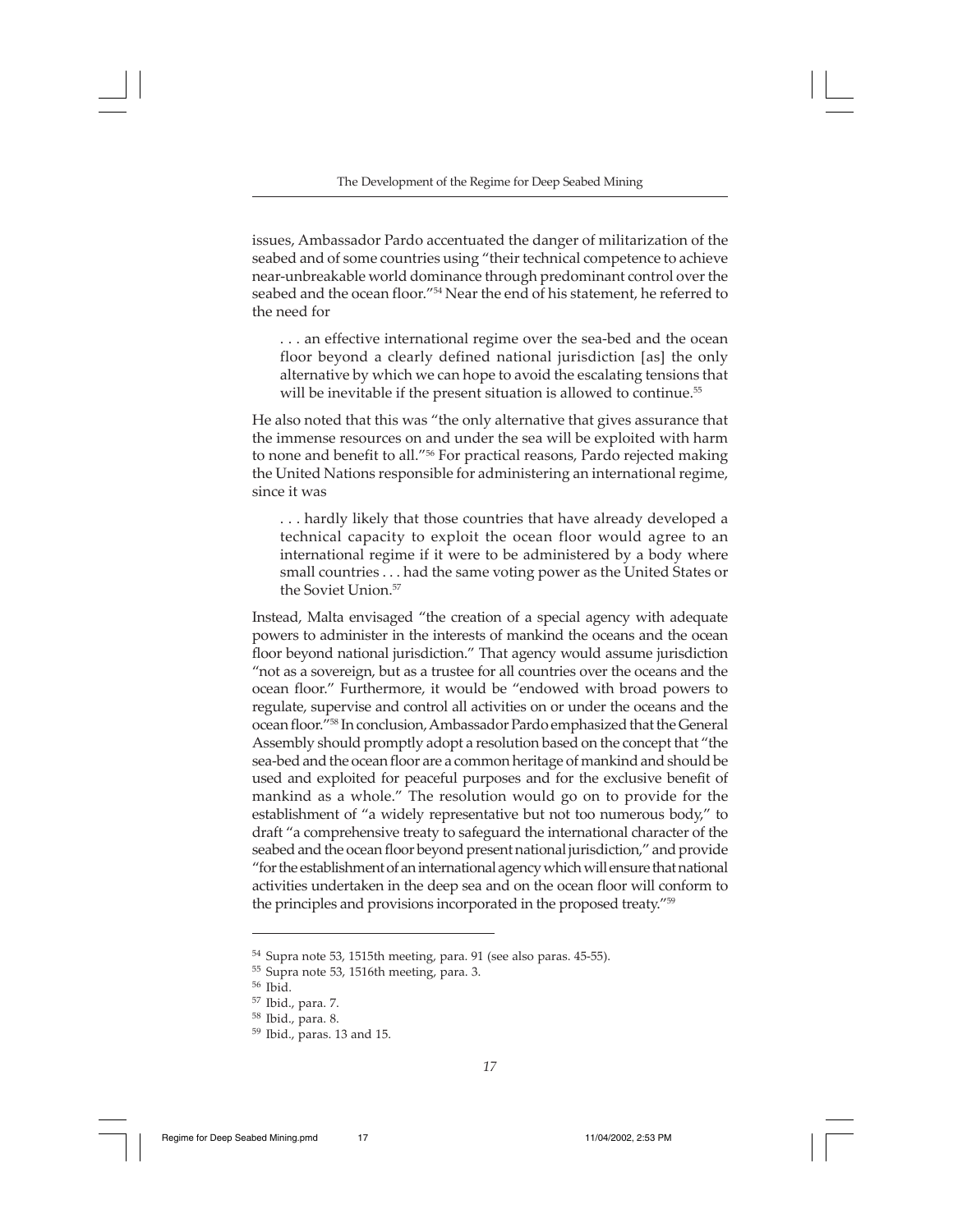issues, Ambassador Pardo accentuated the danger of militarization of the seabed and of some countries using "their technical competence to achieve near-unbreakable world dominance through predominant control over the seabed and the ocean floor."[54] Near the end of his statement, he referred to the need for

> . . . an effective international regime over the sea-bed and the ocean floor beyond a clearly defined national jurisdiction [as] the only alternative by which we can hope to avoid the escalating tensions that will be inevitable if the present situation is allowed to continue.[55]

He also noted that this was "the only alternative that gives assurance that the immense resources on and under the sea will be exploited with harm to none and benefit to all."[56] For practical reasons, Pardo rejected making the United Nations responsible for administering an international regime, since it was

> . . . hardly likely that those countries that have already developed a technical capacity to exploit the ocean floor would agree to an international regime if it were to be administered by a body where small countries . . . had the same voting power as the United States or the Soviet Union.[57]

Instead, Malta envisaged "the creation of a special agency with adequate powers to administer in the interests of mankind the oceans and the ocean floor beyond national jurisdiction." That agency would assume jurisdiction "not as a sovereign, but as a trustee for all countries over the oceans and the ocean floor." Furthermore, it would be "endowed with broad powers to regulate, supervise and control all activities on or under the oceans and the ocean floor."[58] In conclusion, Ambassador Pardo emphasized that the General Assembly should promptly adopt a resolution based on the concept that "the sea-bed and the ocean floor are a common heritage of mankind and should be used and exploited for peaceful purposes and for the exclusive benefit of mankind as a whole." The resolution would go on to provide for the establishment of "a widely representative but not too numerous body," to draft "a comprehensive treaty to safeguard the international character of the seabed and the ocean floor beyond present national jurisdiction," and provide "for the establishment of an international agency which will ensure that national activities undertaken in the deep sea and on the ocean floor will conform to the principles and provisions incorporated in the proposed treaty."[59]

---

[54] Supra note 53, 1515th meeting, para. 91 (see also paras. 45-55).

[55] Supra note 53, 1516th meeting, para. 3.

[56] Ibid.

[57] Ibid., para. 7.

[58] Ibid., para. 8.

[59] Ibid., paras. 13 and 15.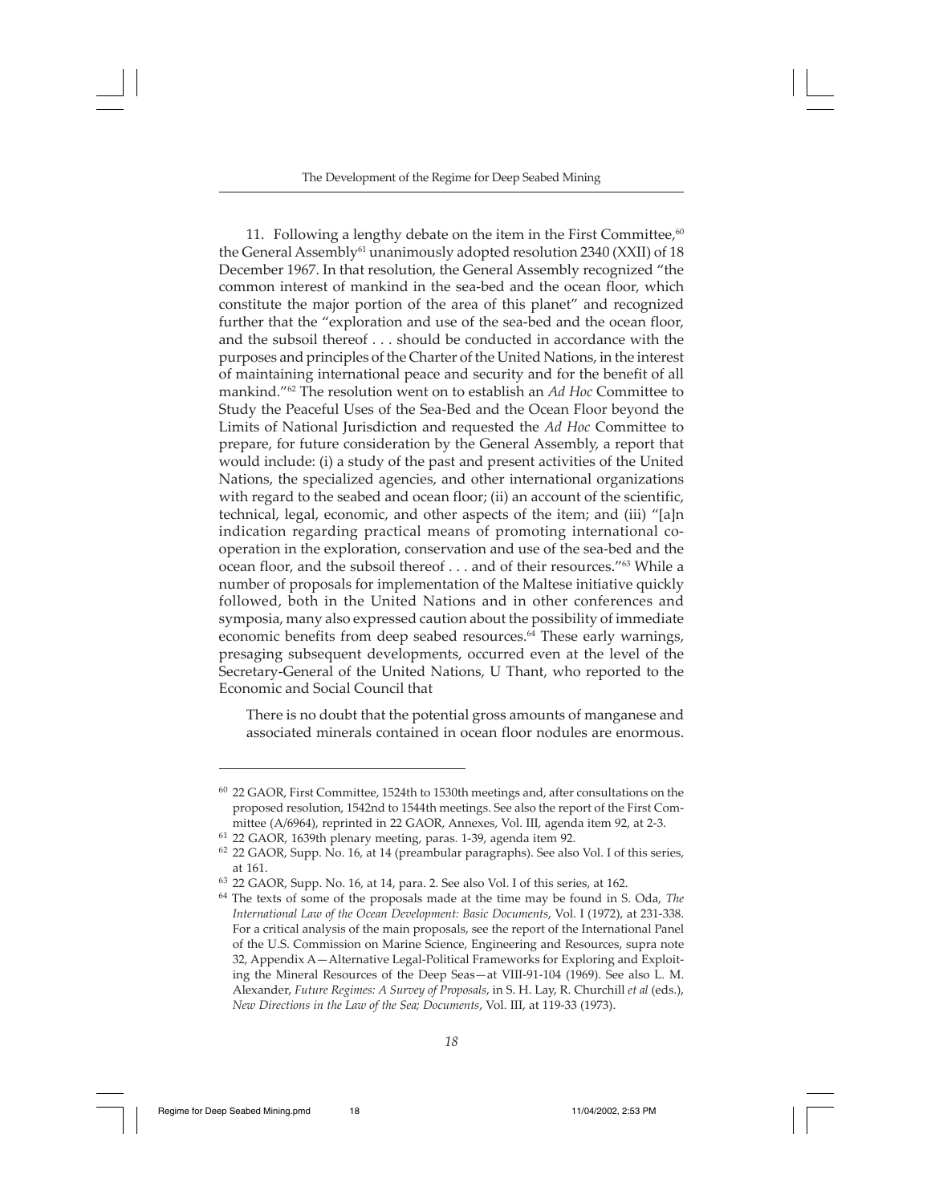11. Following a lengthy debate on the item in the First Committee,[60] the General Assembly[61] unanimously adopted resolution 2340 (XXII) of 18 December 1967. In that resolution, the General Assembly recognized "the common interest of mankind in the sea-bed and the ocean floor, which constitute the major portion of the area of this planet" and recognized further that the "exploration and use of the sea-bed and the ocean floor, and the subsoil thereof . . . should be conducted in accordance with the purposes and principles of the Charter of the United Nations, in the interest of maintaining international peace and security and for the benefit of all mankind."[62] The resolution went on to establish an *Ad Hoc* Committee to Study the Peaceful Uses of the Sea-Bed and the Ocean Floor beyond the Limits of National Jurisdiction and requested the *Ad Hoc* Committee to prepare, for future consideration by the General Assembly, a report that would include: (i) a study of the past and present activities of the United Nations, the specialized agencies, and other international organizations with regard to the seabed and ocean floor; (ii) an account of the scientific, technical, legal, economic, and other aspects of the item; and (iii) "[a]n indication regarding practical means of promoting international co-operation in the exploration, conservation and use of the sea-bed and the ocean floor, and the subsoil thereof . . . and of their resources."[63] While a number of proposals for implementation of the Maltese initiative quickly followed, both in the United Nations and in other conferences and symposia, many also expressed caution about the possibility of immediate economic benefits from deep seabed resources.[64] These early warnings, presaging subsequent developments, occurred even at the level of the Secretary-General of the United Nations, U Thant, who reported to the Economic and Social Council that

> There is no doubt that the potential gross amounts of manganese and associated minerals contained in ocean floor nodules are enormous.

---

[60] 22 GAOR, First Committee, 1524th to 1530th meetings and, after consultations on the proposed resolution, 1542nd to 1544th meetings. See also the report of the First Committee (A/6964), reprinted in 22 GAOR, Annexes, Vol. III, agenda item 92, at 2-3.

[61] 22 GAOR, 1639th plenary meeting, paras. 1-39, agenda item 92.

[62] 22 GAOR, Supp. No. 16, at 14 (preambular paragraphs). See also Vol. I of this series, at 161.

[63] 22 GAOR, Supp. No. 16, at 14, para. 2. See also Vol. I of this series, at 162.

[64] The texts of some of the proposals made at the time may be found in S. Oda, *The International Law of the Ocean Development: Basic Documents*, Vol. I (1972), at 231-338. For a critical analysis of the main proposals, see the report of the International Panel of the U.S. Commission on Marine Science, Engineering and Resources, supra note 32, Appendix A—Alternative Legal-Political Frameworks for Exploring and Exploiting the Mineral Resources of the Deep Seas—at VIII-91-104 (1969). See also L. M. Alexander, *Future Regimes: A Survey of Proposals*, in S. H. Lay, R. Churchill *et al* (eds.), *New Directions in the Law of the Sea; Documents*, Vol. III, at 119-33 (1973).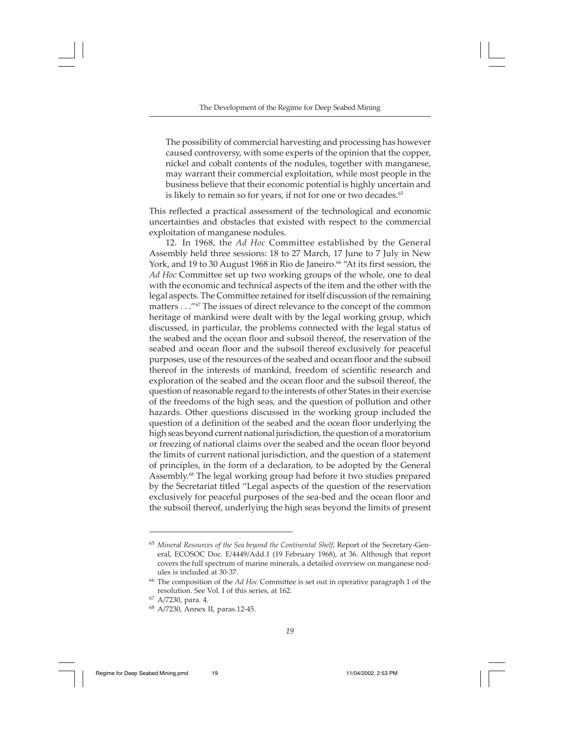> The possibility of commercial harvesting and processing has however caused controversy, with some experts of the opinion that the copper, nickel and cobalt contents of the nodules, together with manganese, may warrant their commercial exploitation, while most people in the business believe that their economic potential is highly uncertain and is likely to remain so for years, if not for one or two decades.[65]

This reflected a practical assessment of the technological and economic uncertainties and obstacles that existed with respect to the commercial exploitation of manganese nodules.

12. In 1968, the *Ad Hoc* Committee established by the General Assembly held three sessions: 18 to 27 March, 17 June to 7 July in New York, and 19 to 30 August 1968 in Rio de Janeiro.[66] "At its first session, the *Ad Hoc* Committee set up two working groups of the whole, one to deal with the economic and technical aspects of the item and the other with the legal aspects. The Committee retained for itself discussion of the remaining matters . . ."[67] The issues of direct relevance to the concept of the common heritage of mankind were dealt with by the legal working group, which discussed, in particular, the problems connected with the legal status of the seabed and the ocean floor and subsoil thereof, the reservation of the seabed and ocean floor and the subsoil thereof exclusively for peaceful purposes, use of the resources of the seabed and ocean floor and the subsoil thereof in the interests of mankind, freedom of scientific research and exploration of the seabed and the ocean floor and the subsoil thereof, the question of reasonable regard to the interests of other States in their exercise of the freedoms of the high seas, and the question of pollution and other hazards. Other questions discussed in the working group included the question of a definition of the seabed and the ocean floor underlying the high seas beyond current national jurisdiction, the question of a moratorium or freezing of national claims over the seabed and the ocean floor beyond the limits of current national jurisdiction, and the question of a statement of principles, in the form of a declaration, to be adopted by the General Assembly.[68] The legal working group had before it two studies prepared by the Secretariat titled "Legal aspects of the question of the reservation exclusively for peaceful purposes of the sea-bed and the ocean floor and the subsoil thereof, underlying the high seas beyond the limits of present

---

[65] *Mineral Resources of the Sea beyond the Continental Shelf*, Report of the Secretary-General, ECOSOC Doc. E/4449/Add.1 (19 February 1968), at 36. Although that report covers the full spectrum of marine minerals, a detailed overview on manganese nodules is included at 30-37.

[66] The composition of the *Ad Hoc* Committee is set out in operative paragraph 1 of the resolution. See Vol. I of this series, at 162.

[67] A/7230, para. 4.

[68] A/7230, Annex II, paras.12-45.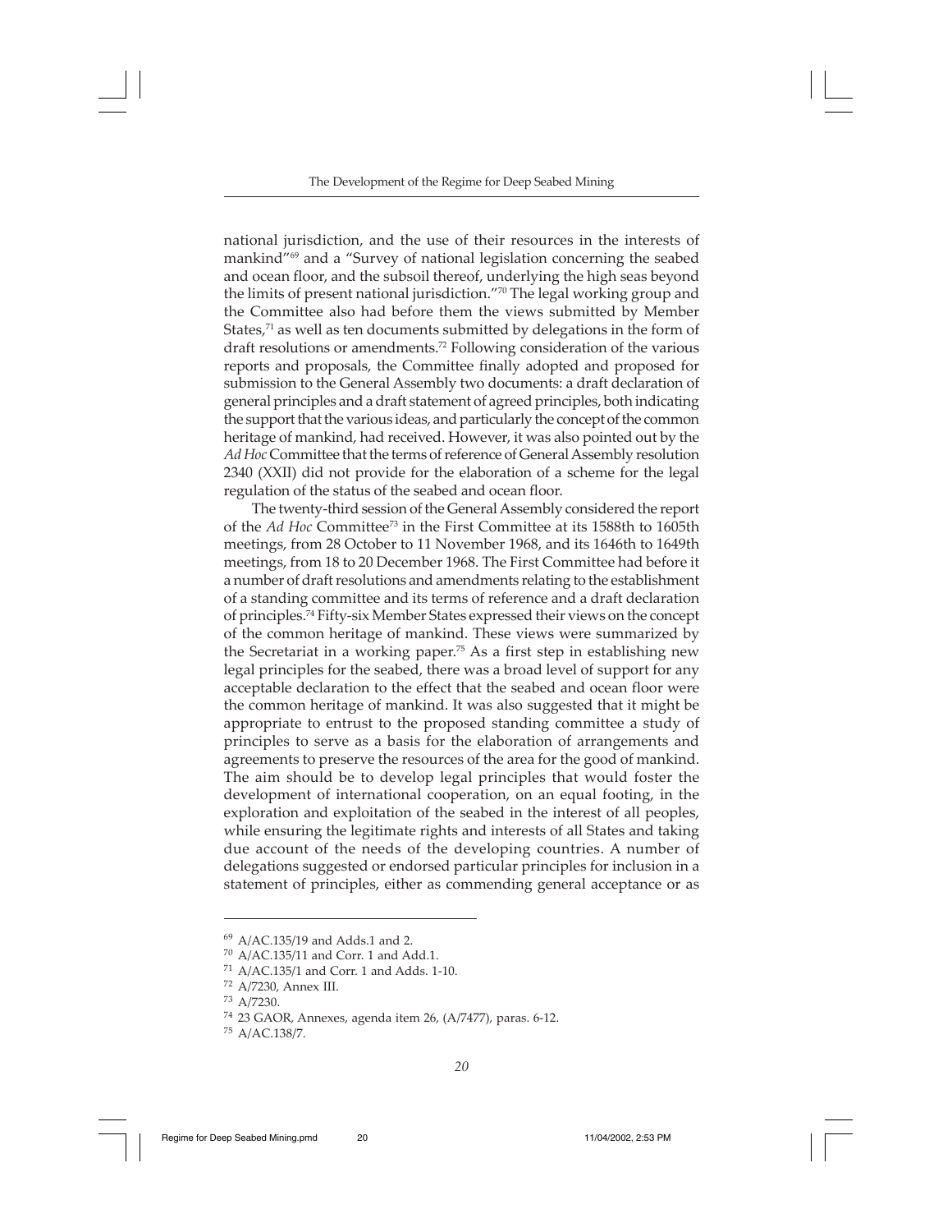national jurisdiction, and the use of their resources in the interests of mankind"[69] and a "Survey of national legislation concerning the seabed and ocean floor, and the subsoil thereof, underlying the high seas beyond the limits of present national jurisdiction."[70] The legal working group and the Committee also had before them the views submitted by Member States,[71] as well as ten documents submitted by delegations in the form of draft resolutions or amendments.[72] Following consideration of the various reports and proposals, the Committee finally adopted and proposed for submission to the General Assembly two documents: a draft declaration of general principles and a draft statement of agreed principles, both indicating the support that the various ideas, and particularly the concept of the common heritage of mankind, had received. However, it was also pointed out by the *Ad Hoc* Committee that the terms of reference of General Assembly resolution 2340 (XXII) did not provide for the elaboration of a scheme for the legal regulation of the status of the seabed and ocean floor.

The twenty-third session of the General Assembly considered the report of the *Ad Hoc* Committee[73] in the First Committee at its 1588th to 1605th meetings, from 28 October to 11 November 1968, and its 1646th to 1649th meetings, from 18 to 20 December 1968. The First Committee had before it a number of draft resolutions and amendments relating to the establishment of a standing committee and its terms of reference and a draft declaration of principles.[74] Fifty-six Member States expressed their views on the concept of the common heritage of mankind. These views were summarized by the Secretariat in a working paper.[75] As a first step in establishing new legal principles for the seabed, there was a broad level of support for any acceptable declaration to the effect that the seabed and ocean floor were the common heritage of mankind. It was also suggested that it might be appropriate to entrust to the proposed standing committee a study of principles to serve as a basis for the elaboration of arrangements and agreements to preserve the resources of the area for the good of mankind. The aim should be to develop legal principles that would foster the development of international cooperation, on an equal footing, in the exploration and exploitation of the seabed in the interest of all peoples, while ensuring the legitimate rights and interests of all States and taking due account of the needs of the developing countries. A number of delegations suggested or endorsed particular principles for inclusion in a statement of principles, either as commending general acceptance or as

---

[69] A/AC.135/19 and Adds.1 and 2.

[70] A/AC.135/11 and Corr. 1 and Add.1.

[71] A/AC.135/1 and Corr. 1 and Adds. 1-10.

[72] A/7230, Annex III.

[73] A/7230.

[74] 23 GAOR, Annexes, agenda item 26, (A/7477), paras. 6-12.

[75] A/AC.138/7.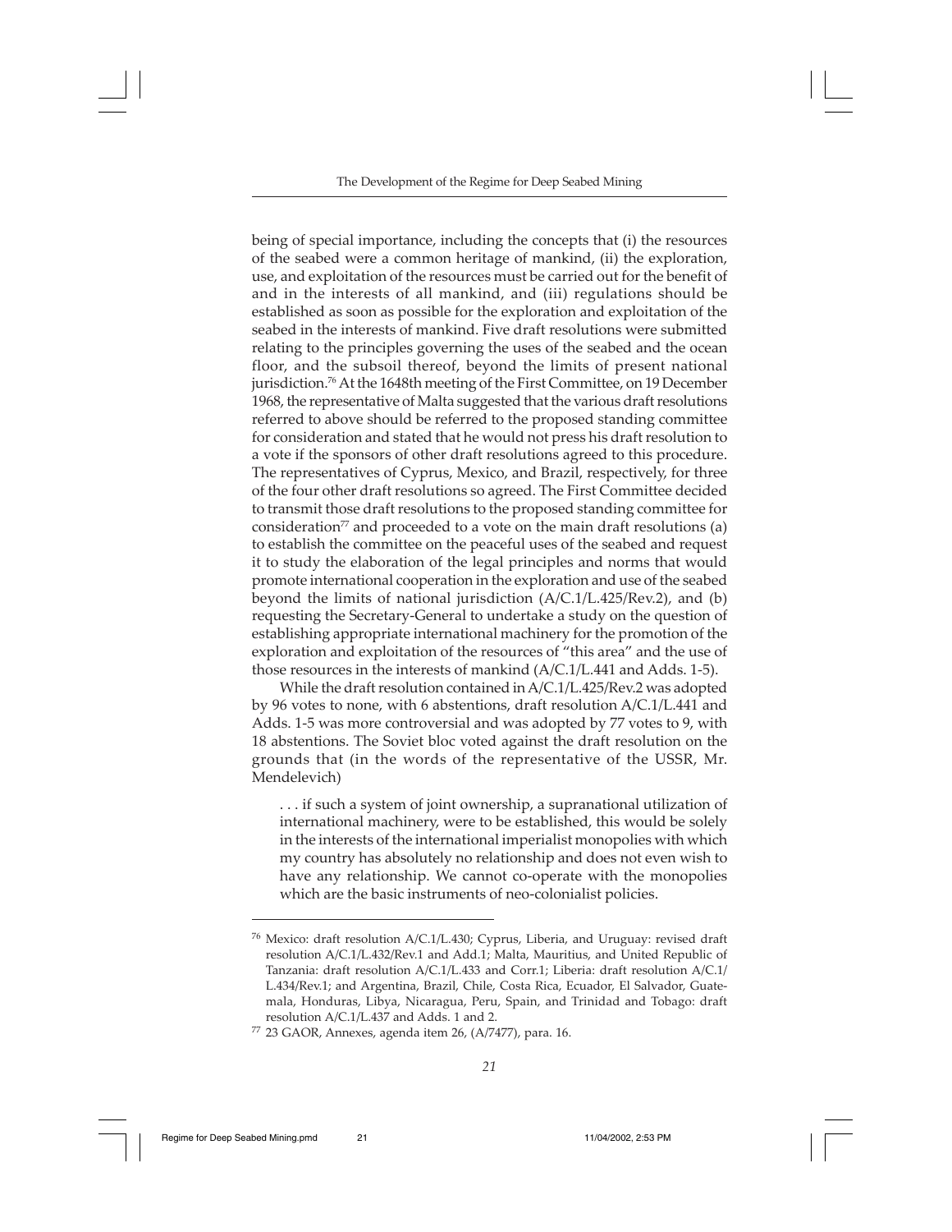being of special importance, including the concepts that (i) the resources of the seabed were a common heritage of mankind, (ii) the exploration, use, and exploitation of the resources must be carried out for the benefit of and in the interests of all mankind, and (iii) regulations should be established as soon as possible for the exploration and exploitation of the seabed in the interests of mankind. Five draft resolutions were submitted relating to the principles governing the uses of the seabed and the ocean floor, and the subsoil thereof, beyond the limits of present national jurisdiction.[76] At the 1648th meeting of the First Committee, on 19 December 1968, the representative of Malta suggested that the various draft resolutions referred to above should be referred to the proposed standing committee for consideration and stated that he would not press his draft resolution to a vote if the sponsors of other draft resolutions agreed to this procedure. The representatives of Cyprus, Mexico, and Brazil, respectively, for three of the four other draft resolutions so agreed. The First Committee decided to transmit those draft resolutions to the proposed standing committee for consideration[77] and proceeded to a vote on the main draft resolutions (a) to establish the committee on the peaceful uses of the seabed and request it to study the elaboration of the legal principles and norms that would promote international cooperation in the exploration and use of the seabed beyond the limits of national jurisdiction (A/C.1/L.425/Rev.2), and (b) requesting the Secretary-General to undertake a study on the question of establishing appropriate international machinery for the promotion of the exploration and exploitation of the resources of "this area" and the use of those resources in the interests of mankind (A/C.1/L.441 and Adds. 1-5).

While the draft resolution contained in A/C.1/L.425/Rev.2 was adopted by 96 votes to none, with 6 abstentions, draft resolution A/C.1/L.441 and Adds. 1-5 was more controversial and was adopted by 77 votes to 9, with 18 abstentions. The Soviet bloc voted against the draft resolution on the grounds that (in the words of the representative of the USSR, Mr. Mendelevich)

> . . . if such a system of joint ownership, a supranational utilization of international machinery, were to be established, this would be solely in the interests of the international imperialist monopolies with which my country has absolutely no relationship and does not even wish to have any relationship. We cannot co-operate with the monopolies which are the basic instruments of neo-colonialist policies.

---

[76] Mexico: draft resolution A/C.1/L.430; Cyprus, Liberia, and Uruguay: revised draft resolution A/C.1/L.432/Rev.1 and Add.1; Malta, Mauritius, and United Republic of Tanzania: draft resolution A/C.1/L.433 and Corr.1; Liberia: draft resolution A/C.1/L.434/Rev.1; and Argentina, Brazil, Chile, Costa Rica, Ecuador, El Salvador, Guatemala, Honduras, Libya, Nicaragua, Peru, Spain, and Trinidad and Tobago: draft resolution A/C.1/L.437 and Adds. 1 and 2.

[77] 23 GAOR, Annexes, agenda item 26, (A/7477), para. 16.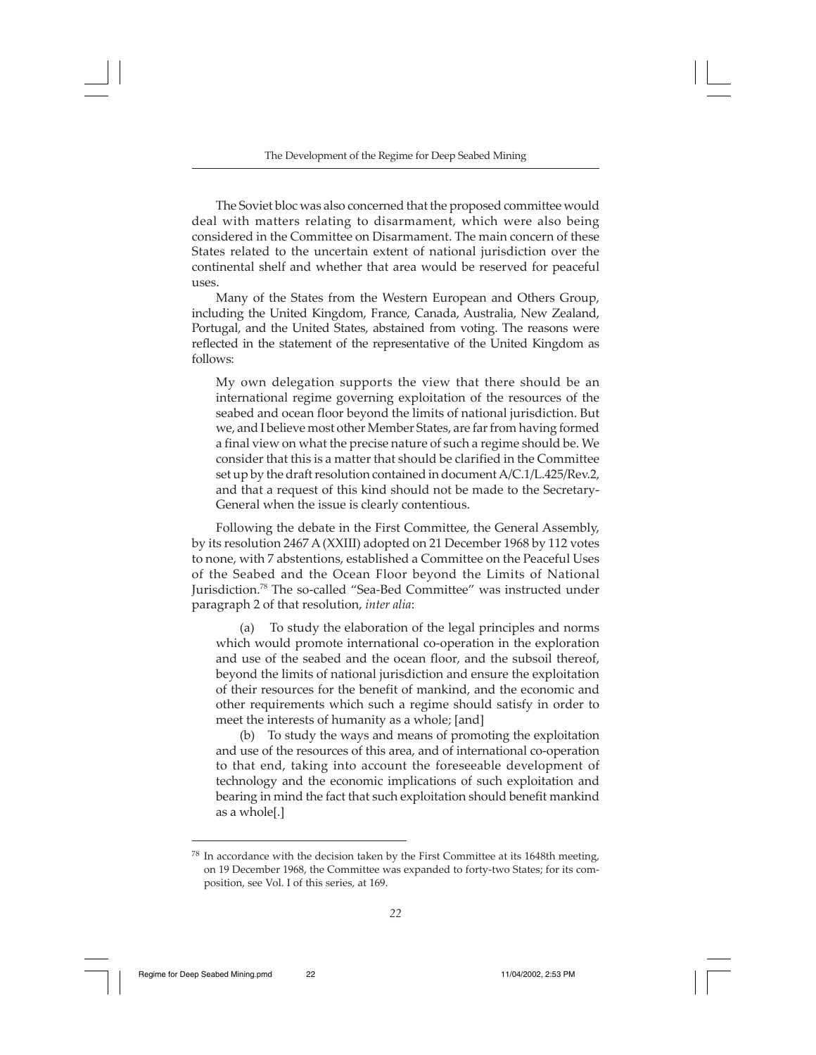The Soviet bloc was also concerned that the proposed committee would deal with matters relating to disarmament, which were also being considered in the Committee on Disarmament. The main concern of these States related to the uncertain extent of national jurisdiction over the continental shelf and whether that area would be reserved for peaceful uses.

Many of the States from the Western European and Others Group, including the United Kingdom, France, Canada, Australia, New Zealand, Portugal, and the United States, abstained from voting. The reasons were reflected in the statement of the representative of the United Kingdom as follows:

> My own delegation supports the view that there should be an international regime governing exploitation of the resources of the seabed and ocean floor beyond the limits of national jurisdiction. But we, and I believe most other Member States, are far from having formed a final view on what the precise nature of such a regime should be. We consider that this is a matter that should be clarified in the Committee set up by the draft resolution contained in document A/C.1/L.425/Rev.2, and that a request of this kind should not be made to the Secretary-General when the issue is clearly contentious.

Following the debate in the First Committee, the General Assembly, by its resolution 2467 A (XXIII) adopted on 21 December 1968 by 112 votes to none, with 7 abstentions, established a Committee on the Peaceful Uses of the Seabed and the Ocean Floor beyond the Limits of National Jurisdiction.[78] The so-called "Sea-Bed Committee" was instructed under paragraph 2 of that resolution, *inter alia*:

> (a) To study the elaboration of the legal principles and norms which would promote international co-operation in the exploration and use of the seabed and the ocean floor, and the subsoil thereof, beyond the limits of national jurisdiction and ensure the exploitation of their resources for the benefit of mankind, and the economic and other requirements which such a regime should satisfy in order to meet the interests of humanity as a whole; [and]
>
> (b) To study the ways and means of promoting the exploitation and use of the resources of this area, and of international co-operation to that end, taking into account the foreseeable development of technology and the economic implications of such exploitation and bearing in mind the fact that such exploitation should benefit mankind as a whole[.]

[78] In accordance with the decision taken by the First Committee at its 1648th meeting, on 19 December 1968, the Committee was expanded to forty-two States; for its composition, see Vol. I of this series, at 169.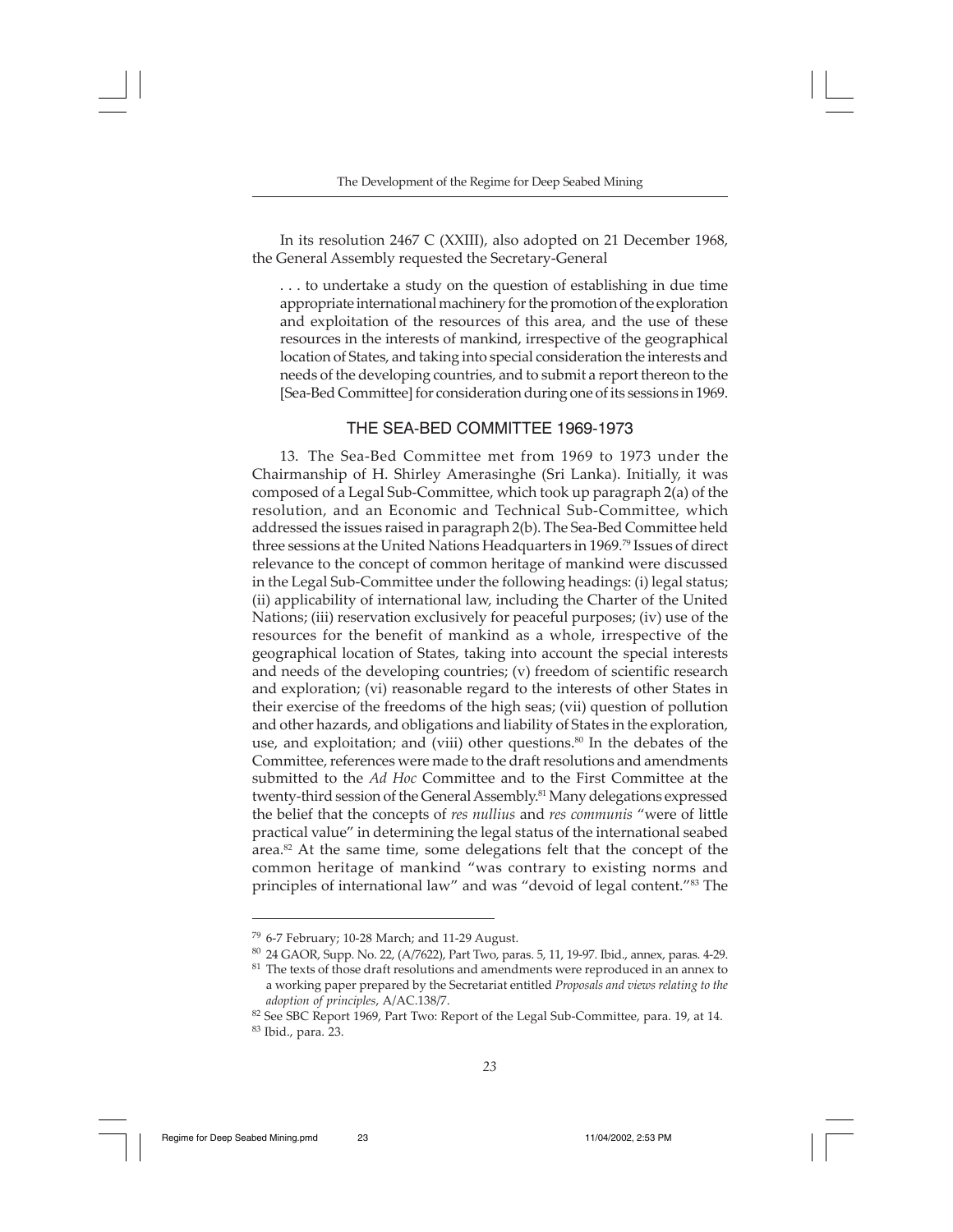In its resolution 2467 C (XXIII), also adopted on 21 December 1968, the General Assembly requested the Secretary-General

> . . . to undertake a study on the question of establishing in due time appropriate international machinery for the promotion of the exploration and exploitation of the resources of this area, and the use of these resources in the interests of mankind, irrespective of the geographical location of States, and taking into special consideration the interests and needs of the developing countries, and to submit a report thereon to the [Sea-Bed Committee] for consideration during one of its sessions in 1969.

## THE SEA-BED COMMITTEE 1969-1973

13. The Sea-Bed Committee met from 1969 to 1973 under the Chairmanship of H. Shirley Amerasinghe (Sri Lanka). Initially, it was composed of a Legal Sub-Committee, which took up paragraph 2(a) of the resolution, and an Economic and Technical Sub-Committee, which addressed the issues raised in paragraph 2(b). The Sea-Bed Committee held three sessions at the United Nations Headquarters in 1969.[79] Issues of direct relevance to the concept of common heritage of mankind were discussed in the Legal Sub-Committee under the following headings: (i) legal status; (ii) applicability of international law, including the Charter of the United Nations; (iii) reservation exclusively for peaceful purposes; (iv) use of the resources for the benefit of mankind as a whole, irrespective of the geographical location of States, taking into account the special interests and needs of the developing countries; (v) freedom of scientific research and exploration; (vi) reasonable regard to the interests of other States in their exercise of the freedoms of the high seas; (vii) question of pollution and other hazards, and obligations and liability of States in the exploration, use, and exploitation; and (viii) other questions.[80] In the debates of the Committee, references were made to the draft resolutions and amendments submitted to the *Ad Hoc* Committee and to the First Committee at the twenty-third session of the General Assembly.[81] Many delegations expressed the belief that the concepts of *res nullius* and *res communis* "were of little practical value" in determining the legal status of the international seabed area.[82] At the same time, some delegations felt that the concept of the common heritage of mankind "was contrary to existing norms and principles of international law" and was "devoid of legal content."[83] The

---

[79] 6-7 February; 10-28 March; and 11-29 August.

[80] 24 GAOR, Supp. No. 22, (A/7622), Part Two, paras. 5, 11, 19-97. Ibid., annex, paras. 4-29.

[81] The texts of those draft resolutions and amendments were reproduced in an annex to a working paper prepared by the Secretariat entitled *Proposals and views relating to the adoption of principles*, A/AC.138/7.

[82] See SBC Report 1969, Part Two: Report of the Legal Sub-Committee, para. 19, at 14.

[83] Ibid., para. 23.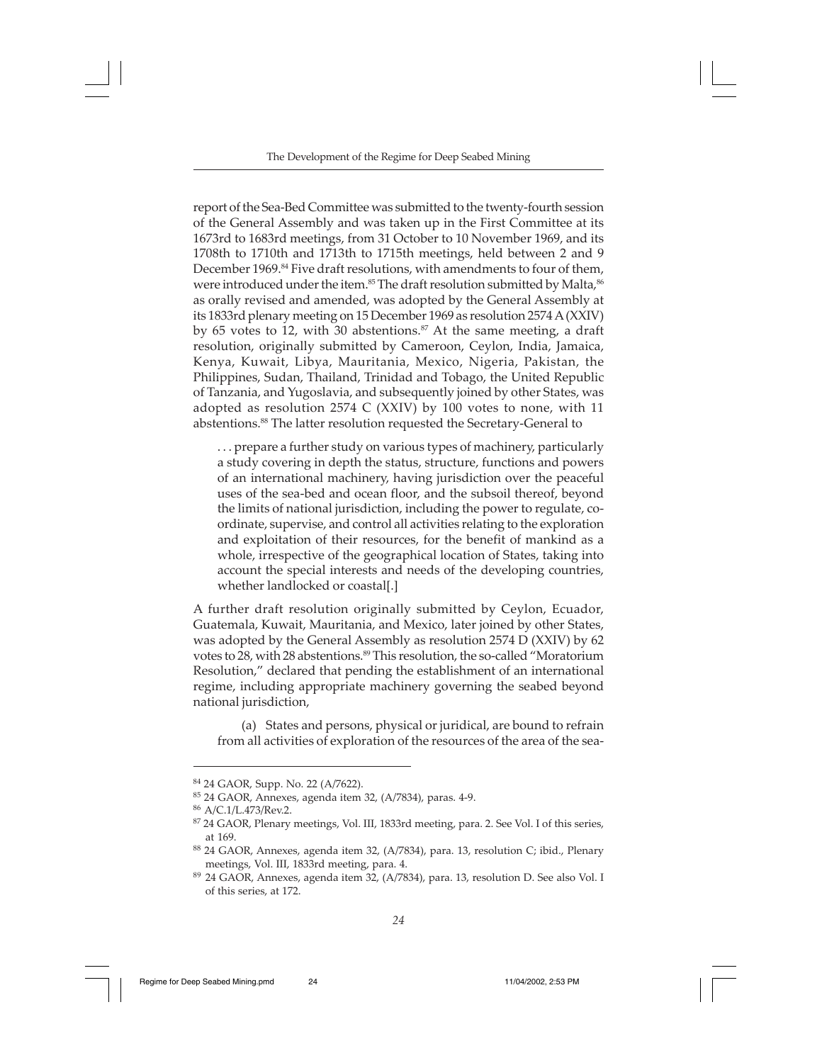report of the Sea-Bed Committee was submitted to the twenty-fourth session of the General Assembly and was taken up in the First Committee at its 1673rd to 1683rd meetings, from 31 October to 10 November 1969, and its 1708th to 1710th and 1713th to 1715th meetings, held between 2 and 9 December 1969.[84] Five draft resolutions, with amendments to four of them, were introduced under the item.[85] The draft resolution submitted by Malta,[86] as orally revised and amended, was adopted by the General Assembly at its 1833rd plenary meeting on 15 December 1969 as resolution 2574 A (XXIV) by 65 votes to 12, with 30 abstentions.[87] At the same meeting, a draft resolution, originally submitted by Cameroon, Ceylon, India, Jamaica, Kenya, Kuwait, Libya, Mauritania, Mexico, Nigeria, Pakistan, the Philippines, Sudan, Thailand, Trinidad and Tobago, the United Republic of Tanzania, and Yugoslavia, and subsequently joined by other States, was adopted as resolution 2574 C (XXIV) by 100 votes to none, with 11 abstentions.[88] The latter resolution requested the Secretary-General to

> . . . prepare a further study on various types of machinery, particularly a study covering in depth the status, structure, functions and powers of an international machinery, having jurisdiction over the peaceful uses of the sea-bed and ocean floor, and the subsoil thereof, beyond the limits of national jurisdiction, including the power to regulate, co-ordinate, supervise, and control all activities relating to the exploration and exploitation of their resources, for the benefit of mankind as a whole, irrespective of the geographical location of States, taking into account the special interests and needs of the developing countries, whether landlocked or coastal[.]

A further draft resolution originally submitted by Ceylon, Ecuador, Guatemala, Kuwait, Mauritania, and Mexico, later joined by other States, was adopted by the General Assembly as resolution 2574 D (XXIV) by 62 votes to 28, with 28 abstentions.[89] This resolution, the so-called "Moratorium Resolution," declared that pending the establishment of an international regime, including appropriate machinery governing the seabed beyond national jurisdiction,

> (a) States and persons, physical or juridical, are bound to refrain from all activities of exploration of the resources of the area of the sea-

---

[84] 24 GAOR, Supp. No. 22 (A/7622).

[85] 24 GAOR, Annexes, agenda item 32, (A/7834), paras. 4-9.

[86] A/C.1/L.473/Rev.2.

[87] 24 GAOR, Plenary meetings, Vol. III, 1833rd meeting, para. 2. See Vol. I of this series, at 169.

[88] 24 GAOR, Annexes, agenda item 32, (A/7834), para. 13, resolution C; ibid., Plenary meetings, Vol. III, 1833rd meeting, para. 4.

[89] 24 GAOR, Annexes, agenda item 32, (A/7834), para. 13, resolution D. See also Vol. I of this series, at 172.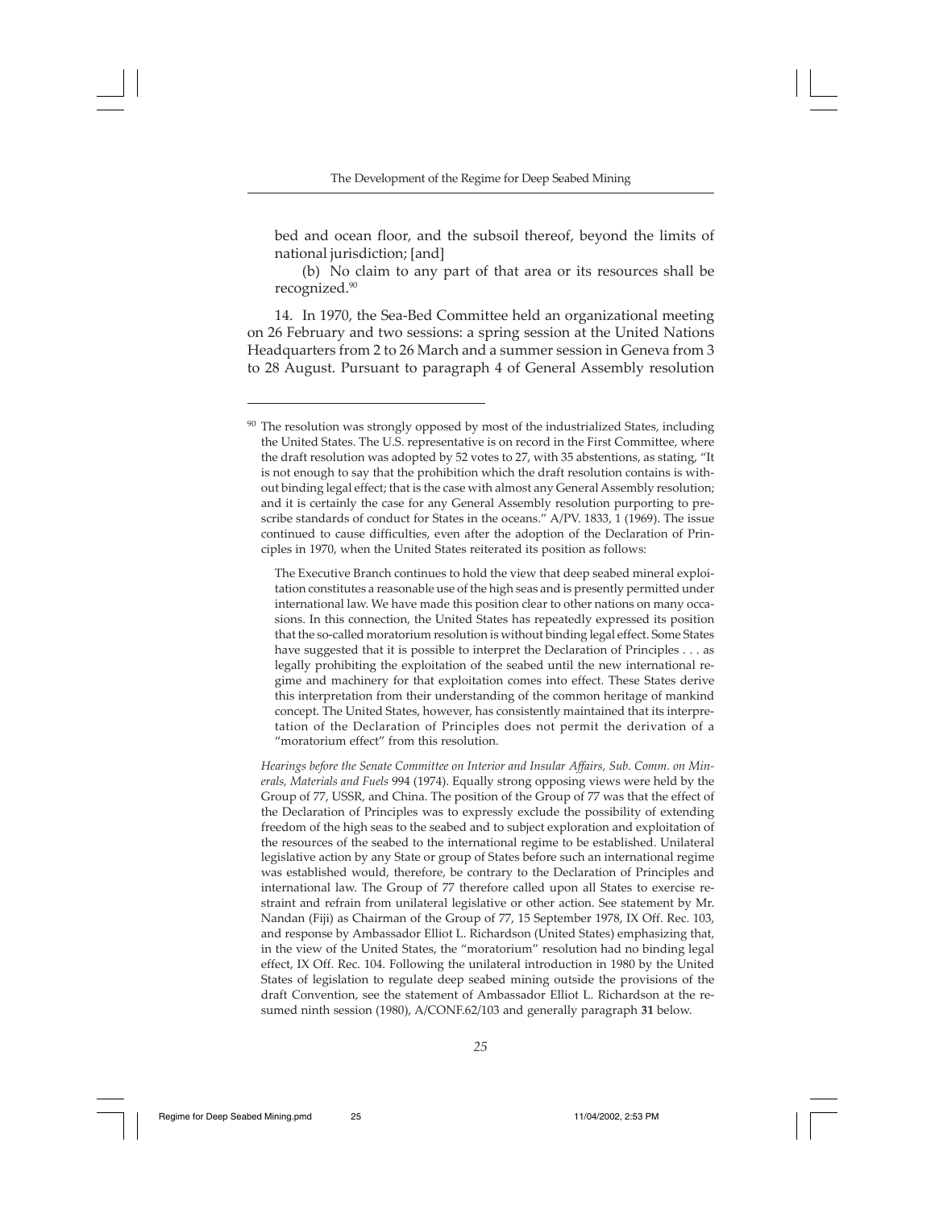bed and ocean floor, and the subsoil thereof, beyond the limits of national jurisdiction; [and]

(b) No claim to any part of that area or its resources shall be recognized.[90]

14. In 1970, the Sea-Bed Committee held an organizational meeting on 26 February and two sessions: a spring session at the United Nations Headquarters from 2 to 26 March and a summer session in Geneva from 3 to 28 August. Pursuant to paragraph 4 of General Assembly resolution

---

[90] The resolution was strongly opposed by most of the industrialized States, including the United States. The U.S. representative is on record in the First Committee, where the draft resolution was adopted by 52 votes to 27, with 35 abstentions, as stating, "It is not enough to say that the prohibition which the draft resolution contains is without binding legal effect; that is the case with almost any General Assembly resolution; and it is certainly the case for any General Assembly resolution purporting to prescribe standards of conduct for States in the oceans." A/PV. 1833, 1 (1969). The issue continued to cause difficulties, even after the adoption of the Declaration of Principles in 1970, when the United States reiterated its position as follows:

> The Executive Branch continues to hold the view that deep seabed mineral exploitation constitutes a reasonable use of the high seas and is presently permitted under international law. We have made this position clear to other nations on many occasions. In this connection, the United States has repeatedly expressed its position that the so-called moratorium resolution is without binding legal effect. Some States have suggested that it is possible to interpret the Declaration of Principles . . . as legally prohibiting the exploitation of the seabed until the new international regime and machinery for that exploitation comes into effect. These States derive this interpretation from their understanding of the common heritage of mankind concept. The United States, however, has consistently maintained that its interpretation of the Declaration of Principles does not permit the derivation of a "moratorium effect" from this resolution.

*Hearings before the Senate Committee on Interior and Insular Affairs, Sub. Comm. on Minerals, Materials and Fuels* 994 (1974). Equally strong opposing views were held by the Group of 77, USSR, and China. The position of the Group of 77 was that the effect of the Declaration of Principles was to expressly exclude the possibility of extending freedom of the high seas to the seabed and to subject exploration and exploitation of the resources of the seabed to the international regime to be established. Unilateral legislative action by any State or group of States before such an international regime was established would, therefore, be contrary to the Declaration of Principles and international law. The Group of 77 therefore called upon all States to exercise restraint and refrain from unilateral legislative or other action. See statement by Mr. Nandan (Fiji) as Chairman of the Group of 77, 15 September 1978, IX Off. Rec. 103, and response by Ambassador Elliot L. Richardson (United States) emphasizing that, in the view of the United States, the "moratorium" resolution had no binding legal effect, IX Off. Rec. 104. Following the unilateral introduction in 1980 by the United States of legislation to regulate deep seabed mining outside the provisions of the draft Convention, see the statement of Ambassador Elliot L. Richardson at the resumed ninth session (1980), A/CONF.62/103 and generally paragraph **31** below.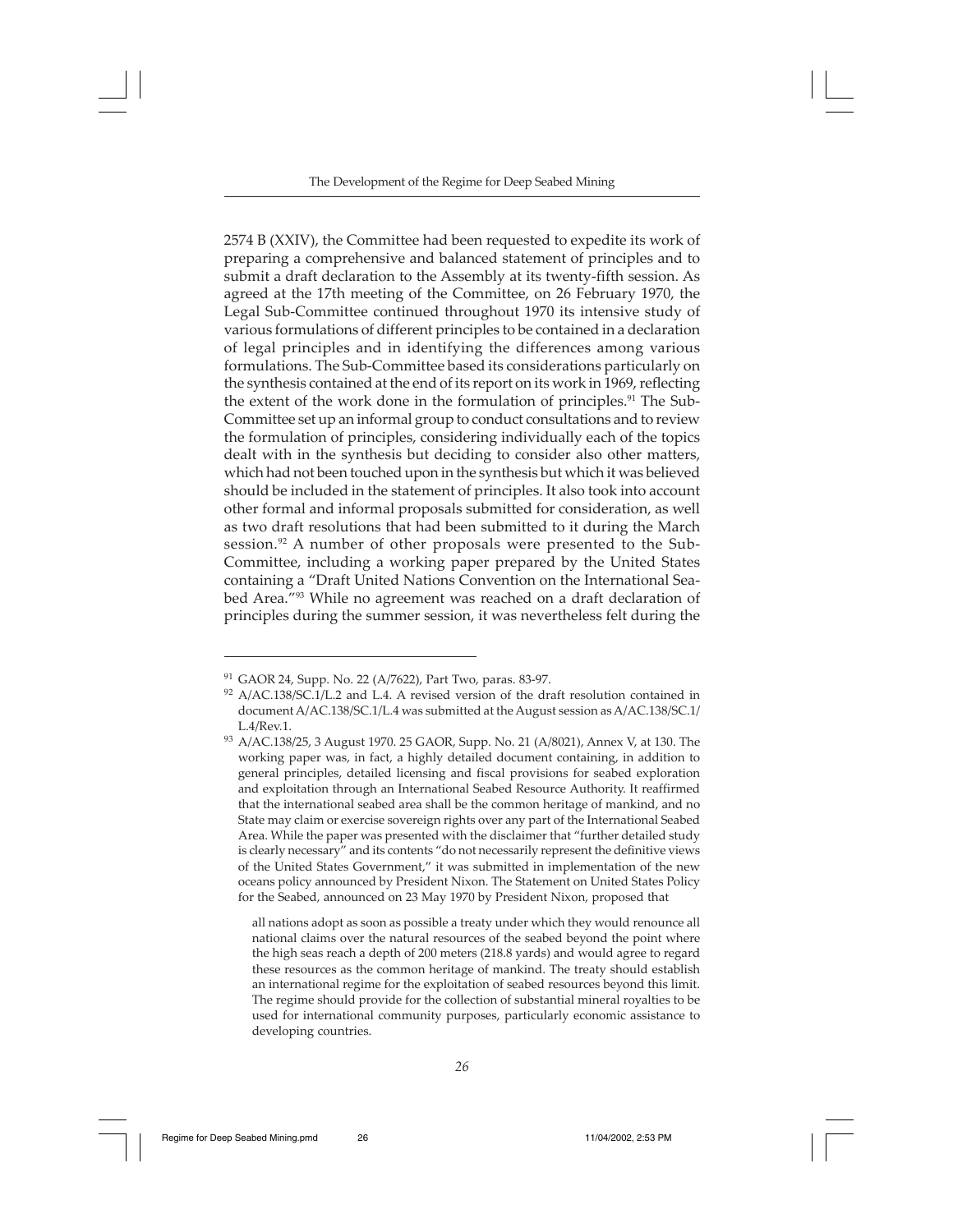2574 B (XXIV), the Committee had been requested to expedite its work of preparing a comprehensive and balanced statement of principles and to submit a draft declaration to the Assembly at its twenty-fifth session. As agreed at the 17th meeting of the Committee, on 26 February 1970, the Legal Sub-Committee continued throughout 1970 its intensive study of various formulations of different principles to be contained in a declaration of legal principles and in identifying the differences among various formulations. The Sub-Committee based its considerations particularly on the synthesis contained at the end of its report on its work in 1969, reflecting the extent of the work done in the formulation of principles.[91] The Sub-Committee set up an informal group to conduct consultations and to review the formulation of principles, considering individually each of the topics dealt with in the synthesis but deciding to consider also other matters, which had not been touched upon in the synthesis but which it was believed should be included in the statement of principles. It also took into account other formal and informal proposals submitted for consideration, as well as two draft resolutions that had been submitted to it during the March session.[92] A number of other proposals were presented to the Sub-Committee, including a working paper prepared by the United States containing a "Draft United Nations Convention on the International Seabed Area."[93] While no agreement was reached on a draft declaration of principles during the summer session, it was nevertheless felt during the

---

[91] GAOR 24, Supp. No. 22 (A/7622), Part Two, paras. 83-97.

[92] A/AC.138/SC.1/L.2 and L.4. A revised version of the draft resolution contained in document A/AC.138/SC.1/L.4 was submitted at the August session as A/AC.138/SC.1/L.4/Rev.1.

[93] A/AC.138/25, 3 August 1970. 25 GAOR, Supp. No. 21 (A/8021), Annex V, at 130. The working paper was, in fact, a highly detailed document containing, in addition to general principles, detailed licensing and fiscal provisions for seabed exploration and exploitation through an International Seabed Resource Authority. It reaffirmed that the international seabed area shall be the common heritage of mankind, and no State may claim or exercise sovereign rights over any part of the International Seabed Area. While the paper was presented with the disclaimer that "further detailed study is clearly necessary" and its contents "do not necessarily represent the definitive views of the United States Government," it was submitted in implementation of the new oceans policy announced by President Nixon. The Statement on United States Policy for the Seabed, announced on 23 May 1970 by President Nixon, proposed that

> all nations adopt as soon as possible a treaty under which they would renounce all national claims over the natural resources of the seabed beyond the point where the high seas reach a depth of 200 meters (218.8 yards) and would agree to regard these resources as the common heritage of mankind. The treaty should establish an international regime for the exploitation of seabed resources beyond this limit. The regime should provide for the collection of substantial mineral royalties to be used for international community purposes, particularly economic assistance to developing countries.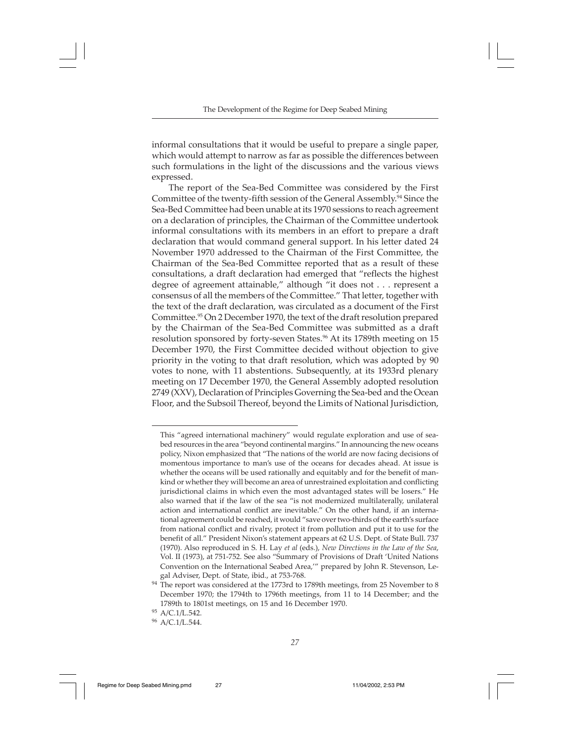informal consultations that it would be useful to prepare a single paper, which would attempt to narrow as far as possible the differences between such formulations in the light of the discussions and the various views expressed.

The report of the Sea-Bed Committee was considered by the First Committee of the twenty-fifth session of the General Assembly.[94] Since the Sea-Bed Committee had been unable at its 1970 sessions to reach agreement on a declaration of principles, the Chairman of the Committee undertook informal consultations with its members in an effort to prepare a draft declaration that would command general support. In his letter dated 24 November 1970 addressed to the Chairman of the First Committee, the Chairman of the Sea-Bed Committee reported that as a result of these consultations, a draft declaration had emerged that "reflects the highest degree of agreement attainable," although "it does not . . . represent a consensus of all the members of the Committee." That letter, together with the text of the draft declaration, was circulated as a document of the First Committee.[95] On 2 December 1970, the text of the draft resolution prepared by the Chairman of the Sea-Bed Committee was submitted as a draft resolution sponsored by forty-seven States.[96] At its 1789th meeting on 15 December 1970, the First Committee decided without objection to give priority in the voting to that draft resolution, which was adopted by 90 votes to none, with 11 abstentions. Subsequently, at its 1933rd plenary meeting on 17 December 1970, the General Assembly adopted resolution 2749 (XXV), Declaration of Principles Governing the Sea-bed and the Ocean Floor, and the Subsoil Thereof, beyond the Limits of National Jurisdiction,

---

This "agreed international machinery" would regulate exploration and use of seabed resources in the area "beyond continental margins." In announcing the new oceans policy, Nixon emphasized that "The nations of the world are now facing decisions of momentous importance to man's use of the oceans for decades ahead. At issue is whether the oceans will be used rationally and equitably and for the benefit of mankind or whether they will become an area of unrestrained exploitation and conflicting jurisdictional claims in which even the most advantaged states will be losers." He also warned that if the law of the sea "is not modernized multilaterally, unilateral action and international conflict are inevitable." On the other hand, if an international agreement could be reached, it would "save over two-thirds of the earth's surface from national conflict and rivalry, protect it from pollution and put it to use for the benefit of all." President Nixon's statement appears at 62 U.S. Dept. of State Bull. 737 (1970). Also reproduced in S. H. Lay *et al* (eds.), *New Directions in the Law of the Sea*, Vol. II (1973), at 751-752. See also "Summary of Provisions of Draft 'United Nations Convention on the International Seabed Area,'" prepared by John R. Stevenson, Legal Adviser, Dept. of State, ibid., at 753-768.

[94] The report was considered at the 1773rd to 1789th meetings, from 25 November to 8 December 1970; the 1794th to 1796th meetings, from 11 to 14 December; and the 1789th to 1801st meetings, on 15 and 16 December 1970.

[95] A/C.1/L.542.

[96] A/C.1/L.544.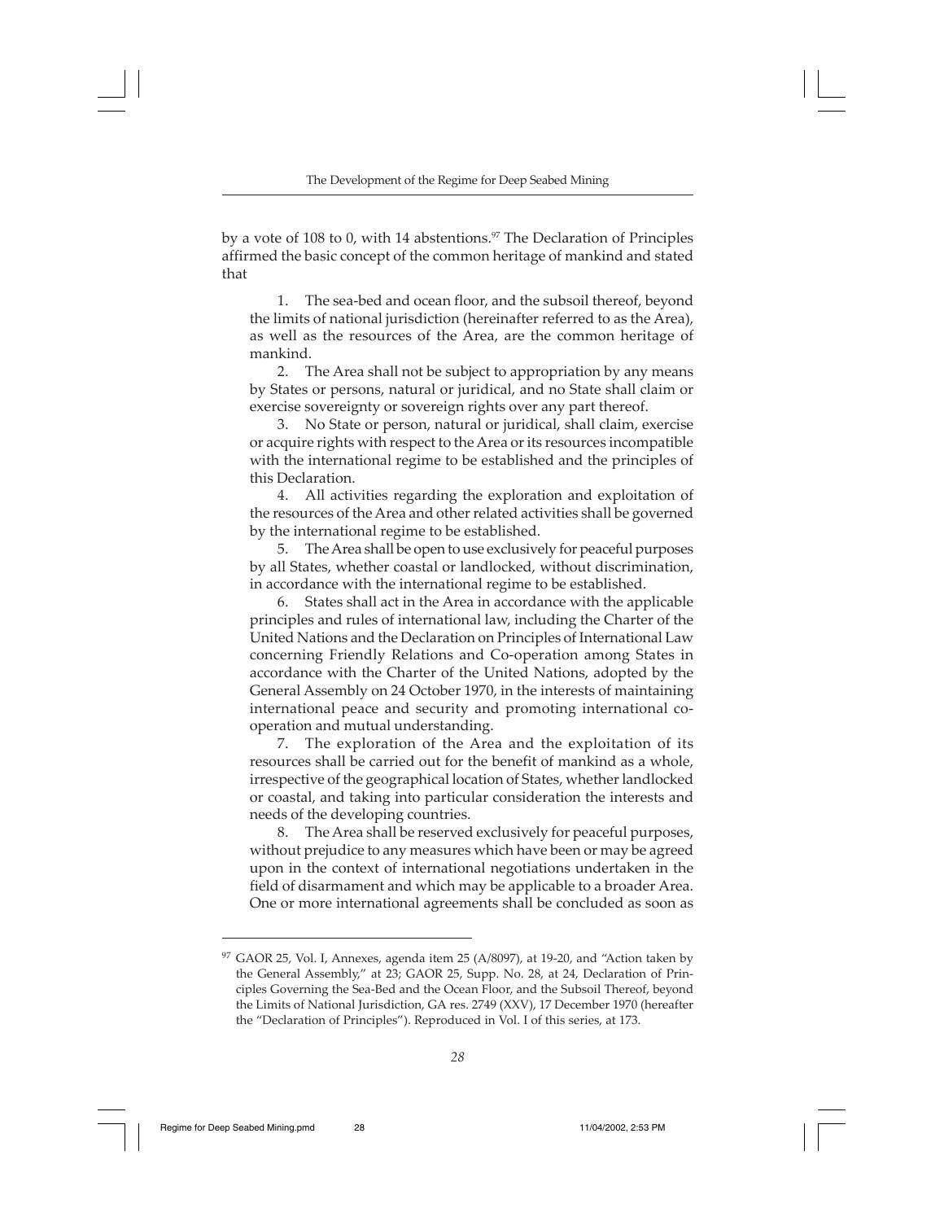by a vote of 108 to 0, with 14 abstentions.[97] The Declaration of Principles affirmed the basic concept of the common heritage of mankind and stated that

> 1. The sea-bed and ocean floor, and the subsoil thereof, beyond the limits of national jurisdiction (hereinafter referred to as the Area), as well as the resources of the Area, are the common heritage of mankind.
>
> 2. The Area shall not be subject to appropriation by any means by States or persons, natural or juridical, and no State shall claim or exercise sovereignty or sovereign rights over any part thereof.
>
> 3. No State or person, natural or juridical, shall claim, exercise or acquire rights with respect to the Area or its resources incompatible with the international regime to be established and the principles of this Declaration.
>
> 4. All activities regarding the exploration and exploitation of the resources of the Area and other related activities shall be governed by the international regime to be established.
>
> 5. The Area shall be open to use exclusively for peaceful purposes by all States, whether coastal or landlocked, without discrimination, in accordance with the international regime to be established.
>
> 6. States shall act in the Area in accordance with the applicable principles and rules of international law, including the Charter of the United Nations and the Declaration on Principles of International Law concerning Friendly Relations and Co-operation among States in accordance with the Charter of the United Nations, adopted by the General Assembly on 24 October 1970, in the interests of maintaining international peace and security and promoting international co-operation and mutual understanding.
>
> 7. The exploration of the Area and the exploitation of its resources shall be carried out for the benefit of mankind as a whole, irrespective of the geographical location of States, whether landlocked or coastal, and taking into particular consideration the interests and needs of the developing countries.
>
> 8. The Area shall be reserved exclusively for peaceful purposes, without prejudice to any measures which have been or may be agreed upon in the context of international negotiations undertaken in the field of disarmament and which may be applicable to a broader Area. One or more international agreements shall be concluded as soon as

---

[97] GAOR 25, Vol. I, Annexes, agenda item 25 (A/8097), at 19-20, and "Action taken by the General Assembly," at 23; GAOR 25, Supp. No. 28, at 24, Declaration of Principles Governing the Sea-Bed and the Ocean Floor, and the Subsoil Thereof, beyond the Limits of National Jurisdiction, GA res. 2749 (XXV), 17 December 1970 (hereafter the "Declaration of Principles"). Reproduced in Vol. I of this series, at 173.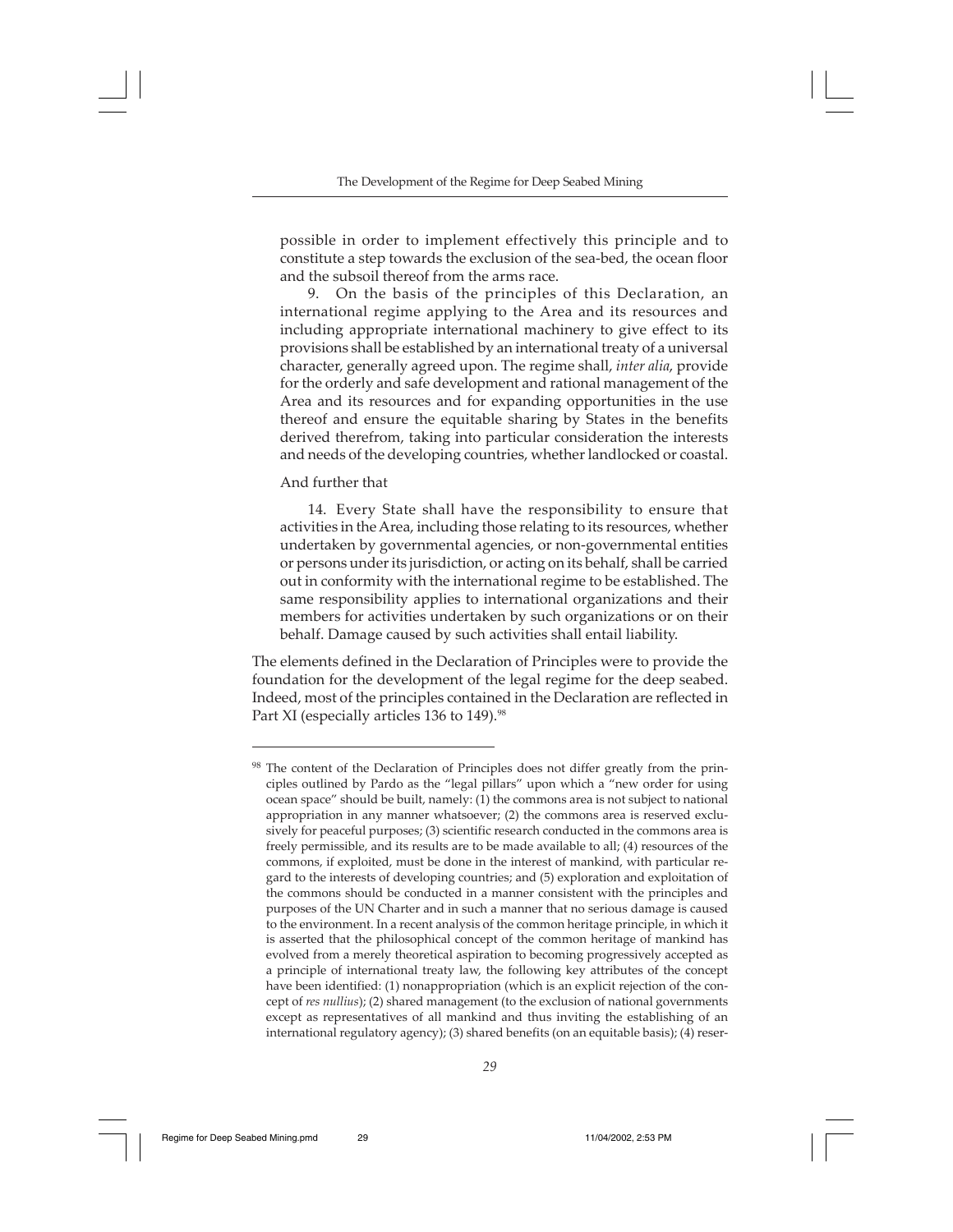possible in order to implement effectively this principle and to constitute a step towards the exclusion of the sea-bed, the ocean floor and the subsoil thereof from the arms race.

> 9. On the basis of the principles of this Declaration, an international regime applying to the Area and its resources and including appropriate international machinery to give effect to its provisions shall be established by an international treaty of a universal character, generally agreed upon. The regime shall, *inter alia*, provide for the orderly and safe development and rational management of the Area and its resources and for expanding opportunities in the use thereof and ensure the equitable sharing by States in the benefits derived therefrom, taking into particular consideration the interests and needs of the developing countries, whether landlocked or coastal.

And further that

> 14. Every State shall have the responsibility to ensure that activities in the Area, including those relating to its resources, whether undertaken by governmental agencies, or non-governmental entities or persons under its jurisdiction, or acting on its behalf, shall be carried out in conformity with the international regime to be established. The same responsibility applies to international organizations and their members for activities undertaken by such organizations or on their behalf. Damage caused by such activities shall entail liability.

The elements defined in the Declaration of Principles were to provide the foundation for the development of the legal regime for the deep seabed. Indeed, most of the principles contained in the Declaration are reflected in Part XI (especially articles 136 to 149).[98]

---

[98] The content of the Declaration of Principles does not differ greatly from the principles outlined by Pardo as the "legal pillars" upon which a "new order for using ocean space" should be built, namely: (1) the commons area is not subject to national appropriation in any manner whatsoever; (2) the commons area is reserved exclusively for peaceful purposes; (3) scientific research conducted in the commons area is freely permissible, and its results are to be made available to all; (4) resources of the commons, if exploited, must be done in the interest of mankind, with particular regard to the interests of developing countries; and (5) exploration and exploitation of the commons should be conducted in a manner consistent with the principles and purposes of the UN Charter and in such a manner that no serious damage is caused to the environment. In a recent analysis of the common heritage principle, in which it is asserted that the philosophical concept of the common heritage of mankind has evolved from a merely theoretical aspiration to becoming progressively accepted as a principle of international treaty law, the following key attributes of the concept have been identified: (1) nonappropriation (which is an explicit rejection of the concept of *res nullius*); (2) shared management (to the exclusion of national governments except as representatives of all mankind and thus inviting the establishing of an international regulatory agency); (3) shared benefits (on an equitable basis); (4) reser-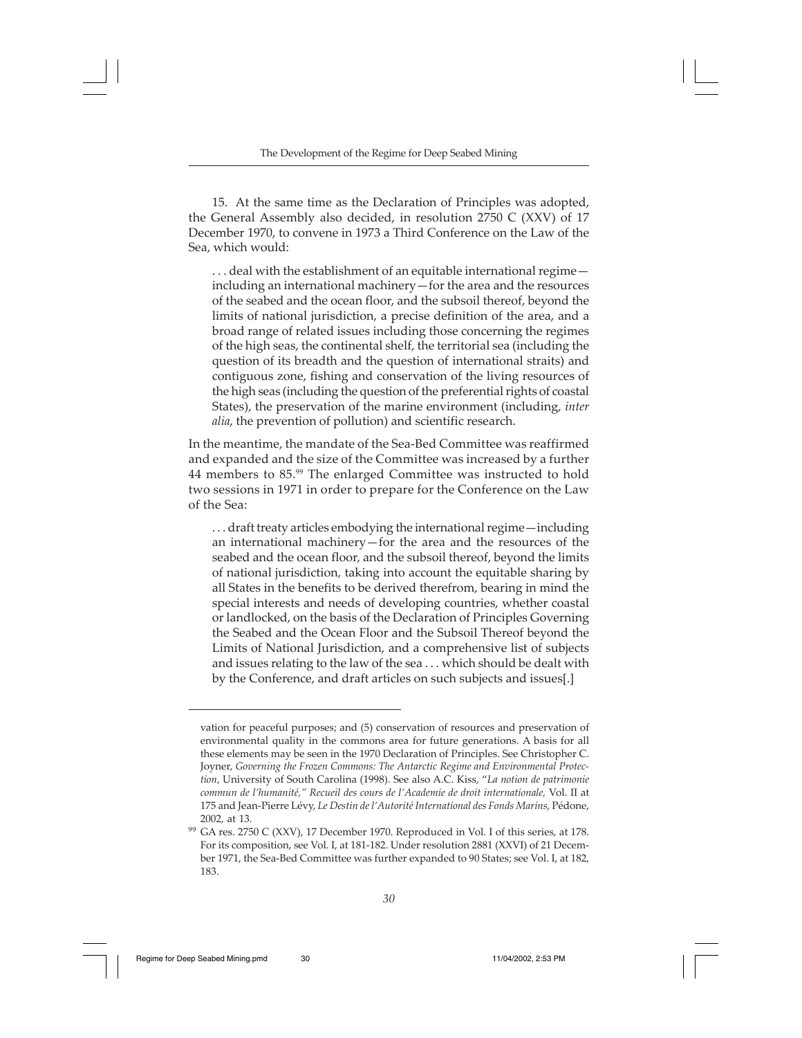15. At the same time as the Declaration of Principles was adopted, the General Assembly also decided, in resolution 2750 C (XXV) of 17 December 1970, to convene in 1973 a Third Conference on the Law of the Sea, which would:

> . . . deal with the establishment of an equitable international regime—including an international machinery—for the area and the resources of the seabed and the ocean floor, and the subsoil thereof, beyond the limits of national jurisdiction, a precise definition of the area, and a broad range of related issues including those concerning the regimes of the high seas, the continental shelf, the territorial sea (including the question of its breadth and the question of international straits) and contiguous zone, fishing and conservation of the living resources of the high seas (including the question of the preferential rights of coastal States), the preservation of the marine environment (including, *inter alia*, the prevention of pollution) and scientific research.

In the meantime, the mandate of the Sea-Bed Committee was reaffirmed and expanded and the size of the Committee was increased by a further 44 members to 85.[99] The enlarged Committee was instructed to hold two sessions in 1971 in order to prepare for the Conference on the Law of the Sea:

> . . . draft treaty articles embodying the international regime—including an international machinery—for the area and the resources of the seabed and the ocean floor, and the subsoil thereof, beyond the limits of national jurisdiction, taking into account the equitable sharing by all States in the benefits to be derived therefrom, bearing in mind the special interests and needs of developing countries, whether coastal or landlocked, on the basis of the Declaration of Principles Governing the Seabed and the Ocean Floor and the Subsoil Thereof beyond the Limits of National Jurisdiction, and a comprehensive list of subjects and issues relating to the law of the sea . . . which should be dealt with by the Conference, and draft articles on such subjects and issues[.]

---

vation for peaceful purposes; and (5) conservation of resources and preservation of environmental quality in the commons area for future generations. A basis for all these elements may be seen in the 1970 Declaration of Principles. See Christopher C. Joyner, *Governing the Frozen Commons: The Antarctic Regime and Environmental Protection*, University of South Carolina (1998). See also A.C. Kiss, "*La notion de patrimonie commun de l'humanité," Recueil des cours de l'Academie de droit internationale,* Vol. II at 175 and Jean-Pierre Lévy, *Le Destin de l'Autorité International des Fonds Marins*, Pédone, 2002, at 13.

[99] GA res. 2750 C (XXV), 17 December 1970. Reproduced in Vol. I of this series, at 178. For its composition, see Vol. I, at 181-182. Under resolution 2881 (XXVI) of 21 December 1971, the Sea-Bed Committee was further expanded to 90 States; see Vol. I, at 182, 183.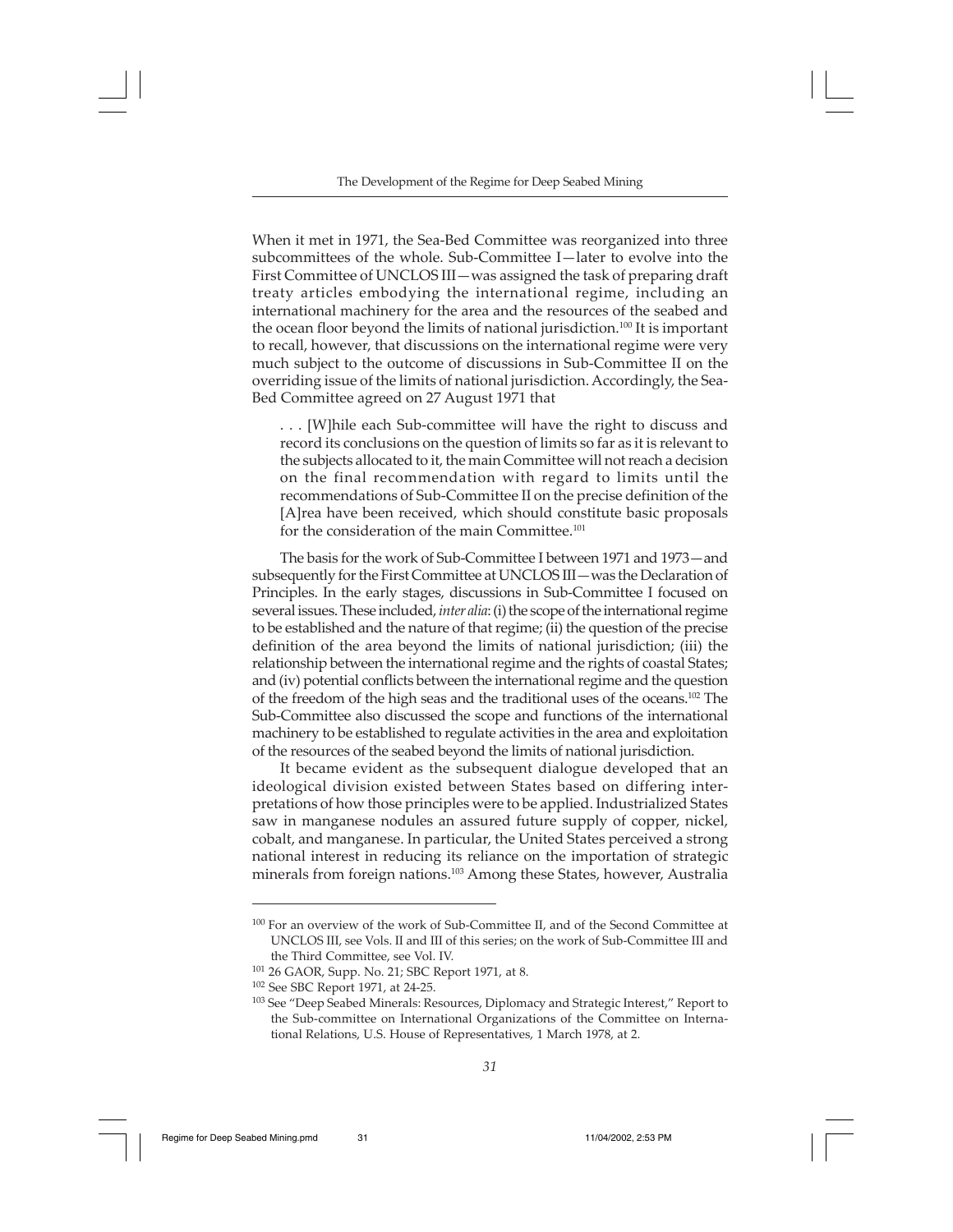When it met in 1971, the Sea-Bed Committee was reorganized into three subcommittees of the whole. Sub-Committee I—later to evolve into the First Committee of UNCLOS III—was assigned the task of preparing draft treaty articles embodying the international regime, including an international machinery for the area and the resources of the seabed and the ocean floor beyond the limits of national jurisdiction.[100] It is important to recall, however, that discussions on the international regime were very much subject to the outcome of discussions in Sub-Committee II on the overriding issue of the limits of national jurisdiction. Accordingly, the Sea-Bed Committee agreed on 27 August 1971 that

> . . . [W]hile each Sub-committee will have the right to discuss and record its conclusions on the question of limits so far as it is relevant to the subjects allocated to it, the main Committee will not reach a decision on the final recommendation with regard to limits until the recommendations of Sub-Committee II on the precise definition of the [A]rea have been received, which should constitute basic proposals for the consideration of the main Committee.[101]

The basis for the work of Sub-Committee I between 1971 and 1973—and subsequently for the First Committee at UNCLOS III—was the Declaration of Principles. In the early stages, discussions in Sub-Committee I focused on several issues. These included, *inter alia*: (i) the scope of the international regime to be established and the nature of that regime; (ii) the question of the precise definition of the area beyond the limits of national jurisdiction; (iii) the relationship between the international regime and the rights of coastal States; and (iv) potential conflicts between the international regime and the question of the freedom of the high seas and the traditional uses of the oceans.[102] The Sub-Committee also discussed the scope and functions of the international machinery to be established to regulate activities in the area and exploitation of the resources of the seabed beyond the limits of national jurisdiction.

It became evident as the subsequent dialogue developed that an ideological division existed between States based on differing interpretations of how those principles were to be applied. Industrialized States saw in manganese nodules an assured future supply of copper, nickel, cobalt, and manganese. In particular, the United States perceived a strong national interest in reducing its reliance on the importation of strategic minerals from foreign nations.[103] Among these States, however, Australia

---

[100] For an overview of the work of Sub-Committee II, and of the Second Committee at UNCLOS III, see Vols. II and III of this series; on the work of Sub-Committee III and the Third Committee, see Vol. IV.

[101] 26 GAOR, Supp. No. 21; SBC Report 1971, at 8.

[102] See SBC Report 1971, at 24-25.

[103] See "Deep Seabed Minerals: Resources, Diplomacy and Strategic Interest," Report to the Sub-committee on International Organizations of the Committee on International Relations, U.S. House of Representatives, 1 March 1978, at 2.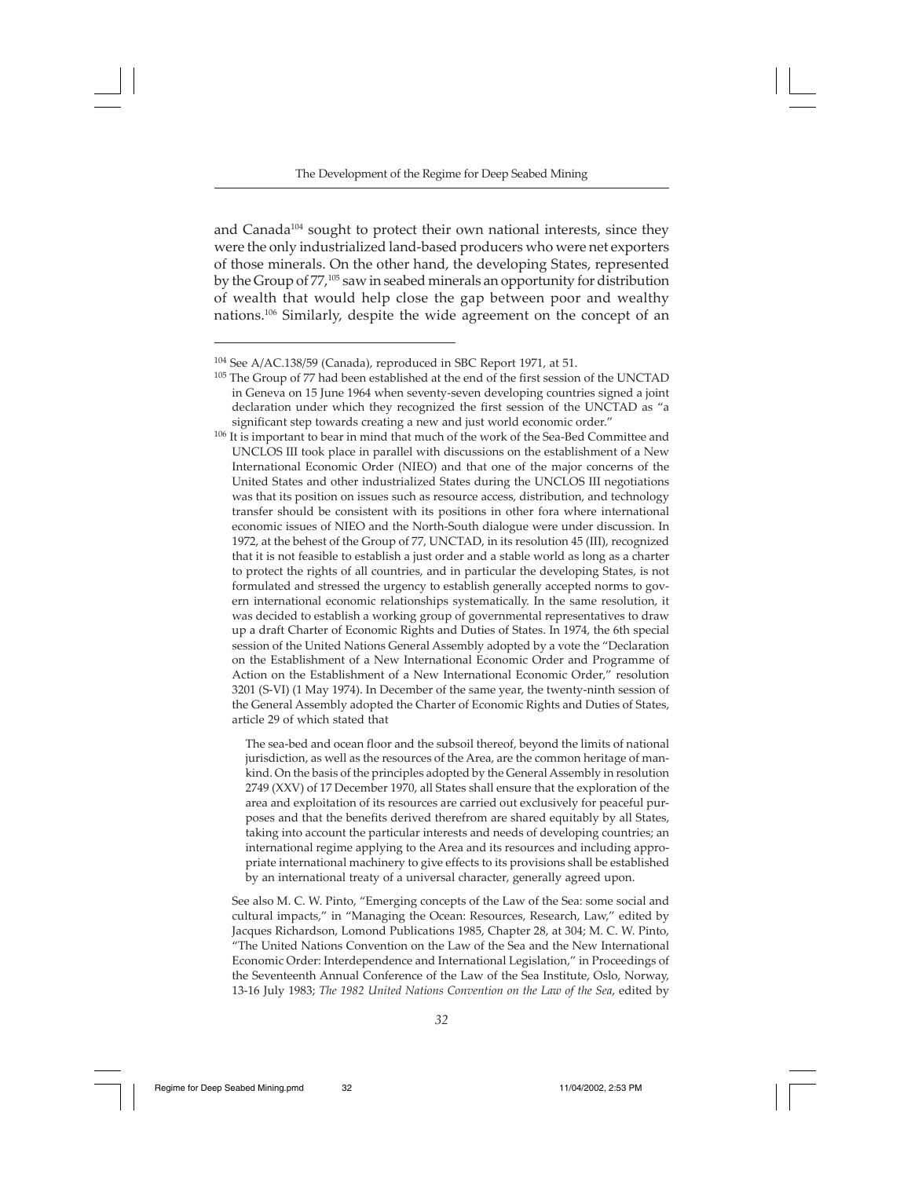and Canada[104] sought to protect their own national interests, since they were the only industrialized land-based producers who were net exporters of those minerals. On the other hand, the developing States, represented by the Group of 77,[105] saw in seabed minerals an opportunity for distribution of wealth that would help close the gap between poor and wealthy nations.[106] Similarly, despite the wide agreement on the concept of an

---

[104] See A/AC.138/59 (Canada), reproduced in SBC Report 1971, at 51.

[105] The Group of 77 had been established at the end of the first session of the UNCTAD in Geneva on 15 June 1964 when seventy-seven developing countries signed a joint declaration under which they recognized the first session of the UNCTAD as "a significant step towards creating a new and just world economic order."

[106] It is important to bear in mind that much of the work of the Sea-Bed Committee and UNCLOS III took place in parallel with discussions on the establishment of a New International Economic Order (NIEO) and that one of the major concerns of the United States and other industrialized States during the UNCLOS III negotiations was that its position on issues such as resource access, distribution, and technology transfer should be consistent with its positions in other fora where international economic issues of NIEO and the North-South dialogue were under discussion. In 1972, at the behest of the Group of 77, UNCTAD, in its resolution 45 (III), recognized that it is not feasible to establish a just order and a stable world as long as a charter to protect the rights of all countries, and in particular the developing States, is not formulated and stressed the urgency to establish generally accepted norms to govern international economic relationships systematically. In the same resolution, it was decided to establish a working group of governmental representatives to draw up a draft Charter of Economic Rights and Duties of States. In 1974, the 6th special session of the United Nations General Assembly adopted by a vote the "Declaration on the Establishment of a New International Economic Order and Programme of Action on the Establishment of a New International Economic Order," resolution 3201 (S-VI) (1 May 1974). In December of the same year, the twenty-ninth session of the General Assembly adopted the Charter of Economic Rights and Duties of States, article 29 of which stated that

> The sea-bed and ocean floor and the subsoil thereof, beyond the limits of national jurisdiction, as well as the resources of the Area, are the common heritage of mankind. On the basis of the principles adopted by the General Assembly in resolution 2749 (XXV) of 17 December 1970, all States shall ensure that the exploration of the area and exploitation of its resources are carried out exclusively for peaceful purposes and that the benefits derived therefrom are shared equitably by all States, taking into account the particular interests and needs of developing countries; an international regime applying to the Area and its resources and including appropriate international machinery to give effects to its provisions shall be established by an international treaty of a universal character, generally agreed upon.

See also M. C. W. Pinto, "Emerging concepts of the Law of the Sea: some social and cultural impacts," in "Managing the Ocean: Resources, Research, Law," edited by Jacques Richardson, Lomond Publications 1985, Chapter 28, at 304; M. C. W. Pinto, "The United Nations Convention on the Law of the Sea and the New International Economic Order: Interdependence and International Legislation," in Proceedings of the Seventeenth Annual Conference of the Law of the Sea Institute, Oslo, Norway, 13-16 July 1983; *The 1982 United Nations Convention on the Law of the Sea*, edited by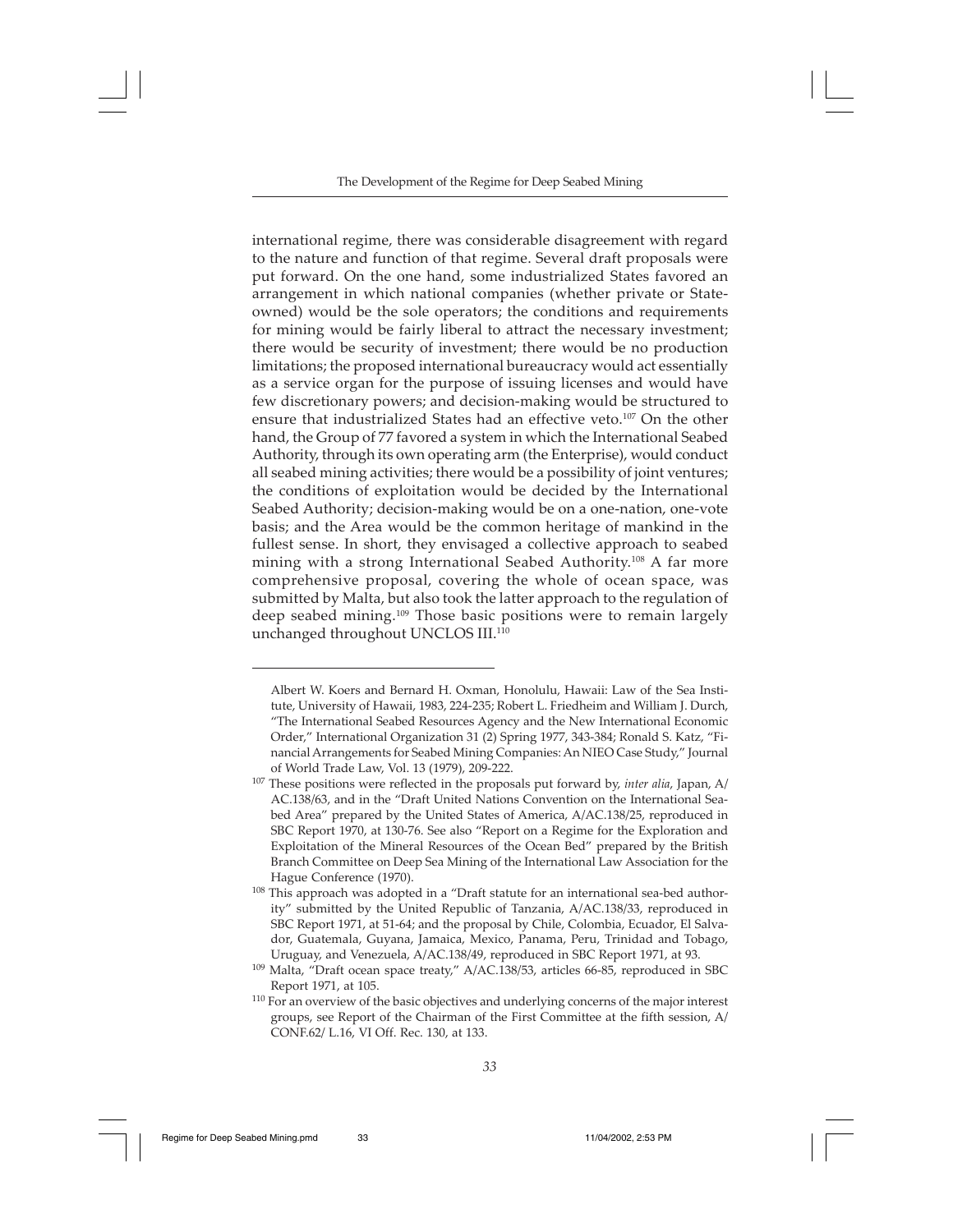international regime, there was considerable disagreement with regard to the nature and function of that regime. Several draft proposals were put forward. On the one hand, some industrialized States favored an arrangement in which national companies (whether private or State-owned) would be the sole operators; the conditions and requirements for mining would be fairly liberal to attract the necessary investment; there would be security of investment; there would be no production limitations; the proposed international bureaucracy would act essentially as a service organ for the purpose of issuing licenses and would have few discretionary powers; and decision-making would be structured to ensure that industrialized States had an effective veto.[107] On the other hand, the Group of 77 favored a system in which the International Seabed Authority, through its own operating arm (the Enterprise), would conduct all seabed mining activities; there would be a possibility of joint ventures; the conditions of exploitation would be decided by the International Seabed Authority; decision-making would be on a one-nation, one-vote basis; and the Area would be the common heritage of mankind in the fullest sense. In short, they envisaged a collective approach to seabed mining with a strong International Seabed Authority.[108] A far more comprehensive proposal, covering the whole of ocean space, was submitted by Malta, but also took the latter approach to the regulation of deep seabed mining.[109] Those basic positions were to remain largely unchanged throughout UNCLOS III.[110]

---

Albert W. Koers and Bernard H. Oxman, Honolulu, Hawaii: Law of the Sea Institute, University of Hawaii, 1983, 224-235; Robert L. Friedheim and William J. Durch, "The International Seabed Resources Agency and the New International Economic Order," International Organization 31 (2) Spring 1977, 343-384; Ronald S. Katz, "Financial Arrangements for Seabed Mining Companies: An NIEO Case Study," Journal of World Trade Law, Vol. 13 (1979), 209-222.

[107] These positions were reflected in the proposals put forward by, *inter alia*, Japan, A/AC.138/63, and in the "Draft United Nations Convention on the International Seabed Area" prepared by the United States of America, A/AC.138/25, reproduced in SBC Report 1970, at 130-76. See also "Report on a Regime for the Exploration and Exploitation of the Mineral Resources of the Ocean Bed" prepared by the British Branch Committee on Deep Sea Mining of the International Law Association for the Hague Conference (1970).

[108] This approach was adopted in a "Draft statute for an international sea-bed authority" submitted by the United Republic of Tanzania, A/AC.138/33, reproduced in SBC Report 1971, at 51-64; and the proposal by Chile, Colombia, Ecuador, El Salvador, Guatemala, Guyana, Jamaica, Mexico, Panama, Peru, Trinidad and Tobago, Uruguay, and Venezuela, A/AC.138/49, reproduced in SBC Report 1971, at 93.

[109] Malta, "Draft ocean space treaty," A/AC.138/53, articles 66-85, reproduced in SBC Report 1971, at 105.

[110] For an overview of the basic objectives and underlying concerns of the major interest groups, see Report of the Chairman of the First Committee at the fifth session, A/CONF.62/ L.16, VI Off. Rec. 130, at 133.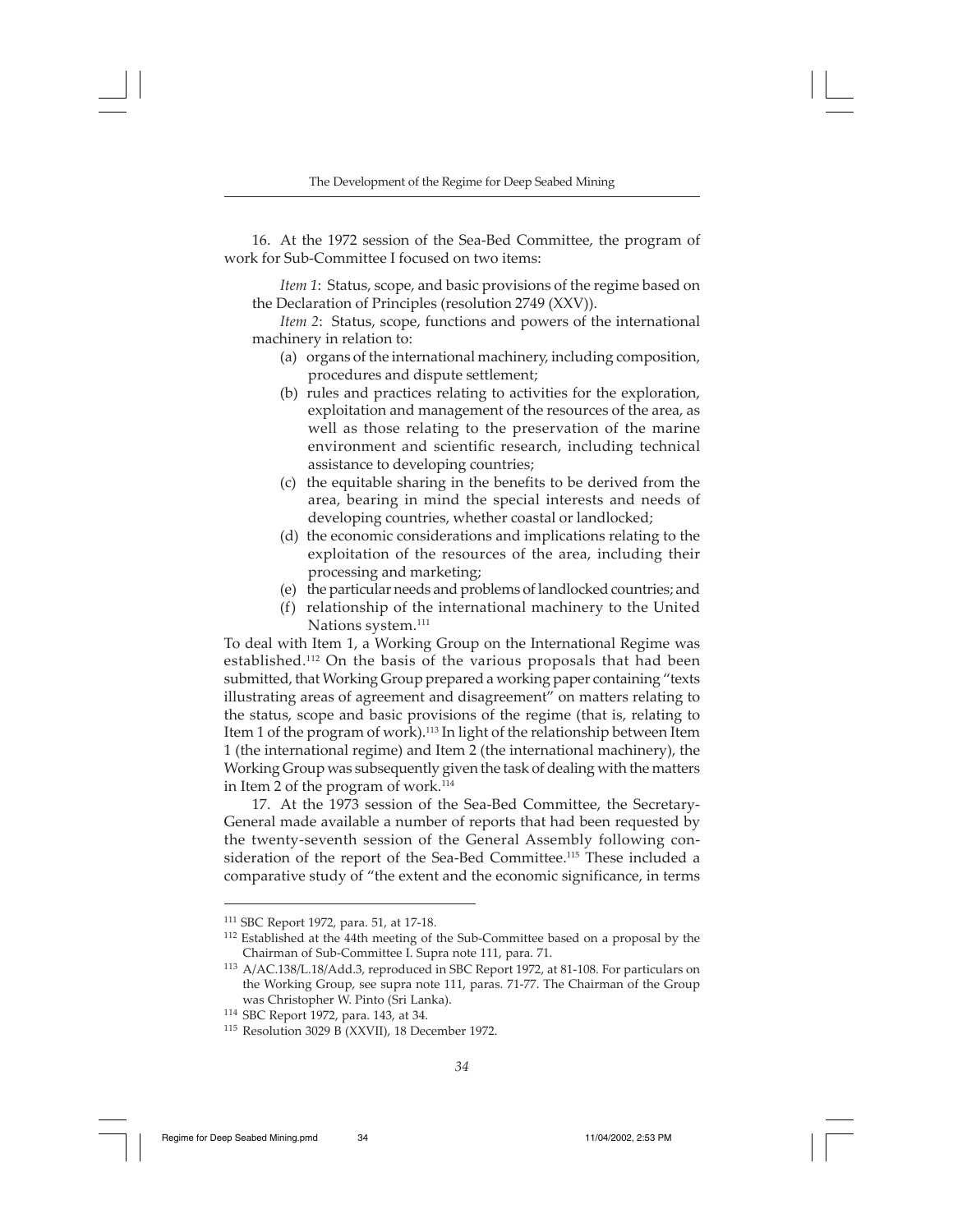16. At the 1972 session of the Sea-Bed Committee, the program of work for Sub-Committee I focused on two items:

*Item 1*: Status, scope, and basic provisions of the regime based on the Declaration of Principles (resolution 2749 (XXV)).

*Item 2*: Status, scope, functions and powers of the international machinery in relation to:

(a) organs of the international machinery, including composition, procedures and dispute settlement;

(b) rules and practices relating to activities for the exploration, exploitation and management of the resources of the area, as well as those relating to the preservation of the marine environment and scientific research, including technical assistance to developing countries;

(c) the equitable sharing in the benefits to be derived from the area, bearing in mind the special interests and needs of developing countries, whether coastal or landlocked;

(d) the economic considerations and implications relating to the exploitation of the resources of the area, including their processing and marketing;

(e) the particular needs and problems of landlocked countries; and

(f) relationship of the international machinery to the United Nations system.[111]

To deal with Item 1, a Working Group on the International Regime was established.[112] On the basis of the various proposals that had been submitted, that Working Group prepared a working paper containing "texts illustrating areas of agreement and disagreement" on matters relating to the status, scope and basic provisions of the regime (that is, relating to Item 1 of the program of work).[113] In light of the relationship between Item 1 (the international regime) and Item 2 (the international machinery), the Working Group was subsequently given the task of dealing with the matters in Item 2 of the program of work.[114]

17. At the 1973 session of the Sea-Bed Committee, the Secretary-General made available a number of reports that had been requested by the twenty-seventh session of the General Assembly following consideration of the report of the Sea-Bed Committee.[115] These included a comparative study of "the extent and the economic significance, in terms

---

[111] SBC Report 1972, para. 51, at 17-18.

[112] Established at the 44th meeting of the Sub-Committee based on a proposal by the Chairman of Sub-Committee I. Supra note 111, para. 71.

[113] A/AC.138/L.18/Add.3, reproduced in SBC Report 1972, at 81-108. For particulars on the Working Group, see supra note 111, paras. 71-77. The Chairman of the Group was Christopher W. Pinto (Sri Lanka).

[114] SBC Report 1972, para. 143, at 34.

[115] Resolution 3029 B (XXVII), 18 December 1972.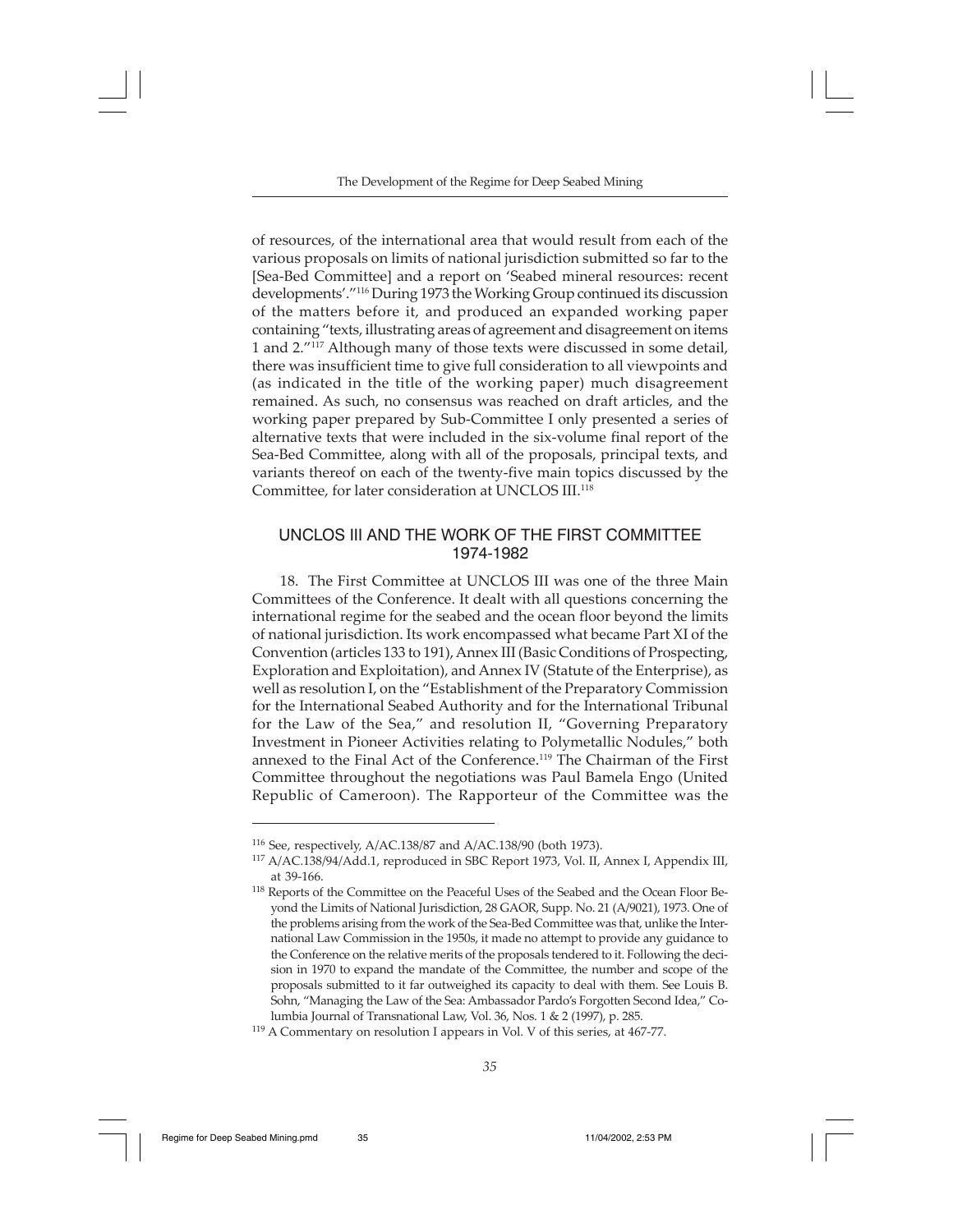of resources, of the international area that would result from each of the various proposals on limits of national jurisdiction submitted so far to the [Sea-Bed Committee] and a report on 'Seabed mineral resources: recent developments'."[116] During 1973 the Working Group continued its discussion of the matters before it, and produced an expanded working paper containing "texts, illustrating areas of agreement and disagreement on items 1 and 2."[117] Although many of those texts were discussed in some detail, there was insufficient time to give full consideration to all viewpoints and (as indicated in the title of the working paper) much disagreement remained. As such, no consensus was reached on draft articles, and the working paper prepared by Sub-Committee I only presented a series of alternative texts that were included in the six-volume final report of the Sea-Bed Committee, along with all of the proposals, principal texts, and variants thereof on each of the twenty-five main topics discussed by the Committee, for later consideration at UNCLOS III.[118]

## UNCLOS III AND THE WORK OF THE FIRST COMMITTEE 1974-1982

18. The First Committee at UNCLOS III was one of the three Main Committees of the Conference. It dealt with all questions concerning the international regime for the seabed and the ocean floor beyond the limits of national jurisdiction. Its work encompassed what became Part XI of the Convention (articles 133 to 191), Annex III (Basic Conditions of Prospecting, Exploration and Exploitation), and Annex IV (Statute of the Enterprise), as well as resolution I, on the "Establishment of the Preparatory Commission for the International Seabed Authority and for the International Tribunal for the Law of the Sea," and resolution II, "Governing Preparatory Investment in Pioneer Activities relating to Polymetallic Nodules," both annexed to the Final Act of the Conference.[119] The Chairman of the First Committee throughout the negotiations was Paul Bamela Engo (United Republic of Cameroon). The Rapporteur of the Committee was the

---

[116] See, respectively, A/AC.138/87 and A/AC.138/90 (both 1973).

[117] A/AC.138/94/Add.1, reproduced in SBC Report 1973, Vol. II, Annex I, Appendix III, at 39-166.

[118] Reports of the Committee on the Peaceful Uses of the Seabed and the Ocean Floor Beyond the Limits of National Jurisdiction, 28 GAOR, Supp. No. 21 (A/9021), 1973. One of the problems arising from the work of the Sea-Bed Committee was that, unlike the International Law Commission in the 1950s, it made no attempt to provide any guidance to the Conference on the relative merits of the proposals tendered to it. Following the decision in 1970 to expand the mandate of the Committee, the number and scope of the proposals submitted to it far outweighed its capacity to deal with them. See Louis B. Sohn, "Managing the Law of the Sea: Ambassador Pardo's Forgotten Second Idea," Columbia Journal of Transnational Law, Vol. 36, Nos. 1 & 2 (1997), p. 285.

[119] A Commentary on resolution I appears in Vol. V of this series, at 467-77.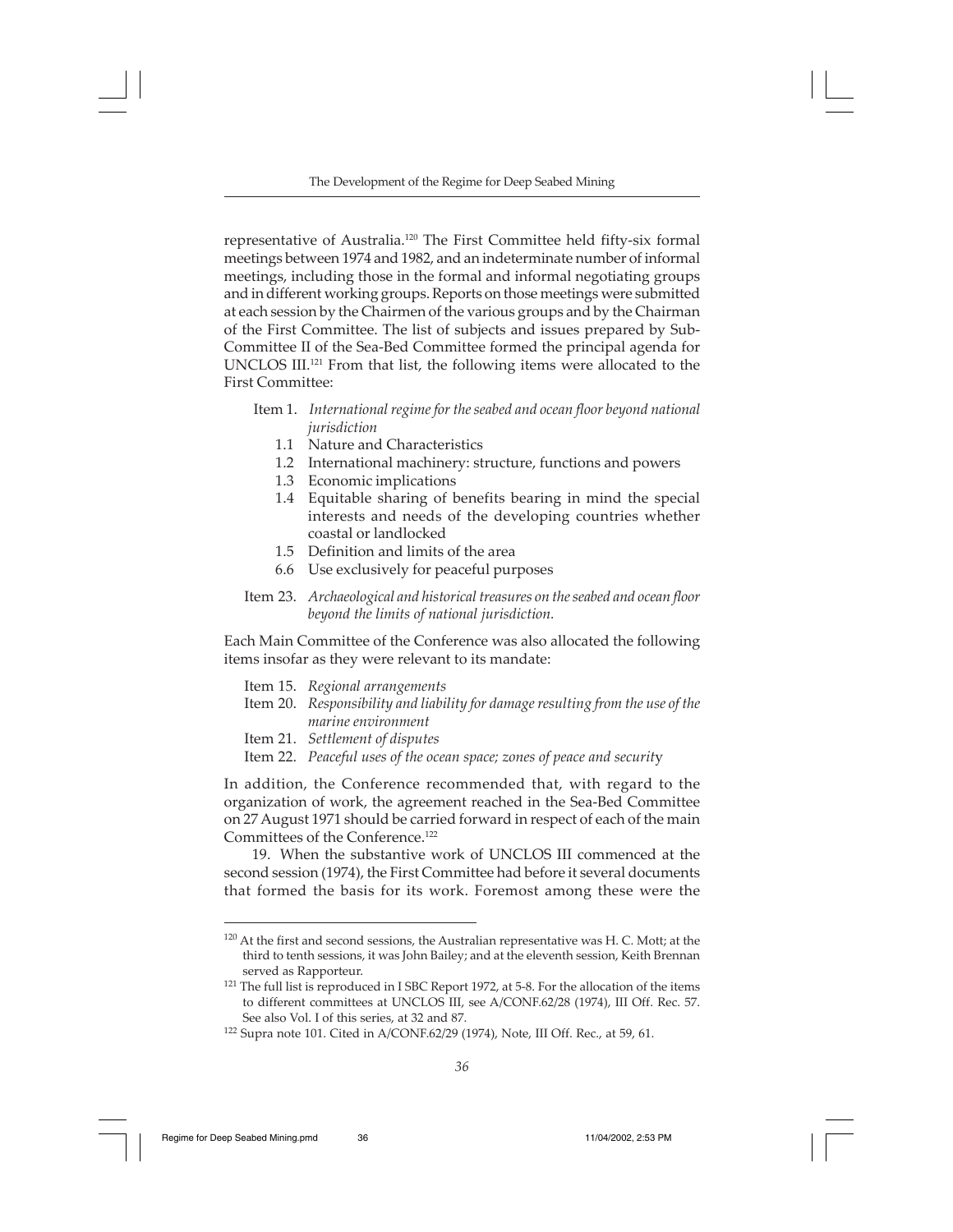representative of Australia.[120] The First Committee held fifty-six formal meetings between 1974 and 1982, and an indeterminate number of informal meetings, including those in the formal and informal negotiating groups and in different working groups. Reports on those meetings were submitted at each session by the Chairmen of the various groups and by the Chairman of the First Committee. The list of subjects and issues prepared by Sub-Committee II of the Sea-Bed Committee formed the principal agenda for UNCLOS III.[121] From that list, the following items were allocated to the First Committee:

Item 1. *International regime for the seabed and ocean floor beyond national jurisdiction*
- 1.1 Nature and Characteristics
- 1.2 International machinery: structure, functions and powers
- 1.3 Economic implications
- 1.4 Equitable sharing of benefits bearing in mind the special interests and needs of the developing countries whether coastal or landlocked
- 1.5 Definition and limits of the area
- 6.6 Use exclusively for peaceful purposes

Item 23. *Archaeological and historical treasures on the seabed and ocean floor beyond the limits of national jurisdiction.*

Each Main Committee of the Conference was also allocated the following items insofar as they were relevant to its mandate:

Item 15. *Regional arrangements*
Item 20. *Responsibility and liability for damage resulting from the use of the marine environment*
Item 21. *Settlement of disputes*
Item 22. *Peaceful uses of the ocean space; zones of peace and security*

In addition, the Conference recommended that, with regard to the organization of work, the agreement reached in the Sea-Bed Committee on 27 August 1971 should be carried forward in respect of each of the main Committees of the Conference.[122]

19. When the substantive work of UNCLOS III commenced at the second session (1974), the First Committee had before it several documents that formed the basis for its work. Foremost among these were the

---

[120] At the first and second sessions, the Australian representative was H. C. Mott; at the third to tenth sessions, it was John Bailey; and at the eleventh session, Keith Brennan served as Rapporteur.

[121] The full list is reproduced in I SBC Report 1972, at 5-8. For the allocation of the items to different committees at UNCLOS III, see A/CONF.62/28 (1974), III Off. Rec. 57. See also Vol. I of this series, at 32 and 87.

[122] Supra note 101. Cited in A/CONF.62/29 (1974), Note, III Off. Rec., at 59, 61.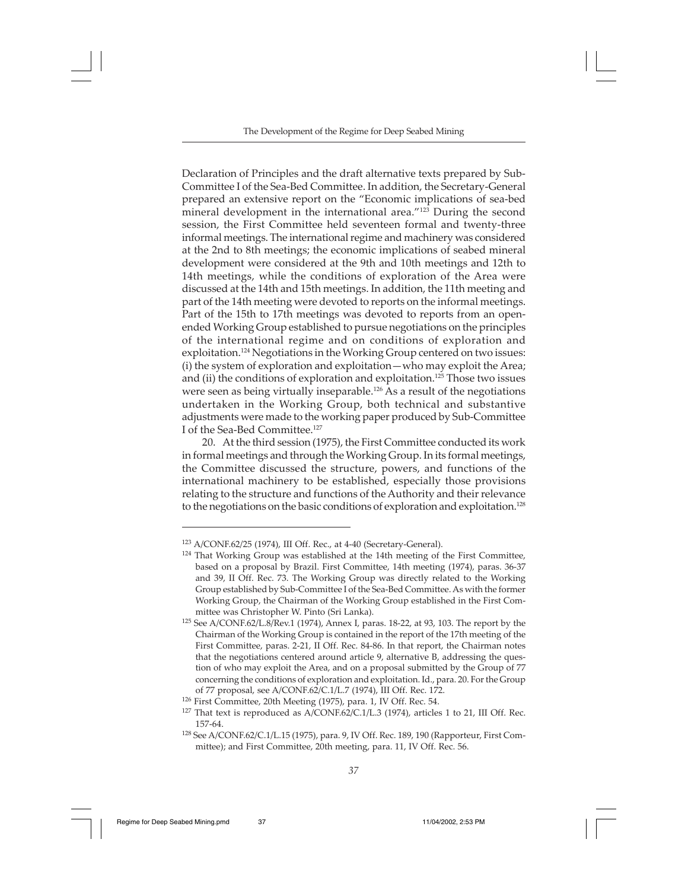Declaration of Principles and the draft alternative texts prepared by Sub-Committee I of the Sea-Bed Committee. In addition, the Secretary-General prepared an extensive report on the "Economic implications of sea-bed mineral development in the international area."[123] During the second session, the First Committee held seventeen formal and twenty-three informal meetings. The international regime and machinery was considered at the 2nd to 8th meetings; the economic implications of seabed mineral development were considered at the 9th and 10th meetings and 12th to 14th meetings, while the conditions of exploration of the Area were discussed at the 14th and 15th meetings. In addition, the 11th meeting and part of the 14th meeting were devoted to reports on the informal meetings. Part of the 15th to 17th meetings was devoted to reports from an open-ended Working Group established to pursue negotiations on the principles of the international regime and on conditions of exploration and exploitation.[124] Negotiations in the Working Group centered on two issues: (i) the system of exploration and exploitation—who may exploit the Area; and (ii) the conditions of exploration and exploitation.[125] Those two issues were seen as being virtually inseparable.[126] As a result of the negotiations undertaken in the Working Group, both technical and substantive adjustments were made to the working paper produced by Sub-Committee I of the Sea-Bed Committee.[127]

20. At the third session (1975), the First Committee conducted its work in formal meetings and through the Working Group. In its formal meetings, the Committee discussed the structure, powers, and functions of the international machinery to be established, especially those provisions relating to the structure and functions of the Authority and their relevance to the negotiations on the basic conditions of exploration and exploitation.[128]

---

[123] A/CONF.62/25 (1974), III Off. Rec., at 4-40 (Secretary-General).

[124] That Working Group was established at the 14th meeting of the First Committee, based on a proposal by Brazil. First Committee, 14th meeting (1974), paras. 36-37 and 39, II Off. Rec. 73. The Working Group was directly related to the Working Group established by Sub-Committee I of the Sea-Bed Committee. As with the former Working Group, the Chairman of the Working Group established in the First Committee was Christopher W. Pinto (Sri Lanka).

[125] See A/CONF.62/L.8/Rev.1 (1974), Annex I, paras. 18-22, at 93, 103. The report by the Chairman of the Working Group is contained in the report of the 17th meeting of the First Committee, paras. 2-21, II Off. Rec. 84-86. In that report, the Chairman notes that the negotiations centered around article 9, alternative B, addressing the question of who may exploit the Area, and on a proposal submitted by the Group of 77 concerning the conditions of exploration and exploitation. Id., para. 20. For the Group of 77 proposal, see A/CONF.62/C.1/L.7 (1974), III Off. Rec. 172.

[126] First Committee, 20th Meeting (1975), para. 1, IV Off. Rec. 54.

[127] That text is reproduced as A/CONF.62/C.1/L.3 (1974), articles 1 to 21, III Off. Rec. 157-64.

[128] See A/CONF.62/C.1/L.15 (1975), para. 9, IV Off. Rec. 189, 190 (Rapporteur, First Committee); and First Committee, 20th meeting, para. 11, IV Off. Rec. 56.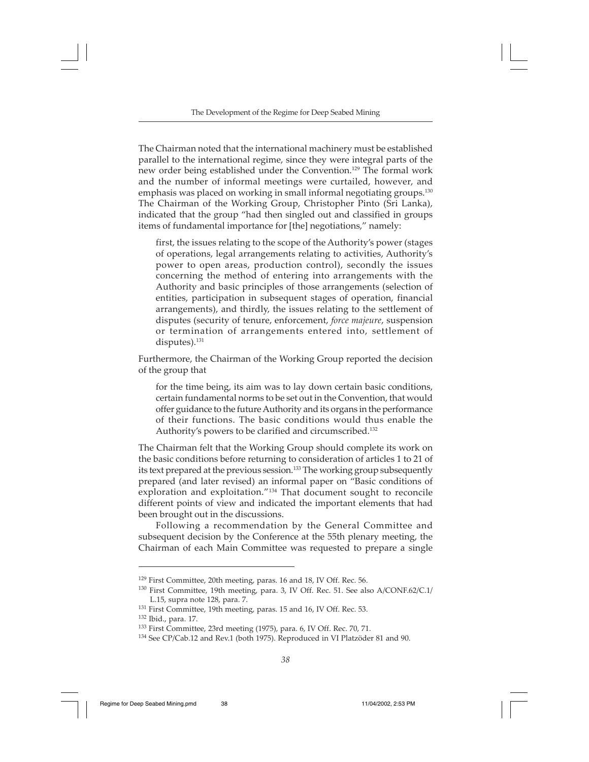The Chairman noted that the international machinery must be established parallel to the international regime, since they were integral parts of the new order being established under the Convention.[129] The formal work and the number of informal meetings were curtailed, however, and emphasis was placed on working in small informal negotiating groups.[130] The Chairman of the Working Group, Christopher Pinto (Sri Lanka), indicated that the group "had then singled out and classified in groups items of fundamental importance for [the] negotiations," namely:

> first, the issues relating to the scope of the Authority's power (stages of operations, legal arrangements relating to activities, Authority's power to open areas, production control), secondly the issues concerning the method of entering into arrangements with the Authority and basic principles of those arrangements (selection of entities, participation in subsequent stages of operation, financial arrangements), and thirdly, the issues relating to the settlement of disputes (security of tenure, enforcement, *force majeure*, suspension or termination of arrangements entered into, settlement of disputes).[131]

Furthermore, the Chairman of the Working Group reported the decision of the group that

> for the time being, its aim was to lay down certain basic conditions, certain fundamental norms to be set out in the Convention, that would offer guidance to the future Authority and its organs in the performance of their functions. The basic conditions would thus enable the Authority's powers to be clarified and circumscribed.[132]

The Chairman felt that the Working Group should complete its work on the basic conditions before returning to consideration of articles 1 to 21 of its text prepared at the previous session.[133] The working group subsequently prepared (and later revised) an informal paper on "Basic conditions of exploration and exploitation."[134] That document sought to reconcile different points of view and indicated the important elements that had been brought out in the discussions.

Following a recommendation by the General Committee and subsequent decision by the Conference at the 55th plenary meeting, the Chairman of each Main Committee was requested to prepare a single

---

[129] First Committee, 20th meeting, paras. 16 and 18, IV Off. Rec. 56.

[130] First Committee, 19th meeting, para. 3, IV Off. Rec. 51. See also A/CONF.62/C.1/L.15, supra note 128, para. 7.

[131] First Committee, 19th meeting, paras. 15 and 16, IV Off. Rec. 53.

[132] Ibid., para. 17.

[133] First Committee, 23rd meeting (1975), para. 6, IV Off. Rec. 70, 71.

[134] See CP/Cab.12 and Rev.1 (both 1975). Reproduced in VI Platzöder 81 and 90.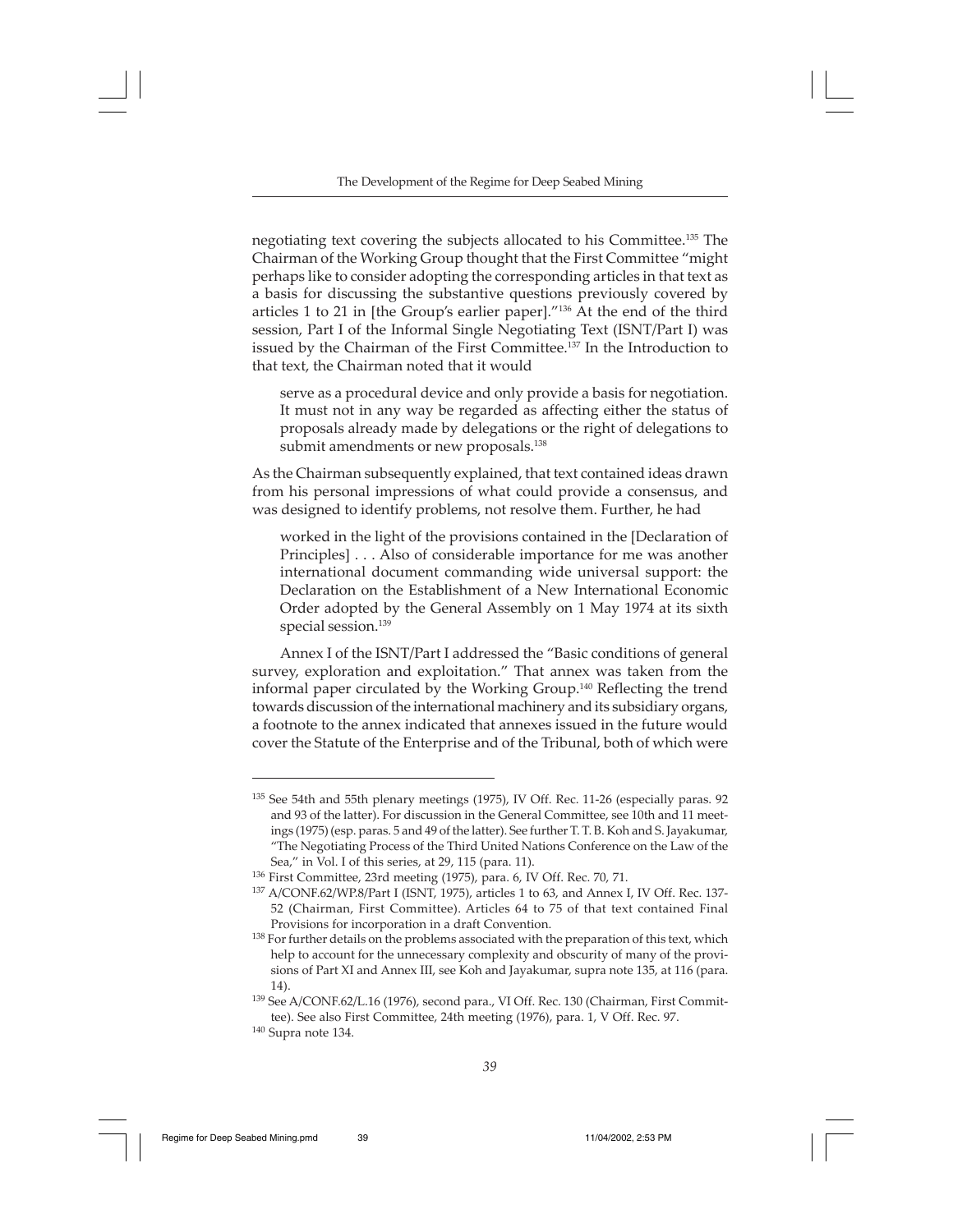negotiating text covering the subjects allocated to his Committee.[135] The Chairman of the Working Group thought that the First Committee "might perhaps like to consider adopting the corresponding articles in that text as a basis for discussing the substantive questions previously covered by articles 1 to 21 in [the Group's earlier paper]."[136] At the end of the third session, Part I of the Informal Single Negotiating Text (ISNT/Part I) was issued by the Chairman of the First Committee.[137] In the Introduction to that text, the Chairman noted that it would

> serve as a procedural device and only provide a basis for negotiation. It must not in any way be regarded as affecting either the status of proposals already made by delegations or the right of delegations to submit amendments or new proposals.[138]

As the Chairman subsequently explained, that text contained ideas drawn from his personal impressions of what could provide a consensus, and was designed to identify problems, not resolve them. Further, he had

> worked in the light of the provisions contained in the [Declaration of Principles] . . . Also of considerable importance for me was another international document commanding wide universal support: the Declaration on the Establishment of a New International Economic Order adopted by the General Assembly on 1 May 1974 at its sixth special session.[139]

Annex I of the ISNT/Part I addressed the "Basic conditions of general survey, exploration and exploitation." That annex was taken from the informal paper circulated by the Working Group.[140] Reflecting the trend towards discussion of the international machinery and its subsidiary organs, a footnote to the annex indicated that annexes issued in the future would cover the Statute of the Enterprise and of the Tribunal, both of which were

---

[135] See 54th and 55th plenary meetings (1975), IV Off. Rec. 11-26 (especially paras. 92 and 93 of the latter). For discussion in the General Committee, see 10th and 11 meetings (1975) (esp. paras. 5 and 49 of the latter). See further T. T. B. Koh and S. Jayakumar, "The Negotiating Process of the Third United Nations Conference on the Law of the Sea," in Vol. I of this series, at 29, 115 (para. 11).

[136] First Committee, 23rd meeting (1975), para. 6, IV Off. Rec. 70, 71.

[137] A/CONF.62/WP.8/Part I (ISNT, 1975), articles 1 to 63, and Annex I, IV Off. Rec. 137-52 (Chairman, First Committee). Articles 64 to 75 of that text contained Final Provisions for incorporation in a draft Convention.

[138] For further details on the problems associated with the preparation of this text, which help to account for the unnecessary complexity and obscurity of many of the provisions of Part XI and Annex III, see Koh and Jayakumar, supra note 135, at 116 (para. 14).

[139] See A/CONF.62/L.16 (1976), second para., VI Off. Rec. 130 (Chairman, First Committee). See also First Committee, 24th meeting (1976), para. 1, V Off. Rec. 97.

[140] Supra note 134.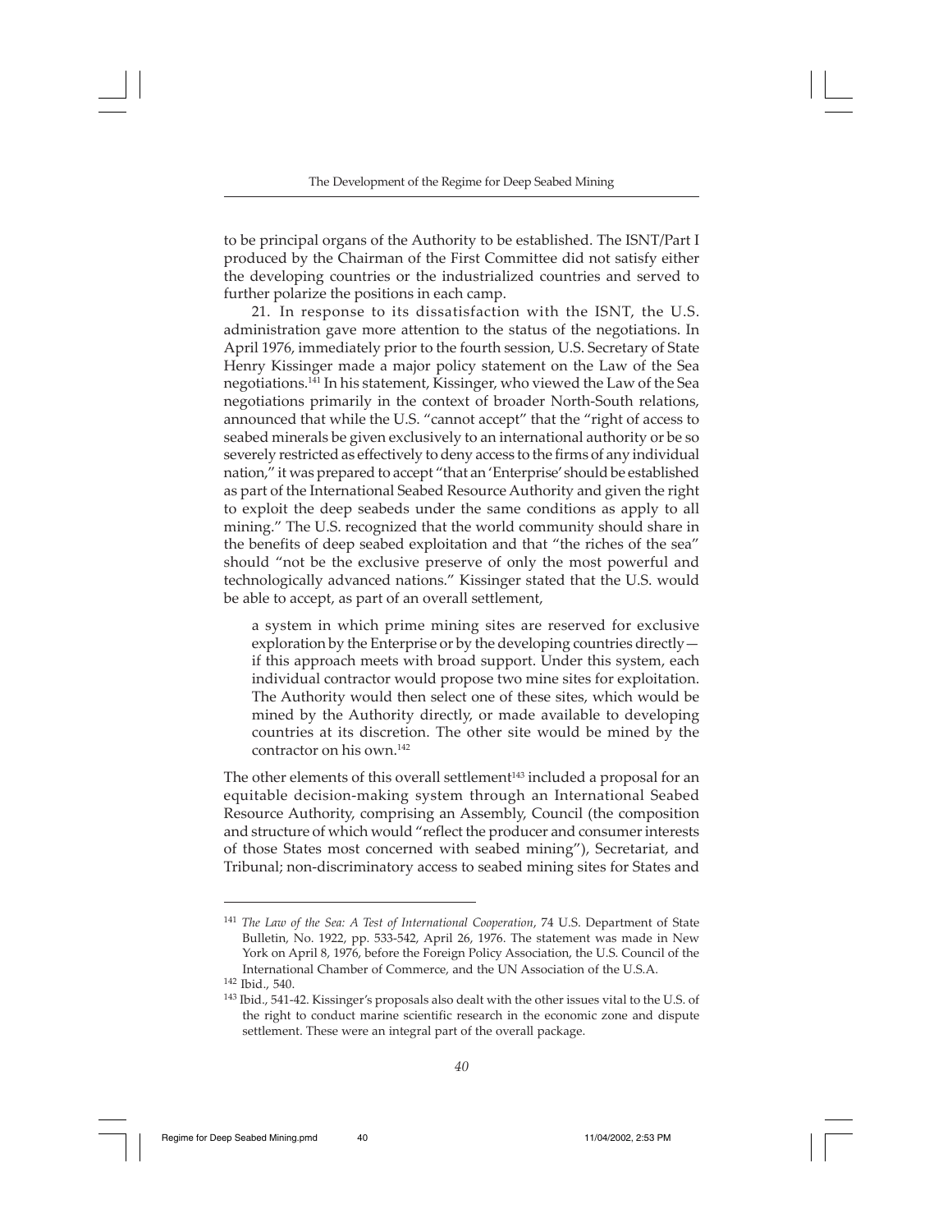to be principal organs of the Authority to be established. The ISNT/Part I produced by the Chairman of the First Committee did not satisfy either the developing countries or the industrialized countries and served to further polarize the positions in each camp.

21. In response to its dissatisfaction with the ISNT, the U.S. administration gave more attention to the status of the negotiations. In April 1976, immediately prior to the fourth session, U.S. Secretary of State Henry Kissinger made a major policy statement on the Law of the Sea negotiations.[141] In his statement, Kissinger, who viewed the Law of the Sea negotiations primarily in the context of broader North-South relations, announced that while the U.S. "cannot accept" that the "right of access to seabed minerals be given exclusively to an international authority or be so severely restricted as effectively to deny access to the firms of any individual nation," it was prepared to accept "that an 'Enterprise' should be established as part of the International Seabed Resource Authority and given the right to exploit the deep seabeds under the same conditions as apply to all mining." The U.S. recognized that the world community should share in the benefits of deep seabed exploitation and that "the riches of the sea" should "not be the exclusive preserve of only the most powerful and technologically advanced nations." Kissinger stated that the U.S. would be able to accept, as part of an overall settlement,

> a system in which prime mining sites are reserved for exclusive exploration by the Enterprise or by the developing countries directly—if this approach meets with broad support. Under this system, each individual contractor would propose two mine sites for exploitation. The Authority would then select one of these sites, which would be mined by the Authority directly, or made available to developing countries at its discretion. The other site would be mined by the contractor on his own.[142]

The other elements of this overall settlement[143] included a proposal for an equitable decision-making system through an International Seabed Resource Authority, comprising an Assembly, Council (the composition and structure of which would "reflect the producer and consumer interests of those States most concerned with seabed mining"), Secretariat, and Tribunal; non-discriminatory access to seabed mining sites for States and

---

[141] *The Law of the Sea: A Test of International Cooperation*, 74 U.S. Department of State Bulletin, No. 1922, pp. 533-542, April 26, 1976. The statement was made in New York on April 8, 1976, before the Foreign Policy Association, the U.S. Council of the International Chamber of Commerce, and the UN Association of the U.S.A.

[142] Ibid., 540.

[143] Ibid., 541-42. Kissinger's proposals also dealt with the other issues vital to the U.S. of the right to conduct marine scientific research in the economic zone and dispute settlement. These were an integral part of the overall package.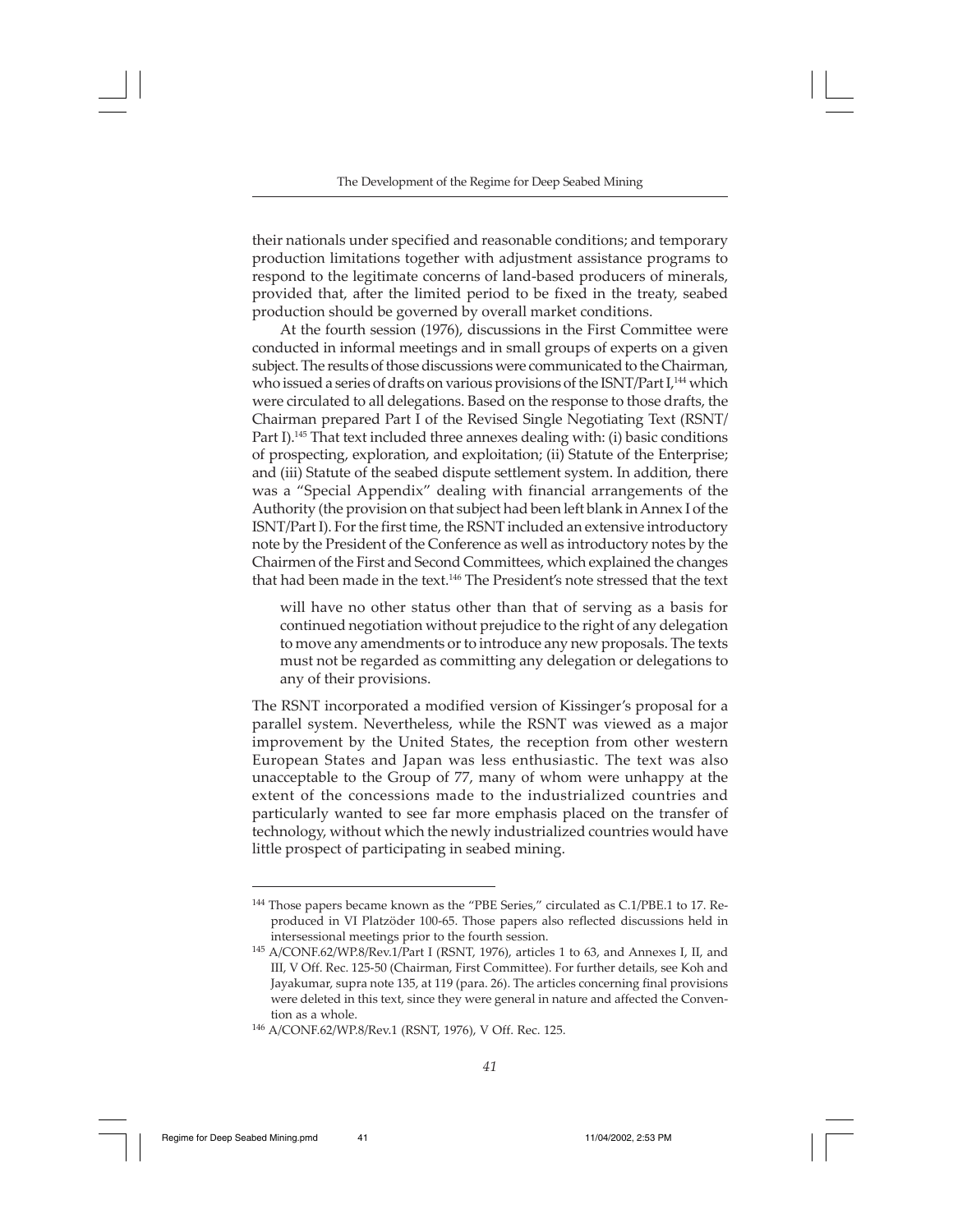their nationals under specified and reasonable conditions; and temporary production limitations together with adjustment assistance programs to respond to the legitimate concerns of land-based producers of minerals, provided that, after the limited period to be fixed in the treaty, seabed production should be governed by overall market conditions.

At the fourth session (1976), discussions in the First Committee were conducted in informal meetings and in small groups of experts on a given subject. The results of those discussions were communicated to the Chairman, who issued a series of drafts on various provisions of the ISNT/Part I,[144] which were circulated to all delegations. Based on the response to those drafts, the Chairman prepared Part I of the Revised Single Negotiating Text (RSNT/ Part I).[145] That text included three annexes dealing with: (i) basic conditions of prospecting, exploration, and exploitation; (ii) Statute of the Enterprise; and (iii) Statute of the seabed dispute settlement system. In addition, there was a "Special Appendix" dealing with financial arrangements of the Authority (the provision on that subject had been left blank in Annex I of the ISNT/Part I). For the first time, the RSNT included an extensive introductory note by the President of the Conference as well as introductory notes by the Chairmen of the First and Second Committees, which explained the changes that had been made in the text.[146] The President's note stressed that the text

> will have no other status other than that of serving as a basis for continued negotiation without prejudice to the right of any delegation to move any amendments or to introduce any new proposals. The texts must not be regarded as committing any delegation or delegations to any of their provisions.

The RSNT incorporated a modified version of Kissinger's proposal for a parallel system. Nevertheless, while the RSNT was viewed as a major improvement by the United States, the reception from other western European States and Japan was less enthusiastic. The text was also unacceptable to the Group of 77, many of whom were unhappy at the extent of the concessions made to the industrialized countries and particularly wanted to see far more emphasis placed on the transfer of technology, without which the newly industrialized countries would have little prospect of participating in seabed mining.

---

[144] Those papers became known as the "PBE Series," circulated as C.1/PBE.1 to 17. Reproduced in VI Platzöder 100-65. Those papers also reflected discussions held in intersessional meetings prior to the fourth session.

[145] A/CONF.62/WP.8/Rev.1/Part I (RSNT, 1976), articles 1 to 63, and Annexes I, II, and III, V Off. Rec. 125-50 (Chairman, First Committee). For further details, see Koh and Jayakumar, supra note 135, at 119 (para. 26). The articles concerning final provisions were deleted in this text, since they were general in nature and affected the Convention as a whole.

[146] A/CONF.62/WP.8/Rev.1 (RSNT, 1976), V Off. Rec. 125.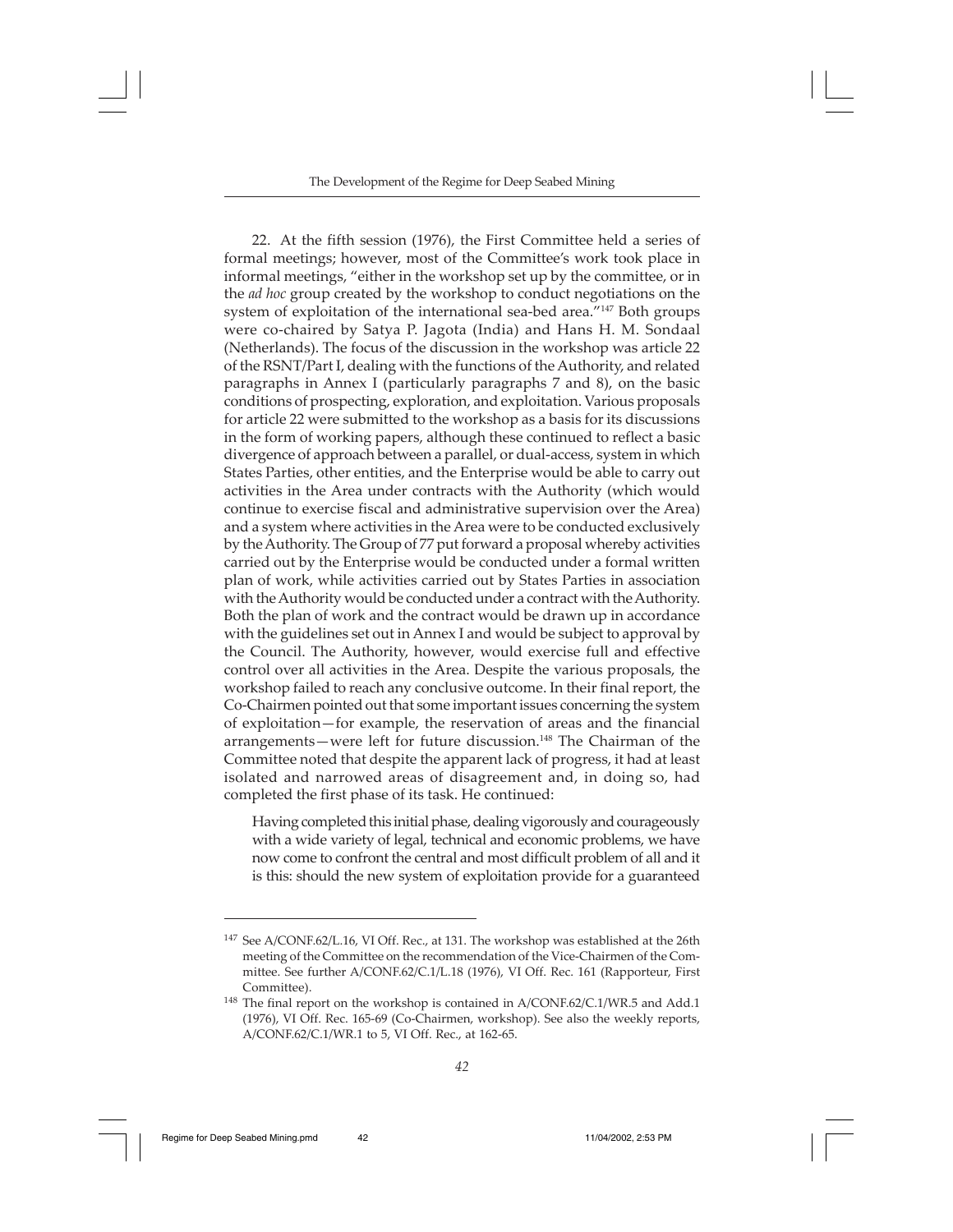22. At the fifth session (1976), the First Committee held a series of formal meetings; however, most of the Committee's work took place in informal meetings, "either in the workshop set up by the committee, or in the *ad hoc* group created by the workshop to conduct negotiations on the system of exploitation of the international sea-bed area."[147] Both groups were co-chaired by Satya P. Jagota (India) and Hans H. M. Sondaal (Netherlands). The focus of the discussion in the workshop was article 22 of the RSNT/Part I, dealing with the functions of the Authority, and related paragraphs in Annex I (particularly paragraphs 7 and 8), on the basic conditions of prospecting, exploration, and exploitation. Various proposals for article 22 were submitted to the workshop as a basis for its discussions in the form of working papers, although these continued to reflect a basic divergence of approach between a parallel, or dual-access, system in which States Parties, other entities, and the Enterprise would be able to carry out activities in the Area under contracts with the Authority (which would continue to exercise fiscal and administrative supervision over the Area) and a system where activities in the Area were to be conducted exclusively by the Authority. The Group of 77 put forward a proposal whereby activities carried out by the Enterprise would be conducted under a formal written plan of work, while activities carried out by States Parties in association with the Authority would be conducted under a contract with the Authority. Both the plan of work and the contract would be drawn up in accordance with the guidelines set out in Annex I and would be subject to approval by the Council. The Authority, however, would exercise full and effective control over all activities in the Area. Despite the various proposals, the workshop failed to reach any conclusive outcome. In their final report, the Co-Chairmen pointed out that some important issues concerning the system of exploitation—for example, the reservation of areas and the financial arrangements—were left for future discussion.[148] The Chairman of the Committee noted that despite the apparent lack of progress, it had at least isolated and narrowed areas of disagreement and, in doing so, had completed the first phase of its task. He continued:

> Having completed this initial phase, dealing vigorously and courageously with a wide variety of legal, technical and economic problems, we have now come to confront the central and most difficult problem of all and it is this: should the new system of exploitation provide for a guaranteed

---

[147] See A/CONF.62/L.16, VI Off. Rec., at 131. The workshop was established at the 26th meeting of the Committee on the recommendation of the Vice-Chairmen of the Committee. See further A/CONF.62/C.1/L.18 (1976), VI Off. Rec. 161 (Rapporteur, First Committee).

[148] The final report on the workshop is contained in A/CONF.62/C.1/WR.5 and Add.1 (1976), VI Off. Rec. 165-69 (Co-Chairmen, workshop). See also the weekly reports, A/CONF.62/C.1/WR.1 to 5, VI Off. Rec., at 162-65.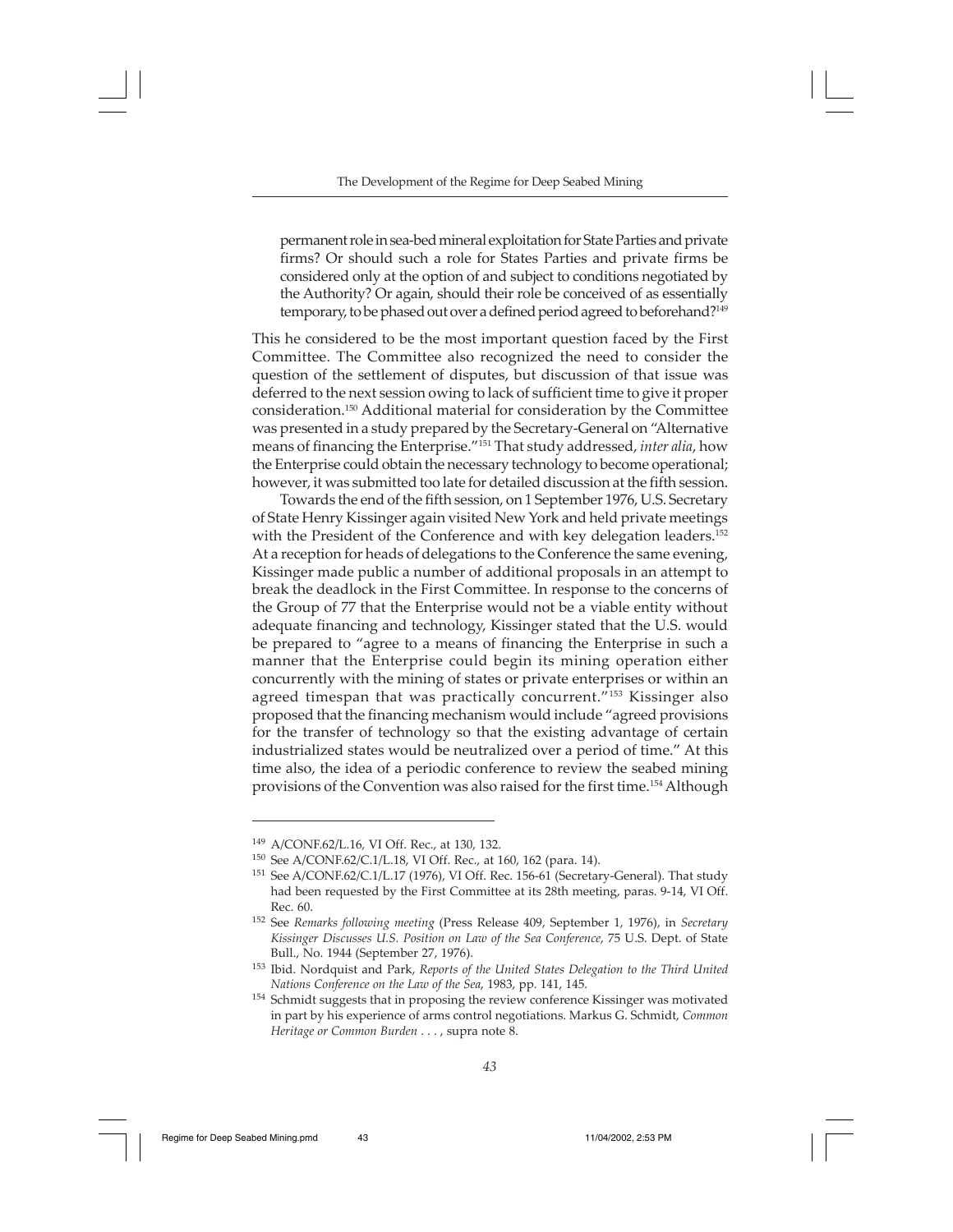> permanent role in sea-bed mineral exploitation for State Parties and private firms? Or should such a role for States Parties and private firms be considered only at the option of and subject to conditions negotiated by the Authority? Or again, should their role be conceived of as essentially temporary, to be phased out over a defined period agreed to beforehand?[149]

This he considered to be the most important question faced by the First Committee. The Committee also recognized the need to consider the question of the settlement of disputes, but discussion of that issue was deferred to the next session owing to lack of sufficient time to give it proper consideration.[150] Additional material for consideration by the Committee was presented in a study prepared by the Secretary-General on "Alternative means of financing the Enterprise."[151] That study addressed, *inter alia*, how the Enterprise could obtain the necessary technology to become operational; however, it was submitted too late for detailed discussion at the fifth session.

Towards the end of the fifth session, on 1 September 1976, U.S. Secretary of State Henry Kissinger again visited New York and held private meetings with the President of the Conference and with key delegation leaders.[152] At a reception for heads of delegations to the Conference the same evening, Kissinger made public a number of additional proposals in an attempt to break the deadlock in the First Committee. In response to the concerns of the Group of 77 that the Enterprise would not be a viable entity without adequate financing and technology, Kissinger stated that the U.S. would be prepared to "agree to a means of financing the Enterprise in such a manner that the Enterprise could begin its mining operation either concurrently with the mining of states or private enterprises or within an agreed timespan that was practically concurrent."[153] Kissinger also proposed that the financing mechanism would include "agreed provisions for the transfer of technology so that the existing advantage of certain industrialized states would be neutralized over a period of time." At this time also, the idea of a periodic conference to review the seabed mining provisions of the Convention was also raised for the first time.[154] Although

---

[149] A/CONF.62/L.16, VI Off. Rec., at 130, 132.

[150] See A/CONF.62/C.1/L.18, VI Off. Rec., at 160, 162 (para. 14).

[151] See A/CONF.62/C.1/L.17 (1976), VI Off. Rec. 156-61 (Secretary-General). That study had been requested by the First Committee at its 28th meeting, paras. 9-14, VI Off. Rec. 60.

[152] See *Remarks following meeting* (Press Release 409, September 1, 1976), in *Secretary Kissinger Discusses U.S. Position on Law of the Sea Conference*, 75 U.S. Dept. of State Bull., No. 1944 (September 27, 1976).

[153] Ibid. Nordquist and Park, *Reports of the United States Delegation to the Third United Nations Conference on the Law of the Sea*, 1983, pp. 141, 145.

[154] Schmidt suggests that in proposing the review conference Kissinger was motivated in part by his experience of arms control negotiations. Markus G. Schmidt, *Common Heritage or Common Burden* . . . , supra note 8.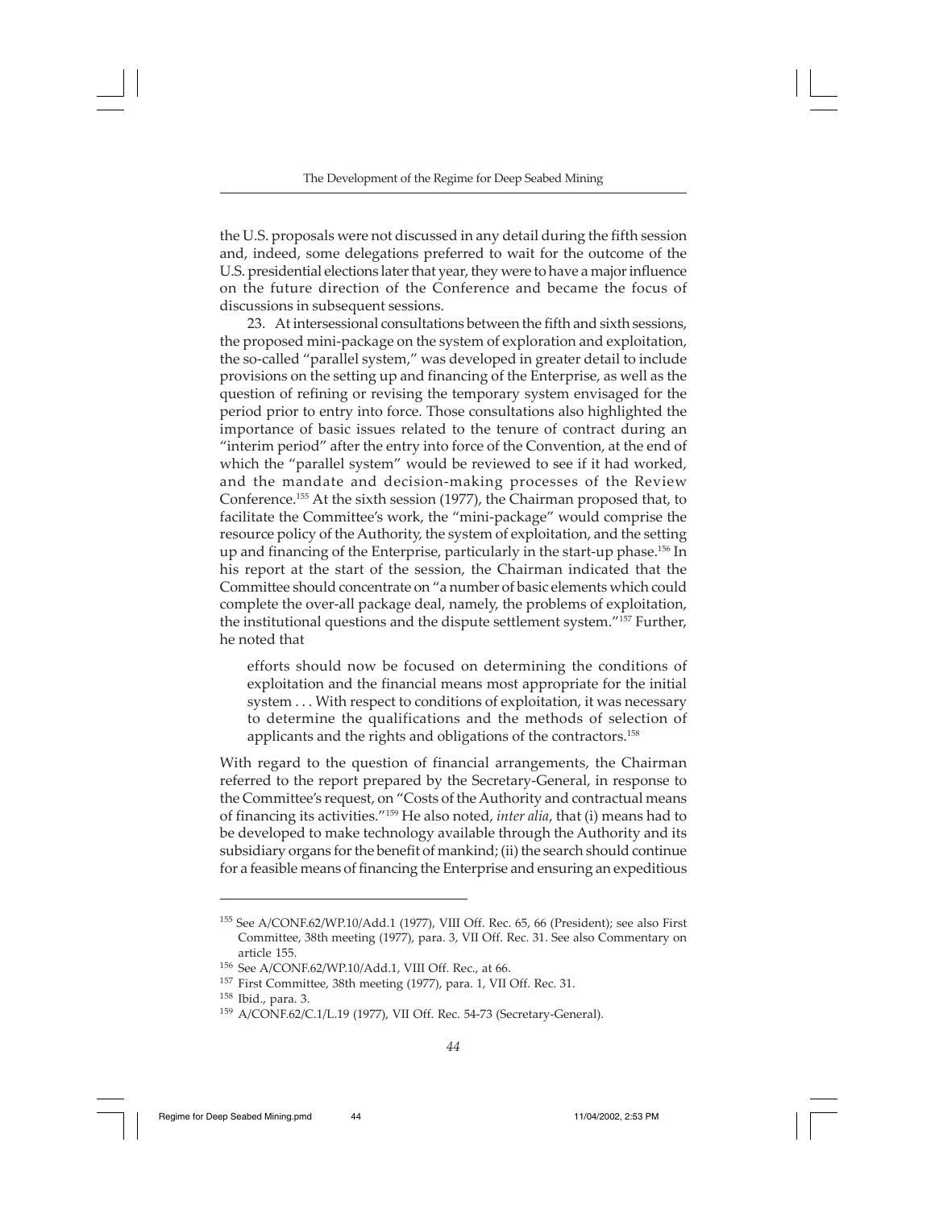the U.S. proposals were not discussed in any detail during the fifth session and, indeed, some delegations preferred to wait for the outcome of the U.S. presidential elections later that year, they were to have a major influence on the future direction of the Conference and became the focus of discussions in subsequent sessions.

23. At intersessional consultations between the fifth and sixth sessions, the proposed mini-package on the system of exploration and exploitation, the so-called "parallel system," was developed in greater detail to include provisions on the setting up and financing of the Enterprise, as well as the question of refining or revising the temporary system envisaged for the period prior to entry into force. Those consultations also highlighted the importance of basic issues related to the tenure of contract during an "interim period" after the entry into force of the Convention, at the end of which the "parallel system" would be reviewed to see if it had worked, and the mandate and decision-making processes of the Review Conference.[155] At the sixth session (1977), the Chairman proposed that, to facilitate the Committee's work, the "mini-package" would comprise the resource policy of the Authority, the system of exploitation, and the setting up and financing of the Enterprise, particularly in the start-up phase.[156] In his report at the start of the session, the Chairman indicated that the Committee should concentrate on "a number of basic elements which could complete the over-all package deal, namely, the problems of exploitation, the institutional questions and the dispute settlement system."[157] Further, he noted that

> efforts should now be focused on determining the conditions of exploitation and the financial means most appropriate for the initial system . . . With respect to conditions of exploitation, it was necessary to determine the qualifications and the methods of selection of applicants and the rights and obligations of the contractors.[158]

With regard to the question of financial arrangements, the Chairman referred to the report prepared by the Secretary-General, in response to the Committee's request, on "Costs of the Authority and contractual means of financing its activities."[159] He also noted, *inter alia*, that (i) means had to be developed to make technology available through the Authority and its subsidiary organs for the benefit of mankind; (ii) the search should continue for a feasible means of financing the Enterprise and ensuring an expeditious

---

[155] See A/CONF.62/WP.10/Add.1 (1977), VIII Off. Rec. 65, 66 (President); see also First Committee, 38th meeting (1977), para. 3, VII Off. Rec. 31. See also Commentary on article 155.

[156] See A/CONF.62/WP.10/Add.1, VIII Off. Rec., at 66.

[157] First Committee, 38th meeting (1977), para. 1, VII Off. Rec. 31.

[158] Ibid., para. 3.

[159] A/CONF.62/C.1/L.19 (1977), VII Off. Rec. 54-73 (Secretary-General).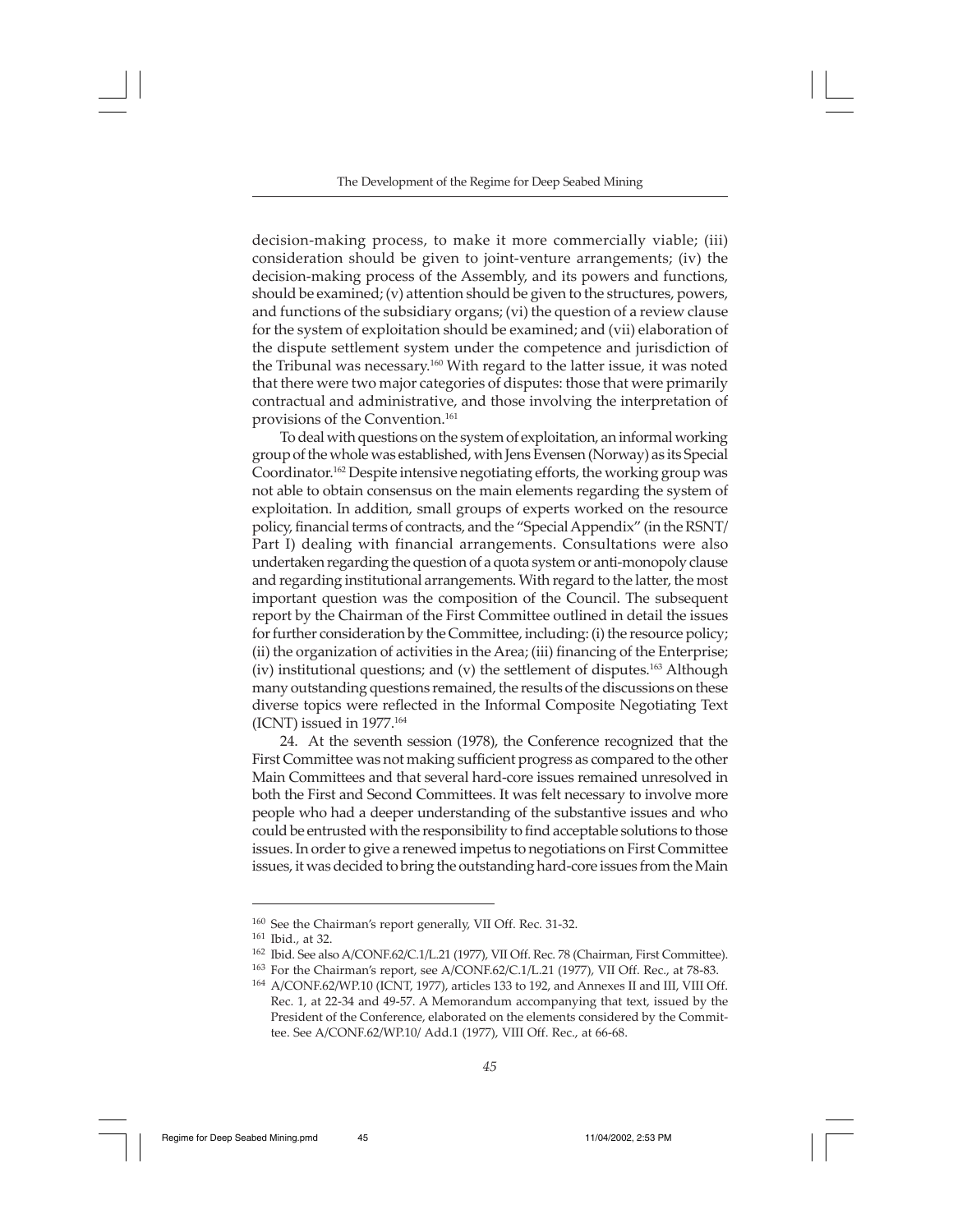decision-making process, to make it more commercially viable; (iii) consideration should be given to joint-venture arrangements; (iv) the decision-making process of the Assembly, and its powers and functions, should be examined; (v) attention should be given to the structures, powers, and functions of the subsidiary organs; (vi) the question of a review clause for the system of exploitation should be examined; and (vii) elaboration of the dispute settlement system under the competence and jurisdiction of the Tribunal was necessary.[160] With regard to the latter issue, it was noted that there were two major categories of disputes: those that were primarily contractual and administrative, and those involving the interpretation of provisions of the Convention.[161]

To deal with questions on the system of exploitation, an informal working group of the whole was established, with Jens Evensen (Norway) as its Special Coordinator.[162] Despite intensive negotiating efforts, the working group was not able to obtain consensus on the main elements regarding the system of exploitation. In addition, small groups of experts worked on the resource policy, financial terms of contracts, and the "Special Appendix" (in the RSNT/ Part I) dealing with financial arrangements. Consultations were also undertaken regarding the question of a quota system or anti-monopoly clause and regarding institutional arrangements. With regard to the latter, the most important question was the composition of the Council. The subsequent report by the Chairman of the First Committee outlined in detail the issues for further consideration by the Committee, including: (i) the resource policy; (ii) the organization of activities in the Area; (iii) financing of the Enterprise; (iv) institutional questions; and (v) the settlement of disputes.[163] Although many outstanding questions remained, the results of the discussions on these diverse topics were reflected in the Informal Composite Negotiating Text (ICNT) issued in 1977.[164]

24. At the seventh session (1978), the Conference recognized that the First Committee was not making sufficient progress as compared to the other Main Committees and that several hard-core issues remained unresolved in both the First and Second Committees. It was felt necessary to involve more people who had a deeper understanding of the substantive issues and who could be entrusted with the responsibility to find acceptable solutions to those issues. In order to give a renewed impetus to negotiations on First Committee issues, it was decided to bring the outstanding hard-core issues from the Main

---

[160] See the Chairman's report generally, VII Off. Rec. 31-32.

[161] Ibid., at 32.

[162] Ibid. See also A/CONF.62/C.1/L.21 (1977), VII Off. Rec. 78 (Chairman, First Committee).

[163] For the Chairman's report, see A/CONF.62/C.1/L.21 (1977), VII Off. Rec., at 78-83.

[164] A/CONF.62/WP.10 (ICNT, 1977), articles 133 to 192, and Annexes II and III, VIII Off. Rec. 1, at 22-34 and 49-57. A Memorandum accompanying that text, issued by the President of the Conference, elaborated on the elements considered by the Committee. See A/CONF.62/WP.10/ Add.1 (1977), VIII Off. Rec., at 66-68.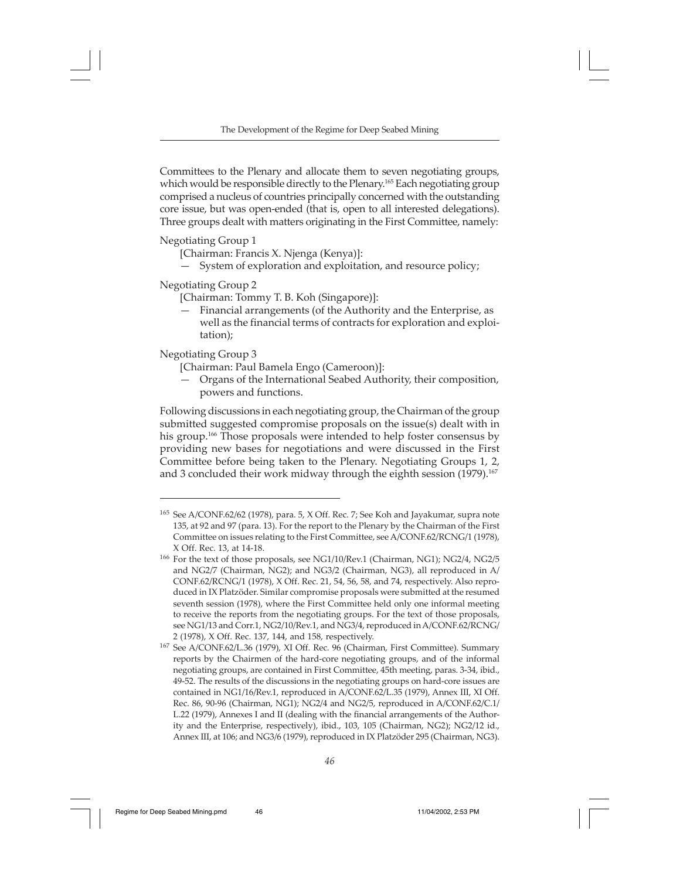Committees to the Plenary and allocate them to seven negotiating groups, which would be responsible directly to the Plenary.[165] Each negotiating group comprised a nucleus of countries principally concerned with the outstanding core issue, but was open-ended (that is, open to all interested delegations). Three groups dealt with matters originating in the First Committee, namely:

Negotiating Group 1
[Chairman: Francis X. Njenga (Kenya)]:
— System of exploration and exploitation, and resource policy;

Negotiating Group 2
[Chairman: Tommy T. B. Koh (Singapore)]:
— Financial arrangements (of the Authority and the Enterprise, as well as the financial terms of contracts for exploration and exploitation);

Negotiating Group 3
[Chairman: Paul Bamela Engo (Cameroon)]:
— Organs of the International Seabed Authority, their composition, powers and functions.

Following discussions in each negotiating group, the Chairman of the group submitted suggested compromise proposals on the issue(s) dealt with in his group.[166] Those proposals were intended to help foster consensus by providing new bases for negotiations and were discussed in the First Committee before being taken to the Plenary. Negotiating Groups 1, 2, and 3 concluded their work midway through the eighth session (1979).[167]

---

[165] See A/CONF.62/62 (1978), para. 5, X Off. Rec. 7; See Koh and Jayakumar, supra note 135, at 92 and 97 (para. 13). For the report to the Plenary by the Chairman of the First Committee on issues relating to the First Committee, see A/CONF.62/RCNG/1 (1978), X Off. Rec. 13, at 14-18.

[166] For the text of those proposals, see NG1/10/Rev.1 (Chairman, NG1); NG2/4, NG2/5 and NG2/7 (Chairman, NG2); and NG3/2 (Chairman, NG3), all reproduced in A/CONF.62/RCNG/1 (1978), X Off. Rec. 21, 54, 56, 58, and 74, respectively. Also reproduced in IX Platzöder. Similar compromise proposals were submitted at the resumed seventh session (1978), where the First Committee held only one informal meeting to receive the reports from the negotiating groups. For the text of those proposals, see NG1/13 and Corr.1, NG2/10/Rev.1, and NG3/4, reproduced in A/CONF.62/RCNG/2 (1978), X Off. Rec. 137, 144, and 158, respectively.

[167] See A/CONF.62/L.36 (1979), XI Off. Rec. 96 (Chairman, First Committee). Summary reports by the Chairmen of the hard-core negotiating groups, and of the informal negotiating groups, are contained in First Committee, 45th meeting, paras. 3-34, ibid., 49-52. The results of the discussions in the negotiating groups on hard-core issues are contained in NG1/16/Rev.1, reproduced in A/CONF.62/L.35 (1979), Annex III, XI Off. Rec. 86, 90-96 (Chairman, NG1); NG2/4 and NG2/5, reproduced in A/CONF.62/C.1/L.22 (1979), Annexes I and II (dealing with the financial arrangements of the Authority and the Enterprise, respectively), ibid., 103, 105 (Chairman, NG2); NG2/12 id., Annex III, at 106; and NG3/6 (1979), reproduced in IX Platzöder 295 (Chairman, NG3).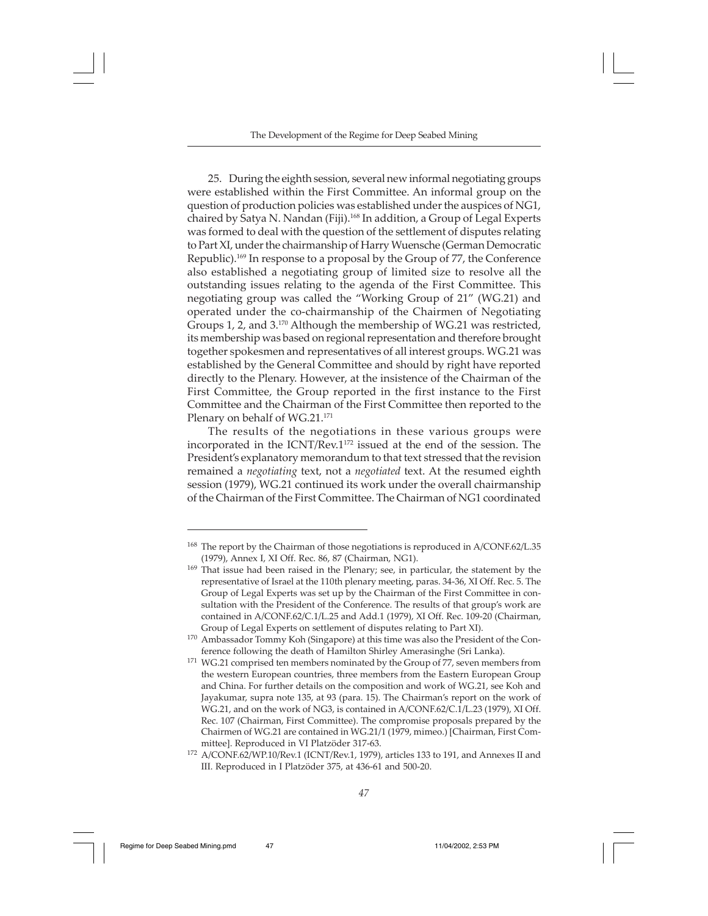25. During the eighth session, several new informal negotiating groups were established within the First Committee. An informal group on the question of production policies was established under the auspices of NG1, chaired by Satya N. Nandan (Fiji).[168] In addition, a Group of Legal Experts was formed to deal with the question of the settlement of disputes relating to Part XI, under the chairmanship of Harry Wuensche (German Democratic Republic).[169] In response to a proposal by the Group of 77, the Conference also established a negotiating group of limited size to resolve all the outstanding issues relating to the agenda of the First Committee. This negotiating group was called the "Working Group of 21" (WG.21) and operated under the co-chairmanship of the Chairmen of Negotiating Groups 1, 2, and 3.[170] Although the membership of WG.21 was restricted, its membership was based on regional representation and therefore brought together spokesmen and representatives of all interest groups. WG.21 was established by the General Committee and should by right have reported directly to the Plenary. However, at the insistence of the Chairman of the First Committee, the Group reported in the first instance to the First Committee and the Chairman of the First Committee then reported to the Plenary on behalf of WG.21.[171]

The results of the negotiations in these various groups were incorporated in the ICNT/Rev.1[172] issued at the end of the session. The President's explanatory memorandum to that text stressed that the revision remained a *negotiating* text, not a *negotiated* text. At the resumed eighth session (1979), WG.21 continued its work under the overall chairmanship of the Chairman of the First Committee. The Chairman of NG1 coordinated

---

[168] The report by the Chairman of those negotiations is reproduced in A/CONF.62/L.35 (1979), Annex I, XI Off. Rec. 86, 87 (Chairman, NG1).

[169] That issue had been raised in the Plenary; see, in particular, the statement by the representative of Israel at the 110th plenary meeting, paras. 34-36, XI Off. Rec. 5. The Group of Legal Experts was set up by the Chairman of the First Committee in consultation with the President of the Conference. The results of that group's work are contained in A/CONF.62/C.1/L.25 and Add.1 (1979), XI Off. Rec. 109-20 (Chairman, Group of Legal Experts on settlement of disputes relating to Part XI).

[170] Ambassador Tommy Koh (Singapore) at this time was also the President of the Conference following the death of Hamilton Shirley Amerasinghe (Sri Lanka).

[171] WG.21 comprised ten members nominated by the Group of 77, seven members from the western European countries, three members from the Eastern European Group and China. For further details on the composition and work of WG.21, see Koh and Jayakumar, supra note 135, at 93 (para. 15). The Chairman's report on the work of WG.21, and on the work of NG3, is contained in A/CONF.62/C.1/L.23 (1979), XI Off. Rec. 107 (Chairman, First Committee). The compromise proposals prepared by the Chairmen of WG.21 are contained in WG.21/1 (1979, mimeo.) [Chairman, First Committee]. Reproduced in VI Platzöder 317-63.

[172] A/CONF.62/WP.10/Rev.1 (ICNT/Rev.1, 1979), articles 133 to 191, and Annexes II and III. Reproduced in I Platzöder 375, at 436-61 and 500-20.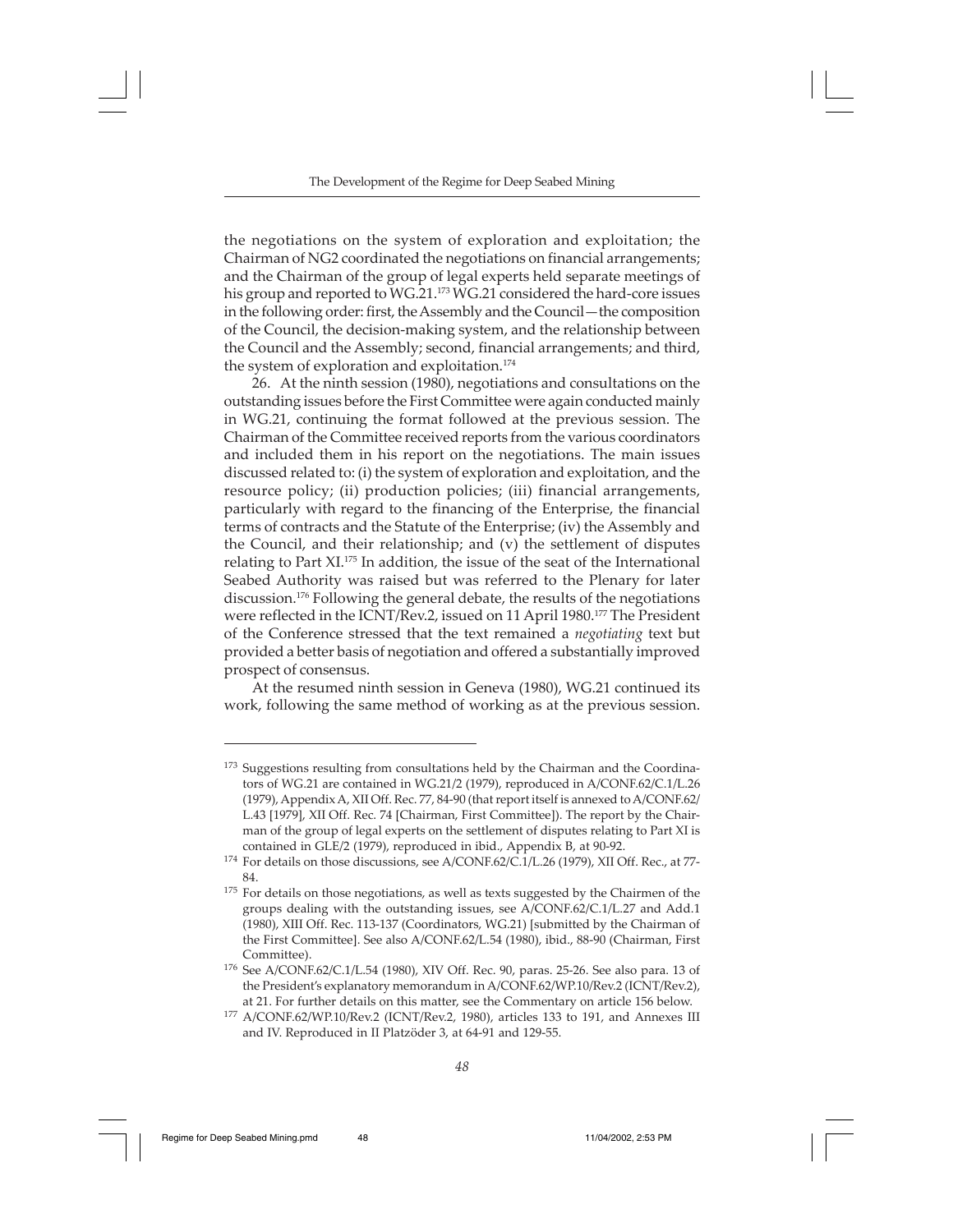the negotiations on the system of exploration and exploitation; the Chairman of NG2 coordinated the negotiations on financial arrangements; and the Chairman of the group of legal experts held separate meetings of his group and reported to WG.21.[173] WG.21 considered the hard-core issues in the following order: first, the Assembly and the Council—the composition of the Council, the decision-making system, and the relationship between the Council and the Assembly; second, financial arrangements; and third, the system of exploration and exploitation.[174]

26. At the ninth session (1980), negotiations and consultations on the outstanding issues before the First Committee were again conducted mainly in WG.21, continuing the format followed at the previous session. The Chairman of the Committee received reports from the various coordinators and included them in his report on the negotiations. The main issues discussed related to: (i) the system of exploration and exploitation, and the resource policy; (ii) production policies; (iii) financial arrangements, particularly with regard to the financing of the Enterprise, the financial terms of contracts and the Statute of the Enterprise; (iv) the Assembly and the Council, and their relationship; and (v) the settlement of disputes relating to Part XI.[175] In addition, the issue of the seat of the International Seabed Authority was raised but was referred to the Plenary for later discussion.[176] Following the general debate, the results of the negotiations were reflected in the ICNT/Rev.2, issued on 11 April 1980.[177] The President of the Conference stressed that the text remained a *negotiating* text but provided a better basis of negotiation and offered a substantially improved prospect of consensus.

At the resumed ninth session in Geneva (1980), WG.21 continued its work, following the same method of working as at the previous session.

---

[173] Suggestions resulting from consultations held by the Chairman and the Coordinators of WG.21 are contained in WG.21/2 (1979), reproduced in A/CONF.62/C.1/L.26 (1979), Appendix A, XII Off. Rec. 77, 84-90 (that report itself is annexed to A/CONF.62/L.43 [1979], XII Off. Rec. 74 [Chairman, First Committee]). The report by the Chairman of the group of legal experts on the settlement of disputes relating to Part XI is contained in GLE/2 (1979), reproduced in ibid., Appendix B, at 90-92.

[174] For details on those discussions, see A/CONF.62/C.1/L.26 (1979), XII Off. Rec., at 77-84.

[175] For details on those negotiations, as well as texts suggested by the Chairmen of the groups dealing with the outstanding issues, see A/CONF.62/C.1/L.27 and Add.1 (1980), XIII Off. Rec. 113-137 (Coordinators, WG.21) [submitted by the Chairman of the First Committee]. See also A/CONF.62/L.54 (1980), ibid., 88-90 (Chairman, First Committee).

[176] See A/CONF.62/C.1/L.54 (1980), XIV Off. Rec. 90, paras. 25-26. See also para. 13 of the President's explanatory memorandum in A/CONF.62/WP.10/Rev.2 (ICNT/Rev.2), at 21. For further details on this matter, see the Commentary on article 156 below.

[177] A/CONF.62/WP.10/Rev.2 (ICNT/Rev.2, 1980), articles 133 to 191, and Annexes III and IV. Reproduced in II Platzöder 3, at 64-91 and 129-55.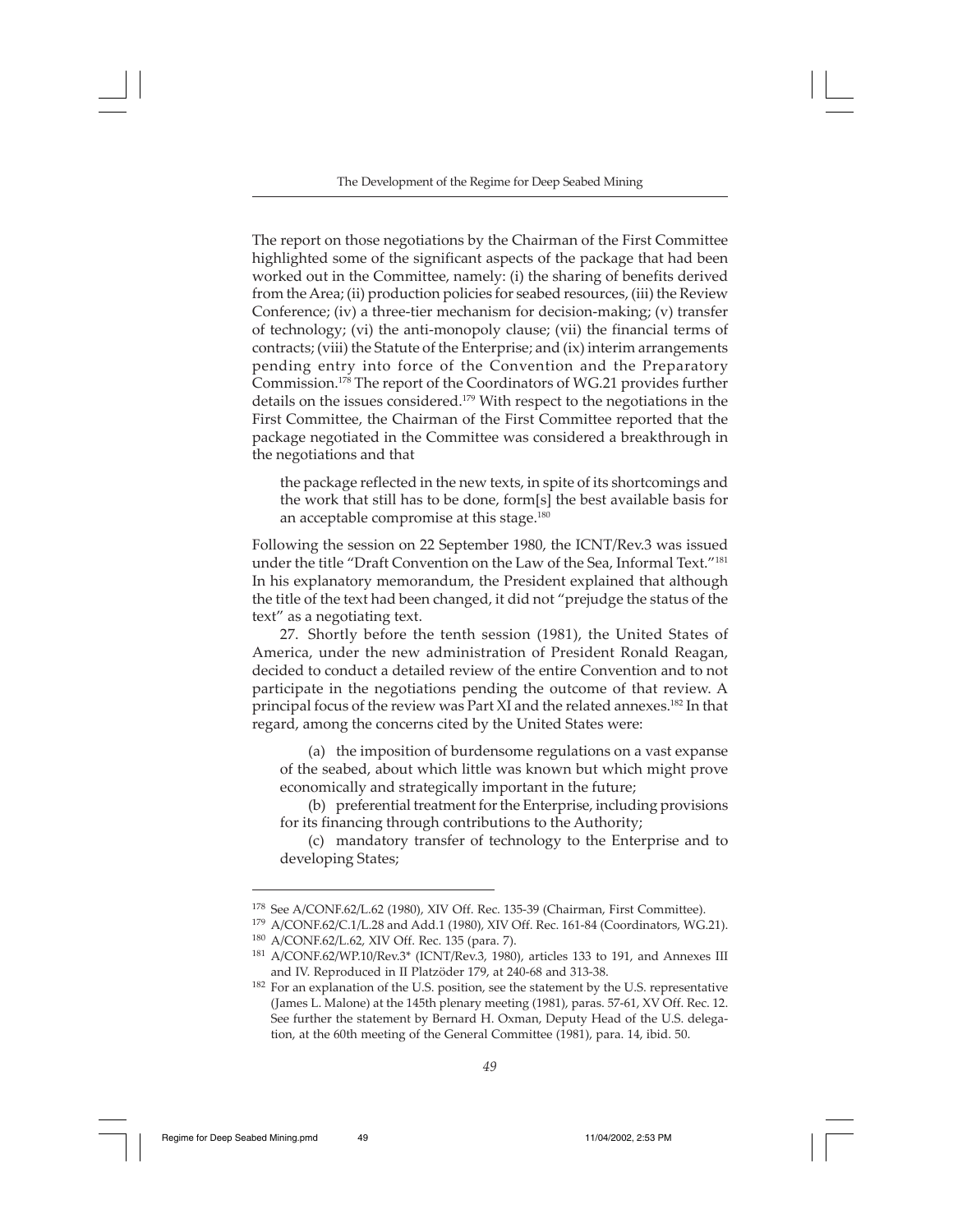The report on those negotiations by the Chairman of the First Committee highlighted some of the significant aspects of the package that had been worked out in the Committee, namely: (i) the sharing of benefits derived from the Area; (ii) production policies for seabed resources, (iii) the Review Conference; (iv) a three-tier mechanism for decision-making; (v) transfer of technology; (vi) the anti-monopoly clause; (vii) the financial terms of contracts; (viii) the Statute of the Enterprise; and (ix) interim arrangements pending entry into force of the Convention and the Preparatory Commission.[178] The report of the Coordinators of WG.21 provides further details on the issues considered.[179] With respect to the negotiations in the First Committee, the Chairman of the First Committee reported that the package negotiated in the Committee was considered a breakthrough in the negotiations and that

> the package reflected in the new texts, in spite of its shortcomings and the work that still has to be done, form[s] the best available basis for an acceptable compromise at this stage.[180]

Following the session on 22 September 1980, the ICNT/Rev.3 was issued under the title "Draft Convention on the Law of the Sea, Informal Text."[181] In his explanatory memorandum, the President explained that although the title of the text had been changed, it did not "prejudge the status of the text" as a negotiating text.

27. Shortly before the tenth session (1981), the United States of America, under the new administration of President Ronald Reagan, decided to conduct a detailed review of the entire Convention and to not participate in the negotiations pending the outcome of that review. A principal focus of the review was Part XI and the related annexes.[182] In that regard, among the concerns cited by the United States were:

> (a) the imposition of burdensome regulations on a vast expanse of the seabed, about which little was known but which might prove economically and strategically important in the future;
>
> (b) preferential treatment for the Enterprise, including provisions for its financing through contributions to the Authority;
>
> (c) mandatory transfer of technology to the Enterprise and to developing States;

---

[178] See A/CONF.62/L.62 (1980), XIV Off. Rec. 135-39 (Chairman, First Committee).

[179] A/CONF.62/C.1/L.28 and Add.1 (1980), XIV Off. Rec. 161-84 (Coordinators, WG.21).

[180] A/CONF.62/L.62, XIV Off. Rec. 135 (para. 7).

[181] A/CONF.62/WP.10/Rev.3* (ICNT/Rev.3, 1980), articles 133 to 191, and Annexes III and IV. Reproduced in II Platzöder 179, at 240-68 and 313-38.

[182] For an explanation of the U.S. position, see the statement by the U.S. representative (James L. Malone) at the 145th plenary meeting (1981), paras. 57-61, XV Off. Rec. 12. See further the statement by Bernard H. Oxman, Deputy Head of the U.S. delegation, at the 60th meeting of the General Committee (1981), para. 14, ibid. 50.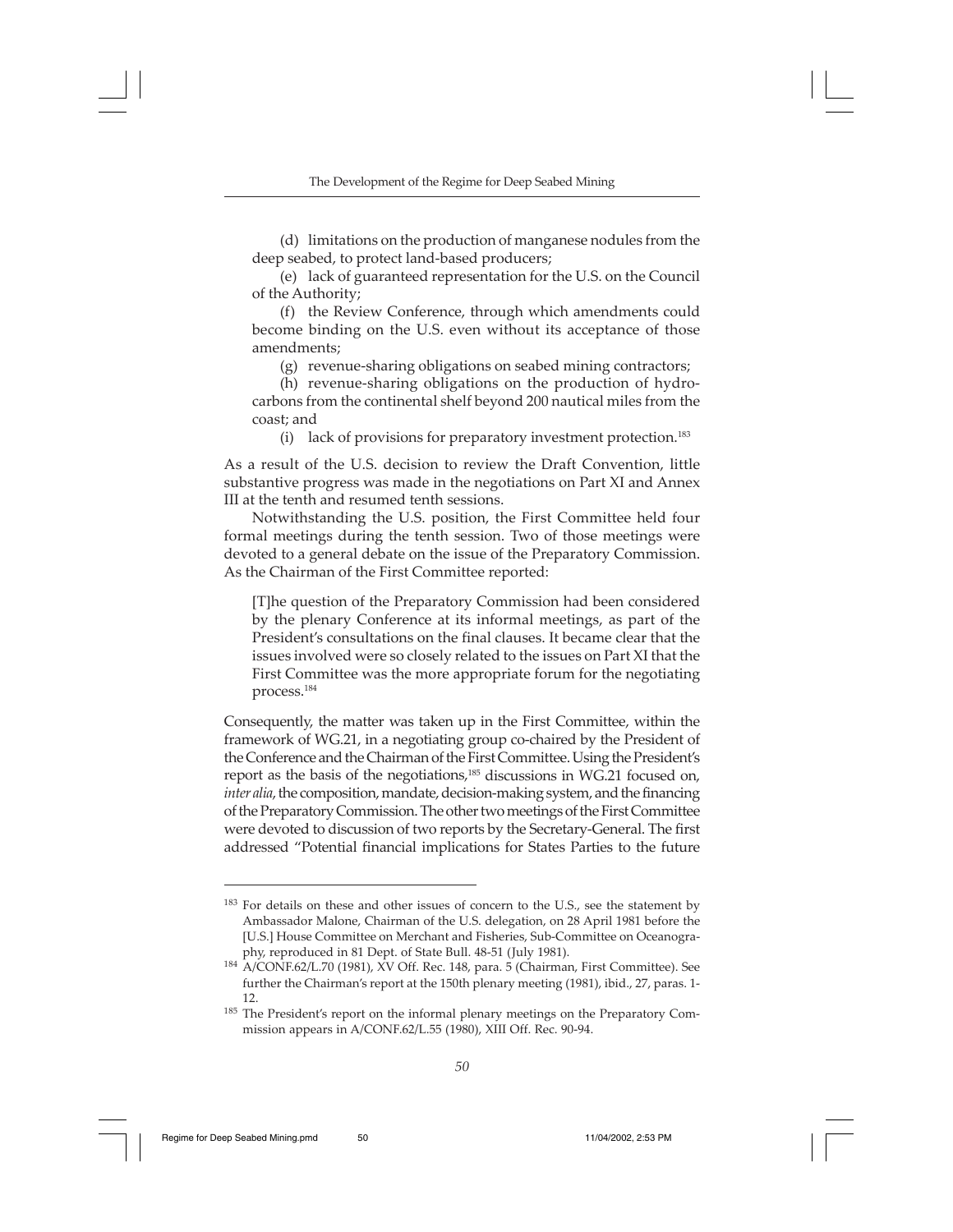(d) limitations on the production of manganese nodules from the deep seabed, to protect land-based producers;

(e) lack of guaranteed representation for the U.S. on the Council of the Authority;

(f) the Review Conference, through which amendments could become binding on the U.S. even without its acceptance of those amendments;

(g) revenue-sharing obligations on seabed mining contractors;

(h) revenue-sharing obligations on the production of hydrocarbons from the continental shelf beyond 200 nautical miles from the coast; and

(i) lack of provisions for preparatory investment protection.[183]

As a result of the U.S. decision to review the Draft Convention, little substantive progress was made in the negotiations on Part XI and Annex III at the tenth and resumed tenth sessions.

Notwithstanding the U.S. position, the First Committee held four formal meetings during the tenth session. Two of those meetings were devoted to a general debate on the issue of the Preparatory Commission. As the Chairman of the First Committee reported:

> [T]he question of the Preparatory Commission had been considered by the plenary Conference at its informal meetings, as part of the President's consultations on the final clauses. It became clear that the issues involved were so closely related to the issues on Part XI that the First Committee was the more appropriate forum for the negotiating process.[184]

Consequently, the matter was taken up in the First Committee, within the framework of WG.21, in a negotiating group co-chaired by the President of the Conference and the Chairman of the First Committee. Using the President's report as the basis of the negotiations,[185] discussions in WG.21 focused on, *inter alia*, the composition, mandate, decision-making system, and the financing of the Preparatory Commission. The other two meetings of the First Committee were devoted to discussion of two reports by the Secretary-General. The first addressed "Potential financial implications for States Parties to the future

---

[183] For details on these and other issues of concern to the U.S., see the statement by Ambassador Malone, Chairman of the U.S. delegation, on 28 April 1981 before the [U.S.] House Committee on Merchant and Fisheries, Sub-Committee on Oceanography, reproduced in 81 Dept. of State Bull. 48-51 (July 1981).

[184] A/CONF.62/L.70 (1981), XV Off. Rec. 148, para. 5 (Chairman, First Committee). See further the Chairman's report at the 150th plenary meeting (1981), ibid., 27, paras. 1-12.

[185] The President's report on the informal plenary meetings on the Preparatory Commission appears in A/CONF.62/L.55 (1980), XIII Off. Rec. 90-94.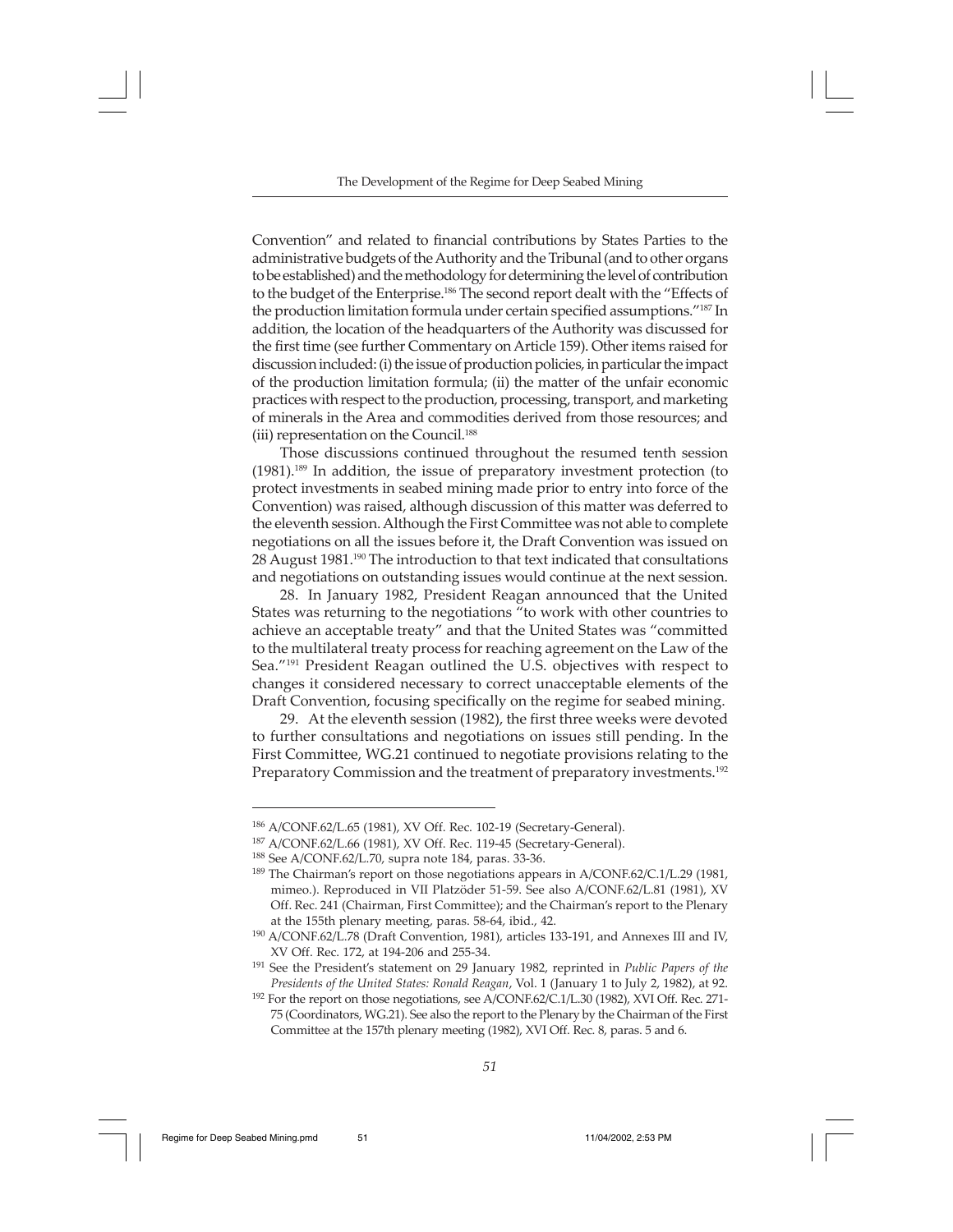Convention" and related to financial contributions by States Parties to the administrative budgets of the Authority and the Tribunal (and to other organs to be established) and the methodology for determining the level of contribution to the budget of the Enterprise.[186] The second report dealt with the "Effects of the production limitation formula under certain specified assumptions."[187] In addition, the location of the headquarters of the Authority was discussed for the first time (see further Commentary on Article 159). Other items raised for discussion included: (i) the issue of production policies, in particular the impact of the production limitation formula; (ii) the matter of the unfair economic practices with respect to the production, processing, transport, and marketing of minerals in the Area and commodities derived from those resources; and (iii) representation on the Council.[188]

Those discussions continued throughout the resumed tenth session (1981).[189] In addition, the issue of preparatory investment protection (to protect investments in seabed mining made prior to entry into force of the Convention) was raised, although discussion of this matter was deferred to the eleventh session. Although the First Committee was not able to complete negotiations on all the issues before it, the Draft Convention was issued on 28 August 1981.[190] The introduction to that text indicated that consultations and negotiations on outstanding issues would continue at the next session.

28. In January 1982, President Reagan announced that the United States was returning to the negotiations "to work with other countries to achieve an acceptable treaty" and that the United States was "committed to the multilateral treaty process for reaching agreement on the Law of the Sea."[191] President Reagan outlined the U.S. objectives with respect to changes it considered necessary to correct unacceptable elements of the Draft Convention, focusing specifically on the regime for seabed mining.

29. At the eleventh session (1982), the first three weeks were devoted to further consultations and negotiations on issues still pending. In the First Committee, WG.21 continued to negotiate provisions relating to the Preparatory Commission and the treatment of preparatory investments.[192]

---

[186] A/CONF.62/L.65 (1981), XV Off. Rec. 102-19 (Secretary-General).

[187] A/CONF.62/L.66 (1981), XV Off. Rec. 119-45 (Secretary-General).

[188] See A/CONF.62/L.70, supra note 184, paras. 33-36.

[189] The Chairman's report on those negotiations appears in A/CONF.62/C.1/L.29 (1981, mimeo.). Reproduced in VII Platzöder 51-59. See also A/CONF.62/L.81 (1981), XV Off. Rec. 241 (Chairman, First Committee); and the Chairman's report to the Plenary at the 155th plenary meeting, paras. 58-64, ibid., 42.

[190] A/CONF.62/L.78 (Draft Convention, 1981), articles 133-191, and Annexes III and IV, XV Off. Rec. 172, at 194-206 and 255-34.

[191] See the President's statement on 29 January 1982, reprinted in *Public Papers of the Presidents of the United States: Ronald Reagan*, Vol. 1 (January 1 to July 2, 1982), at 92.

[192] For the report on those negotiations, see A/CONF.62/C.1/L.30 (1982), XVI Off. Rec. 271-75 (Coordinators, WG.21). See also the report to the Plenary by the Chairman of the First Committee at the 157th plenary meeting (1982), XVI Off. Rec. 8, paras. 5 and 6.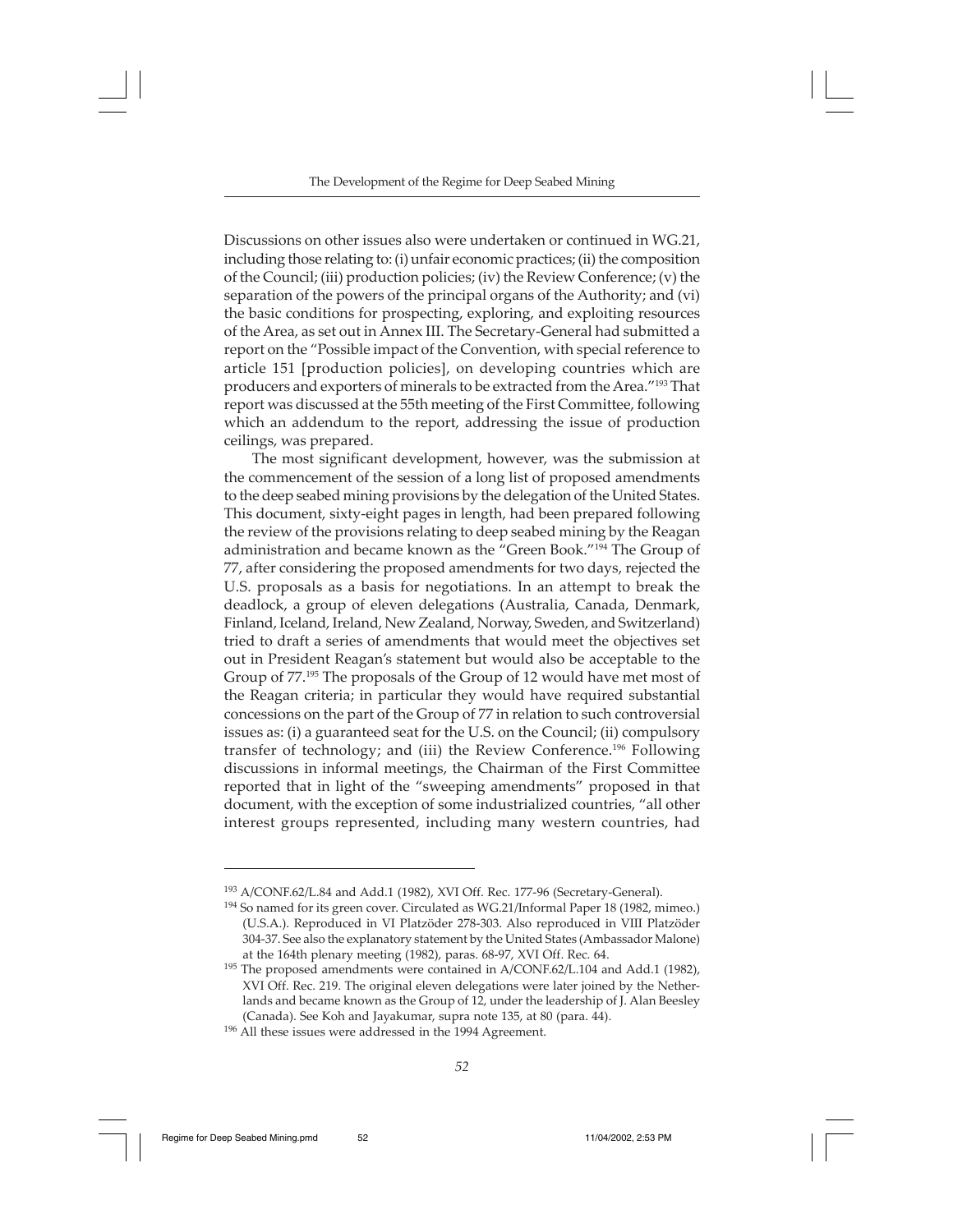Discussions on other issues also were undertaken or continued in WG.21, including those relating to: (i) unfair economic practices; (ii) the composition of the Council; (iii) production policies; (iv) the Review Conference; (v) the separation of the powers of the principal organs of the Authority; and (vi) the basic conditions for prospecting, exploring, and exploiting resources of the Area, as set out in Annex III. The Secretary-General had submitted a report on the "Possible impact of the Convention, with special reference to article 151 [production policies], on developing countries which are producers and exporters of minerals to be extracted from the Area."[193] That report was discussed at the 55th meeting of the First Committee, following which an addendum to the report, addressing the issue of production ceilings, was prepared.

The most significant development, however, was the submission at the commencement of the session of a long list of proposed amendments to the deep seabed mining provisions by the delegation of the United States. This document, sixty-eight pages in length, had been prepared following the review of the provisions relating to deep seabed mining by the Reagan administration and became known as the "Green Book."[194] The Group of 77, after considering the proposed amendments for two days, rejected the U.S. proposals as a basis for negotiations. In an attempt to break the deadlock, a group of eleven delegations (Australia, Canada, Denmark, Finland, Iceland, Ireland, New Zealand, Norway, Sweden, and Switzerland) tried to draft a series of amendments that would meet the objectives set out in President Reagan's statement but would also be acceptable to the Group of 77.[195] The proposals of the Group of 12 would have met most of the Reagan criteria; in particular they would have required substantial concessions on the part of the Group of 77 in relation to such controversial issues as: (i) a guaranteed seat for the U.S. on the Council; (ii) compulsory transfer of technology; and (iii) the Review Conference.[196] Following discussions in informal meetings, the Chairman of the First Committee reported that in light of the "sweeping amendments" proposed in that document, with the exception of some industrialized countries, "all other interest groups represented, including many western countries, had

---

[193] A/CONF.62/L.84 and Add.1 (1982), XVI Off. Rec. 177-96 (Secretary-General).

[194] So named for its green cover. Circulated as WG.21/Informal Paper 18 (1982, mimeo.) (U.S.A.). Reproduced in VI Platzöder 278-303. Also reproduced in VIII Platzöder 304-37. See also the explanatory statement by the United States (Ambassador Malone) at the 164th plenary meeting (1982), paras. 68-97, XVI Off. Rec. 64.

[195] The proposed amendments were contained in A/CONF.62/L.104 and Add.1 (1982), XVI Off. Rec. 219. The original eleven delegations were later joined by the Netherlands and became known as the Group of 12, under the leadership of J. Alan Beesley (Canada). See Koh and Jayakumar, supra note 135, at 80 (para. 44).

[196] All these issues were addressed in the 1994 Agreement.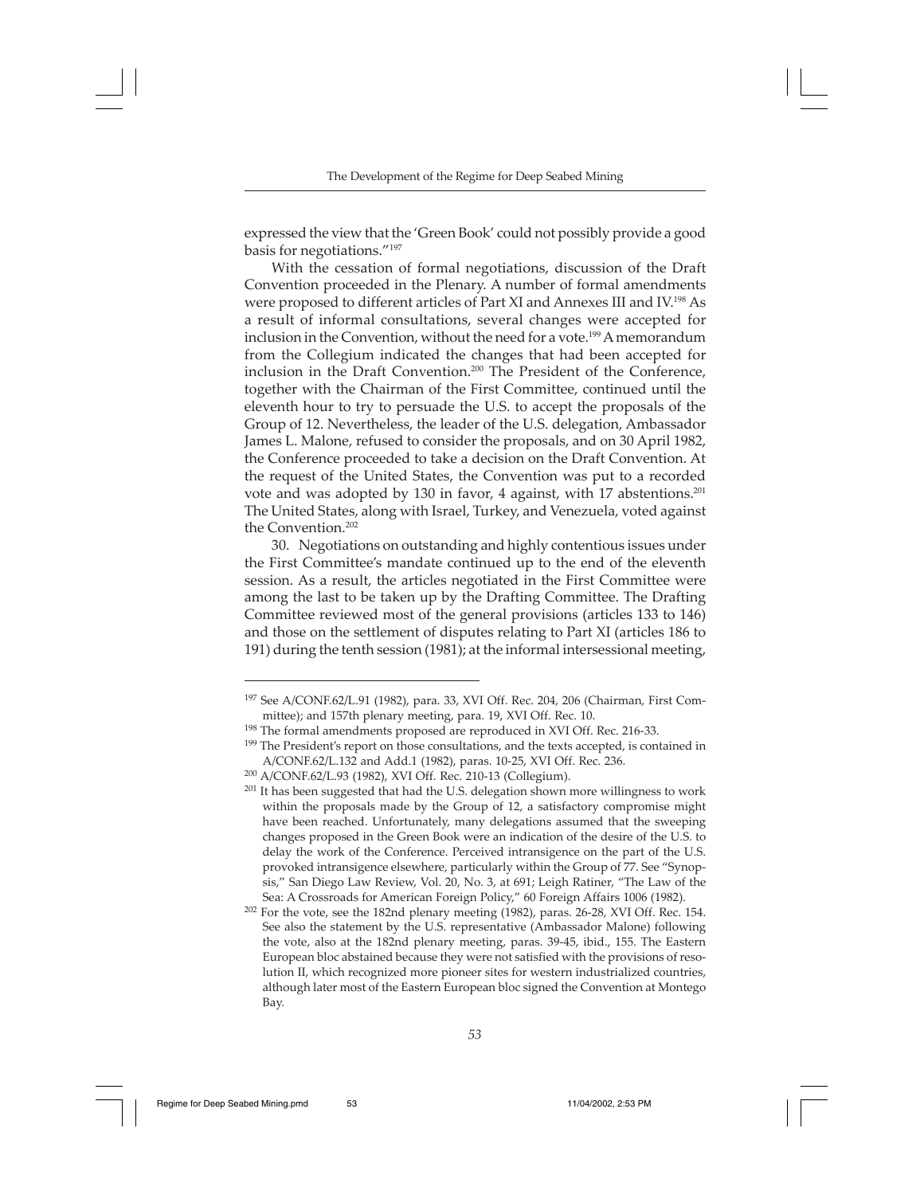expressed the view that the 'Green Book' could not possibly provide a good basis for negotiations."[197]

With the cessation of formal negotiations, discussion of the Draft Convention proceeded in the Plenary. A number of formal amendments were proposed to different articles of Part XI and Annexes III and IV.[198] As a result of informal consultations, several changes were accepted for inclusion in the Convention, without the need for a vote.[199] A memorandum from the Collegium indicated the changes that had been accepted for inclusion in the Draft Convention.[200] The President of the Conference, together with the Chairman of the First Committee, continued until the eleventh hour to try to persuade the U.S. to accept the proposals of the Group of 12. Nevertheless, the leader of the U.S. delegation, Ambassador James L. Malone, refused to consider the proposals, and on 30 April 1982, the Conference proceeded to take a decision on the Draft Convention. At the request of the United States, the Convention was put to a recorded vote and was adopted by 130 in favor, 4 against, with 17 abstentions.[201] The United States, along with Israel, Turkey, and Venezuela, voted against the Convention.[202]

30. Negotiations on outstanding and highly contentious issues under the First Committee's mandate continued up to the end of the eleventh session. As a result, the articles negotiated in the First Committee were among the last to be taken up by the Drafting Committee. The Drafting Committee reviewed most of the general provisions (articles 133 to 146) and those on the settlement of disputes relating to Part XI (articles 186 to 191) during the tenth session (1981); at the informal intersessional meeting,

---

[197] See A/CONF.62/L.91 (1982), para. 33, XVI Off. Rec. 204, 206 (Chairman, First Committee); and 157th plenary meeting, para. 19, XVI Off. Rec. 10.

[198] The formal amendments proposed are reproduced in XVI Off. Rec. 216-33.

[199] The President's report on those consultations, and the texts accepted, is contained in A/CONF.62/L.132 and Add.1 (1982), paras. 10-25, XVI Off. Rec. 236.

[200] A/CONF.62/L.93 (1982), XVI Off. Rec. 210-13 (Collegium).

[201] It has been suggested that had the U.S. delegation shown more willingness to work within the proposals made by the Group of 12, a satisfactory compromise might have been reached. Unfortunately, many delegations assumed that the sweeping changes proposed in the Green Book were an indication of the desire of the U.S. to delay the work of the Conference. Perceived intransigence on the part of the U.S. provoked intransigence elsewhere, particularly within the Group of 77. See "Synopsis," San Diego Law Review, Vol. 20, No. 3, at 691; Leigh Ratiner, "The Law of the Sea: A Crossroads for American Foreign Policy," 60 Foreign Affairs 1006 (1982).

[202] For the vote, see the 182nd plenary meeting (1982), paras. 26-28, XVI Off. Rec. 154. See also the statement by the U.S. representative (Ambassador Malone) following the vote, also at the 182nd plenary meeting, paras. 39-45, ibid., 155. The Eastern European bloc abstained because they were not satisfied with the provisions of resolution II, which recognized more pioneer sites for western industrialized countries, although later most of the Eastern European bloc signed the Convention at Montego Bay.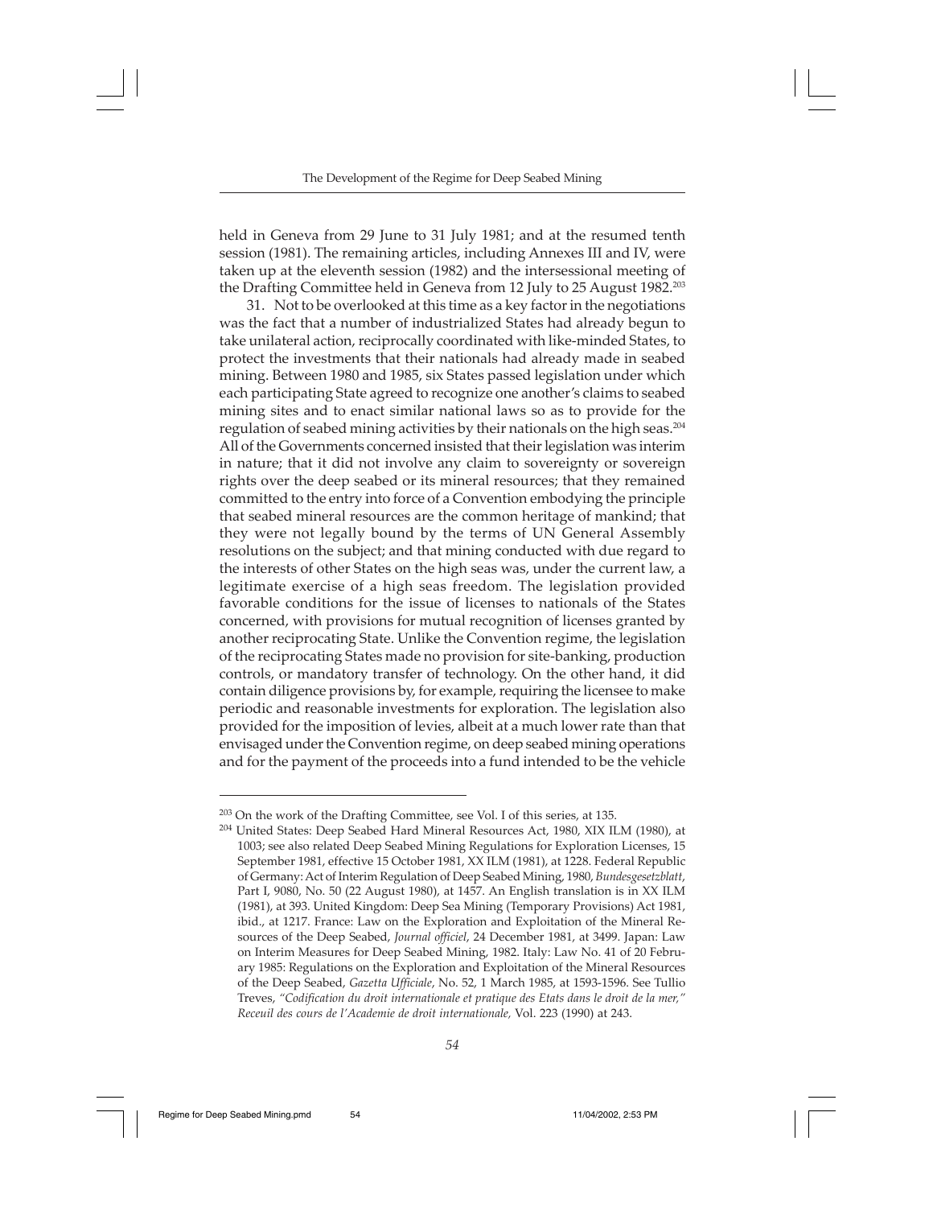held in Geneva from 29 June to 31 July 1981; and at the resumed tenth session (1981). The remaining articles, including Annexes III and IV, were taken up at the eleventh session (1982) and the intersessional meeting of the Drafting Committee held in Geneva from 12 July to 25 August 1982.[203]

31. Not to be overlooked at this time as a key factor in the negotiations was the fact that a number of industrialized States had already begun to take unilateral action, reciprocally coordinated with like-minded States, to protect the investments that their nationals had already made in seabed mining. Between 1980 and 1985, six States passed legislation under which each participating State agreed to recognize one another's claims to seabed mining sites and to enact similar national laws so as to provide for the regulation of seabed mining activities by their nationals on the high seas.[204] All of the Governments concerned insisted that their legislation was interim in nature; that it did not involve any claim to sovereignty or sovereign rights over the deep seabed or its mineral resources; that they remained committed to the entry into force of a Convention embodying the principle that seabed mineral resources are the common heritage of mankind; that they were not legally bound by the terms of UN General Assembly resolutions on the subject; and that mining conducted with due regard to the interests of other States on the high seas was, under the current law, a legitimate exercise of a high seas freedom. The legislation provided favorable conditions for the issue of licenses to nationals of the States concerned, with provisions for mutual recognition of licenses granted by another reciprocating State. Unlike the Convention regime, the legislation of the reciprocating States made no provision for site-banking, production controls, or mandatory transfer of technology. On the other hand, it did contain diligence provisions by, for example, requiring the licensee to make periodic and reasonable investments for exploration. The legislation also provided for the imposition of levies, albeit at a much lower rate than that envisaged under the Convention regime, on deep seabed mining operations and for the payment of the proceeds into a fund intended to be the vehicle

---

[203] On the work of the Drafting Committee, see Vol. I of this series, at 135.

[204] United States: Deep Seabed Hard Mineral Resources Act, 1980, XIX ILM (1980), at 1003; see also related Deep Seabed Mining Regulations for Exploration Licenses, 15 September 1981, effective 15 October 1981, XX ILM (1981), at 1228. Federal Republic of Germany: Act of Interim Regulation of Deep Seabed Mining, 1980, *Bundesgesetzblatt*, Part I, 9080, No. 50 (22 August 1980), at 1457. An English translation is in XX ILM (1981), at 393. United Kingdom: Deep Sea Mining (Temporary Provisions) Act 1981, ibid., at 1217. France: Law on the Exploration and Exploitation of the Mineral Resources of the Deep Seabed, *Journal officiel*, 24 December 1981, at 3499. Japan: Law on Interim Measures for Deep Seabed Mining, 1982. Italy: Law No. 41 of 20 February 1985: Regulations on the Exploration and Exploitation of the Mineral Resources of the Deep Seabed, *Gazetta Ufficiale*, No. 52, 1 March 1985, at 1593-1596. See Tullio Treves, *"Codification du droit internationale et pratique des Etats dans le droit de la mer," Receuil des cours de l'Academie de droit internationale,* Vol. 223 (1990) at 243.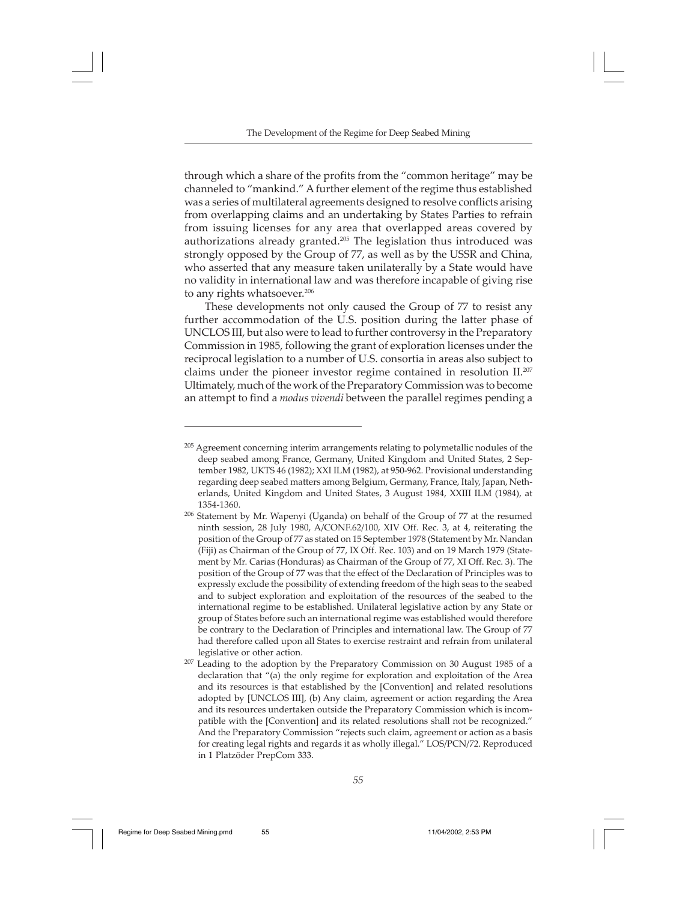through which a share of the profits from the "common heritage" may be channeled to "mankind." A further element of the regime thus established was a series of multilateral agreements designed to resolve conflicts arising from overlapping claims and an undertaking by States Parties to refrain from issuing licenses for any area that overlapped areas covered by authorizations already granted.[205] The legislation thus introduced was strongly opposed by the Group of 77, as well as by the USSR and China, who asserted that any measure taken unilaterally by a State would have no validity in international law and was therefore incapable of giving rise to any rights whatsoever.[206]

These developments not only caused the Group of 77 to resist any further accommodation of the U.S. position during the latter phase of UNCLOS III, but also were to lead to further controversy in the Preparatory Commission in 1985, following the grant of exploration licenses under the reciprocal legislation to a number of U.S. consortia in areas also subject to claims under the pioneer investor regime contained in resolution II.[207] Ultimately, much of the work of the Preparatory Commission was to become an attempt to find a *modus vivendi* between the parallel regimes pending a

---

[205] Agreement concerning interim arrangements relating to polymetallic nodules of the deep seabed among France, Germany, United Kingdom and United States, 2 September 1982, UKTS 46 (1982); XXI ILM (1982), at 950-962. Provisional understanding regarding deep seabed matters among Belgium, Germany, France, Italy, Japan, Netherlands, United Kingdom and United States, 3 August 1984, XXIII ILM (1984), at 1354-1360.

[206] Statement by Mr. Wapenyi (Uganda) on behalf of the Group of 77 at the resumed ninth session, 28 July 1980, A/CONF.62/100, XIV Off. Rec. 3, at 4, reiterating the position of the Group of 77 as stated on 15 September 1978 (Statement by Mr. Nandan (Fiji) as Chairman of the Group of 77, IX Off. Rec. 103) and on 19 March 1979 (Statement by Mr. Carias (Honduras) as Chairman of the Group of 77, XI Off. Rec. 3). The position of the Group of 77 was that the effect of the Declaration of Principles was to expressly exclude the possibility of extending freedom of the high seas to the seabed and to subject exploration and exploitation of the resources of the seabed to the international regime to be established. Unilateral legislative action by any State or group of States before such an international regime was established would therefore be contrary to the Declaration of Principles and international law. The Group of 77 had therefore called upon all States to exercise restraint and refrain from unilateral legislative or other action.

[207] Leading to the adoption by the Preparatory Commission on 30 August 1985 of a declaration that "(a) the only regime for exploration and exploitation of the Area and its resources is that established by the [Convention] and related resolutions adopted by [UNCLOS III], (b) Any claim, agreement or action regarding the Area and its resources undertaken outside the Preparatory Commission which is incompatible with the [Convention] and its related resolutions shall not be recognized." And the Preparatory Commission "rejects such claim, agreement or action as a basis for creating legal rights and regards it as wholly illegal." LOS/PCN/72. Reproduced in 1 Platzöder PrepCom 333.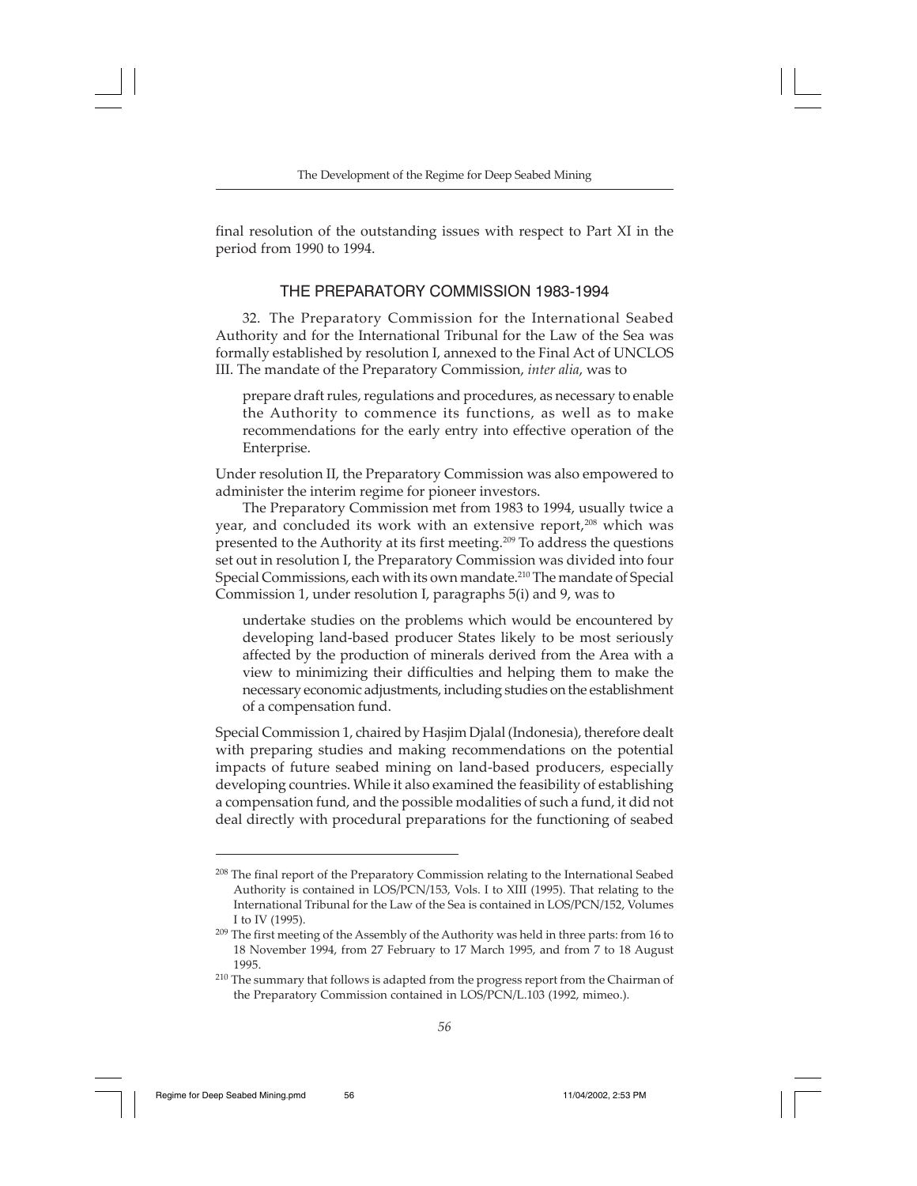final resolution of the outstanding issues with respect to Part XI in the period from 1990 to 1994.

## THE PREPARATORY COMMISSION 1983-1994

32. The Preparatory Commission for the International Seabed Authority and for the International Tribunal for the Law of the Sea was formally established by resolution I, annexed to the Final Act of UNCLOS III. The mandate of the Preparatory Commission, *inter alia*, was to

> prepare draft rules, regulations and procedures, as necessary to enable the Authority to commence its functions, as well as to make recommendations for the early entry into effective operation of the Enterprise.

Under resolution II, the Preparatory Commission was also empowered to administer the interim regime for pioneer investors.

The Preparatory Commission met from 1983 to 1994, usually twice a year, and concluded its work with an extensive report,[208] which was presented to the Authority at its first meeting.[209] To address the questions set out in resolution I, the Preparatory Commission was divided into four Special Commissions, each with its own mandate.[210] The mandate of Special Commission 1, under resolution I, paragraphs 5(i) and 9, was to

> undertake studies on the problems which would be encountered by developing land-based producer States likely to be most seriously affected by the production of minerals derived from the Area with a view to minimizing their difficulties and helping them to make the necessary economic adjustments, including studies on the establishment of a compensation fund.

Special Commission 1, chaired by Hasjim Djalal (Indonesia), therefore dealt with preparing studies and making recommendations on the potential impacts of future seabed mining on land-based producers, especially developing countries. While it also examined the feasibility of establishing a compensation fund, and the possible modalities of such a fund, it did not deal directly with procedural preparations for the functioning of seabed

---

[208] The final report of the Preparatory Commission relating to the International Seabed Authority is contained in LOS/PCN/153, Vols. I to XIII (1995). That relating to the International Tribunal for the Law of the Sea is contained in LOS/PCN/152, Volumes I to IV (1995).

[209] The first meeting of the Assembly of the Authority was held in three parts: from 16 to 18 November 1994, from 27 February to 17 March 1995, and from 7 to 18 August 1995.

[210] The summary that follows is adapted from the progress report from the Chairman of the Preparatory Commission contained in LOS/PCN/L.103 (1992, mimeo.).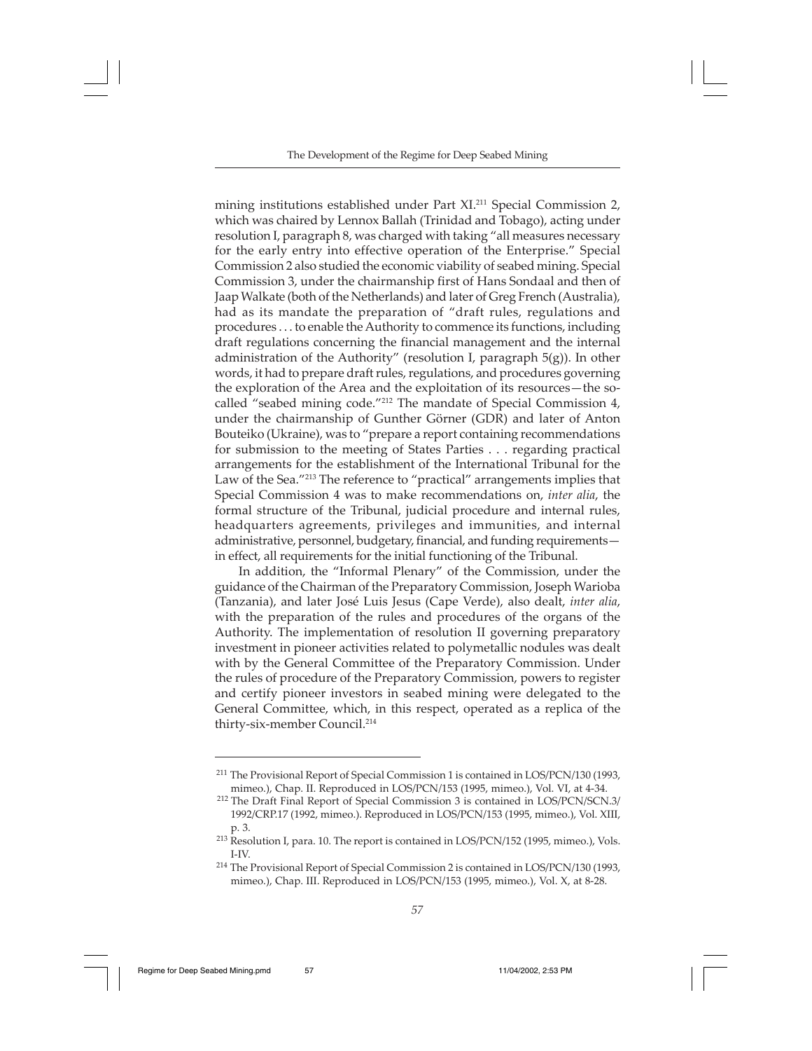mining institutions established under Part XI.[211] Special Commission 2, which was chaired by Lennox Ballah (Trinidad and Tobago), acting under resolution I, paragraph 8, was charged with taking "all measures necessary for the early entry into effective operation of the Enterprise." Special Commission 2 also studied the economic viability of seabed mining. Special Commission 3, under the chairmanship first of Hans Sondaal and then of Jaap Walkate (both of the Netherlands) and later of Greg French (Australia), had as its mandate the preparation of "draft rules, regulations and procedures . . . to enable the Authority to commence its functions, including draft regulations concerning the financial management and the internal administration of the Authority" (resolution I, paragraph 5(g)). In other words, it had to prepare draft rules, regulations, and procedures governing the exploration of the Area and the exploitation of its resources—the so-called "seabed mining code."[212] The mandate of Special Commission 4, under the chairmanship of Gunther Görner (GDR) and later of Anton Bouteiko (Ukraine), was to "prepare a report containing recommendations for submission to the meeting of States Parties . . . regarding practical arrangements for the establishment of the International Tribunal for the Law of the Sea."[213] The reference to "practical" arrangements implies that Special Commission 4 was to make recommendations on, *inter alia*, the formal structure of the Tribunal, judicial procedure and internal rules, headquarters agreements, privileges and immunities, and internal administrative, personnel, budgetary, financial, and funding requirements—in effect, all requirements for the initial functioning of the Tribunal.

In addition, the "Informal Plenary" of the Commission, under the guidance of the Chairman of the Preparatory Commission, Joseph Warioba (Tanzania), and later José Luis Jesus (Cape Verde), also dealt, *inter alia*, with the preparation of the rules and procedures of the organs of the Authority. The implementation of resolution II governing preparatory investment in pioneer activities related to polymetallic nodules was dealt with by the General Committee of the Preparatory Commission. Under the rules of procedure of the Preparatory Commission, powers to register and certify pioneer investors in seabed mining were delegated to the General Committee, which, in this respect, operated as a replica of the thirty-six-member Council.[214]

---

[211] The Provisional Report of Special Commission 1 is contained in LOS/PCN/130 (1993, mimeo.), Chap. II. Reproduced in LOS/PCN/153 (1995, mimeo.), Vol. VI, at 4-34.

[212] The Draft Final Report of Special Commission 3 is contained in LOS/PCN/SCN.3/1992/CRP.17 (1992, mimeo.). Reproduced in LOS/PCN/153 (1995, mimeo.), Vol. XIII, p. 3.

[213] Resolution I, para. 10. The report is contained in LOS/PCN/152 (1995, mimeo.), Vols. I-IV.

[214] The Provisional Report of Special Commission 2 is contained in LOS/PCN/130 (1993, mimeo.), Chap. III. Reproduced in LOS/PCN/153 (1995, mimeo.), Vol. X, at 8-28.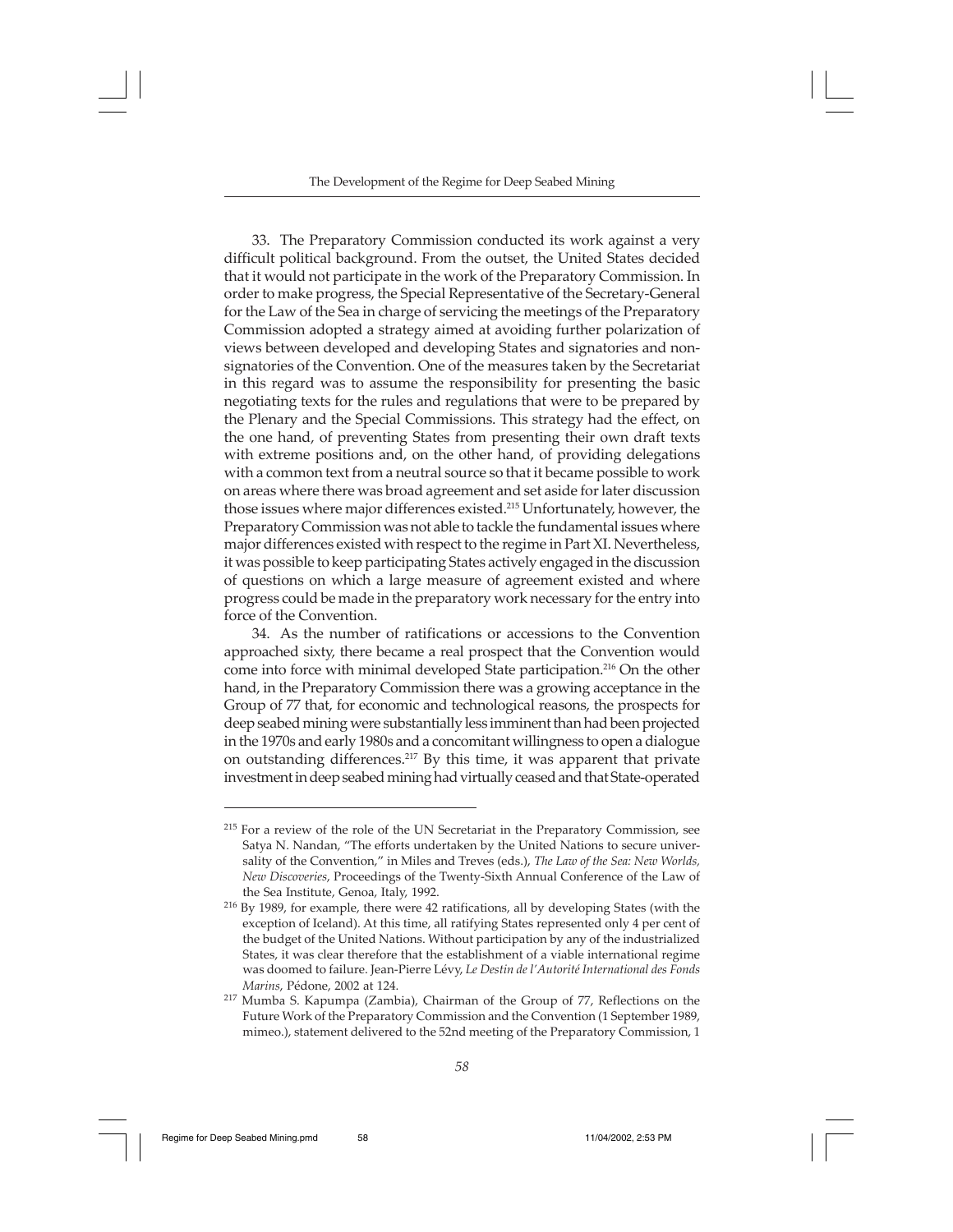33. The Preparatory Commission conducted its work against a very difficult political background. From the outset, the United States decided that it would not participate in the work of the Preparatory Commission. In order to make progress, the Special Representative of the Secretary-General for the Law of the Sea in charge of servicing the meetings of the Preparatory Commission adopted a strategy aimed at avoiding further polarization of views between developed and developing States and signatories and non-signatories of the Convention. One of the measures taken by the Secretariat in this regard was to assume the responsibility for presenting the basic negotiating texts for the rules and regulations that were to be prepared by the Plenary and the Special Commissions. This strategy had the effect, on the one hand, of preventing States from presenting their own draft texts with extreme positions and, on the other hand, of providing delegations with a common text from a neutral source so that it became possible to work on areas where there was broad agreement and set aside for later discussion those issues where major differences existed.[215] Unfortunately, however, the Preparatory Commission was not able to tackle the fundamental issues where major differences existed with respect to the regime in Part XI. Nevertheless, it was possible to keep participating States actively engaged in the discussion of questions on which a large measure of agreement existed and where progress could be made in the preparatory work necessary for the entry into force of the Convention.

34. As the number of ratifications or accessions to the Convention approached sixty, there became a real prospect that the Convention would come into force with minimal developed State participation.[216] On the other hand, in the Preparatory Commission there was a growing acceptance in the Group of 77 that, for economic and technological reasons, the prospects for deep seabed mining were substantially less imminent than had been projected in the 1970s and early 1980s and a concomitant willingness to open a dialogue on outstanding differences.[217] By this time, it was apparent that private investment in deep seabed mining had virtually ceased and that State-operated

---

[215] For a review of the role of the UN Secretariat in the Preparatory Commission, see Satya N. Nandan, "The efforts undertaken by the United Nations to secure universality of the Convention," in Miles and Treves (eds.), *The Law of the Sea: New Worlds, New Discoveries*, Proceedings of the Twenty-Sixth Annual Conference of the Law of the Sea Institute, Genoa, Italy, 1992.

[216] By 1989, for example, there were 42 ratifications, all by developing States (with the exception of Iceland). At this time, all ratifying States represented only 4 per cent of the budget of the United Nations. Without participation by any of the industrialized States, it was clear therefore that the establishment of a viable international regime was doomed to failure. Jean-Pierre Lévy, *Le Destin de l'Autorité International des Fonds Marins*, Pédone, 2002 at 124.

[217] Mumba S. Kapumpa (Zambia), Chairman of the Group of 77, Reflections on the Future Work of the Preparatory Commission and the Convention (1 September 1989, mimeo.), statement delivered to the 52nd meeting of the Preparatory Commission, 1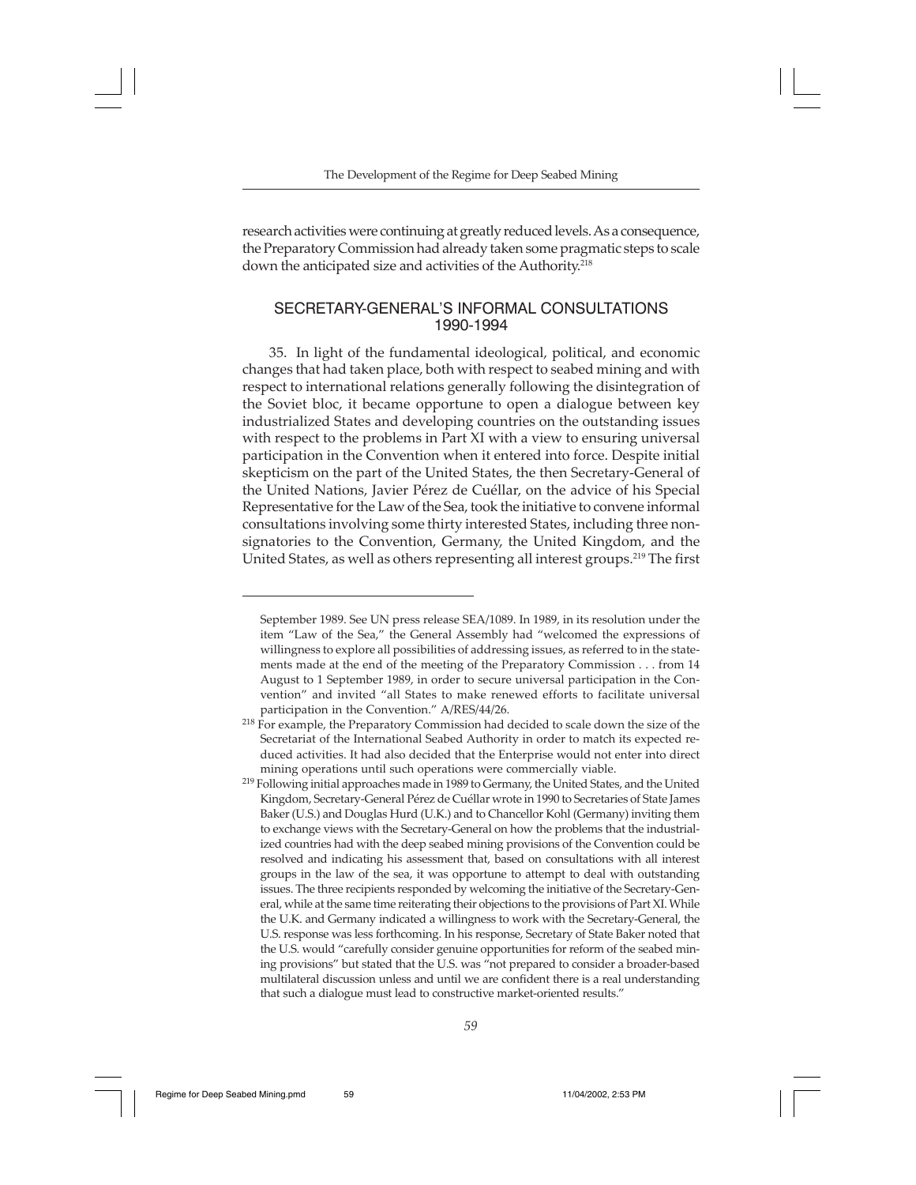research activities were continuing at greatly reduced levels. As a consequence, the Preparatory Commission had already taken some pragmatic steps to scale down the anticipated size and activities of the Authority.[218]

## SECRETARY-GENERAL'S INFORMAL CONSULTATIONS 1990-1994

35. In light of the fundamental ideological, political, and economic changes that had taken place, both with respect to seabed mining and with respect to international relations generally following the disintegration of the Soviet bloc, it became opportune to open a dialogue between key industrialized States and developing countries on the outstanding issues with respect to the problems in Part XI with a view to ensuring universal participation in the Convention when it entered into force. Despite initial skepticism on the part of the United States, the then Secretary-General of the United Nations, Javier Pérez de Cuéllar, on the advice of his Special Representative for the Law of the Sea, took the initiative to convene informal consultations involving some thirty interested States, including three non-signatories to the Convention, Germany, the United Kingdom, and the United States, as well as others representing all interest groups.[219] The first

---

September 1989. See UN press release SEA/1089. In 1989, in its resolution under the item "Law of the Sea," the General Assembly had "welcomed the expressions of willingness to explore all possibilities of addressing issues, as referred to in the statements made at the end of the meeting of the Preparatory Commission . . . from 14 August to 1 September 1989, in order to secure universal participation in the Convention" and invited "all States to make renewed efforts to facilitate universal participation in the Convention." A/RES/44/26.

[218] For example, the Preparatory Commission had decided to scale down the size of the Secretariat of the International Seabed Authority in order to match its expected reduced activities. It had also decided that the Enterprise would not enter into direct mining operations until such operations were commercially viable.

[219] Following initial approaches made in 1989 to Germany, the United States, and the United Kingdom, Secretary-General Pérez de Cuéllar wrote in 1990 to Secretaries of State James Baker (U.S.) and Douglas Hurd (U.K.) and to Chancellor Kohl (Germany) inviting them to exchange views with the Secretary-General on how the problems that the industrialized countries had with the deep seabed mining provisions of the Convention could be resolved and indicating his assessment that, based on consultations with all interest groups in the law of the sea, it was opportune to attempt to deal with outstanding issues. The three recipients responded by welcoming the initiative of the Secretary-General, while at the same time reiterating their objections to the provisions of Part XI. While the U.K. and Germany indicated a willingness to work with the Secretary-General, the U.S. response was less forthcoming. In his response, Secretary of State Baker noted that the U.S. would "carefully consider genuine opportunities for reform of the seabed mining provisions" but stated that the U.S. was "not prepared to consider a broader-based multilateral discussion unless and until we are confident there is a real understanding that such a dialogue must lead to constructive market-oriented results."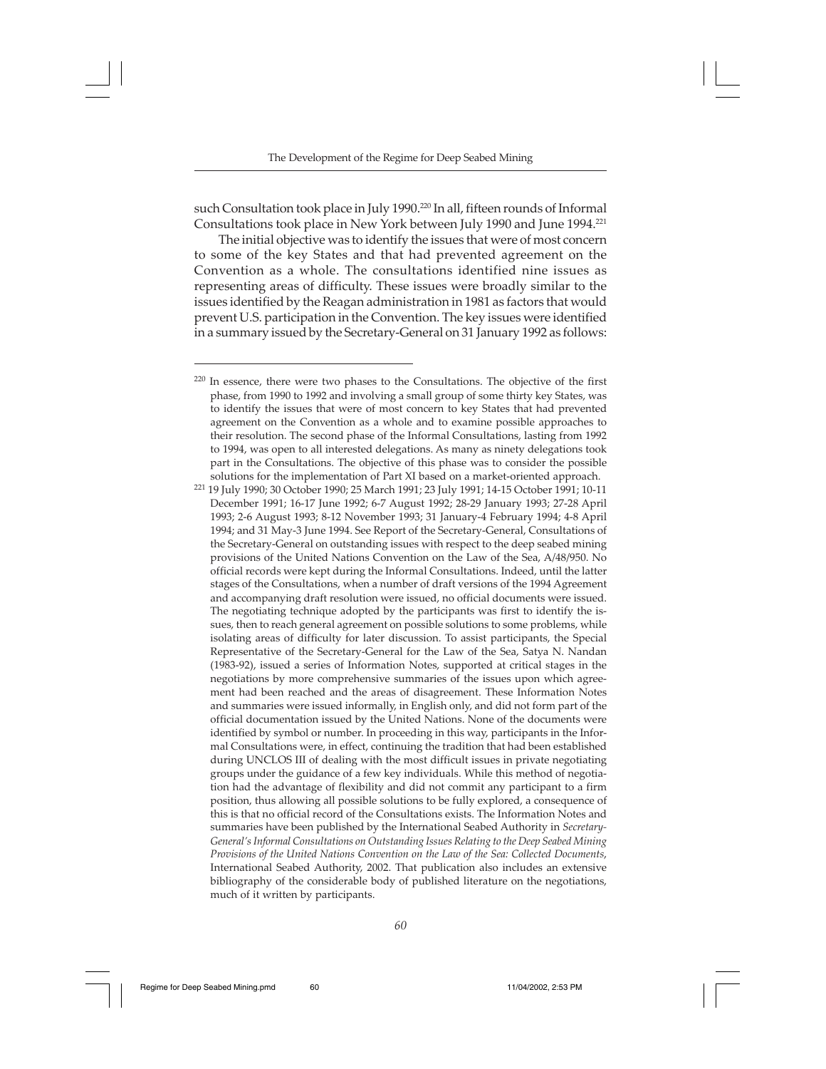such Consultation took place in July 1990.[220] In all, fifteen rounds of Informal Consultations took place in New York between July 1990 and June 1994.[221]

The initial objective was to identify the issues that were of most concern to some of the key States and that had prevented agreement on the Convention as a whole. The consultations identified nine issues as representing areas of difficulty. These issues were broadly similar to the issues identified by the Reagan administration in 1981 as factors that would prevent U.S. participation in the Convention. The key issues were identified in a summary issued by the Secretary-General on 31 January 1992 as follows:

---

[220] In essence, there were two phases to the Consultations. The objective of the first phase, from 1990 to 1992 and involving a small group of some thirty key States, was to identify the issues that were of most concern to key States that had prevented agreement on the Convention as a whole and to examine possible approaches to their resolution. The second phase of the Informal Consultations, lasting from 1992 to 1994, was open to all interested delegations. As many as ninety delegations took part in the Consultations. The objective of this phase was to consider the possible solutions for the implementation of Part XI based on a market-oriented approach.

[221] 19 July 1990; 30 October 1990; 25 March 1991; 23 July 1991; 14-15 October 1991; 10-11 December 1991; 16-17 June 1992; 6-7 August 1992; 28-29 January 1993; 27-28 April 1993; 2-6 August 1993; 8-12 November 1993; 31 January-4 February 1994; 4-8 April 1994; and 31 May-3 June 1994. See Report of the Secretary-General, Consultations of the Secretary-General on outstanding issues with respect to the deep seabed mining provisions of the United Nations Convention on the Law of the Sea, A/48/950. No official records were kept during the Informal Consultations. Indeed, until the latter stages of the Consultations, when a number of draft versions of the 1994 Agreement and accompanying draft resolution were issued, no official documents were issued. The negotiating technique adopted by the participants was first to identify the issues, then to reach general agreement on possible solutions to some problems, while isolating areas of difficulty for later discussion. To assist participants, the Special Representative of the Secretary-General for the Law of the Sea, Satya N. Nandan (1983-92), issued a series of Information Notes, supported at critical stages in the negotiations by more comprehensive summaries of the issues upon which agreement had been reached and the areas of disagreement. These Information Notes and summaries were issued informally, in English only, and did not form part of the official documentation issued by the United Nations. None of the documents were identified by symbol or number. In proceeding in this way, participants in the Informal Consultations were, in effect, continuing the tradition that had been established during UNCLOS III of dealing with the most difficult issues in private negotiating groups under the guidance of a few key individuals. While this method of negotiation had the advantage of flexibility and did not commit any participant to a firm position, thus allowing all possible solutions to be fully explored, a consequence of this is that no official record of the Consultations exists. The Information Notes and summaries have been published by the International Seabed Authority in *Secretary-General's Informal Consultations on Outstanding Issues Relating to the Deep Seabed Mining Provisions of the United Nations Convention on the Law of the Sea: Collected Documents*, International Seabed Authority, 2002. That publication also includes an extensive bibliography of the considerable body of published literature on the negotiations, much of it written by participants.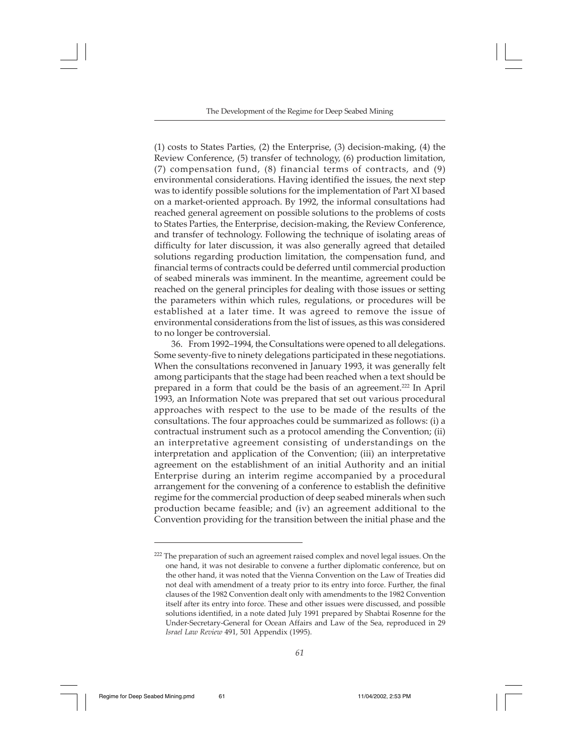(1) costs to States Parties, (2) the Enterprise, (3) decision-making, (4) the Review Conference, (5) transfer of technology, (6) production limitation, (7) compensation fund, (8) financial terms of contracts, and (9) environmental considerations. Having identified the issues, the next step was to identify possible solutions for the implementation of Part XI based on a market-oriented approach. By 1992, the informal consultations had reached general agreement on possible solutions to the problems of costs to States Parties, the Enterprise, decision-making, the Review Conference, and transfer of technology. Following the technique of isolating areas of difficulty for later discussion, it was also generally agreed that detailed solutions regarding production limitation, the compensation fund, and financial terms of contracts could be deferred until commercial production of seabed minerals was imminent. In the meantime, agreement could be reached on the general principles for dealing with those issues or setting the parameters within which rules, regulations, or procedures will be established at a later time. It was agreed to remove the issue of environmental considerations from the list of issues, as this was considered to no longer be controversial.

36. From 1992–1994, the Consultations were opened to all delegations. Some seventy-five to ninety delegations participated in these negotiations. When the consultations reconvened in January 1993, it was generally felt among participants that the stage had been reached when a text should be prepared in a form that could be the basis of an agreement.[222] In April 1993, an Information Note was prepared that set out various procedural approaches with respect to the use to be made of the results of the consultations. The four approaches could be summarized as follows: (i) a contractual instrument such as a protocol amending the Convention; (ii) an interpretative agreement consisting of understandings on the interpretation and application of the Convention; (iii) an interpretative agreement on the establishment of an initial Authority and an initial Enterprise during an interim regime accompanied by a procedural arrangement for the convening of a conference to establish the definitive regime for the commercial production of deep seabed minerals when such production became feasible; and (iv) an agreement additional to the Convention providing for the transition between the initial phase and the

---

[222] The preparation of such an agreement raised complex and novel legal issues. On the one hand, it was not desirable to convene a further diplomatic conference, but on the other hand, it was noted that the Vienna Convention on the Law of Treaties did not deal with amendment of a treaty prior to its entry into force. Further, the final clauses of the 1982 Convention dealt only with amendments to the 1982 Convention itself after its entry into force. These and other issues were discussed, and possible solutions identified, in a note dated July 1991 prepared by Shabtai Rosenne for the Under-Secretary-General for Ocean Affairs and Law of the Sea, reproduced in 29 *Israel Law Review* 491, 501 Appendix (1995).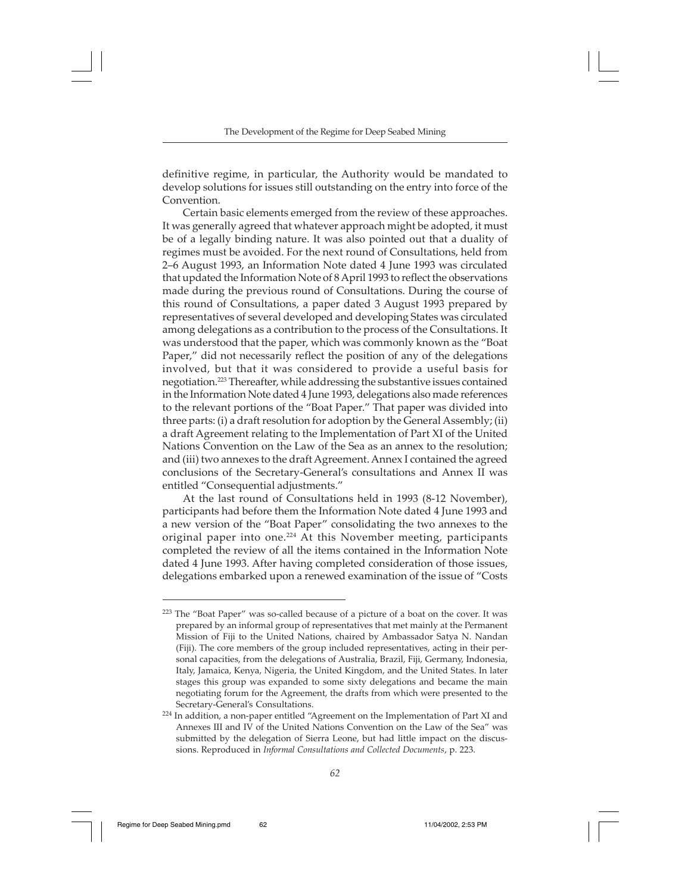definitive regime, in particular, the Authority would be mandated to develop solutions for issues still outstanding on the entry into force of the Convention.

Certain basic elements emerged from the review of these approaches. It was generally agreed that whatever approach might be adopted, it must be of a legally binding nature. It was also pointed out that a duality of regimes must be avoided. For the next round of Consultations, held from 2–6 August 1993, an Information Note dated 4 June 1993 was circulated that updated the Information Note of 8 April 1993 to reflect the observations made during the previous round of Consultations. During the course of this round of Consultations, a paper dated 3 August 1993 prepared by representatives of several developed and developing States was circulated among delegations as a contribution to the process of the Consultations. It was understood that the paper, which was commonly known as the "Boat Paper," did not necessarily reflect the position of any of the delegations involved, but that it was considered to provide a useful basis for negotiation.[223] Thereafter, while addressing the substantive issues contained in the Information Note dated 4 June 1993, delegations also made references to the relevant portions of the "Boat Paper." That paper was divided into three parts: (i) a draft resolution for adoption by the General Assembly; (ii) a draft Agreement relating to the Implementation of Part XI of the United Nations Convention on the Law of the Sea as an annex to the resolution; and (iii) two annexes to the draft Agreement. Annex I contained the agreed conclusions of the Secretary-General's consultations and Annex II was entitled "Consequential adjustments."

At the last round of Consultations held in 1993 (8-12 November), participants had before them the Information Note dated 4 June 1993 and a new version of the "Boat Paper" consolidating the two annexes to the original paper into one.[224] At this November meeting, participants completed the review of all the items contained in the Information Note dated 4 June 1993. After having completed consideration of those issues, delegations embarked upon a renewed examination of the issue of "Costs

---

[223] The "Boat Paper" was so-called because of a picture of a boat on the cover. It was prepared by an informal group of representatives that met mainly at the Permanent Mission of Fiji to the United Nations, chaired by Ambassador Satya N. Nandan (Fiji). The core members of the group included representatives, acting in their personal capacities, from the delegations of Australia, Brazil, Fiji, Germany, Indonesia, Italy, Jamaica, Kenya, Nigeria, the United Kingdom, and the United States. In later stages this group was expanded to some sixty delegations and became the main negotiating forum for the Agreement, the drafts from which were presented to the Secretary-General's Consultations.

[224] In addition, a non-paper entitled "Agreement on the Implementation of Part XI and Annexes III and IV of the United Nations Convention on the Law of the Sea" was submitted by the delegation of Sierra Leone, but had little impact on the discussions. Reproduced in *Informal Consultations and Collected Documents*, p. 223.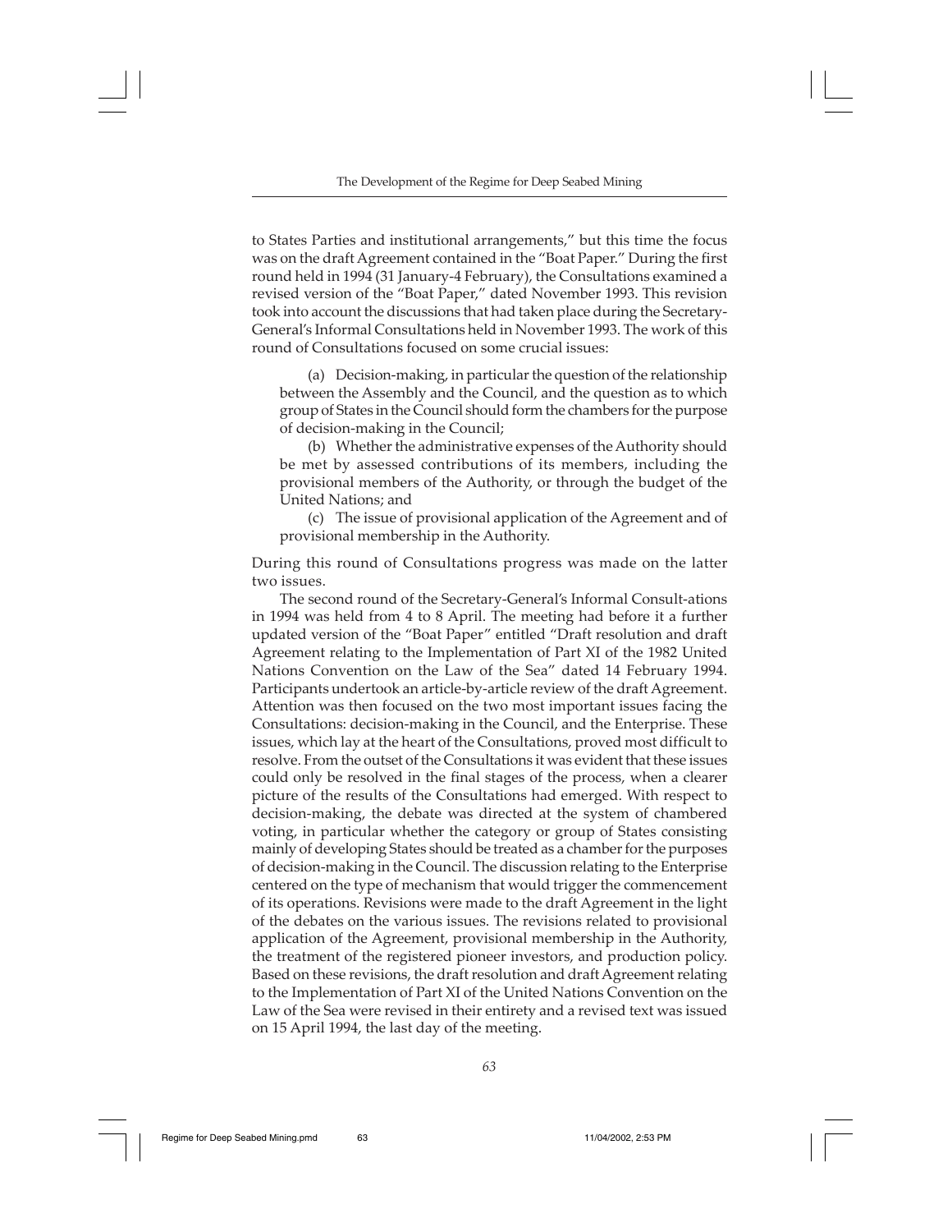to States Parties and institutional arrangements," but this time the focus was on the draft Agreement contained in the "Boat Paper." During the first round held in 1994 (31 January-4 February), the Consultations examined a revised version of the "Boat Paper," dated November 1993. This revision took into account the discussions that had taken place during the Secretary-General's Informal Consultations held in November 1993. The work of this round of Consultations focused on some crucial issues:

(a) Decision-making, in particular the question of the relationship between the Assembly and the Council, and the question as to which group of States in the Council should form the chambers for the purpose of decision-making in the Council;

(b) Whether the administrative expenses of the Authority should be met by assessed contributions of its members, including the provisional members of the Authority, or through the budget of the United Nations; and

(c) The issue of provisional application of the Agreement and of provisional membership in the Authority.

During this round of Consultations progress was made on the latter two issues.

The second round of the Secretary-General's Informal Consult-ations in 1994 was held from 4 to 8 April. The meeting had before it a further updated version of the "Boat Paper" entitled "Draft resolution and draft Agreement relating to the Implementation of Part XI of the 1982 United Nations Convention on the Law of the Sea" dated 14 February 1994. Participants undertook an article-by-article review of the draft Agreement. Attention was then focused on the two most important issues facing the Consultations: decision-making in the Council, and the Enterprise. These issues, which lay at the heart of the Consultations, proved most difficult to resolve. From the outset of the Consultations it was evident that these issues could only be resolved in the final stages of the process, when a clearer picture of the results of the Consultations had emerged. With respect to decision-making, the debate was directed at the system of chambered voting, in particular whether the category or group of States consisting mainly of developing States should be treated as a chamber for the purposes of decision-making in the Council. The discussion relating to the Enterprise centered on the type of mechanism that would trigger the commencement of its operations. Revisions were made to the draft Agreement in the light of the debates on the various issues. The revisions related to provisional application of the Agreement, provisional membership in the Authority, the treatment of the registered pioneer investors, and production policy. Based on these revisions, the draft resolution and draft Agreement relating to the Implementation of Part XI of the United Nations Convention on the Law of the Sea were revised in their entirety and a revised text was issued on 15 April 1994, the last day of the meeting.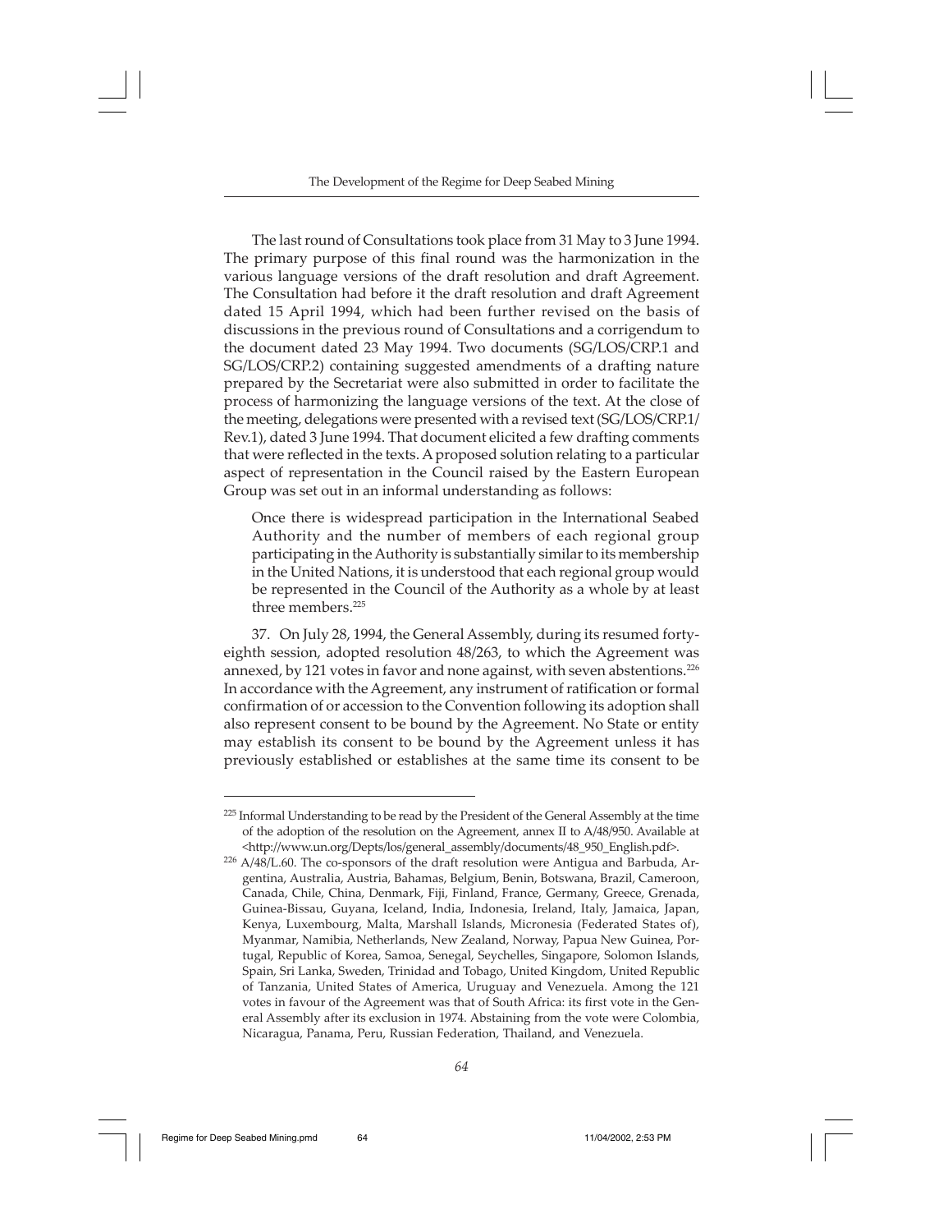The last round of Consultations took place from 31 May to 3 June 1994. The primary purpose of this final round was the harmonization in the various language versions of the draft resolution and draft Agreement. The Consultation had before it the draft resolution and draft Agreement dated 15 April 1994, which had been further revised on the basis of discussions in the previous round of Consultations and a corrigendum to the document dated 23 May 1994. Two documents (SG/LOS/CRP.1 and SG/LOS/CRP.2) containing suggested amendments of a drafting nature prepared by the Secretariat were also submitted in order to facilitate the process of harmonizing the language versions of the text. At the close of the meeting, delegations were presented with a revised text (SG/LOS/CRP.1/Rev.1), dated 3 June 1994. That document elicited a few drafting comments that were reflected in the texts. A proposed solution relating to a particular aspect of representation in the Council raised by the Eastern European Group was set out in an informal understanding as follows:

> Once there is widespread participation in the International Seabed Authority and the number of members of each regional group participating in the Authority is substantially similar to its membership in the United Nations, it is understood that each regional group would be represented in the Council of the Authority as a whole by at least three members.[225]

37. On July 28, 1994, the General Assembly, during its resumed forty-eighth session, adopted resolution 48/263, to which the Agreement was annexed, by 121 votes in favor and none against, with seven abstentions.[226] In accordance with the Agreement, any instrument of ratification or formal confirmation of or accession to the Convention following its adoption shall also represent consent to be bound by the Agreement. No State or entity may establish its consent to be bound by the Agreement unless it has previously established or establishes at the same time its consent to be

---

[225] Informal Understanding to be read by the President of the General Assembly at the time of the adoption of the resolution on the Agreement, annex II to A/48/950. Available at <http://www.un.org/Depts/los/general_assembly/documents/48_950_English.pdf>.

[226] A/48/L.60. The co-sponsors of the draft resolution were Antigua and Barbuda, Argentina, Australia, Austria, Bahamas, Belgium, Benin, Botswana, Brazil, Cameroon, Canada, Chile, China, Denmark, Fiji, Finland, France, Germany, Greece, Grenada, Guinea-Bissau, Guyana, Iceland, India, Indonesia, Ireland, Italy, Jamaica, Japan, Kenya, Luxembourg, Malta, Marshall Islands, Micronesia (Federated States of), Myanmar, Namibia, Netherlands, New Zealand, Norway, Papua New Guinea, Portugal, Republic of Korea, Samoa, Senegal, Seychelles, Singapore, Solomon Islands, Spain, Sri Lanka, Sweden, Trinidad and Tobago, United Kingdom, United Republic of Tanzania, United States of America, Uruguay and Venezuela. Among the 121 votes in favour of the Agreement was that of South Africa: its first vote in the General Assembly after its exclusion in 1974. Abstaining from the vote were Colombia, Nicaragua, Panama, Peru, Russian Federation, Thailand, and Venezuela.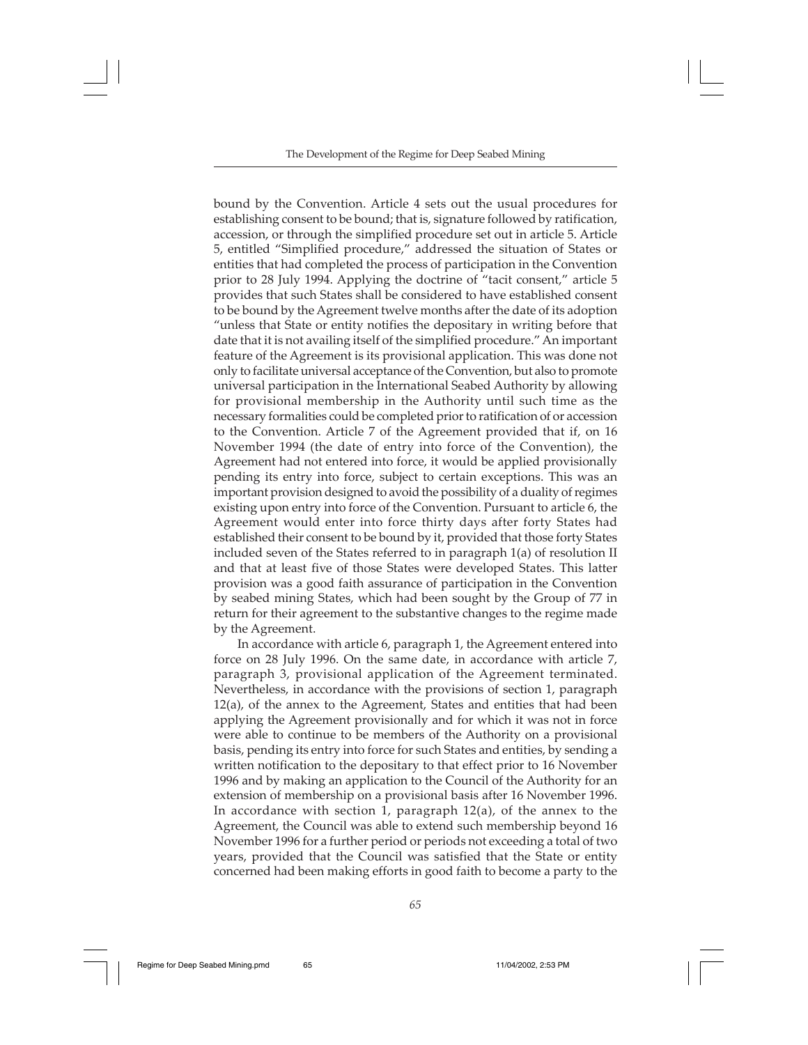bound by the Convention. Article 4 sets out the usual procedures for establishing consent to be bound; that is, signature followed by ratification, accession, or through the simplified procedure set out in article 5. Article 5, entitled "Simplified procedure," addressed the situation of States or entities that had completed the process of participation in the Convention prior to 28 July 1994. Applying the doctrine of "tacit consent," article 5 provides that such States shall be considered to have established consent to be bound by the Agreement twelve months after the date of its adoption "unless that State or entity notifies the depositary in writing before that date that it is not availing itself of the simplified procedure." An important feature of the Agreement is its provisional application. This was done not only to facilitate universal acceptance of the Convention, but also to promote universal participation in the International Seabed Authority by allowing for provisional membership in the Authority until such time as the necessary formalities could be completed prior to ratification of or accession to the Convention. Article 7 of the Agreement provided that if, on 16 November 1994 (the date of entry into force of the Convention), the Agreement had not entered into force, it would be applied provisionally pending its entry into force, subject to certain exceptions. This was an important provision designed to avoid the possibility of a duality of regimes existing upon entry into force of the Convention. Pursuant to article 6, the Agreement would enter into force thirty days after forty States had established their consent to be bound by it, provided that those forty States included seven of the States referred to in paragraph 1(a) of resolution II and that at least five of those States were developed States. This latter provision was a good faith assurance of participation in the Convention by seabed mining States, which had been sought by the Group of 77 in return for their agreement to the substantive changes to the regime made by the Agreement.

In accordance with article 6, paragraph 1, the Agreement entered into force on 28 July 1996. On the same date, in accordance with article 7, paragraph 3, provisional application of the Agreement terminated. Nevertheless, in accordance with the provisions of section 1, paragraph 12(a), of the annex to the Agreement, States and entities that had been applying the Agreement provisionally and for which it was not in force were able to continue to be members of the Authority on a provisional basis, pending its entry into force for such States and entities, by sending a written notification to the depositary to that effect prior to 16 November 1996 and by making an application to the Council of the Authority for an extension of membership on a provisional basis after 16 November 1996. In accordance with section 1, paragraph 12(a), of the annex to the Agreement, the Council was able to extend such membership beyond 16 November 1996 for a further period or periods not exceeding a total of two years, provided that the Council was satisfied that the State or entity concerned had been making efforts in good faith to become a party to the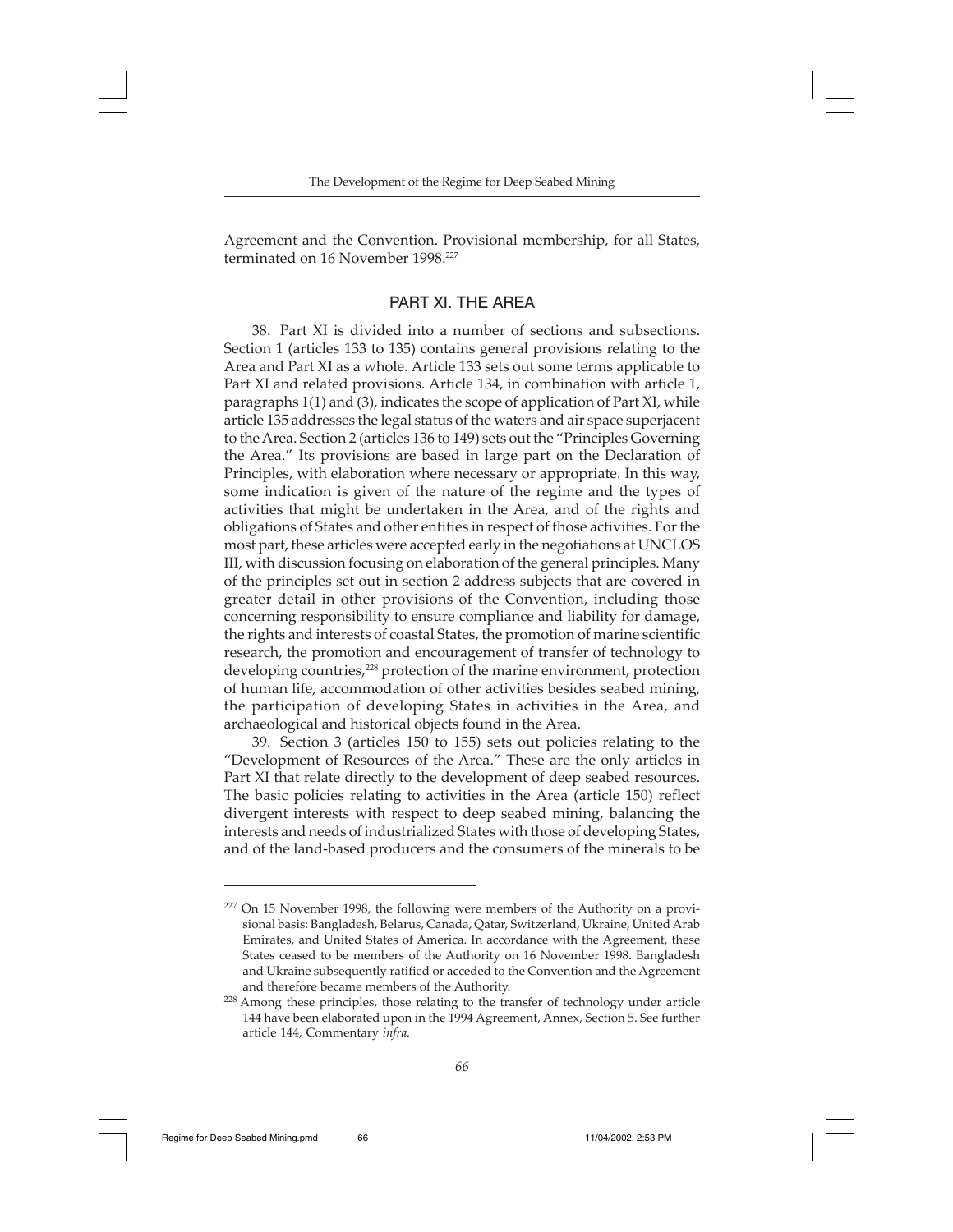Agreement and the Convention. Provisional membership, for all States, terminated on 16 November 1998.[227]

## PART XI. THE AREA

38. Part XI is divided into a number of sections and subsections. Section 1 (articles 133 to 135) contains general provisions relating to the Area and Part XI as a whole. Article 133 sets out some terms applicable to Part XI and related provisions. Article 134, in combination with article 1, paragraphs 1(1) and (3), indicates the scope of application of Part XI, while article 135 addresses the legal status of the waters and air space superjacent to the Area. Section 2 (articles 136 to 149) sets out the "Principles Governing the Area." Its provisions are based in large part on the Declaration of Principles, with elaboration where necessary or appropriate. In this way, some indication is given of the nature of the regime and the types of activities that might be undertaken in the Area, and of the rights and obligations of States and other entities in respect of those activities. For the most part, these articles were accepted early in the negotiations at UNCLOS III, with discussion focusing on elaboration of the general principles. Many of the principles set out in section 2 address subjects that are covered in greater detail in other provisions of the Convention, including those concerning responsibility to ensure compliance and liability for damage, the rights and interests of coastal States, the promotion of marine scientific research, the promotion and encouragement of transfer of technology to developing countries,[228] protection of the marine environment, protection of human life, accommodation of other activities besides seabed mining, the participation of developing States in activities in the Area, and archaeological and historical objects found in the Area.

39. Section 3 (articles 150 to 155) sets out policies relating to the "Development of Resources of the Area." These are the only articles in Part XI that relate directly to the development of deep seabed resources. The basic policies relating to activities in the Area (article 150) reflect divergent interests with respect to deep seabed mining, balancing the interests and needs of industrialized States with those of developing States, and of the land-based producers and the consumers of the minerals to be

---

[227] On 15 November 1998, the following were members of the Authority on a provisional basis: Bangladesh, Belarus, Canada, Qatar, Switzerland, Ukraine, United Arab Emirates, and United States of America. In accordance with the Agreement, these States ceased to be members of the Authority on 16 November 1998. Bangladesh and Ukraine subsequently ratified or acceded to the Convention and the Agreement and therefore became members of the Authority.

[228] Among these principles, those relating to the transfer of technology under article 144 have been elaborated upon in the 1994 Agreement, Annex, Section 5. See further article 144, Commentary *infra*.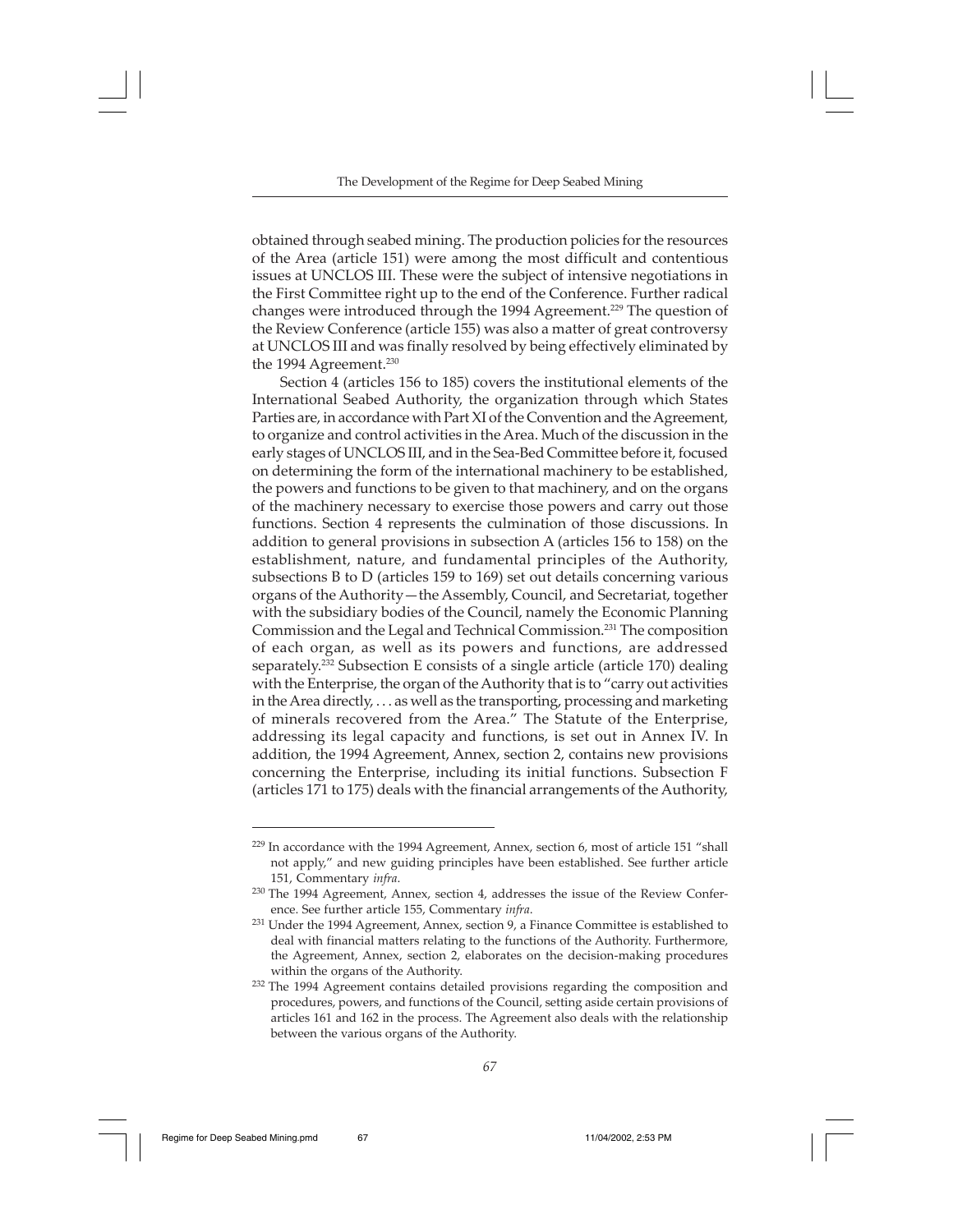obtained through seabed mining. The production policies for the resources of the Area (article 151) were among the most difficult and contentious issues at UNCLOS III. These were the subject of intensive negotiations in the First Committee right up to the end of the Conference. Further radical changes were introduced through the 1994 Agreement.[229] The question of the Review Conference (article 155) was also a matter of great controversy at UNCLOS III and was finally resolved by being effectively eliminated by the 1994 Agreement.[230]

Section 4 (articles 156 to 185) covers the institutional elements of the International Seabed Authority, the organization through which States Parties are, in accordance with Part XI of the Convention and the Agreement, to organize and control activities in the Area. Much of the discussion in the early stages of UNCLOS III, and in the Sea-Bed Committee before it, focused on determining the form of the international machinery to be established, the powers and functions to be given to that machinery, and on the organs of the machinery necessary to exercise those powers and carry out those functions. Section 4 represents the culmination of those discussions. In addition to general provisions in subsection A (articles 156 to 158) on the establishment, nature, and fundamental principles of the Authority, subsections B to D (articles 159 to 169) set out details concerning various organs of the Authority—the Assembly, Council, and Secretariat, together with the subsidiary bodies of the Council, namely the Economic Planning Commission and the Legal and Technical Commission.[231] The composition of each organ, as well as its powers and functions, are addressed separately.[232] Subsection E consists of a single article (article 170) dealing with the Enterprise, the organ of the Authority that is to "carry out activities in the Area directly, . . . as well as the transporting, processing and marketing of minerals recovered from the Area." The Statute of the Enterprise, addressing its legal capacity and functions, is set out in Annex IV. In addition, the 1994 Agreement, Annex, section 2, contains new provisions concerning the Enterprise, including its initial functions. Subsection F (articles 171 to 175) deals with the financial arrangements of the Authority,

---

[229] In accordance with the 1994 Agreement, Annex, section 6, most of article 151 "shall not apply," and new guiding principles have been established. See further article 151, Commentary *infra*.

[230] The 1994 Agreement, Annex, section 4, addresses the issue of the Review Conference. See further article 155, Commentary *infra*.

[231] Under the 1994 Agreement, Annex, section 9, a Finance Committee is established to deal with financial matters relating to the functions of the Authority. Furthermore, the Agreement, Annex, section 2, elaborates on the decision-making procedures within the organs of the Authority.

[232] The 1994 Agreement contains detailed provisions regarding the composition and procedures, powers, and functions of the Council, setting aside certain provisions of articles 161 and 162 in the process. The Agreement also deals with the relationship between the various organs of the Authority.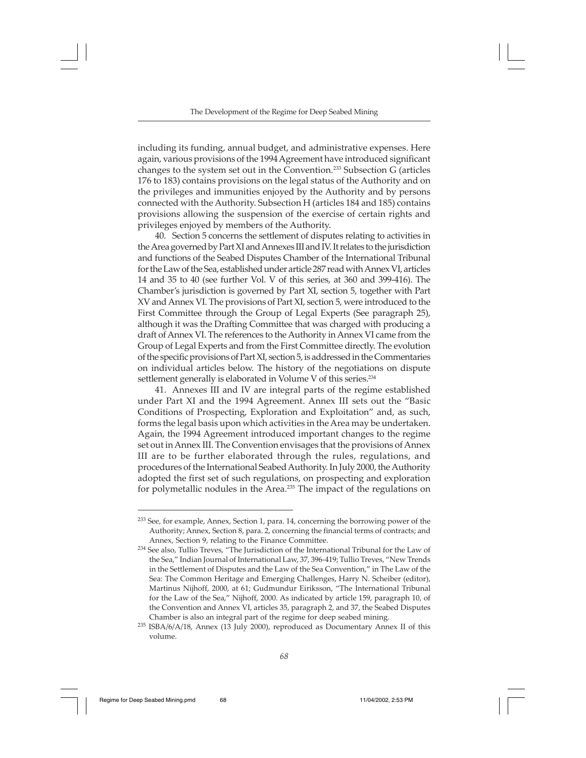including its funding, annual budget, and administrative expenses. Here again, various provisions of the 1994 Agreement have introduced significant changes to the system set out in the Convention.[233] Subsection G (articles 176 to 183) contains provisions on the legal status of the Authority and on the privileges and immunities enjoyed by the Authority and by persons connected with the Authority. Subsection H (articles 184 and 185) contains provisions allowing the suspension of the exercise of certain rights and privileges enjoyed by members of the Authority.

40. Section 5 concerns the settlement of disputes relating to activities in the Area governed by Part XI and Annexes III and IV. It relates to the jurisdiction and functions of the Seabed Disputes Chamber of the International Tribunal for the Law of the Sea, established under article 287 read with Annex VI, articles 14 and 35 to 40 (see further Vol. V of this series, at 360 and 399-416). The Chamber's jurisdiction is governed by Part XI, section 5, together with Part XV and Annex VI. The provisions of Part XI, section 5, were introduced to the First Committee through the Group of Legal Experts (See paragraph 25), although it was the Drafting Committee that was charged with producing a draft of Annex VI. The references to the Authority in Annex VI came from the Group of Legal Experts and from the First Committee directly. The evolution of the specific provisions of Part XI, section 5, is addressed in the Commentaries on individual articles below. The history of the negotiations on dispute settlement generally is elaborated in Volume V of this series.[234]

41. Annexes III and IV are integral parts of the regime established under Part XI and the 1994 Agreement. Annex III sets out the "Basic Conditions of Prospecting, Exploration and Exploitation" and, as such, forms the legal basis upon which activities in the Area may be undertaken. Again, the 1994 Agreement introduced important changes to the regime set out in Annex III. The Convention envisages that the provisions of Annex III are to be further elaborated through the rules, regulations, and procedures of the International Seabed Authority. In July 2000, the Authority adopted the first set of such regulations, on prospecting and exploration for polymetallic nodules in the Area.[235] The impact of the regulations on

---

[233] See, for example, Annex, Section 1, para. 14, concerning the borrowing power of the Authority; Annex, Section 8, para. 2, concerning the financial terms of contracts; and Annex, Section 9, relating to the Finance Committee.

[234] See also, Tullio Treves, "The Jurisdiction of the International Tribunal for the Law of the Sea," Indian Journal of International Law, 37, 396-419; Tullio Treves, "New Trends in the Settlement of Disputes and the Law of the Sea Convention," in The Law of the Sea: The Common Heritage and Emerging Challenges, Harry N. Scheiber (editor), Martinus Nijhoff, 2000, at 61; Gudmundur Eiriksson, "The International Tribunal for the Law of the Sea," Nijhoff, 2000. As indicated by article 159, paragraph 10, of the Convention and Annex VI, articles 35, paragraph 2, and 37, the Seabed Disputes Chamber is also an integral part of the regime for deep seabed mining.

[235] ISBA/6/A/18, Annex (13 July 2000), reproduced as Documentary Annex II of this volume.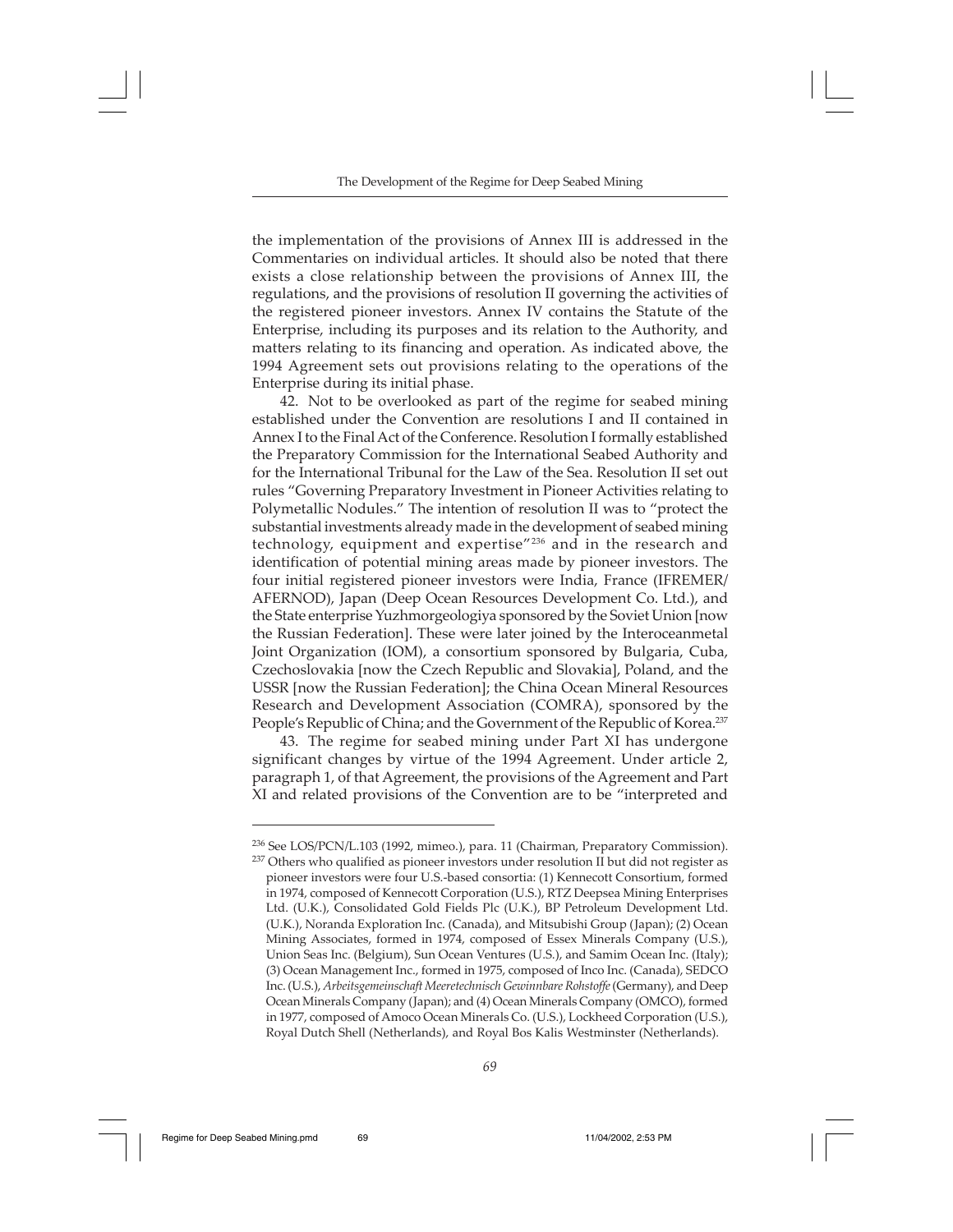the implementation of the provisions of Annex III is addressed in the Commentaries on individual articles. It should also be noted that there exists a close relationship between the provisions of Annex III, the regulations, and the provisions of resolution II governing the activities of the registered pioneer investors. Annex IV contains the Statute of the Enterprise, including its purposes and its relation to the Authority, and matters relating to its financing and operation. As indicated above, the 1994 Agreement sets out provisions relating to the operations of the Enterprise during its initial phase.

42. Not to be overlooked as part of the regime for seabed mining established under the Convention are resolutions I and II contained in Annex I to the Final Act of the Conference. Resolution I formally established the Preparatory Commission for the International Seabed Authority and for the International Tribunal for the Law of the Sea. Resolution II set out rules "Governing Preparatory Investment in Pioneer Activities relating to Polymetallic Nodules." The intention of resolution II was to "protect the substantial investments already made in the development of seabed mining technology, equipment and expertise"[236] and in the research and identification of potential mining areas made by pioneer investors. The four initial registered pioneer investors were India, France (IFREMER/AFERNOD), Japan (Deep Ocean Resources Development Co. Ltd.), and the State enterprise Yuzhmorgeologiya sponsored by the Soviet Union [now the Russian Federation]. These were later joined by the Interoceanmetal Joint Organization (IOM), a consortium sponsored by Bulgaria, Cuba, Czechoslovakia [now the Czech Republic and Slovakia], Poland, and the USSR [now the Russian Federation]; the China Ocean Mineral Resources Research and Development Association (COMRA), sponsored by the People's Republic of China; and the Government of the Republic of Korea.[237]

43. The regime for seabed mining under Part XI has undergone significant changes by virtue of the 1994 Agreement. Under article 2, paragraph 1, of that Agreement, the provisions of the Agreement and Part XI and related provisions of the Convention are to be "interpreted and

---

[236] See LOS/PCN/L.103 (1992, mimeo.), para. 11 (Chairman, Preparatory Commission).

[237] Others who qualified as pioneer investors under resolution II but did not register as pioneer investors were four U.S.-based consortia: (1) Kennecott Consortium, formed in 1974, composed of Kennecott Corporation (U.S.), RTZ Deepsea Mining Enterprises Ltd. (U.K.), Consolidated Gold Fields Plc (U.K.), BP Petroleum Development Ltd. (U.K.), Noranda Exploration Inc. (Canada), and Mitsubishi Group (Japan); (2) Ocean Mining Associates, formed in 1974, composed of Essex Minerals Company (U.S.), Union Seas Inc. (Belgium), Sun Ocean Ventures (U.S.), and Samim Ocean Inc. (Italy); (3) Ocean Management Inc., formed in 1975, composed of Inco Inc. (Canada), SEDCO Inc. (U.S.), *Arbeitsgemeinschaft Meeretechnisch Gewinnbare Rohstoffe* (Germany), and Deep Ocean Minerals Company (Japan); and (4) Ocean Minerals Company (OMCO), formed in 1977, composed of Amoco Ocean Minerals Co. (U.S.), Lockheed Corporation (U.S.), Royal Dutch Shell (Netherlands), and Royal Bos Kalis Westminster (Netherlands).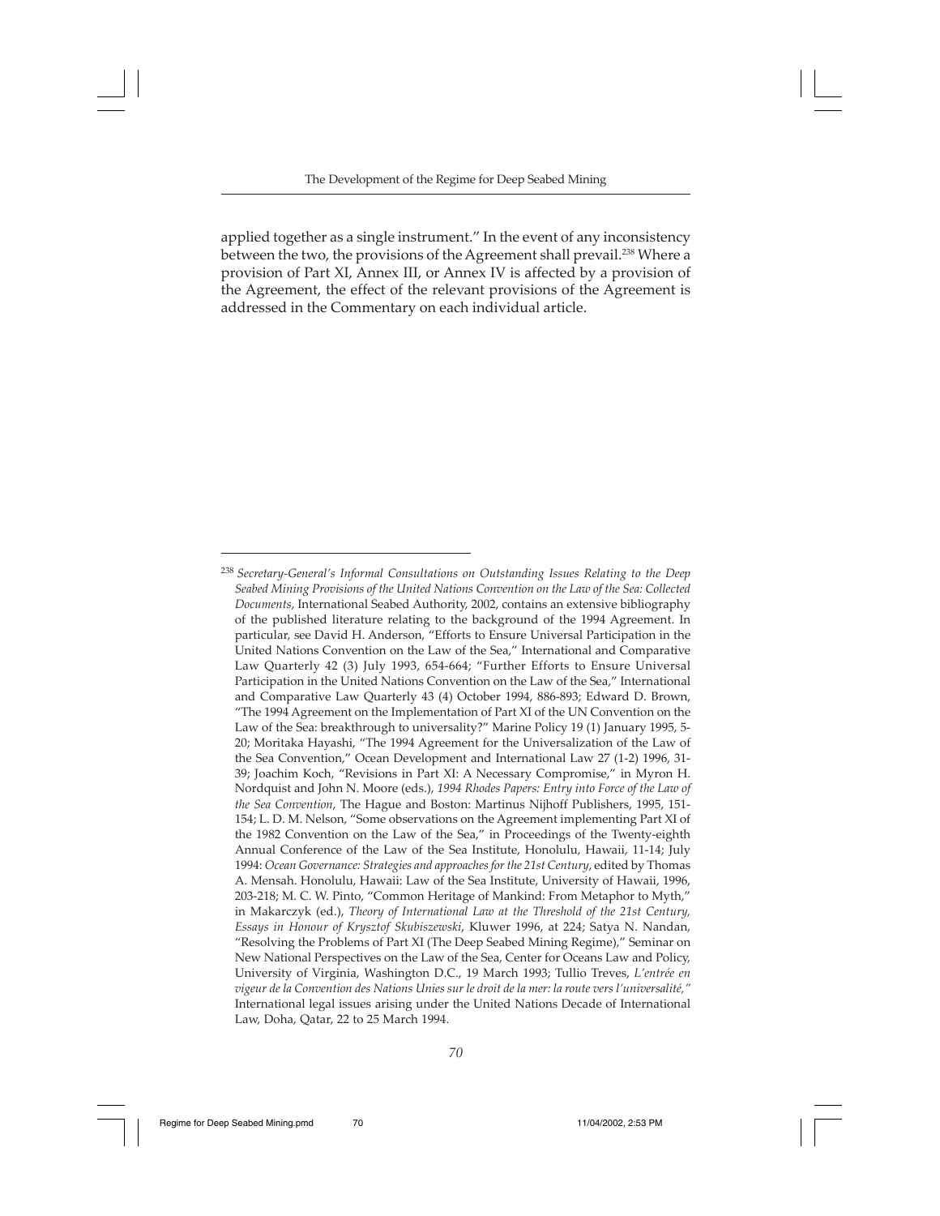applied together as a single instrument." In the event of any inconsistency between the two, the provisions of the Agreement shall prevail.[238] Where a provision of Part XI, Annex III, or Annex IV is affected by a provision of the Agreement, the effect of the relevant provisions of the Agreement is addressed in the Commentary on each individual article.

---

[238] *Secretary-General's Informal Consultations on Outstanding Issues Relating to the Deep Seabed Mining Provisions of the United Nations Convention on the Law of the Sea: Collected Documents*, International Seabed Authority, 2002, contains an extensive bibliography of the published literature relating to the background of the 1994 Agreement. In particular, see David H. Anderson, "Efforts to Ensure Universal Participation in the United Nations Convention on the Law of the Sea," International and Comparative Law Quarterly 42 (3) July 1993, 654-664; "Further Efforts to Ensure Universal Participation in the United Nations Convention on the Law of the Sea," International and Comparative Law Quarterly 43 (4) October 1994, 886-893; Edward D. Brown, "The 1994 Agreement on the Implementation of Part XI of the UN Convention on the Law of the Sea: breakthrough to universality?" Marine Policy 19 (1) January 1995, 5-20; Moritaka Hayashi, "The 1994 Agreement for the Universalization of the Law of the Sea Convention," Ocean Development and International Law 27 (1-2) 1996, 31-39; Joachim Koch, "Revisions in Part XI: A Necessary Compromise," in Myron H. Nordquist and John N. Moore (eds.), *1994 Rhodes Papers: Entry into Force of the Law of the Sea Convention*, The Hague and Boston: Martinus Nijhoff Publishers, 1995, 151-154; L. D. M. Nelson, "Some observations on the Agreement implementing Part XI of the 1982 Convention on the Law of the Sea," in Proceedings of the Twenty-eighth Annual Conference of the Law of the Sea Institute, Honolulu, Hawaii, 11-14; July 1994: *Ocean Governance: Strategies and approaches for the 21st Century*, edited by Thomas A. Mensah. Honolulu, Hawaii: Law of the Sea Institute, University of Hawaii, 1996, 203-218; M. C. W. Pinto, "Common Heritage of Mankind: From Metaphor to Myth," in Makarczyk (ed.), *Theory of International Law at the Threshold of the 21st Century, Essays in Honour of Krysztof Skubiszewski*, Kluwer 1996, at 224; Satya N. Nandan, "Resolving the Problems of Part XI (The Deep Seabed Mining Regime)," Seminar on New National Perspectives on the Law of the Sea, Center for Oceans Law and Policy, University of Virginia, Washington D.C., 19 March 1993; Tullio Treves, *L'entrée en vigeur de la Convention des Nations Unies sur le droit de la mer: la route vers l'universalité,"* International legal issues arising under the United Nations Decade of International Law, Doha, Qatar, 22 to 25 March 1994.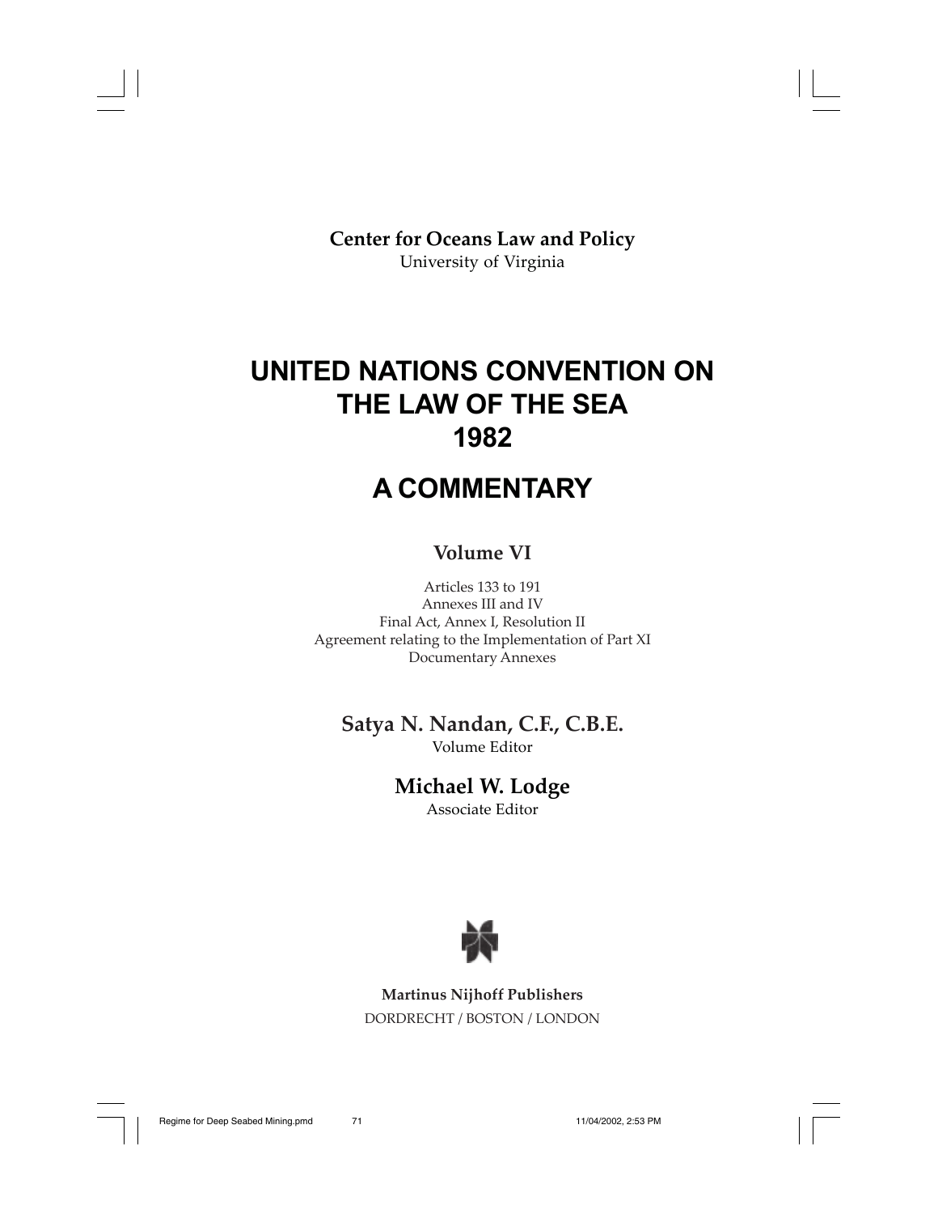**Center for Oceans Law and Policy**
University of Virginia

# UNITED NATIONS CONVENTION ON THE LAW OF THE SEA 1982

# A COMMENTARY

## Volume VI

Articles 133 to 191
Annexes III and IV
Final Act, Annex I, Resolution II
Agreement relating to the Implementation of Part XI
Documentary Annexes

**Satya N. Nandan, C.F., C.B.E.**
Volume Editor

**Michael W. Lodge**
Associate Editor

**Martinus Nijhoff Publishers**
DORDRECHT / BOSTON / LONDON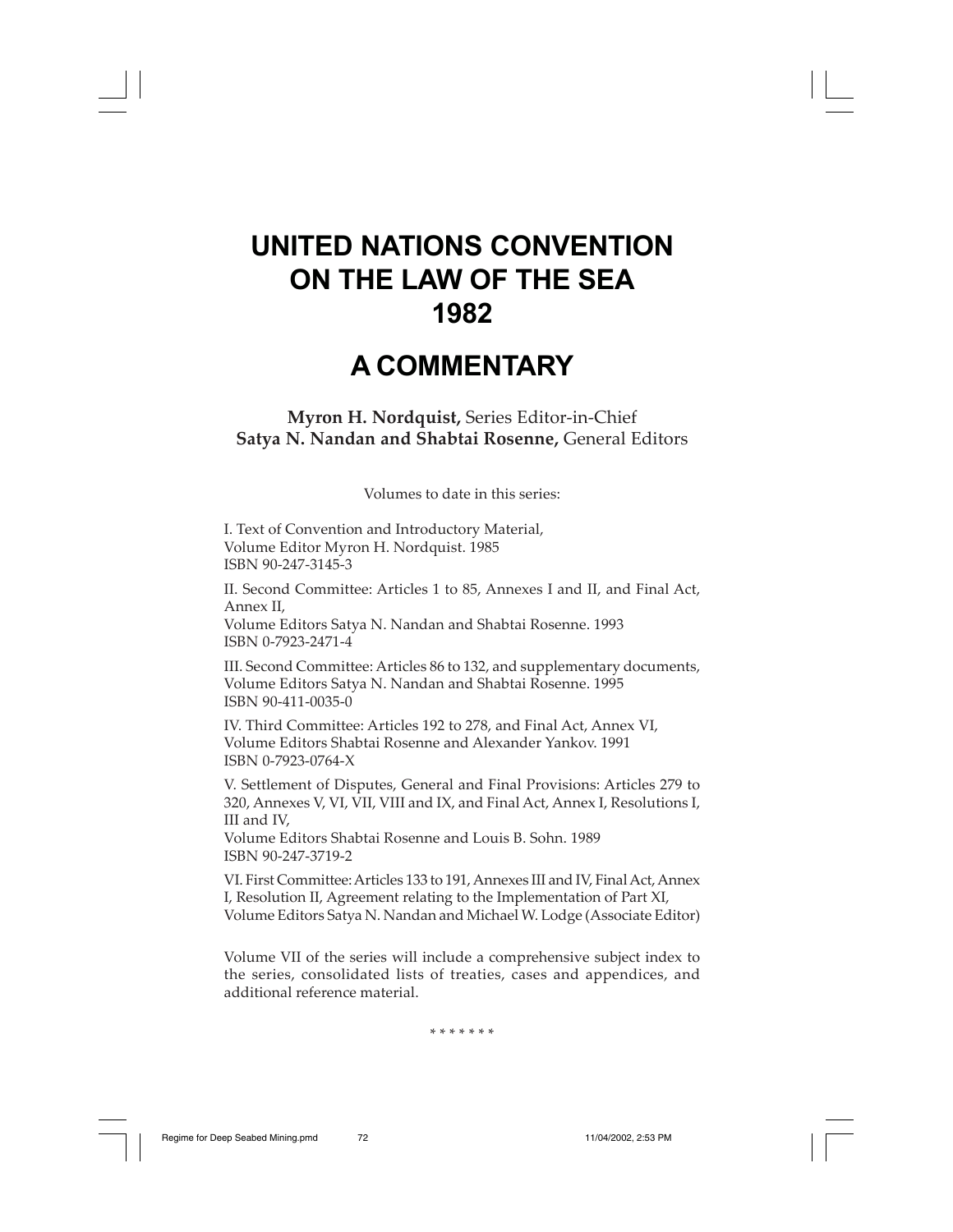# UNITED NATIONS CONVENTION ON THE LAW OF THE SEA 1982

# A COMMENTARY

**Myron H. Nordquist,** Series Editor-in-Chief
**Satya N. Nandan and Shabtai Rosenne,** General Editors

Volumes to date in this series:

I. Text of Convention and Introductory Material,
Volume Editor Myron H. Nordquist. 1985
ISBN 90-247-3145-3

II. Second Committee: Articles 1 to 85, Annexes I and II, and Final Act, Annex II,
Volume Editors Satya N. Nandan and Shabtai Rosenne. 1993
ISBN 0-7923-2471-4

III. Second Committee: Articles 86 to 132, and supplementary documents,
Volume Editors Satya N. Nandan and Shabtai Rosenne. 1995
ISBN 90-411-0035-0

IV. Third Committee: Articles 192 to 278, and Final Act, Annex VI,
Volume Editors Shabtai Rosenne and Alexander Yankov. 1991
ISBN 0-7923-0764-X

V. Settlement of Disputes, General and Final Provisions: Articles 279 to 320, Annexes V, VI, VII, VIII and IX, and Final Act, Annex I, Resolutions I, III and IV,
Volume Editors Shabtai Rosenne and Louis B. Sohn. 1989
ISBN 90-247-3719-2

VI. First Committee: Articles 133 to 191, Annexes III and IV, Final Act, Annex I, Resolution II, Agreement relating to the Implementation of Part XI,
Volume Editors Satya N. Nandan and Michael W. Lodge (Associate Editor)

Volume VII of the series will include a comprehensive subject index to the series, consolidated lists of treaties, cases and appendices, and additional reference material.

\* \* \* \* \* \* \*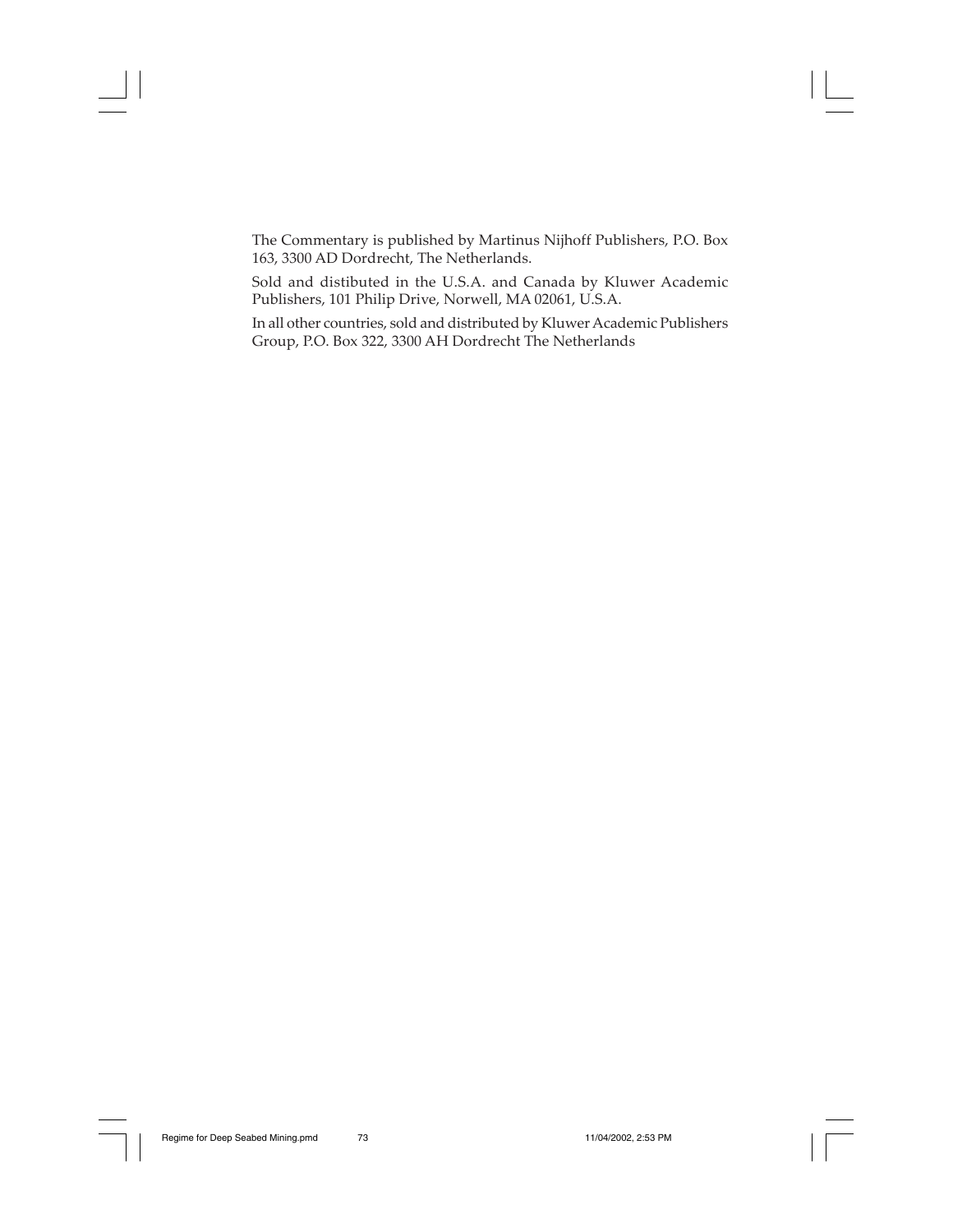The Commentary is published by Martinus Nijhoff Publishers, P.O. Box 163, 3300 AD Dordrecht, The Netherlands.

Sold and distibuted in the U.S.A. and Canada by Kluwer Academic Publishers, 101 Philip Drive, Norwell, MA 02061, U.S.A.

In all other countries, sold and distributed by Kluwer Academic Publishers Group, P.O. Box 322, 3300 AH Dordrecht The Netherlands